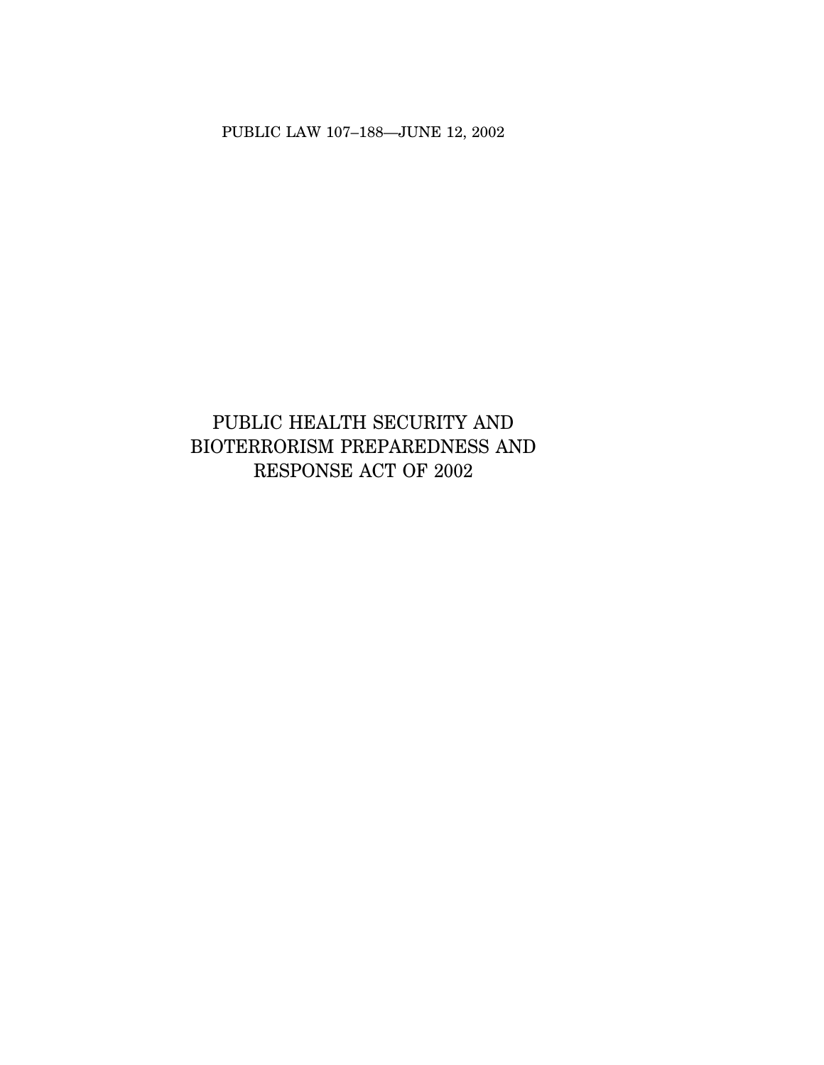PUBLIC LAW 107–188—JUNE 12, 2002

# PUBLIC HEALTH SECURITY AND BIOTERRORISM PREPAREDNESS AND RESPONSE ACT OF 2002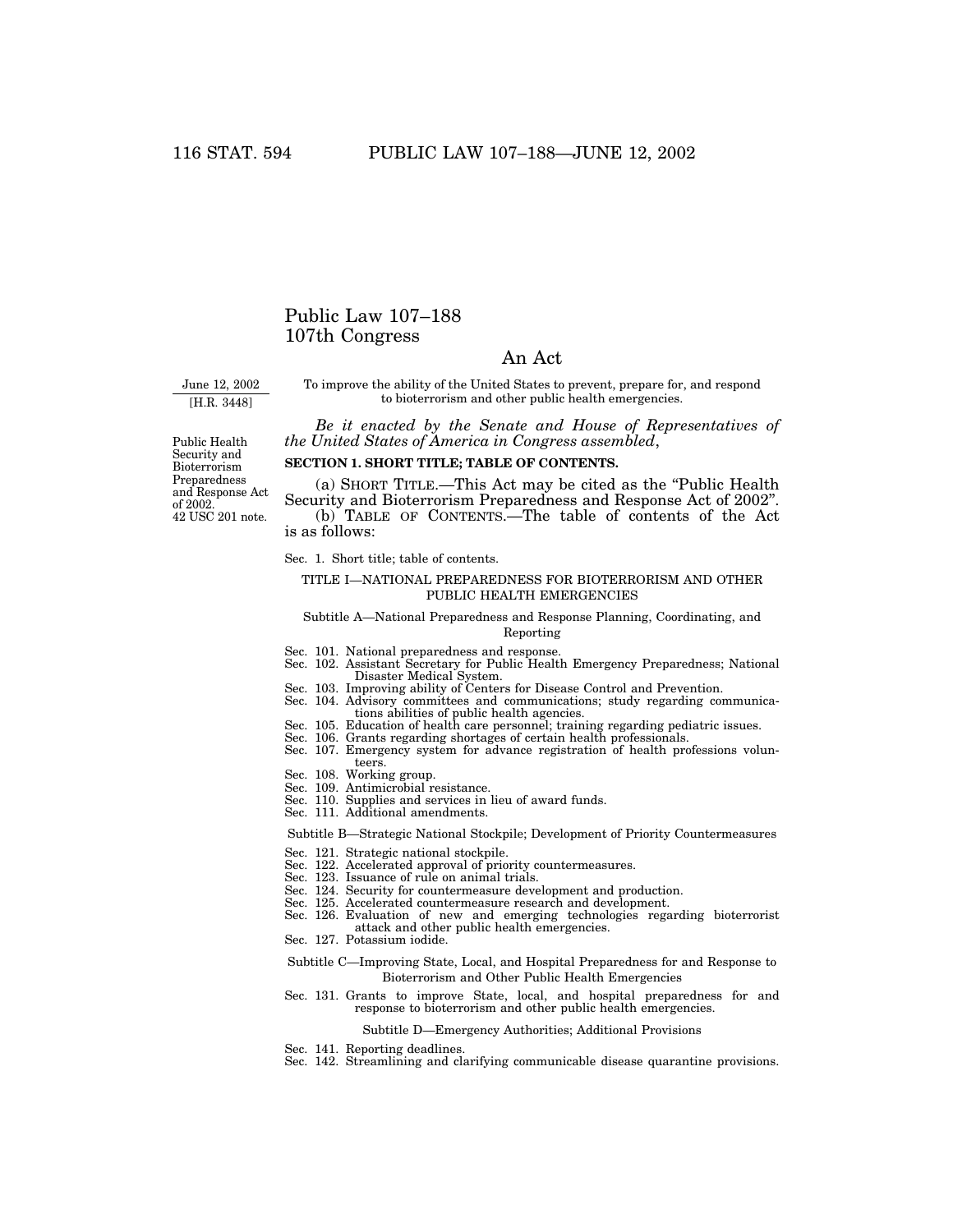# Public Law 107–188
# 107th Congress

## An Act

June 12, 2002
[H.R. 3448]

To improve the ability of the United States to prevent, prepare for, and respond to bioterrorism and other public health emergencies.

*Be it enacted by the Senate and House of Representatives of the United States of America in Congress assembled*,

Public Health Security and Bioterrorism Preparedness and Response Act of 2002.
42 USC 201 note.

**SECTION 1. SHORT TITLE; TABLE OF CONTENTS.**

(a) SHORT TITLE.—This Act may be cited as the "Public Health Security and Bioterrorism Preparedness and Response Act of 2002".

(b) TABLE OF CONTENTS.—The table of contents of the Act is as follows:

Sec. 1. Short title; table of contents.

TITLE I—NATIONAL PREPAREDNESS FOR BIOTERRORISM AND OTHER PUBLIC HEALTH EMERGENCIES

Subtitle A—National Preparedness and Response Planning, Coordinating, and Reporting

Sec. 101. National preparedness and response.
Sec. 102. Assistant Secretary for Public Health Emergency Preparedness; National Disaster Medical System.
Sec. 103. Improving ability of Centers for Disease Control and Prevention.
Sec. 104. Advisory committees and communications; study regarding communications abilities of public health agencies.
Sec. 105. Education of health care personnel; training regarding pediatric issues.
Sec. 106. Grants regarding shortages of certain health professionals.
Sec. 107. Emergency system for advance registration of health professions volunteers.
Sec. 108. Working group.
Sec. 109. Antimicrobial resistance.
Sec. 110. Supplies and services in lieu of award funds.
Sec. 111. Additional amendments.

Subtitle B—Strategic National Stockpile; Development of Priority Countermeasures

Sec. 121. Strategic national stockpile.
Sec. 122. Accelerated approval of priority countermeasures.
Sec. 123. Issuance of rule on animal trials.
Sec. 124. Security for countermeasure development and production.
Sec. 125. Accelerated countermeasure research and development.
Sec. 126. Evaluation of new and emerging technologies regarding bioterrorist attack and other public health emergencies.
Sec. 127. Potassium iodide.

Subtitle C—Improving State, Local, and Hospital Preparedness for and Response to Bioterrorism and Other Public Health Emergencies

Sec. 131. Grants to improve State, local, and hospital preparedness for and response to bioterrorism and other public health emergencies.

Subtitle D—Emergency Authorities; Additional Provisions

Sec. 141. Reporting deadlines.
Sec. 142. Streamlining and clarifying communicable disease quarantine provisions.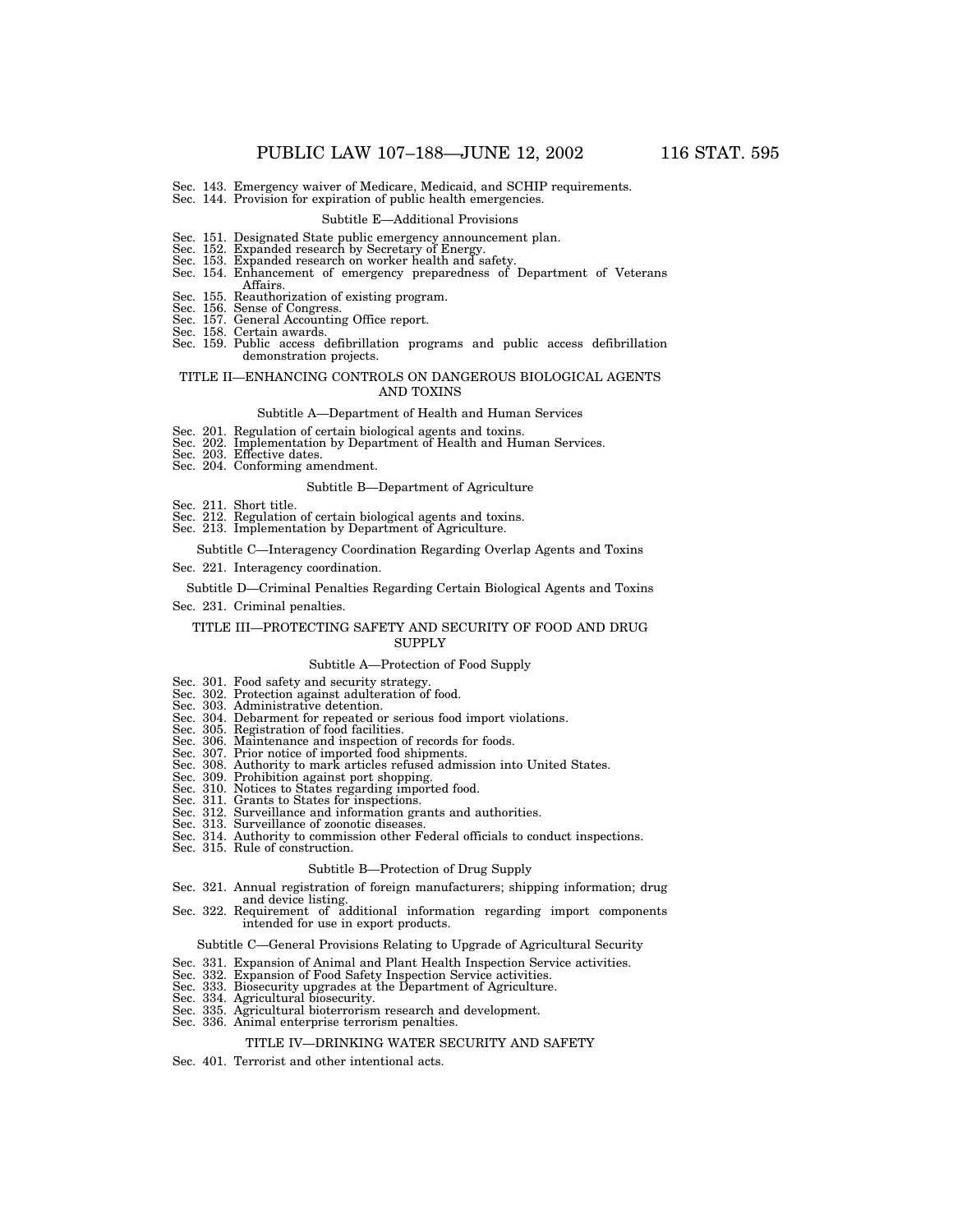Sec. 143. Emergency waiver of Medicare, Medicaid, and SCHIP requirements.
Sec. 144. Provision for expiration of public health emergencies.

### Subtitle E—Additional Provisions

Sec. 151. Designated State public emergency announcement plan.
Sec. 152. Expanded research by Secretary of Energy.
Sec. 153. Expanded research on worker health and safety.
Sec. 154. Enhancement of emergency preparedness of Department of Veterans Affairs.
Sec. 155. Reauthorization of existing program.
Sec. 156. Sense of Congress.
Sec. 157. General Accounting Office report.
Sec. 158. Certain awards.
Sec. 159. Public access defibrillation programs and public access defibrillation demonstration projects.

## TITLE II—ENHANCING CONTROLS ON DANGEROUS BIOLOGICAL AGENTS AND TOXINS

### Subtitle A—Department of Health and Human Services

Sec. 201. Regulation of certain biological agents and toxins.
Sec. 202. Implementation by Department of Health and Human Services.
Sec. 203. Effective dates.
Sec. 204. Conforming amendment.

### Subtitle B—Department of Agriculture

Sec. 211. Short title.
Sec. 212. Regulation of certain biological agents and toxins.
Sec. 213. Implementation by Department of Agriculture.

### Subtitle C—Interagency Coordination Regarding Overlap Agents and Toxins

Sec. 221. Interagency coordination.

### Subtitle D—Criminal Penalties Regarding Certain Biological Agents and Toxins

Sec. 231. Criminal penalties.

## TITLE III—PROTECTING SAFETY AND SECURITY OF FOOD AND DRUG SUPPLY

### Subtitle A—Protection of Food Supply

Sec. 301. Food safety and security strategy.
Sec. 302. Protection against adulteration of food.
Sec. 303. Administrative detention.
Sec. 304. Debarment for repeated or serious food import violations.
Sec. 305. Registration of food facilities.
Sec. 306. Maintenance and inspection of records for foods.
Sec. 307. Prior notice of imported food shipments.
Sec. 308. Authority to mark articles refused admission into United States.
Sec. 309. Prohibition against port shopping.
Sec. 310. Notices to States regarding imported food.
Sec. 311. Grants to States for inspections.
Sec. 312. Surveillance and information grants and authorities.
Sec. 313. Surveillance of zoonotic diseases.
Sec. 314. Authority to commission other Federal officials to conduct inspections.
Sec. 315. Rule of construction.

### Subtitle B—Protection of Drug Supply

Sec. 321. Annual registration of foreign manufacturers; shipping information; drug and device listing.
Sec. 322. Requirement of additional information regarding import components intended for use in export products.

### Subtitle C—General Provisions Relating to Upgrade of Agricultural Security

Sec. 331. Expansion of Animal and Plant Health Inspection Service activities.
Sec. 332. Expansion of Food Safety Inspection Service activities.
Sec. 333. Biosecurity upgrades at the Department of Agriculture.
Sec. 334. Agricultural biosecurity.
Sec. 335. Agricultural bioterrorism research and development.
Sec. 336. Animal enterprise terrorism penalties.

## TITLE IV—DRINKING WATER SECURITY AND SAFETY

Sec. 401. Terrorist and other intentional acts.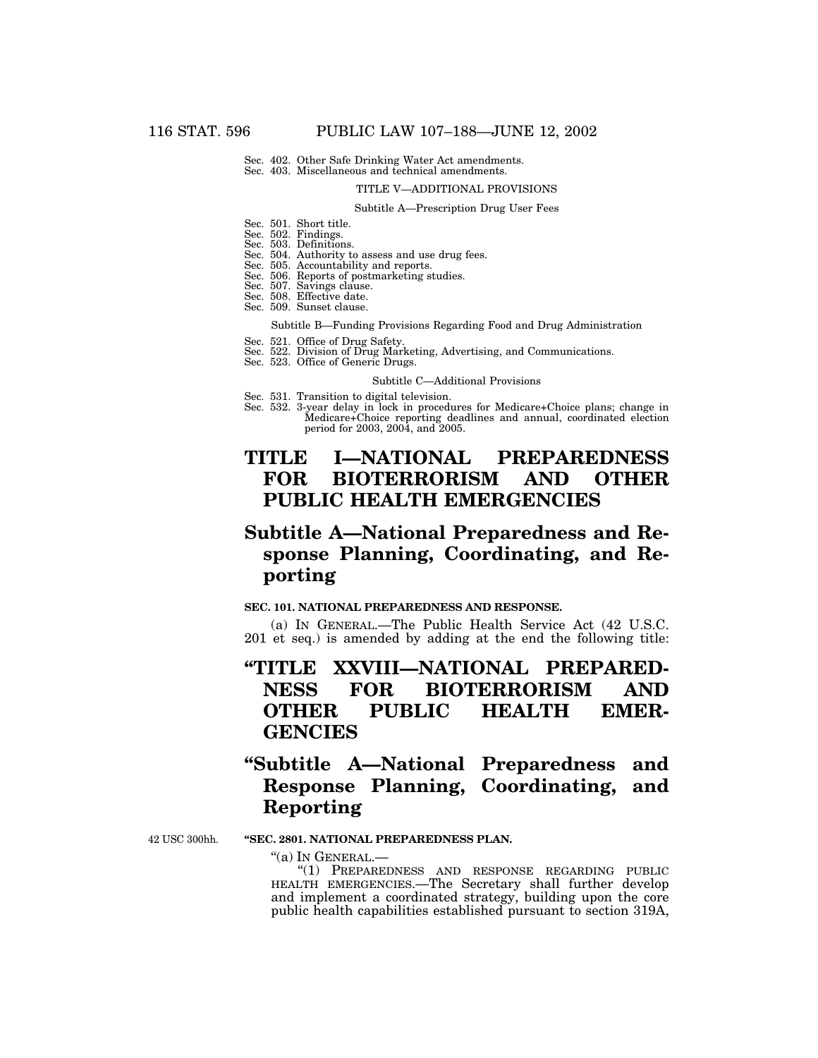Sec. 402. Other Safe Drinking Water Act amendments.
Sec. 403. Miscellaneous and technical amendments.

TITLE V—ADDITIONAL PROVISIONS

Subtitle A—Prescription Drug User Fees

Sec. 501. Short title.
Sec. 502. Findings.
Sec. 503. Definitions.
Sec. 504. Authority to assess and use drug fees.
Sec. 505. Accountability and reports.
Sec. 506. Reports of postmarketing studies.
Sec. 507. Savings clause.
Sec. 508. Effective date.
Sec. 509. Sunset clause.

Subtitle B—Funding Provisions Regarding Food and Drug Administration

Sec. 521. Office of Drug Safety.
Sec. 522. Division of Drug Marketing, Advertising, and Communications.
Sec. 523. Office of Generic Drugs.

Subtitle C—Additional Provisions

Sec. 531. Transition to digital television.
Sec. 532. 3-year delay in lock in procedures for Medicare+Choice plans; change in Medicare+Choice reporting deadlines and annual, coordinated election period for 2003, 2004, and 2005.

# TITLE I—NATIONAL PREPAREDNESS FOR BIOTERRORISM AND OTHER PUBLIC HEALTH EMERGENCIES

## Subtitle A—National Preparedness and Response Planning, Coordinating, and Reporting

**SEC. 101. NATIONAL PREPAREDNESS AND RESPONSE.**

(a) IN GENERAL.—The Public Health Service Act (42 U.S.C. 201 et seq.) is amended by adding at the end the following title:

# "TITLE XXVIII—NATIONAL PREPAREDNESS FOR BIOTERRORISM AND OTHER PUBLIC HEALTH EMERGENCIES

## "Subtitle A—National Preparedness and Response Planning, Coordinating, and Reporting

42 USC 300hh.

**"SEC. 2801. NATIONAL PREPAREDNESS PLAN.**

"(a) IN GENERAL.—

"(1) PREPAREDNESS AND RESPONSE REGARDING PUBLIC HEALTH EMERGENCIES.—The Secretary shall further develop and implement a coordinated strategy, building upon the core public health capabilities established pursuant to section 319A,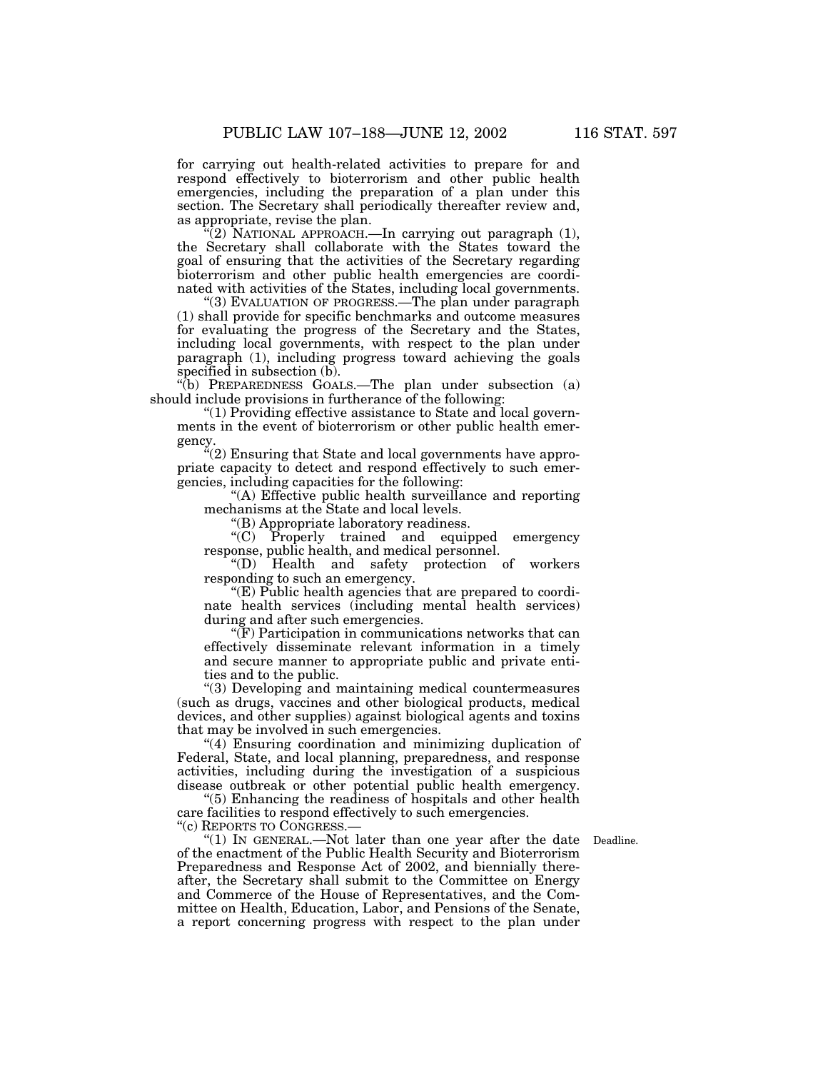for carrying out health-related activities to prepare for and respond effectively to bioterrorism and other public health emergencies, including the preparation of a plan under this section. The Secretary shall periodically thereafter review and, as appropriate, revise the plan.

"(2) NATIONAL APPROACH.—In carrying out paragraph (1), the Secretary shall collaborate with the States toward the goal of ensuring that the activities of the Secretary regarding bioterrorism and other public health emergencies are coordinated with activities of the States, including local governments.

"(3) EVALUATION OF PROGRESS.—The plan under paragraph (1) shall provide for specific benchmarks and outcome measures for evaluating the progress of the Secretary and the States, including local governments, with respect to the plan under paragraph (1), including progress toward achieving the goals specified in subsection (b).

"(b) PREPAREDNESS GOALS.—The plan under subsection (a) should include provisions in furtherance of the following:

"(1) Providing effective assistance to State and local governments in the event of bioterrorism or other public health emergency.

"(2) Ensuring that State and local governments have appropriate capacity to detect and respond effectively to such emergencies, including capacities for the following:

"(A) Effective public health surveillance and reporting mechanisms at the State and local levels.

"(B) Appropriate laboratory readiness.

"(C) Properly trained and equipped emergency response, public health, and medical personnel.

"(D) Health and safety protection of workers responding to such an emergency.

"(E) Public health agencies that are prepared to coordinate health services (including mental health services) during and after such emergencies.

"(F) Participation in communications networks that can effectively disseminate relevant information in a timely and secure manner to appropriate public and private entities and to the public.

"(3) Developing and maintaining medical countermeasures (such as drugs, vaccines and other biological products, medical devices, and other supplies) against biological agents and toxins that may be involved in such emergencies.

"(4) Ensuring coordination and minimizing duplication of Federal, State, and local planning, preparedness, and response activities, including during the investigation of a suspicious disease outbreak or other potential public health emergency.

"(5) Enhancing the readiness of hospitals and other health care facilities to respond effectively to such emergencies.

"(c) REPORTS TO CONGRESS.—

Deadline.

"(1) IN GENERAL.—Not later than one year after the date of the enactment of the Public Health Security and Bioterrorism Preparedness and Response Act of 2002, and biennially thereafter, the Secretary shall submit to the Committee on Energy and Commerce of the House of Representatives, and the Committee on Health, Education, Labor, and Pensions of the Senate, a report concerning progress with respect to the plan under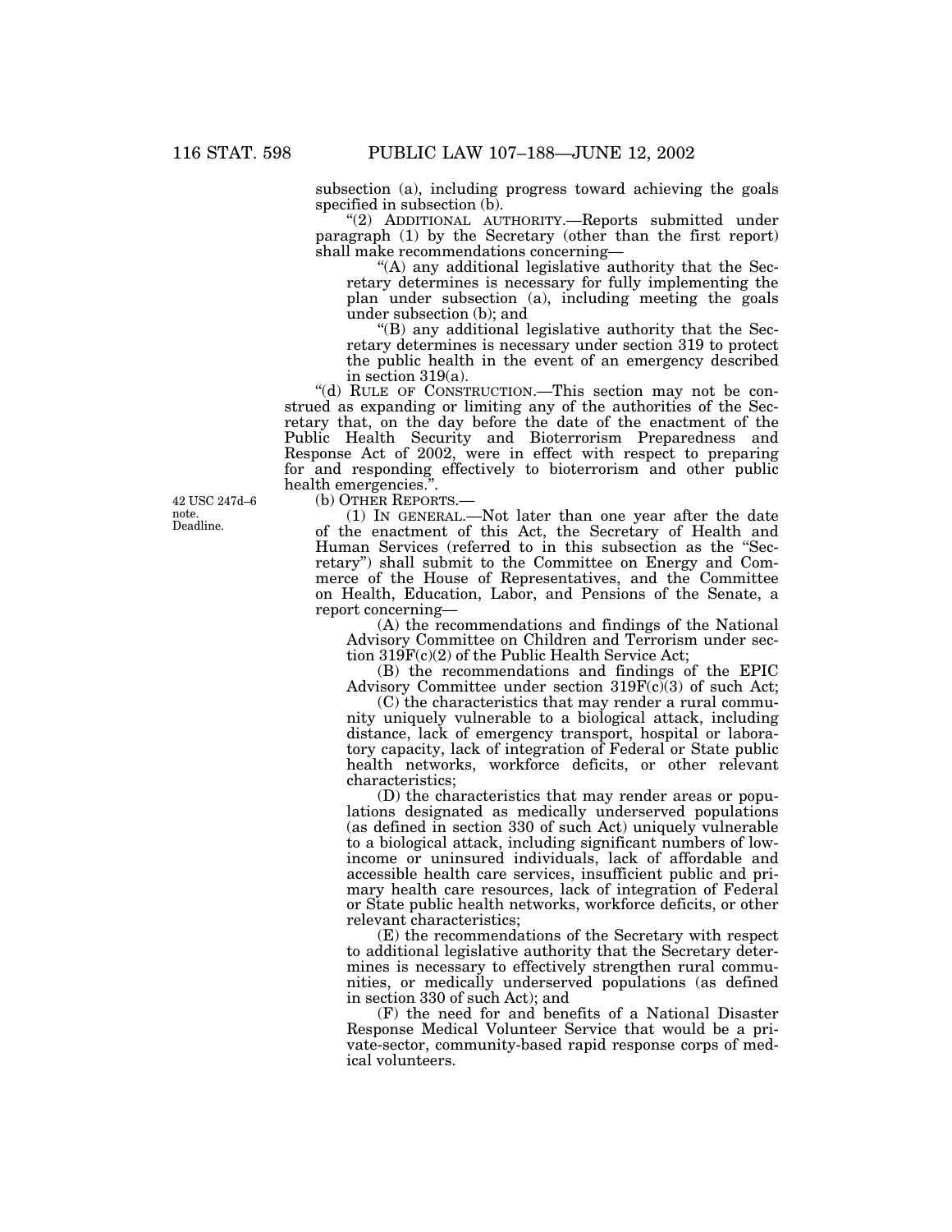subsection (a), including progress toward achieving the goals specified in subsection (b).

"(2) ADDITIONAL AUTHORITY.—Reports submitted under paragraph (1) by the Secretary (other than the first report) shall make recommendations concerning—

"(A) any additional legislative authority that the Secretary determines is necessary for fully implementing the plan under subsection (a), including meeting the goals under subsection (b); and

"(B) any additional legislative authority that the Secretary determines is necessary under section 319 to protect the public health in the event of an emergency described in section 319(a).

"(d) RULE OF CONSTRUCTION.—This section may not be construed as expanding or limiting any of the authorities of the Secretary that, on the day before the date of the enactment of the Public Health Security and Bioterrorism Preparedness and Response Act of 2002, were in effect with respect to preparing for and responding effectively to bioterrorism and other public health emergencies.".

42 USC 247d–6 note. Deadline.

(b) OTHER REPORTS.—

(1) IN GENERAL.—Not later than one year after the date of the enactment of this Act, the Secretary of Health and Human Services (referred to in this subsection as the "Secretary") shall submit to the Committee on Energy and Commerce of the House of Representatives, and the Committee on Health, Education, Labor, and Pensions of the Senate, a report concerning—

(A) the recommendations and findings of the National Advisory Committee on Children and Terrorism under section 319F(c)(2) of the Public Health Service Act;

(B) the recommendations and findings of the EPIC Advisory Committee under section 319F(c)(3) of such Act;

(C) the characteristics that may render a rural community uniquely vulnerable to a biological attack, including distance, lack of emergency transport, hospital or laboratory capacity, lack of integration of Federal or State public health networks, workforce deficits, or other relevant characteristics;

(D) the characteristics that may render areas or populations designated as medically underserved populations (as defined in section 330 of such Act) uniquely vulnerable to a biological attack, including significant numbers of low-income or uninsured individuals, lack of affordable and accessible health care services, insufficient public and primary health care resources, lack of integration of Federal or State public health networks, workforce deficits, or other relevant characteristics;

(E) the recommendations of the Secretary with respect to additional legislative authority that the Secretary determines is necessary to effectively strengthen rural communities, or medically underserved populations (as defined in section 330 of such Act); and

(F) the need for and benefits of a National Disaster Response Medical Volunteer Service that would be a private-sector, community-based rapid response corps of medical volunteers.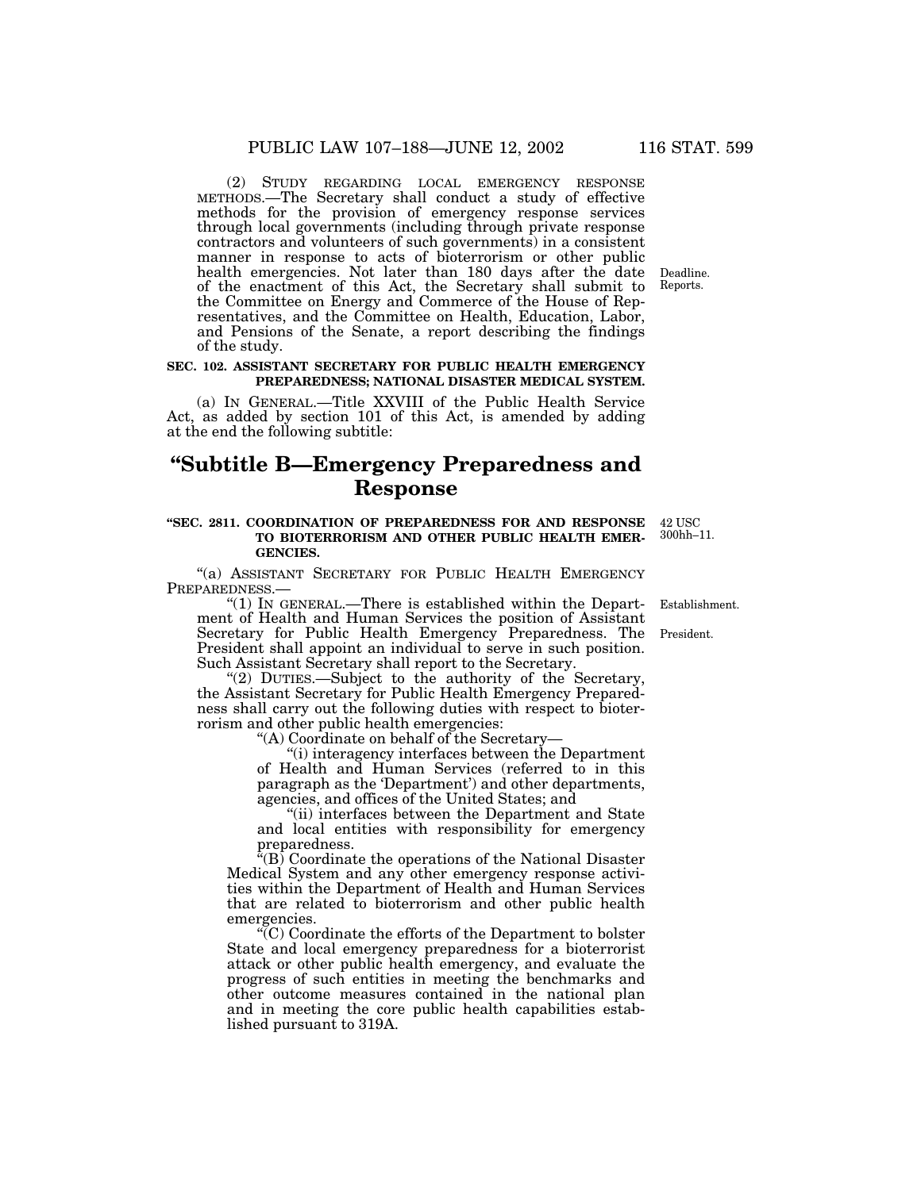(2) STUDY REGARDING LOCAL EMERGENCY RESPONSE METHODS.—The Secretary shall conduct a study of effective methods for the provision of emergency response services through local governments (including through private response contractors and volunteers of such governments) in a consistent manner in response to acts of bioterrorism or other public health emergencies. Not later than 180 days after the date of the enactment of this Act, the Secretary shall submit to the Committee on Energy and Commerce of the House of Representatives, and the Committee on Health, Education, Labor, and Pensions of the Senate, a report describing the findings of the study.

Deadline. Reports.

**SEC. 102. ASSISTANT SECRETARY FOR PUBLIC HEALTH EMERGENCY PREPAREDNESS; NATIONAL DISASTER MEDICAL SYSTEM.**

(a) IN GENERAL.—Title XXVIII of the Public Health Service Act, as added by section 101 of this Act, is amended by adding at the end the following subtitle:

# "Subtitle B—Emergency Preparedness and Response

**"SEC. 2811. COORDINATION OF PREPAREDNESS FOR AND RESPONSE TO BIOTERRORISM AND OTHER PUBLIC HEALTH EMERGENCIES.**

42 USC 300hh–11.

"(a) ASSISTANT SECRETARY FOR PUBLIC HEALTH EMERGENCY PREPAREDNESS.—

"(1) IN GENERAL.—There is established within the Department of Health and Human Services the position of Assistant Secretary for Public Health Emergency Preparedness. The President shall appoint an individual to serve in such position. Such Assistant Secretary shall report to the Secretary.

Establishment.

President.

"(2) DUTIES.—Subject to the authority of the Secretary, the Assistant Secretary for Public Health Emergency Preparedness shall carry out the following duties with respect to bioterrorism and other public health emergencies:

"(A) Coordinate on behalf of the Secretary—

"(i) interagency interfaces between the Department of Health and Human Services (referred to in this paragraph as the 'Department') and other departments, agencies, and offices of the United States; and

"(ii) interfaces between the Department and State and local entities with responsibility for emergency preparedness.

"(B) Coordinate the operations of the National Disaster Medical System and any other emergency response activities within the Department of Health and Human Services that are related to bioterrorism and other public health emergencies.

"(C) Coordinate the efforts of the Department to bolster State and local emergency preparedness for a bioterrorist attack or other public health emergency, and evaluate the progress of such entities in meeting the benchmarks and other outcome measures contained in the national plan and in meeting the core public health capabilities established pursuant to 319A.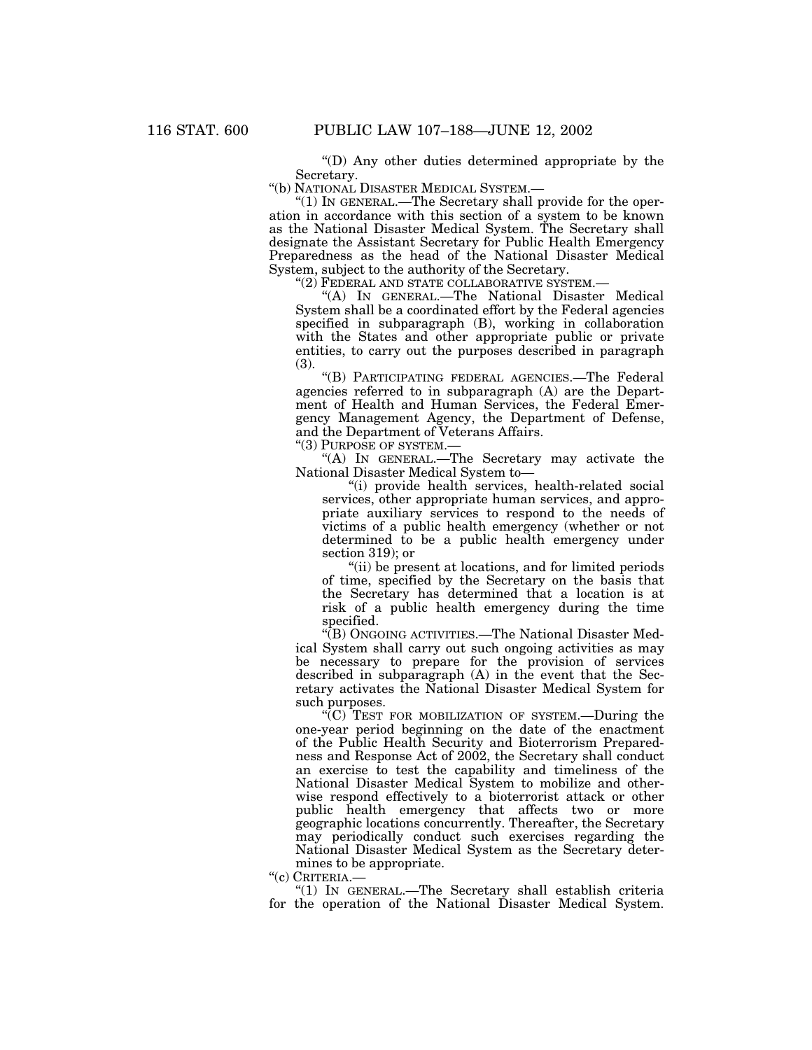"(D) Any other duties determined appropriate by the Secretary.

"(b) NATIONAL DISASTER MEDICAL SYSTEM.—

"(1) IN GENERAL.—The Secretary shall provide for the operation in accordance with this section of a system to be known as the National Disaster Medical System. The Secretary shall designate the Assistant Secretary for Public Health Emergency Preparedness as the head of the National Disaster Medical System, subject to the authority of the Secretary.

"(2) FEDERAL AND STATE COLLABORATIVE SYSTEM.—

"(A) IN GENERAL.—The National Disaster Medical System shall be a coordinated effort by the Federal agencies specified in subparagraph (B), working in collaboration with the States and other appropriate public or private entities, to carry out the purposes described in paragraph (3).

"(B) PARTICIPATING FEDERAL AGENCIES.—The Federal agencies referred to in subparagraph (A) are the Department of Health and Human Services, the Federal Emergency Management Agency, the Department of Defense, and the Department of Veterans Affairs.

"(3) PURPOSE OF SYSTEM.—

"(A) IN GENERAL.—The Secretary may activate the National Disaster Medical System to—

"(i) provide health services, health-related social services, other appropriate human services, and appropriate auxiliary services to respond to the needs of victims of a public health emergency (whether or not determined to be a public health emergency under section 319); or

"(ii) be present at locations, and for limited periods of time, specified by the Secretary on the basis that the Secretary has determined that a location is at risk of a public health emergency during the time specified.

"(B) ONGOING ACTIVITIES.—The National Disaster Medical System shall carry out such ongoing activities as may be necessary to prepare for the provision of services described in subparagraph (A) in the event that the Secretary activates the National Disaster Medical System for such purposes.

"(C) TEST FOR MOBILIZATION OF SYSTEM.—During the one-year period beginning on the date of the enactment of the Public Health Security and Bioterrorism Preparedness and Response Act of 2002, the Secretary shall conduct an exercise to test the capability and timeliness of the National Disaster Medical System to mobilize and otherwise respond effectively to a bioterrorist attack or other public health emergency that affects two or more geographic locations concurrently. Thereafter, the Secretary may periodically conduct such exercises regarding the National Disaster Medical System as the Secretary determines to be appropriate.

"(c) CRITERIA.—

"(1) IN GENERAL.—The Secretary shall establish criteria for the operation of the National Disaster Medical System.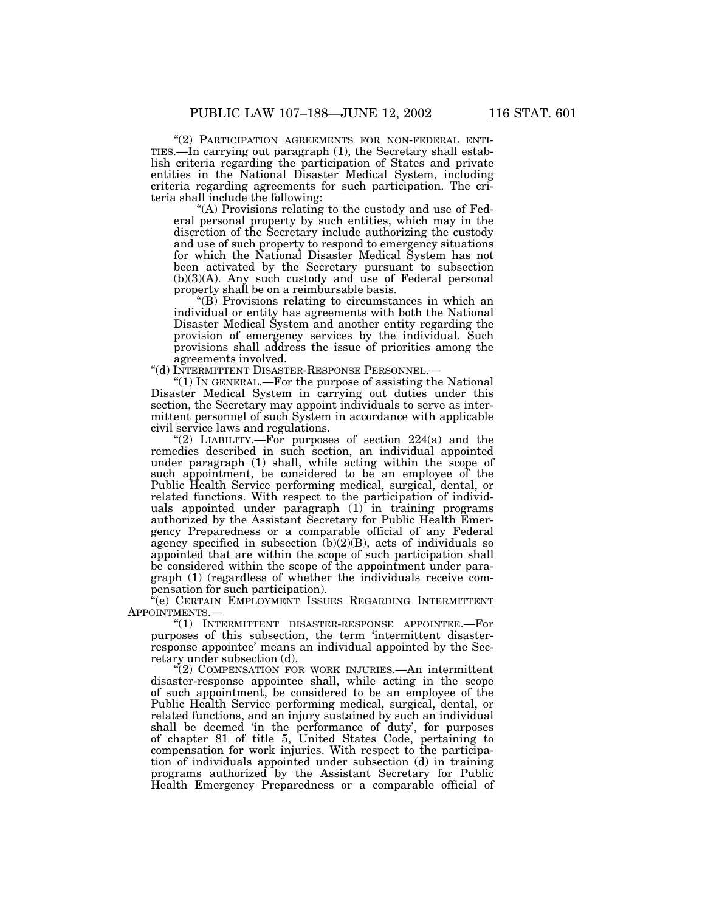"(2) PARTICIPATION AGREEMENTS FOR NON-FEDERAL ENTITIES.—In carrying out paragraph (1), the Secretary shall establish criteria regarding the participation of States and private entities in the National Disaster Medical System, including criteria regarding agreements for such participation. The criteria shall include the following:

"(A) Provisions relating to the custody and use of Federal personal property by such entities, which may in the discretion of the Secretary include authorizing the custody and use of such property to respond to emergency situations for which the National Disaster Medical System has not been activated by the Secretary pursuant to subsection (b)(3)(A). Any such custody and use of Federal personal property shall be on a reimbursable basis.

"(B) Provisions relating to circumstances in which an individual or entity has agreements with both the National Disaster Medical System and another entity regarding the provision of emergency services by the individual. Such provisions shall address the issue of priorities among the agreements involved.

"(d) INTERMITTENT DISASTER-RESPONSE PERSONNEL.—

"(1) IN GENERAL.—For the purpose of assisting the National Disaster Medical System in carrying out duties under this section, the Secretary may appoint individuals to serve as intermittent personnel of such System in accordance with applicable civil service laws and regulations.

"(2) LIABILITY.—For purposes of section 224(a) and the remedies described in such section, an individual appointed under paragraph (1) shall, while acting within the scope of such appointment, be considered to be an employee of the Public Health Service performing medical, surgical, dental, or related functions. With respect to the participation of individuals appointed under paragraph (1) in training programs authorized by the Assistant Secretary for Public Health Emergency Preparedness or a comparable official of any Federal agency specified in subsection (b)(2)(B), acts of individuals so appointed that are within the scope of such participation shall be considered within the scope of the appointment under paragraph (1) (regardless of whether the individuals receive compensation for such participation).

"(e) CERTAIN EMPLOYMENT ISSUES REGARDING INTERMITTENT APPOINTMENTS.—

"(1) INTERMITTENT DISASTER-RESPONSE APPOINTEE.—For purposes of this subsection, the term 'intermittent disaster-response appointee' means an individual appointed by the Secretary under subsection (d).

"(2) COMPENSATION FOR WORK INJURIES.—An intermittent disaster-response appointee shall, while acting in the scope of such appointment, be considered to be an employee of the Public Health Service performing medical, surgical, dental, or related functions, and an injury sustained by such an individual shall be deemed 'in the performance of duty', for purposes of chapter 81 of title 5, United States Code, pertaining to compensation for work injuries. With respect to the participation of individuals appointed under subsection (d) in training programs authorized by the Assistant Secretary for Public Health Emergency Preparedness or a comparable official of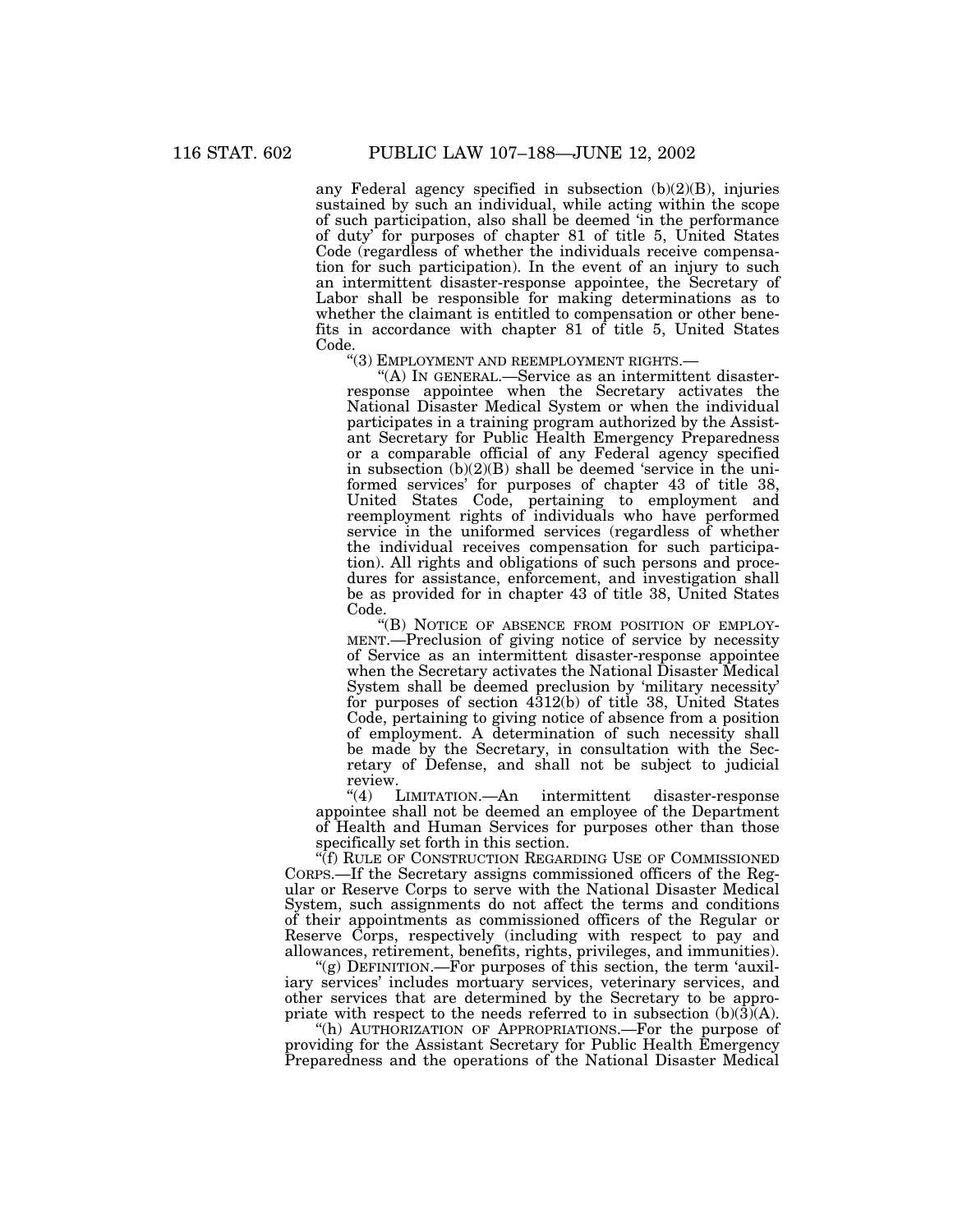any Federal agency specified in subsection (b)(2)(B), injuries sustained by such an individual, while acting within the scope of such participation, also shall be deemed 'in the performance of duty' for purposes of chapter 81 of title 5, United States Code (regardless of whether the individuals receive compensation for such participation). In the event of an injury to such an intermittent disaster-response appointee, the Secretary of Labor shall be responsible for making determinations as to whether the claimant is entitled to compensation or other benefits in accordance with chapter 81 of title 5, United States Code.

"(3) EMPLOYMENT AND REEMPLOYMENT RIGHTS.—

"(A) IN GENERAL.—Service as an intermittent disaster-response appointee when the Secretary activates the National Disaster Medical System or when the individual participates in a training program authorized by the Assistant Secretary for Public Health Emergency Preparedness or a comparable official of any Federal agency specified in subsection (b)(2)(B) shall be deemed 'service in the uniformed services' for purposes of chapter 43 of title 38, United States Code, pertaining to employment and reemployment rights of individuals who have performed service in the uniformed services (regardless of whether the individual receives compensation for such participation). All rights and obligations of such persons and procedures for assistance, enforcement, and investigation shall be as provided for in chapter 43 of title 38, United States Code.

"(B) NOTICE OF ABSENCE FROM POSITION OF EMPLOYMENT.—Preclusion of giving notice of service by necessity of Service as an intermittent disaster-response appointee when the Secretary activates the National Disaster Medical System shall be deemed preclusion by 'military necessity' for purposes of section 4312(b) of title 38, United States Code, pertaining to giving notice of absence from a position of employment. A determination of such necessity shall be made by the Secretary, in consultation with the Secretary of Defense, and shall not be subject to judicial review.

"(4) LIMITATION.—An intermittent disaster-response appointee shall not be deemed an employee of the Department of Health and Human Services for purposes other than those specifically set forth in this section.

"(f) RULE OF CONSTRUCTION REGARDING USE OF COMMISSIONED CORPS.—If the Secretary assigns commissioned officers of the Regular or Reserve Corps to serve with the National Disaster Medical System, such assignments do not affect the terms and conditions of their appointments as commissioned officers of the Regular or Reserve Corps, respectively (including with respect to pay and allowances, retirement, benefits, rights, privileges, and immunities).

"(g) DEFINITION.—For purposes of this section, the term 'auxiliary services' includes mortuary services, veterinary services, and other services that are determined by the Secretary to be appropriate with respect to the needs referred to in subsection (b)(3)(A).

"(h) AUTHORIZATION OF APPROPRIATIONS.—For the purpose of providing for the Assistant Secretary for Public Health Emergency Preparedness and the operations of the National Disaster Medical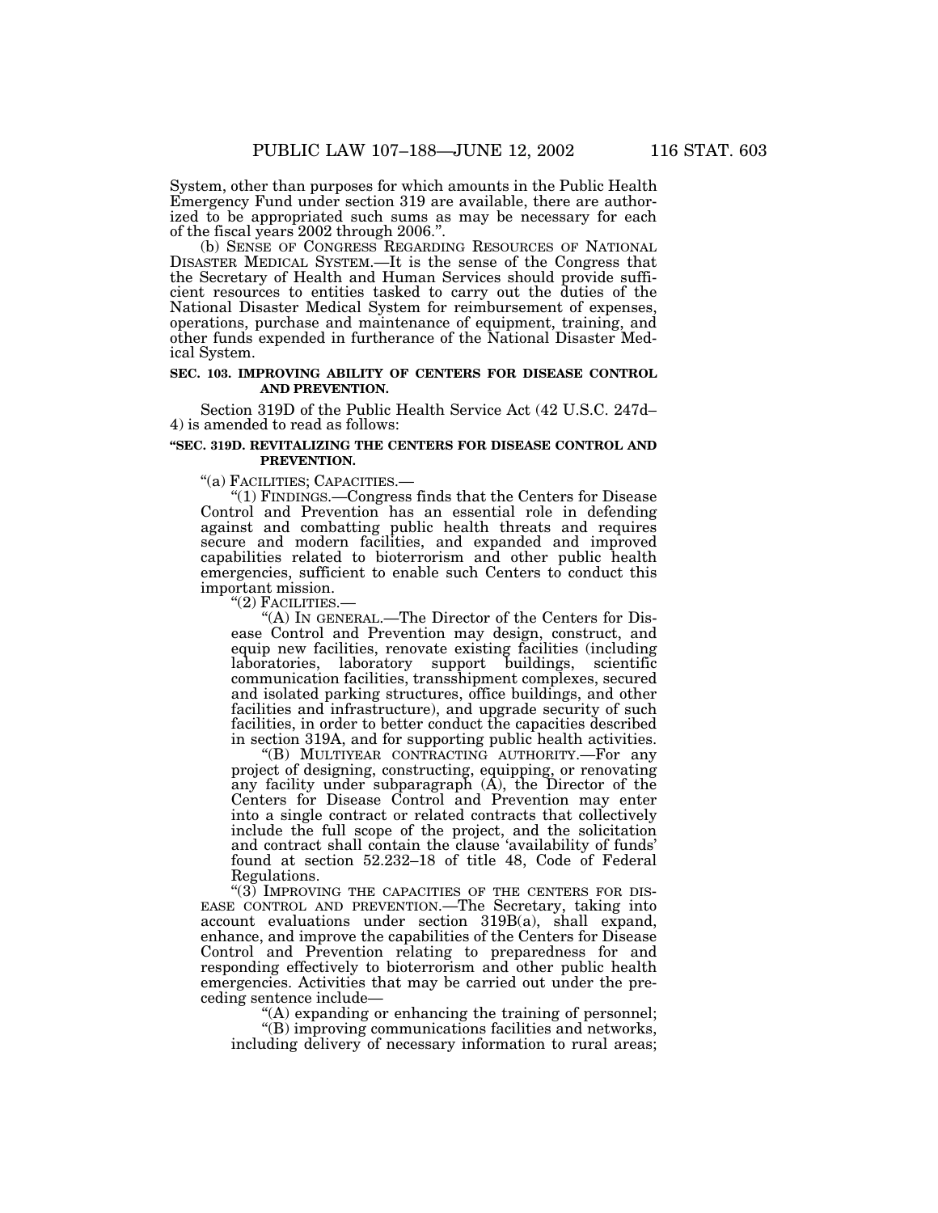System, other than purposes for which amounts in the Public Health Emergency Fund under section 319 are available, there are authorized to be appropriated such sums as may be necessary for each of the fiscal years 2002 through 2006.''.

(b) SENSE OF CONGRESS REGARDING RESOURCES OF NATIONAL DISASTER MEDICAL SYSTEM.—It is the sense of the Congress that the Secretary of Health and Human Services should provide sufficient resources to entities tasked to carry out the duties of the National Disaster Medical System for reimbursement of expenses, operations, purchase and maintenance of equipment, training, and other funds expended in furtherance of the National Disaster Medical System.

**SEC. 103. IMPROVING ABILITY OF CENTERS FOR DISEASE CONTROL AND PREVENTION.**

Section 319D of the Public Health Service Act (42 U.S.C. 247d–4) is amended to read as follows:

**''SEC. 319D. REVITALIZING THE CENTERS FOR DISEASE CONTROL AND PREVENTION.**

''(a) FACILITIES; CAPACITIES.—

''(1) FINDINGS.—Congress finds that the Centers for Disease Control and Prevention has an essential role in defending against and combatting public health threats and requires secure and modern facilities, and expanded and improved capabilities related to bioterrorism and other public health emergencies, sufficient to enable such Centers to conduct this important mission.

''(2) FACILITIES.—

''(A) IN GENERAL.—The Director of the Centers for Disease Control and Prevention may design, construct, and equip new facilities, renovate existing facilities (including laboratories, laboratory support buildings, scientific communication facilities, transshipment complexes, secured and isolated parking structures, office buildings, and other facilities and infrastructure), and upgrade security of such facilities, in order to better conduct the capacities described in section 319A, and for supporting public health activities.

''(B) MULTIYEAR CONTRACTING AUTHORITY.—For any project of designing, constructing, equipping, or renovating any facility under subparagraph (A), the Director of the Centers for Disease Control and Prevention may enter into a single contract or related contracts that collectively include the full scope of the project, and the solicitation and contract shall contain the clause 'availability of funds' found at section 52.232–18 of title 48, Code of Federal Regulations.

''(3) IMPROVING THE CAPACITIES OF THE CENTERS FOR DISEASE CONTROL AND PREVENTION.—The Secretary, taking into account evaluations under section 319B(a), shall expand, enhance, and improve the capabilities of the Centers for Disease Control and Prevention relating to preparedness for and responding effectively to bioterrorism and other public health emergencies. Activities that may be carried out under the preceding sentence include—

''(A) expanding or enhancing the training of personnel;

''(B) improving communications facilities and networks, including delivery of necessary information to rural areas;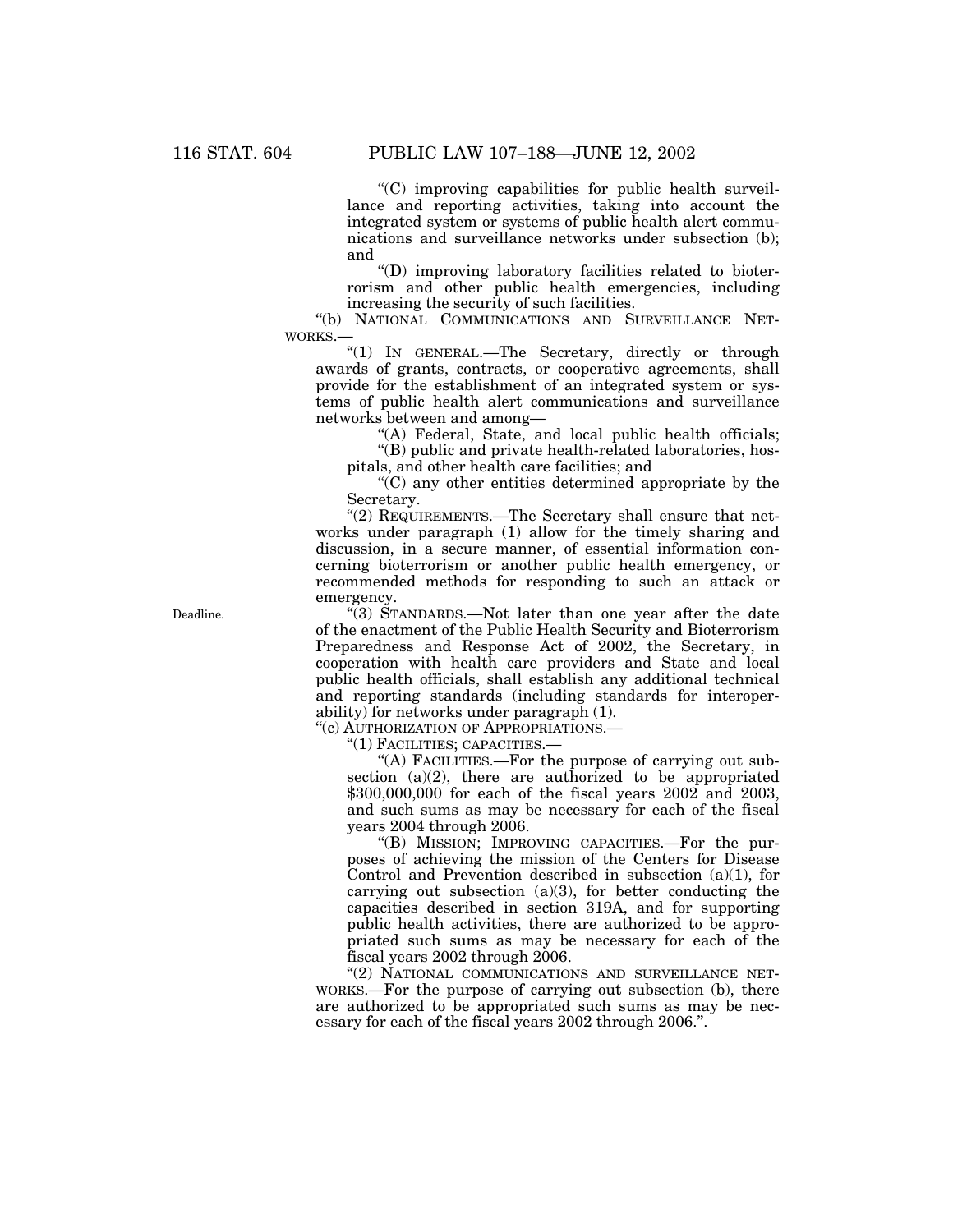"(C) improving capabilities for public health surveillance and reporting activities, taking into account the integrated system or systems of public health alert communications and surveillance networks under subsection (b); and

"(D) improving laboratory facilities related to bioterrorism and other public health emergencies, including increasing the security of such facilities.

"(b) NATIONAL COMMUNICATIONS AND SURVEILLANCE NETWORKS.—

"(1) IN GENERAL.—The Secretary, directly or through awards of grants, contracts, or cooperative agreements, shall provide for the establishment of an integrated system or systems of public health alert communications and surveillance networks between and among—

"(A) Federal, State, and local public health officials;

"(B) public and private health-related laboratories, hospitals, and other health care facilities; and

"(C) any other entities determined appropriate by the Secretary.

"(2) REQUIREMENTS.—The Secretary shall ensure that networks under paragraph (1) allow for the timely sharing and discussion, in a secure manner, of essential information concerning bioterrorism or another public health emergency, or recommended methods for responding to such an attack or emergency.

Deadline.

"(3) STANDARDS.—Not later than one year after the date of the enactment of the Public Health Security and Bioterrorism Preparedness and Response Act of 2002, the Secretary, in cooperation with health care providers and State and local public health officials, shall establish any additional technical and reporting standards (including standards for interoperability) for networks under paragraph (1).

"(c) AUTHORIZATION OF APPROPRIATIONS.—

"(1) FACILITIES; CAPACITIES.—

"(A) FACILITIES.—For the purpose of carrying out subsection (a)(2), there are authorized to be appropriated $300,000,000 for each of the fiscal years 2002 and 2003, and such sums as may be necessary for each of the fiscal years 2004 through 2006.

"(B) MISSION; IMPROVING CAPACITIES.—For the purposes of achieving the mission of the Centers for Disease Control and Prevention described in subsection (a)(1), for carrying out subsection (a)(3), for better conducting the capacities described in section 319A, and for supporting public health activities, there are authorized to be appropriated such sums as may be necessary for each of the fiscal years 2002 through 2006.

"(2) NATIONAL COMMUNICATIONS AND SURVEILLANCE NETWORKS.—For the purpose of carrying out subsection (b), there are authorized to be appropriated such sums as may be necessary for each of the fiscal years 2002 through 2006.".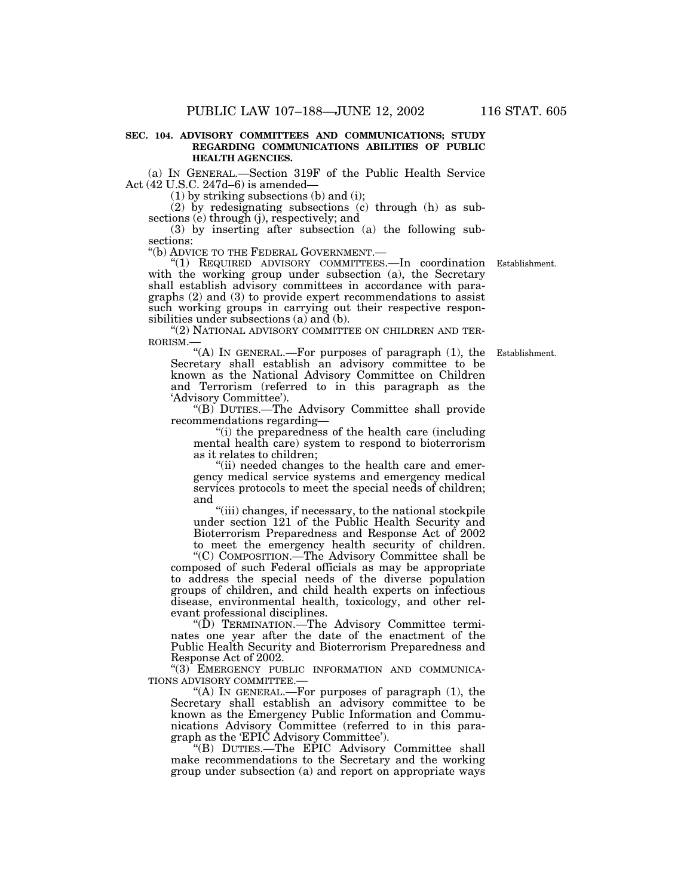**SEC. 104. ADVISORY COMMITTEES AND COMMUNICATIONS; STUDY REGARDING COMMUNICATIONS ABILITIES OF PUBLIC HEALTH AGENCIES.**

(a) IN GENERAL.—Section 319F of the Public Health Service Act (42 U.S.C. 247d–6) is amended—

(1) by striking subsections (b) and (i);

(2) by redesignating subsections (c) through (h) as subsections (e) through (j), respectively; and

(3) by inserting after subsection (a) the following subsections:

"(b) ADVICE TO THE FEDERAL GOVERNMENT.—

"(1) REQUIRED ADVISORY COMMITTEES.—In coordination with the working group under subsection (a), the Secretary shall establish advisory committees in accordance with paragraphs (2) and (3) to provide expert recommendations to assist such working groups in carrying out their respective responsibilities under subsections (a) and (b).

Establishment.

"(2) NATIONAL ADVISORY COMMITTEE ON CHILDREN AND TERRORISM.—

"(A) IN GENERAL.—For purposes of paragraph (1), the Secretary shall establish an advisory committee to be known as the National Advisory Committee on Children and Terrorism (referred to in this paragraph as the 'Advisory Committee').

Establishment.

"(B) DUTIES.—The Advisory Committee shall provide recommendations regarding—

"(i) the preparedness of the health care (including mental health care) system to respond to bioterrorism as it relates to children;

"(ii) needed changes to the health care and emergency medical service systems and emergency medical services protocols to meet the special needs of children; and

"(iii) changes, if necessary, to the national stockpile under section 121 of the Public Health Security and Bioterrorism Preparedness and Response Act of 2002 to meet the emergency health security of children.

"(C) COMPOSITION.—The Advisory Committee shall be composed of such Federal officials as may be appropriate to address the special needs of the diverse population groups of children, and child health experts on infectious disease, environmental health, toxicology, and other relevant professional disciplines.

"(D) TERMINATION.—The Advisory Committee terminates one year after the date of the enactment of the Public Health Security and Bioterrorism Preparedness and Response Act of 2002.

"(3) EMERGENCY PUBLIC INFORMATION AND COMMUNICATIONS ADVISORY COMMITTEE.—

"(A) IN GENERAL.—For purposes of paragraph (1), the Secretary shall establish an advisory committee to be known as the Emergency Public Information and Communications Advisory Committee (referred to in this paragraph as the 'EPIC Advisory Committee').

"(B) DUTIES.—The EPIC Advisory Committee shall make recommendations to the Secretary and the working group under subsection (a) and report on appropriate ways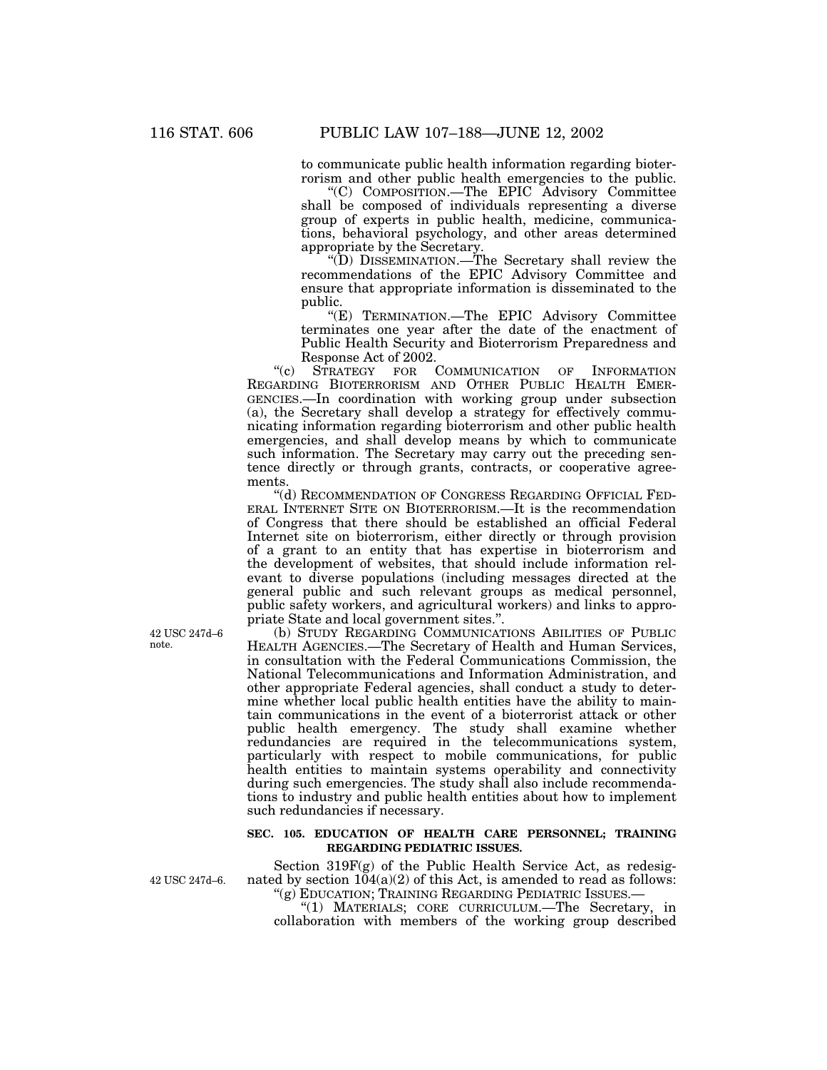to communicate public health information regarding bioterrorism and other public health emergencies to the public.

"(C) COMPOSITION.—The EPIC Advisory Committee shall be composed of individuals representing a diverse group of experts in public health, medicine, communications, behavioral psychology, and other areas determined appropriate by the Secretary.

"(D) DISSEMINATION.—The Secretary shall review the recommendations of the EPIC Advisory Committee and ensure that appropriate information is disseminated to the public.

"(E) TERMINATION.—The EPIC Advisory Committee terminates one year after the date of the enactment of Public Health Security and Bioterrorism Preparedness and Response Act of 2002.

"(c) STRATEGY FOR COMMUNICATION OF INFORMATION REGARDING BIOTERRORISM AND OTHER PUBLIC HEALTH EMERGENCIES.—In coordination with working group under subsection (a), the Secretary shall develop a strategy for effectively communicating information regarding bioterrorism and other public health emergencies, and shall develop means by which to communicate such information. The Secretary may carry out the preceding sentence directly or through grants, contracts, or cooperative agreements.

"(d) RECOMMENDATION OF CONGRESS REGARDING OFFICIAL FEDERAL INTERNET SITE ON BIOTERRORISM.—It is the recommendation of Congress that there should be established an official Federal Internet site on bioterrorism, either directly or through provision of a grant to an entity that has expertise in bioterrorism and the development of websites, that should include information relevant to diverse populations (including messages directed at the general public and such relevant groups as medical personnel, public safety workers, and agricultural workers) and links to appropriate State and local government sites.".

42 USC 247d–6 note.

(b) STUDY REGARDING COMMUNICATIONS ABILITIES OF PUBLIC HEALTH AGENCIES.—The Secretary of Health and Human Services, in consultation with the Federal Communications Commission, the National Telecommunications and Information Administration, and other appropriate Federal agencies, shall conduct a study to determine whether local public health entities have the ability to maintain communications in the event of a bioterrorist attack or other public health emergency. The study shall examine whether redundancies are required in the telecommunications system, particularly with respect to mobile communications, for public health entities to maintain systems operability and connectivity during such emergencies. The study shall also include recommendations to industry and public health entities about how to implement such redundancies if necessary.

**SEC. 105. EDUCATION OF HEALTH CARE PERSONNEL; TRAINING REGARDING PEDIATRIC ISSUES.**

42 USC 247d–6.

Section 319F(g) of the Public Health Service Act, as redesignated by section 104(a)(2) of this Act, is amended to read as follows:

"(g) EDUCATION; TRAINING REGARDING PEDIATRIC ISSUES.—

"(1) MATERIALS; CORE CURRICULUM.—The Secretary, in collaboration with members of the working group described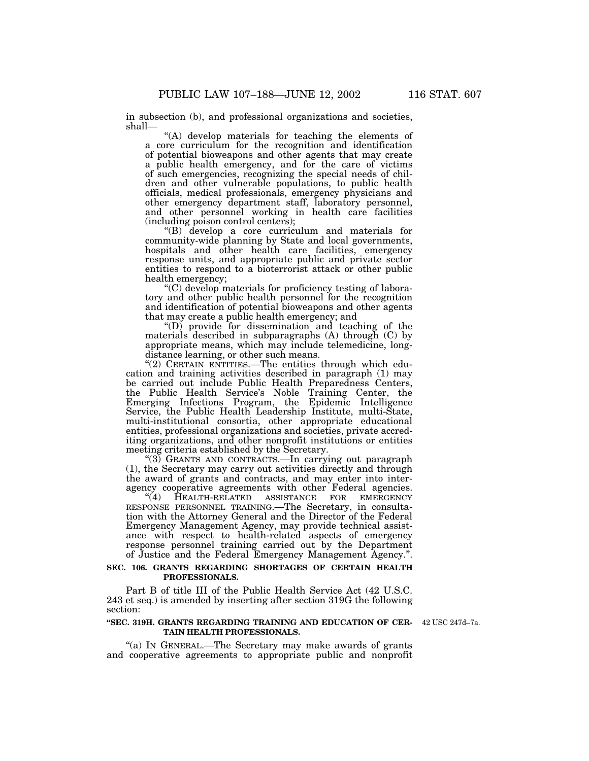in subsection (b), and professional organizations and societies, shall—

"(A) develop materials for teaching the elements of a core curriculum for the recognition and identification of potential bioweapons and other agents that may create a public health emergency, and for the care of victims of such emergencies, recognizing the special needs of children and other vulnerable populations, to public health officials, medical professionals, emergency physicians and other emergency department staff, laboratory personnel, and other personnel working in health care facilities (including poison control centers);

"(B) develop a core curriculum and materials for community-wide planning by State and local governments, hospitals and other health care facilities, emergency response units, and appropriate public and private sector entities to respond to a bioterrorist attack or other public health emergency;

"(C) develop materials for proficiency testing of laboratory and other public health personnel for the recognition and identification of potential bioweapons and other agents that may create a public health emergency; and

"(D) provide for dissemination and teaching of the materials described in subparagraphs (A) through (C) by appropriate means, which may include telemedicine, long-distance learning, or other such means.

"(2) CERTAIN ENTITIES.—The entities through which education and training activities described in paragraph (1) may be carried out include Public Health Preparedness Centers, the Public Health Service's Noble Training Center, the Emerging Infections Program, the Epidemic Intelligence Service, the Public Health Leadership Institute, multi-State, multi-institutional consortia, other appropriate educational entities, professional organizations and societies, private accrediting organizations, and other nonprofit institutions or entities meeting criteria established by the Secretary.

"(3) GRANTS AND CONTRACTS.—In carrying out paragraph (1), the Secretary may carry out activities directly and through the award of grants and contracts, and may enter into interagency cooperative agreements with other Federal agencies.

"(4) HEALTH-RELATED ASSISTANCE FOR EMERGENCY RESPONSE PERSONNEL TRAINING.—The Secretary, in consultation with the Attorney General and the Director of the Federal Emergency Management Agency, may provide technical assistance with respect to health-related aspects of emergency response personnel training carried out by the Department of Justice and the Federal Emergency Management Agency.".

**SEC. 106. GRANTS REGARDING SHORTAGES OF CERTAIN HEALTH PROFESSIONALS.**

Part B of title III of the Public Health Service Act (42 U.S.C. 243 et seq.) is amended by inserting after section 319G the following section:

**"SEC. 319H. GRANTS REGARDING TRAINING AND EDUCATION OF CERTAIN HEALTH PROFESSIONALS.**

42 USC 247d–7a.

"(a) IN GENERAL.—The Secretary may make awards of grants and cooperative agreements to appropriate public and nonprofit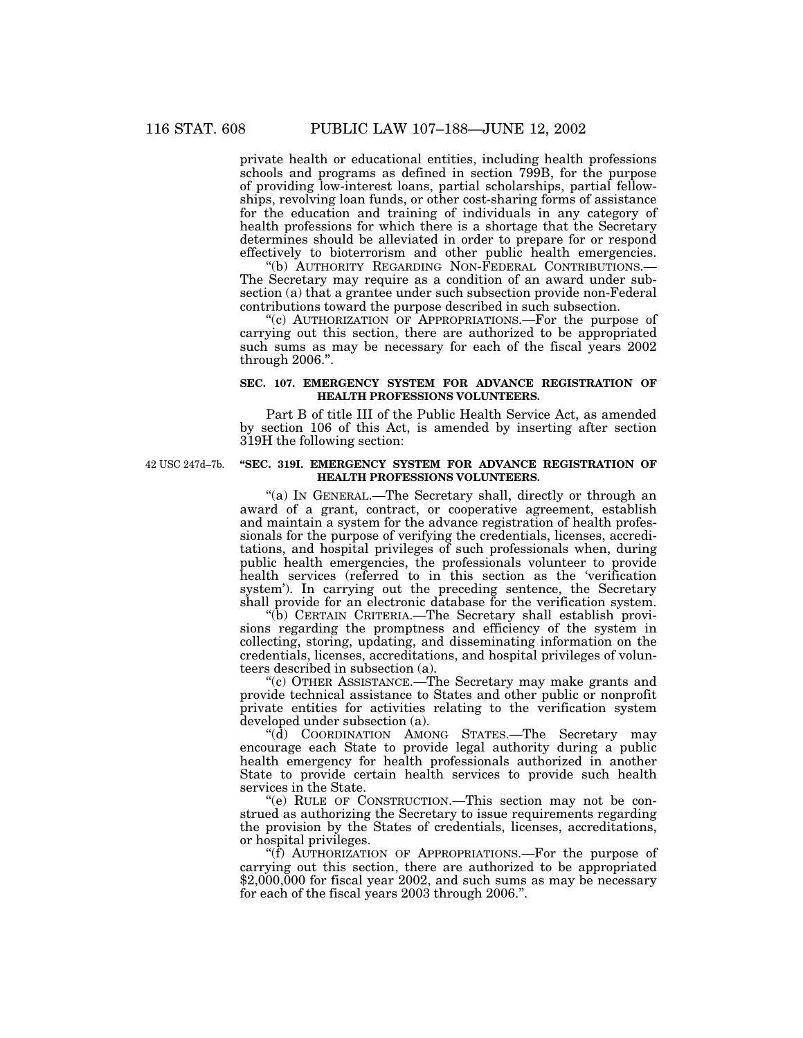private health or educational entities, including health professions schools and programs as defined in section 799B, for the purpose of providing low-interest loans, partial scholarships, partial fellowships, revolving loan funds, or other cost-sharing forms of assistance for the education and training of individuals in any category of health professions for which there is a shortage that the Secretary determines should be alleviated in order to prepare for or respond effectively to bioterrorism and other public health emergencies.

"(b) AUTHORITY REGARDING NON-FEDERAL CONTRIBUTIONS.—The Secretary may require as a condition of an award under subsection (a) that a grantee under such subsection provide non-Federal contributions toward the purpose described in such subsection.

"(c) AUTHORIZATION OF APPROPRIATIONS.—For the purpose of carrying out this section, there are authorized to be appropriated such sums as may be necessary for each of the fiscal years 2002 through 2006.".

**SEC. 107. EMERGENCY SYSTEM FOR ADVANCE REGISTRATION OF HEALTH PROFESSIONS VOLUNTEERS.**

Part B of title III of the Public Health Service Act, as amended by section 106 of this Act, is amended by inserting after section 319H the following section:

42 USC 247d–7b.

**"SEC. 319I. EMERGENCY SYSTEM FOR ADVANCE REGISTRATION OF HEALTH PROFESSIONS VOLUNTEERS.**

"(a) IN GENERAL.—The Secretary shall, directly or through an award of a grant, contract, or cooperative agreement, establish and maintain a system for the advance registration of health professionals for the purpose of verifying the credentials, licenses, accreditations, and hospital privileges of such professionals when, during public health emergencies, the professionals volunteer to provide health services (referred to in this section as the 'verification system'). In carrying out the preceding sentence, the Secretary shall provide for an electronic database for the verification system.

"(b) CERTAIN CRITERIA.—The Secretary shall establish provisions regarding the promptness and efficiency of the system in collecting, storing, updating, and disseminating information on the credentials, licenses, accreditations, and hospital privileges of volunteers described in subsection (a).

"(c) OTHER ASSISTANCE.—The Secretary may make grants and provide technical assistance to States and other public or nonprofit private entities for activities relating to the verification system developed under subsection (a).

"(d) COORDINATION AMONG STATES.—The Secretary may encourage each State to provide legal authority during a public health emergency for health professionals authorized in another State to provide certain health services to provide such health services in the State.

"(e) RULE OF CONSTRUCTION.—This section may not be construed as authorizing the Secretary to issue requirements regarding the provision by the States of credentials, licenses, accreditations, or hospital privileges.

"(f) AUTHORIZATION OF APPROPRIATIONS.—For the purpose of carrying out this section, there are authorized to be appropriated $2,000,000 for fiscal year 2002, and such sums as may be necessary for each of the fiscal years 2003 through 2006.".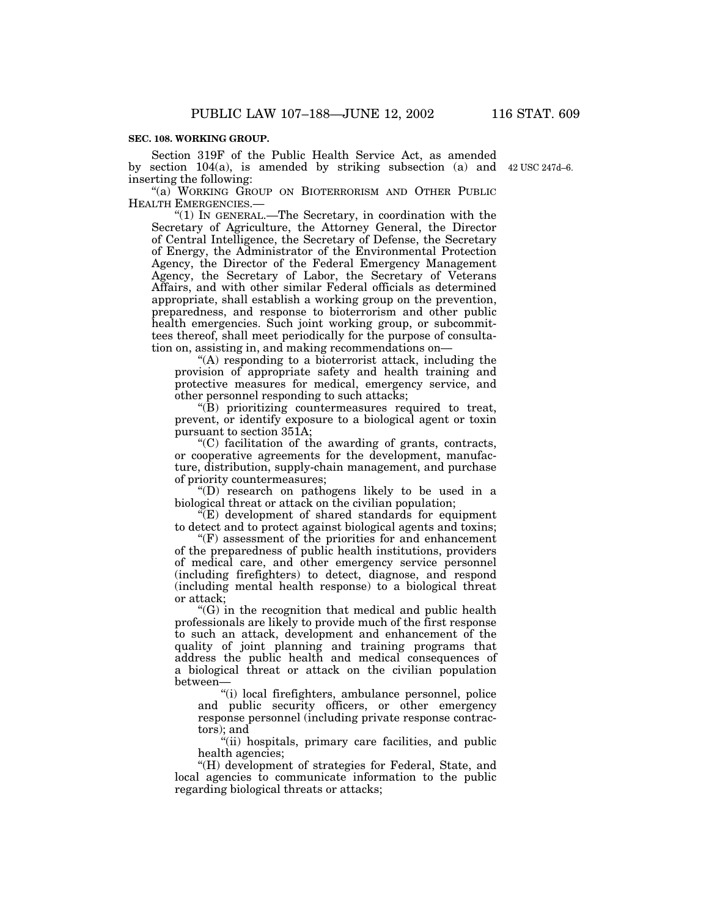**SEC. 108. WORKING GROUP.**

Section 319F of the Public Health Service Act, as amended by section 104(a), is amended by striking subsection (a) and inserting the following:

42 USC 247d–6.

"(a) WORKING GROUP ON BIOTERRORISM AND OTHER PUBLIC HEALTH EMERGENCIES.—

"(1) IN GENERAL.—The Secretary, in coordination with the Secretary of Agriculture, the Attorney General, the Director of Central Intelligence, the Secretary of Defense, the Secretary of Energy, the Administrator of the Environmental Protection Agency, the Director of the Federal Emergency Management Agency, the Secretary of Labor, the Secretary of Veterans Affairs, and with other similar Federal officials as determined appropriate, shall establish a working group on the prevention, preparedness, and response to bioterrorism and other public health emergencies. Such joint working group, or subcommittees thereof, shall meet periodically for the purpose of consultation on, assisting in, and making recommendations on—

"(A) responding to a bioterrorist attack, including the provision of appropriate safety and health training and protective measures for medical, emergency service, and other personnel responding to such attacks;

"(B) prioritizing countermeasures required to treat, prevent, or identify exposure to a biological agent or toxin pursuant to section 351A;

"(C) facilitation of the awarding of grants, contracts, or cooperative agreements for the development, manufacture, distribution, supply-chain management, and purchase of priority countermeasures;

"(D) research on pathogens likely to be used in a biological threat or attack on the civilian population;

"(E) development of shared standards for equipment to detect and to protect against biological agents and toxins;

"(F) assessment of the priorities for and enhancement of the preparedness of public health institutions, providers of medical care, and other emergency service personnel (including firefighters) to detect, diagnose, and respond (including mental health response) to a biological threat or attack;

"(G) in the recognition that medical and public health professionals are likely to provide much of the first response to such an attack, development and enhancement of the quality of joint planning and training programs that address the public health and medical consequences of a biological threat or attack on the civilian population between—

"(i) local firefighters, ambulance personnel, police and public security officers, or other emergency response personnel (including private response contractors); and

"(ii) hospitals, primary care facilities, and public health agencies;

"(H) development of strategies for Federal, State, and local agencies to communicate information to the public regarding biological threats or attacks;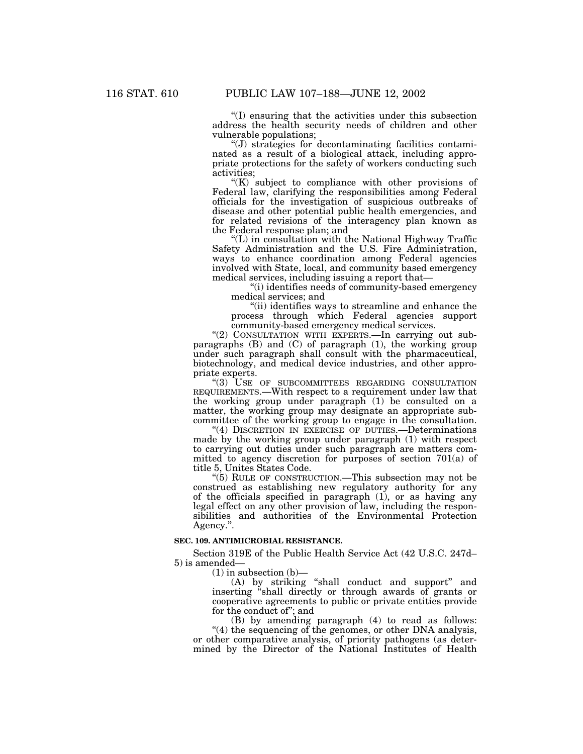"(I) ensuring that the activities under this subsection address the health security needs of children and other vulnerable populations;

"(J) strategies for decontaminating facilities contaminated as a result of a biological attack, including appropriate protections for the safety of workers conducting such activities;

"(K) subject to compliance with other provisions of Federal law, clarifying the responsibilities among Federal officials for the investigation of suspicious outbreaks of disease and other potential public health emergencies, and for related revisions of the interagency plan known as the Federal response plan; and

"(L) in consultation with the National Highway Traffic Safety Administration and the U.S. Fire Administration, ways to enhance coordination among Federal agencies involved with State, local, and community based emergency medical services, including issuing a report that—

"(i) identifies needs of community-based emergency medical services; and

"(ii) identifies ways to streamline and enhance the process through which Federal agencies support community-based emergency medical services.

"(2) CONSULTATION WITH EXPERTS.—In carrying out subparagraphs (B) and (C) of paragraph (1), the working group under such paragraph shall consult with the pharmaceutical, biotechnology, and medical device industries, and other appropriate experts.

"(3) USE OF SUBCOMMITTEES REGARDING CONSULTATION REQUIREMENTS.—With respect to a requirement under law that the working group under paragraph (1) be consulted on a matter, the working group may designate an appropriate subcommittee of the working group to engage in the consultation.

"(4) DISCRETION IN EXERCISE OF DUTIES.—Determinations made by the working group under paragraph (1) with respect to carrying out duties under such paragraph are matters committed to agency discretion for purposes of section 701(a) of title 5, Unites States Code.

"(5) RULE OF CONSTRUCTION.—This subsection may not be construed as establishing new regulatory authority for any of the officials specified in paragraph (1), or as having any legal effect on any other provision of law, including the responsibilities and authorities of the Environmental Protection Agency.".

**SEC. 109. ANTIMICROBIAL RESISTANCE.**

Section 319E of the Public Health Service Act (42 U.S.C. 247d–5) is amended—

(1) in subsection (b)—

(A) by striking "shall conduct and support" and inserting "shall directly or through awards of grants or cooperative agreements to public or private entities provide for the conduct of"; and

(B) by amending paragraph (4) to read as follows:

"(4) the sequencing of the genomes, or other DNA analysis, or other comparative analysis, of priority pathogens (as determined by the Director of the National Institutes of Health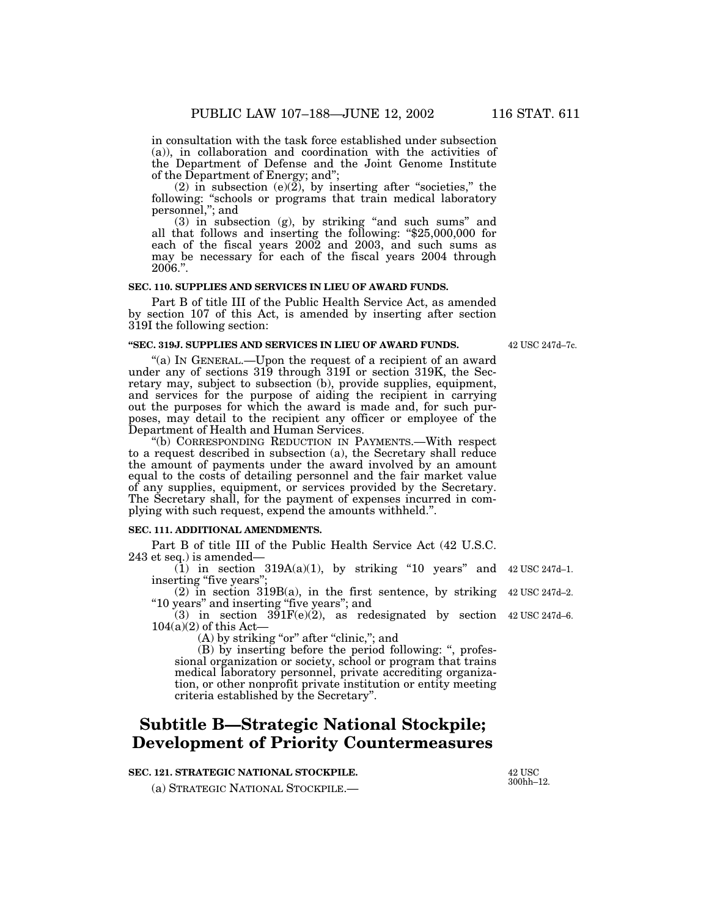in consultation with the task force established under subsection (a)), in collaboration and coordination with the activities of the Department of Defense and the Joint Genome Institute of the Department of Energy; and";

(2) in subsection (e)(2), by inserting after "societies," the following: "schools or programs that train medical laboratory personnel,"; and

(3) in subsection (g), by striking "and such sums" and all that follows and inserting the following: "$25,000,000 for each of the fiscal years 2002 and 2003, and such sums as may be necessary for each of the fiscal years 2004 through 2006.".

**SEC. 110. SUPPLIES AND SERVICES IN LIEU OF AWARD FUNDS.**

Part B of title III of the Public Health Service Act, as amended by section 107 of this Act, is amended by inserting after section 319I the following section:

**"SEC. 319J. SUPPLIES AND SERVICES IN LIEU OF AWARD FUNDS.**

42 USC 247d–7c.

"(a) IN GENERAL.—Upon the request of a recipient of an award under any of sections 319 through 319I or section 319K, the Secretary may, subject to subsection (b), provide supplies, equipment, and services for the purpose of aiding the recipient in carrying out the purposes for which the award is made and, for such purposes, may detail to the recipient any officer or employee of the Department of Health and Human Services.

"(b) CORRESPONDING REDUCTION IN PAYMENTS.—With respect to a request described in subsection (a), the Secretary shall reduce the amount of payments under the award involved by an amount equal to the costs of detailing personnel and the fair market value of any supplies, equipment, or services provided by the Secretary. The Secretary shall, for the payment of expenses incurred in complying with such request, expend the amounts withheld.".

**SEC. 111. ADDITIONAL AMENDMENTS.**

Part B of title III of the Public Health Service Act (42 U.S.C. 243 et seq.) is amended—

(1) in section 319A(a)(1), by striking "10 years" and inserting "five years"; 42 USC 247d–1.

(2) in section 319B(a), in the first sentence, by striking "10 years" and inserting "five years"; and 42 USC 247d–2.

(3) in section 391F(e)(2), as redesignated by section 104(a)(2) of this Act— 42 USC 247d–6.

(A) by striking "or" after "clinic,"; and

(B) by inserting before the period following: ", professional organization or society, school or program that trains medical laboratory personnel, private accrediting organization, or other nonprofit private institution or entity meeting criteria established by the Secretary".

# Subtitle B—Strategic National Stockpile; Development of Priority Countermeasures

**SEC. 121. STRATEGIC NATIONAL STOCKPILE.**

42 USC 300hh–12.

(a) STRATEGIC NATIONAL STOCKPILE.—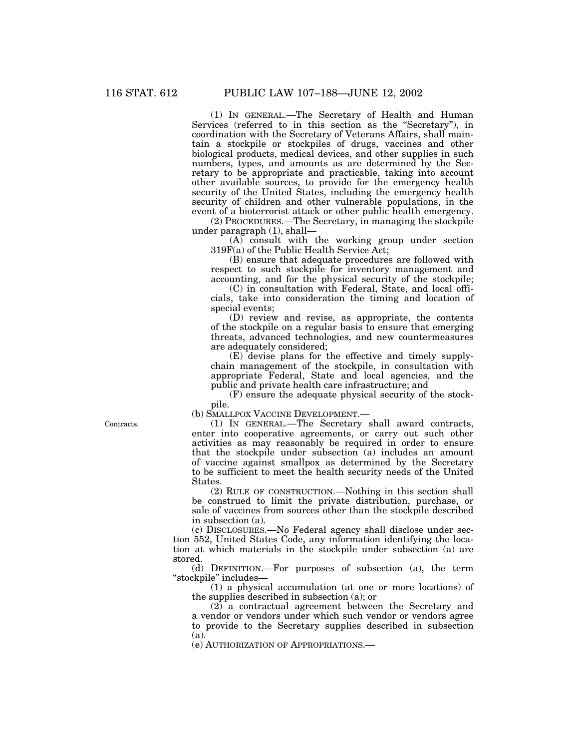(1) IN GENERAL.—The Secretary of Health and Human Services (referred to in this section as the "Secretary"), in coordination with the Secretary of Veterans Affairs, shall maintain a stockpile or stockpiles of drugs, vaccines and other biological products, medical devices, and other supplies in such numbers, types, and amounts as are determined by the Secretary to be appropriate and practicable, taking into account other available sources, to provide for the emergency health security of the United States, including the emergency health security of children and other vulnerable populations, in the event of a bioterrorist attack or other public health emergency.

(2) PROCEDURES.—The Secretary, in managing the stockpile under paragraph (1), shall—

(A) consult with the working group under section 319F(a) of the Public Health Service Act;

(B) ensure that adequate procedures are followed with respect to such stockpile for inventory management and accounting, and for the physical security of the stockpile;

(C) in consultation with Federal, State, and local officials, take into consideration the timing and location of special events;

(D) review and revise, as appropriate, the contents of the stockpile on a regular basis to ensure that emerging threats, advanced technologies, and new countermeasures are adequately considered;

(E) devise plans for the effective and timely supply-chain management of the stockpile, in consultation with appropriate Federal, State and local agencies, and the public and private health care infrastructure; and

(F) ensure the adequate physical security of the stockpile.

(b) SMALLPOX VACCINE DEVELOPMENT.—

Contracts.

(1) IN GENERAL.—The Secretary shall award contracts, enter into cooperative agreements, or carry out such other activities as may reasonably be required in order to ensure that the stockpile under subsection (a) includes an amount of vaccine against smallpox as determined by the Secretary to be sufficient to meet the health security needs of the United States.

(2) RULE OF CONSTRUCTION.—Nothing in this section shall be construed to limit the private distribution, purchase, or sale of vaccines from sources other than the stockpile described in subsection (a).

(c) DISCLOSURES.—No Federal agency shall disclose under section 552, United States Code, any information identifying the location at which materials in the stockpile under subsection (a) are stored.

(d) DEFINITION.—For purposes of subsection (a), the term "stockpile" includes—

(1) a physical accumulation (at one or more locations) of the supplies described in subsection (a); or

(2) a contractual agreement between the Secretary and a vendor or vendors under which such vendor or vendors agree to provide to the Secretary supplies described in subsection (a).

(e) AUTHORIZATION OF APPROPRIATIONS.—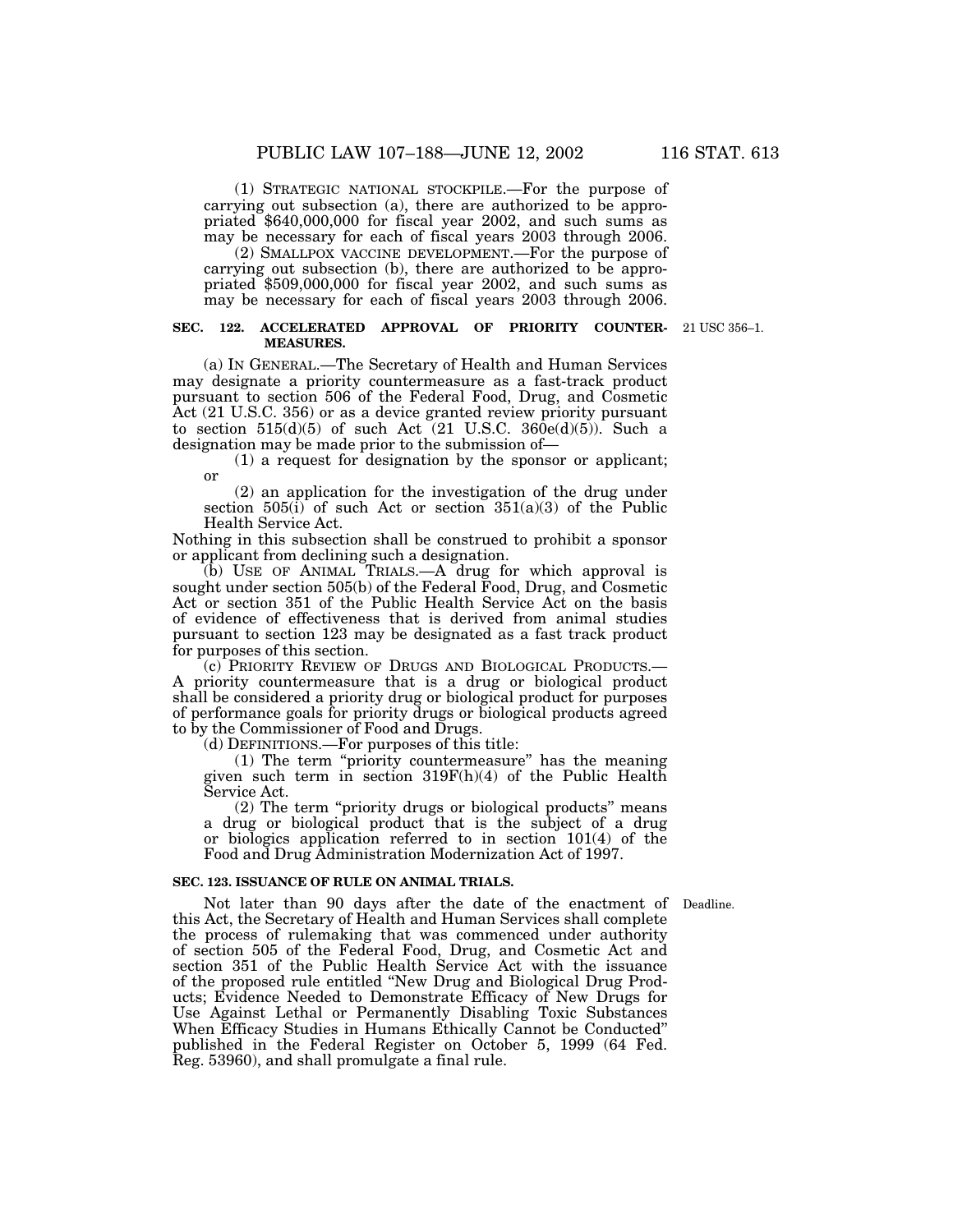(1) STRATEGIC NATIONAL STOCKPILE.—For the purpose of carrying out subsection (a), there are authorized to be appropriated $640,000,000 for fiscal year 2002, and such sums as may be necessary for each of fiscal years 2003 through 2006.

(2) SMALLPOX VACCINE DEVELOPMENT.—For the purpose of carrying out subsection (b), there are authorized to be appropriated $509,000,000 for fiscal year 2002, and such sums as may be necessary for each of fiscal years 2003 through 2006.

**SEC. 122. ACCELERATED APPROVAL OF PRIORITY COUNTER-MEASURES.**

21 USC 356–1.

(a) IN GENERAL.—The Secretary of Health and Human Services may designate a priority countermeasure as a fast-track product pursuant to section 506 of the Federal Food, Drug, and Cosmetic Act (21 U.S.C. 356) or as a device granted review priority pursuant to section 515(d)(5) of such Act (21 U.S.C. 360e(d)(5)). Such a designation may be made prior to the submission of—

(1) a request for designation by the sponsor or applicant; or

(2) an application for the investigation of the drug under section 505(i) of such Act or section 351(a)(3) of the Public Health Service Act.

Nothing in this subsection shall be construed to prohibit a sponsor or applicant from declining such a designation.

(b) USE OF ANIMAL TRIALS.—A drug for which approval is sought under section 505(b) of the Federal Food, Drug, and Cosmetic Act or section 351 of the Public Health Service Act on the basis of evidence of effectiveness that is derived from animal studies pursuant to section 123 may be designated as a fast track product for purposes of this section.

(c) PRIORITY REVIEW OF DRUGS AND BIOLOGICAL PRODUCTS.—A priority countermeasure that is a drug or biological product shall be considered a priority drug or biological product for purposes of performance goals for priority drugs or biological products agreed to by the Commissioner of Food and Drugs.

(d) DEFINITIONS.—For purposes of this title:

(1) The term "priority countermeasure" has the meaning given such term in section 319F(h)(4) of the Public Health Service Act.

(2) The term "priority drugs or biological products" means a drug or biological product that is the subject of a drug or biologics application referred to in section 101(4) of the Food and Drug Administration Modernization Act of 1997.

**SEC. 123. ISSUANCE OF RULE ON ANIMAL TRIALS.**

Deadline.

Not later than 90 days after the date of the enactment of this Act, the Secretary of Health and Human Services shall complete the process of rulemaking that was commenced under authority of section 505 of the Federal Food, Drug, and Cosmetic Act and section 351 of the Public Health Service Act with the issuance of the proposed rule entitled "New Drug and Biological Drug Products; Evidence Needed to Demonstrate Efficacy of New Drugs for Use Against Lethal or Permanently Disabling Toxic Substances When Efficacy Studies in Humans Ethically Cannot be Conducted" published in the Federal Register on October 5, 1999 (64 Fed. Reg. 53960), and shall promulgate a final rule.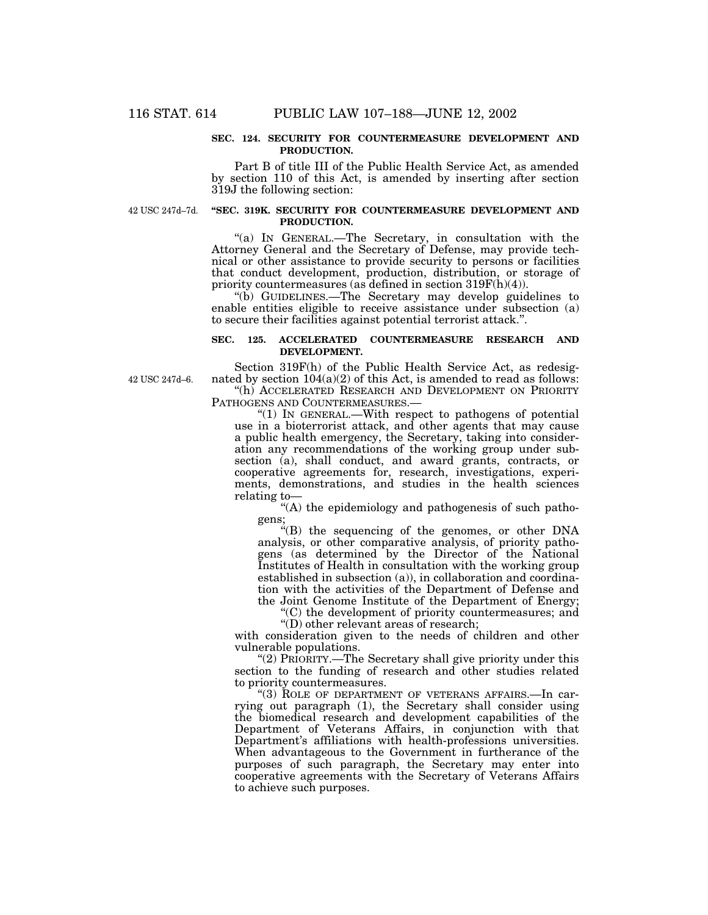**SEC. 124. SECURITY FOR COUNTERMEASURE DEVELOPMENT AND PRODUCTION.**

Part B of title III of the Public Health Service Act, as amended by section 110 of this Act, is amended by inserting after section 319J the following section:

42 USC 247d–7d.

**"SEC. 319K. SECURITY FOR COUNTERMEASURE DEVELOPMENT AND PRODUCTION.**

"(a) IN GENERAL.—The Secretary, in consultation with the Attorney General and the Secretary of Defense, may provide technical or other assistance to provide security to persons or facilities that conduct development, production, distribution, or storage of priority countermeasures (as defined in section 319F(h)(4)).

"(b) GUIDELINES.—The Secretary may develop guidelines to enable entities eligible to receive assistance under subsection (a) to secure their facilities against potential terrorist attack.".

**SEC. 125. ACCELERATED COUNTERMEASURE RESEARCH AND DEVELOPMENT.**

42 USC 247d–6.

Section 319F(h) of the Public Health Service Act, as redesignated by section 104(a)(2) of this Act, is amended to read as follows:

"(h) ACCELERATED RESEARCH AND DEVELOPMENT ON PRIORITY PATHOGENS AND COUNTERMEASURES.—

"(1) IN GENERAL.—With respect to pathogens of potential use in a bioterrorist attack, and other agents that may cause a public health emergency, the Secretary, taking into consideration any recommendations of the working group under subsection (a), shall conduct, and award grants, contracts, or cooperative agreements for, research, investigations, experiments, demonstrations, and studies in the health sciences relating to—

"(A) the epidemiology and pathogenesis of such pathogens;

"(B) the sequencing of the genomes, or other DNA analysis, or other comparative analysis, of priority pathogens (as determined by the Director of the National Institutes of Health in consultation with the working group established in subsection (a)), in collaboration and coordination with the activities of the Department of Defense and the Joint Genome Institute of the Department of Energy;

"(C) the development of priority countermeasures; and

"(D) other relevant areas of research;

with consideration given to the needs of children and other vulnerable populations.

"(2) PRIORITY.—The Secretary shall give priority under this section to the funding of research and other studies related to priority countermeasures.

"(3) ROLE OF DEPARTMENT OF VETERANS AFFAIRS.—In carrying out paragraph (1), the Secretary shall consider using the biomedical research and development capabilities of the Department of Veterans Affairs, in conjunction with that Department's affiliations with health-professions universities. When advantageous to the Government in furtherance of the purposes of such paragraph, the Secretary may enter into cooperative agreements with the Secretary of Veterans Affairs to achieve such purposes.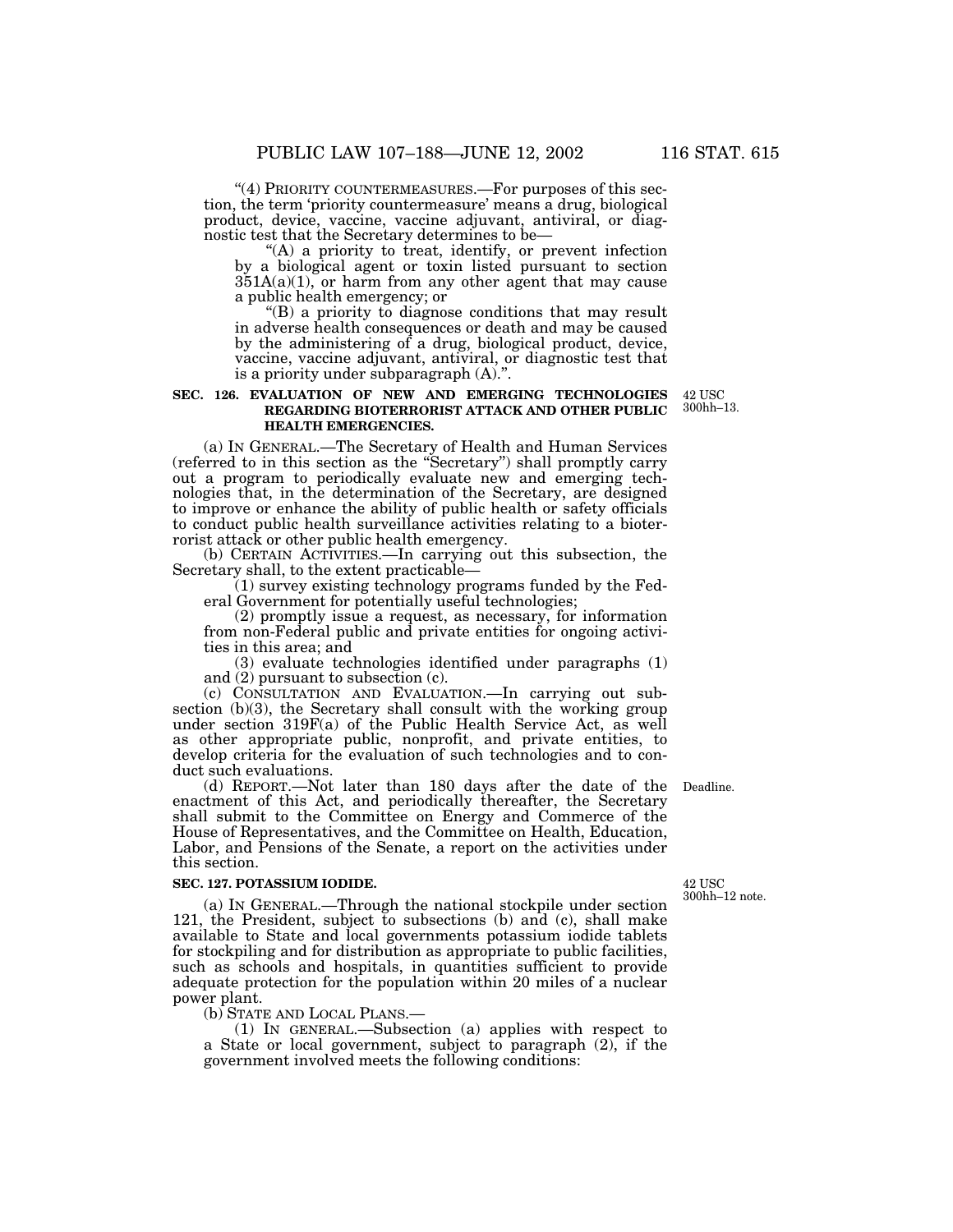"(4) PRIORITY COUNTERMEASURES.—For purposes of this section, the term 'priority countermeasure' means a drug, biological product, device, vaccine, vaccine adjuvant, antiviral, or diagnostic test that the Secretary determines to be—

"(A) a priority to treat, identify, or prevent infection by a biological agent or toxin listed pursuant to section 351A(a)(1), or harm from any other agent that may cause a public health emergency; or

"(B) a priority to diagnose conditions that may result in adverse health consequences or death and may be caused by the administering of a drug, biological product, device, vaccine, vaccine adjuvant, antiviral, or diagnostic test that is a priority under subparagraph (A).".

### SEC. 126. EVALUATION OF NEW AND EMERGING TECHNOLOGIES REGARDING BIOTERRORIST ATTACK AND OTHER PUBLIC HEALTH EMERGENCIES.

42 USC 300hh–13.

(a) IN GENERAL.—The Secretary of Health and Human Services (referred to in this section as the "Secretary") shall promptly carry out a program to periodically evaluate new and emerging technologies that, in the determination of the Secretary, are designed to improve or enhance the ability of public health or safety officials to conduct public health surveillance activities relating to a bioterrorist attack or other public health emergency.

(b) CERTAIN ACTIVITIES.—In carrying out this subsection, the Secretary shall, to the extent practicable—

(1) survey existing technology programs funded by the Federal Government for potentially useful technologies;

(2) promptly issue a request, as necessary, for information from non-Federal public and private entities for ongoing activities in this area; and

(3) evaluate technologies identified under paragraphs (1) and (2) pursuant to subsection (c).

(c) CONSULTATION AND EVALUATION.—In carrying out subsection (b)(3), the Secretary shall consult with the working group under section 319F(a) of the Public Health Service Act, as well as other appropriate public, nonprofit, and private entities, to develop criteria for the evaluation of such technologies and to conduct such evaluations.

Deadline.

(d) REPORT.—Not later than 180 days after the date of the enactment of this Act, and periodically thereafter, the Secretary shall submit to the Committee on Energy and Commerce of the House of Representatives, and the Committee on Health, Education, Labor, and Pensions of the Senate, a report on the activities under this section.

### SEC. 127. POTASSIUM IODIDE.

42 USC 300hh–12 note.

(a) IN GENERAL.—Through the national stockpile under section 121, the President, subject to subsections (b) and (c), shall make available to State and local governments potassium iodide tablets for stockpiling and for distribution as appropriate to public facilities, such as schools and hospitals, in quantities sufficient to provide adequate protection for the population within 20 miles of a nuclear power plant.

(b) STATE AND LOCAL PLANS.—

(1) IN GENERAL.—Subsection (a) applies with respect to a State or local government, subject to paragraph (2), if the government involved meets the following conditions: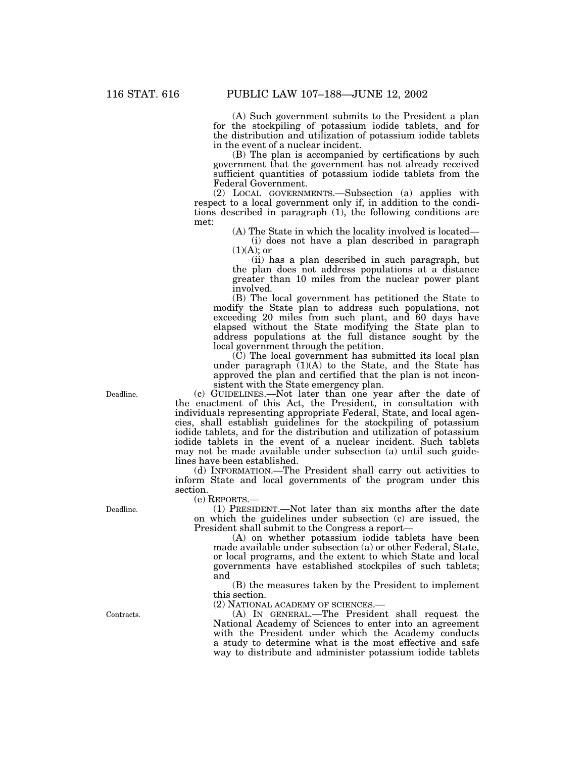(A) Such government submits to the President a plan for the stockpiling of potassium iodide tablets, and for the distribution and utilization of potassium iodide tablets in the event of a nuclear incident.

(B) The plan is accompanied by certifications by such government that the government has not already received sufficient quantities of potassium iodide tablets from the Federal Government.

(2) LOCAL GOVERNMENTS.—Subsection (a) applies with respect to a local government only if, in addition to the conditions described in paragraph (1), the following conditions are met:

(A) The State in which the locality involved is located—

(i) does not have a plan described in paragraph (1)(A); or

(ii) has a plan described in such paragraph, but the plan does not address populations at a distance greater than 10 miles from the nuclear power plant involved.

(B) The local government has petitioned the State to modify the State plan to address such populations, not exceeding 20 miles from such plant, and 60 days have elapsed without the State modifying the State plan to address populations at the full distance sought by the local government through the petition.

(C) The local government has submitted its local plan under paragraph (1)(A) to the State, and the State has approved the plan and certified that the plan is not inconsistent with the State emergency plan.

Deadline.

(c) GUIDELINES.—Not later than one year after the date of the enactment of this Act, the President, in consultation with individuals representing appropriate Federal, State, and local agencies, shall establish guidelines for the stockpiling of potassium iodide tablets, and for the distribution and utilization of potassium iodide tablets in the event of a nuclear incident. Such tablets may not be made available under subsection (a) until such guidelines have been established.

(d) INFORMATION.—The President shall carry out activities to inform State and local governments of the program under this section.

(e) REPORTS.—

Deadline.

(1) PRESIDENT.—Not later than six months after the date on which the guidelines under subsection (c) are issued, the President shall submit to the Congress a report—

(A) on whether potassium iodide tablets have been made available under subsection (a) or other Federal, State, or local programs, and the extent to which State and local governments have established stockpiles of such tablets; and

(B) the measures taken by the President to implement this section.

(2) NATIONAL ACADEMY OF SCIENCES.—

Contracts.

(A) IN GENERAL.—The President shall request the National Academy of Sciences to enter into an agreement with the President under which the Academy conducts a study to determine what is the most effective and safe way to distribute and administer potassium iodide tablets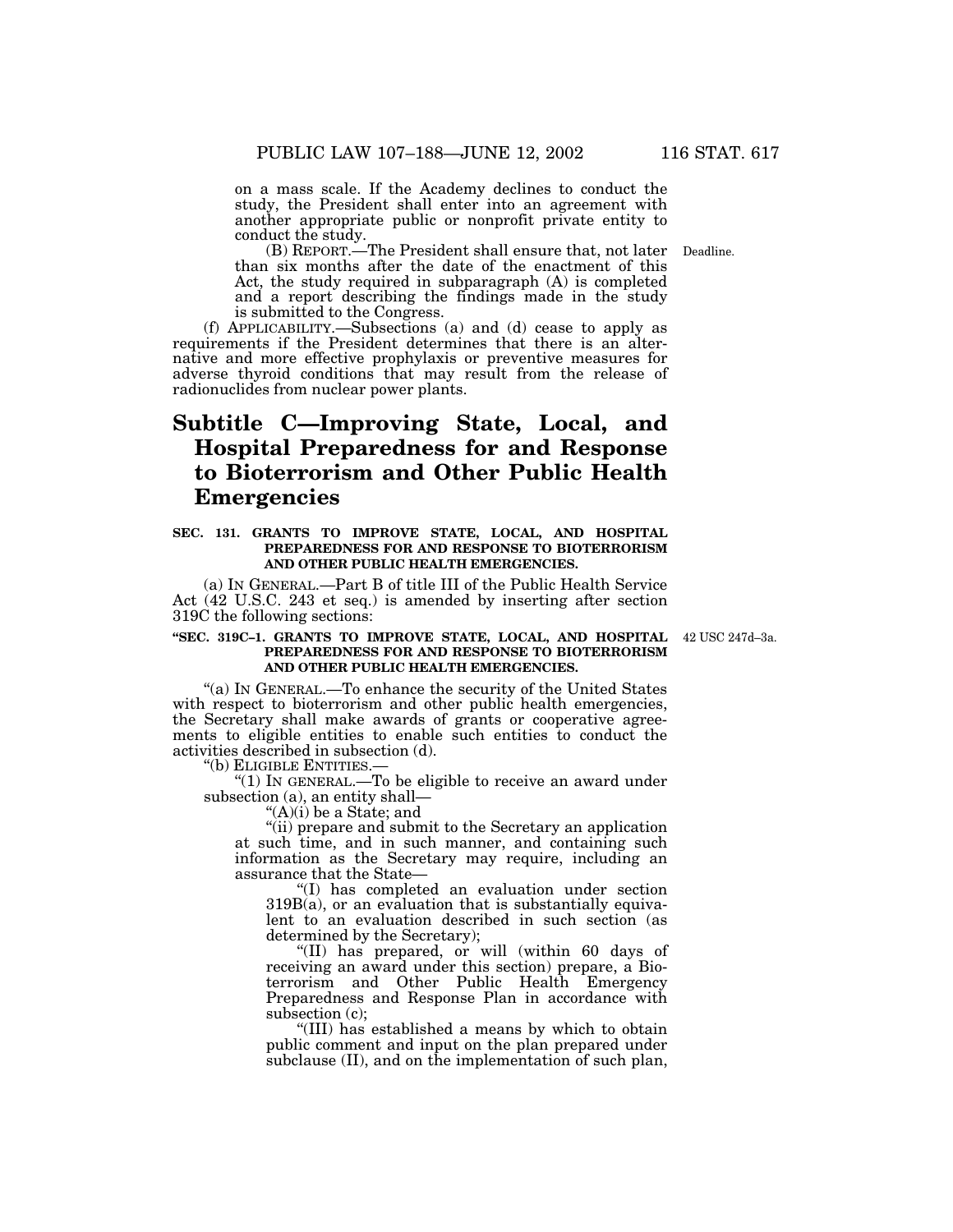on a mass scale. If the Academy declines to conduct the study, the President shall enter into an agreement with another appropriate public or nonprofit private entity to conduct the study.

(B) REPORT.—The President shall ensure that, not later than six months after the date of the enactment of this Act, the study required in subparagraph (A) is completed and a report describing the findings made in the study is submitted to the Congress.

Deadline.

(f) APPLICABILITY.—Subsections (a) and (d) cease to apply as requirements if the President determines that there is an alternative and more effective prophylaxis or preventive measures for adverse thyroid conditions that may result from the release of radionuclides from nuclear power plants.

# Subtitle C—Improving State, Local, and Hospital Preparedness for and Response to Bioterrorism and Other Public Health Emergencies

### SEC. 131. GRANTS TO IMPROVE STATE, LOCAL, AND HOSPITAL PREPAREDNESS FOR AND RESPONSE TO BIOTERRORISM AND OTHER PUBLIC HEALTH EMERGENCIES.

(a) IN GENERAL.—Part B of title III of the Public Health Service Act (42 U.S.C. 243 et seq.) is amended by inserting after section 319C the following sections:

### "SEC. 319C–1. GRANTS TO IMPROVE STATE, LOCAL, AND HOSPITAL PREPAREDNESS FOR AND RESPONSE TO BIOTERRORISM AND OTHER PUBLIC HEALTH EMERGENCIES.

42 USC 247d–3a.

"(a) IN GENERAL.—To enhance the security of the United States with respect to bioterrorism and other public health emergencies, the Secretary shall make awards of grants or cooperative agreements to eligible entities to enable such entities to conduct the activities described in subsection (d).

"(b) ELIGIBLE ENTITIES.—

"(1) IN GENERAL.—To be eligible to receive an award under subsection (a), an entity shall—

"(A)(i) be a State; and

"(ii) prepare and submit to the Secretary an application at such time, and in such manner, and containing such information as the Secretary may require, including an assurance that the State—

"(I) has completed an evaluation under section 319B(a), or an evaluation that is substantially equivalent to an evaluation described in such section (as determined by the Secretary);

"(II) has prepared, or will (within 60 days of receiving an award under this section) prepare, a Bioterrorism and Other Public Health Emergency Preparedness and Response Plan in accordance with subsection (c);

"(III) has established a means by which to obtain public comment and input on the plan prepared under subclause (II), and on the implementation of such plan,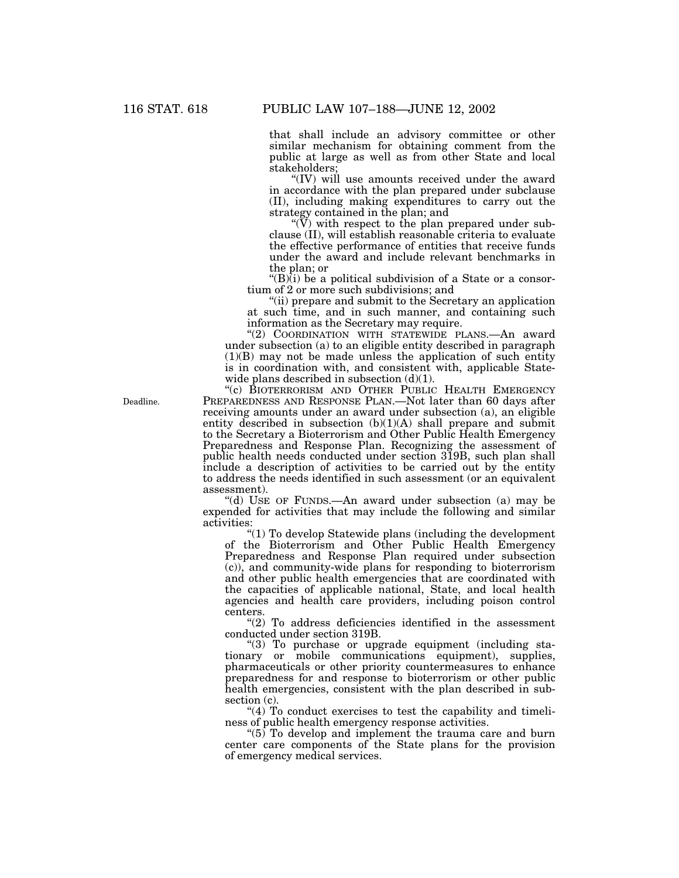that shall include an advisory committee or other similar mechanism for obtaining comment from the public at large as well as from other State and local stakeholders;

"(IV) will use amounts received under the award in accordance with the plan prepared under subclause (II), including making expenditures to carry out the strategy contained in the plan; and

"(V) with respect to the plan prepared under subclause (II), will establish reasonable criteria to evaluate the effective performance of entities that receive funds under the award and include relevant benchmarks in the plan; or

"(B)(i) be a political subdivision of a State or a consortium of 2 or more such subdivisions; and

"(ii) prepare and submit to the Secretary an application at such time, and in such manner, and containing such information as the Secretary may require.

"(2) COORDINATION WITH STATEWIDE PLANS.—An award under subsection (a) to an eligible entity described in paragraph (1)(B) may not be made unless the application of such entity is in coordination with, and consistent with, applicable Statewide plans described in subsection (d)(1).

Deadline.

"(c) BIOTERRORISM AND OTHER PUBLIC HEALTH EMERGENCY PREPAREDNESS AND RESPONSE PLAN.—Not later than 60 days after receiving amounts under an award under subsection (a), an eligible entity described in subsection (b)(1)(A) shall prepare and submit to the Secretary a Bioterrorism and Other Public Health Emergency Preparedness and Response Plan. Recognizing the assessment of public health needs conducted under section 319B, such plan shall include a description of activities to be carried out by the entity to address the needs identified in such assessment (or an equivalent assessment).

"(d) USE OF FUNDS.—An award under subsection (a) may be expended for activities that may include the following and similar activities:

"(1) To develop Statewide plans (including the development of the Bioterrorism and Other Public Health Emergency Preparedness and Response Plan required under subsection (c)), and community-wide plans for responding to bioterrorism and other public health emergencies that are coordinated with the capacities of applicable national, State, and local health agencies and health care providers, including poison control centers.

"(2) To address deficiencies identified in the assessment conducted under section 319B.

"(3) To purchase or upgrade equipment (including stationary or mobile communications equipment), supplies, pharmaceuticals or other priority countermeasures to enhance preparedness for and response to bioterrorism or other public health emergencies, consistent with the plan described in subsection (c).

"(4) To conduct exercises to test the capability and timeliness of public health emergency response activities.

"(5) To develop and implement the trauma care and burn center care components of the State plans for the provision of emergency medical services.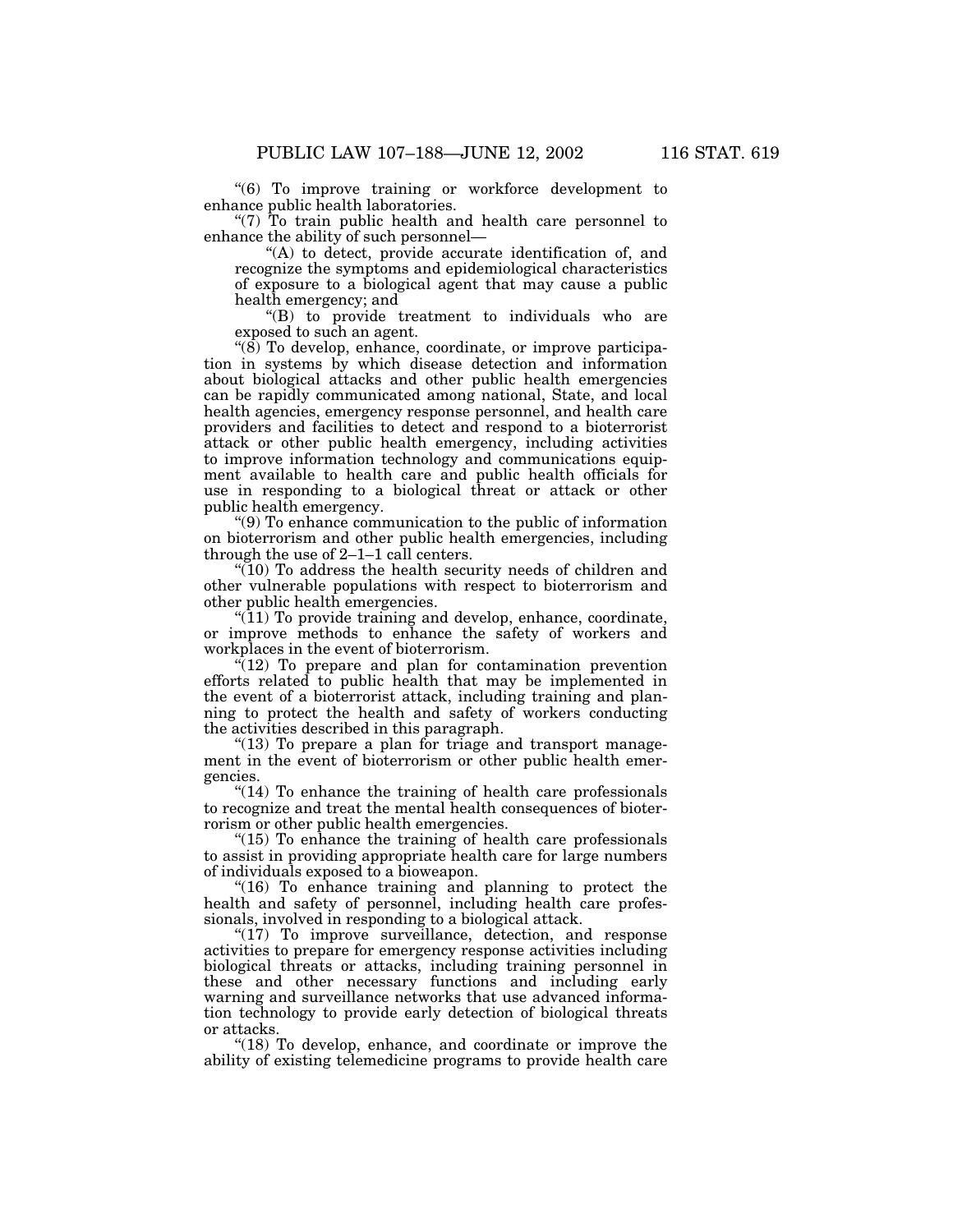"(6) To improve training or workforce development to enhance public health laboratories.

"(7) To train public health and health care personnel to enhance the ability of such personnel—

"(A) to detect, provide accurate identification of, and recognize the symptoms and epidemiological characteristics of exposure to a biological agent that may cause a public health emergency; and

"(B) to provide treatment to individuals who are exposed to such an agent.

"(8) To develop, enhance, coordinate, or improve participation in systems by which disease detection and information about biological attacks and other public health emergencies can be rapidly communicated among national, State, and local health agencies, emergency response personnel, and health care providers and facilities to detect and respond to a bioterrorist attack or other public health emergency, including activities to improve information technology and communications equipment available to health care and public health officials for use in responding to a biological threat or attack or other public health emergency.

"(9) To enhance communication to the public of information on bioterrorism and other public health emergencies, including through the use of 2–1–1 call centers.

"(10) To address the health security needs of children and other vulnerable populations with respect to bioterrorism and other public health emergencies.

"(11) To provide training and develop, enhance, coordinate, or improve methods to enhance the safety of workers and workplaces in the event of bioterrorism.

"(12) To prepare and plan for contamination prevention efforts related to public health that may be implemented in the event of a bioterrorist attack, including training and planning to protect the health and safety of workers conducting the activities described in this paragraph.

"(13) To prepare a plan for triage and transport management in the event of bioterrorism or other public health emergencies.

"(14) To enhance the training of health care professionals to recognize and treat the mental health consequences of bioterrorism or other public health emergencies.

"(15) To enhance the training of health care professionals to assist in providing appropriate health care for large numbers of individuals exposed to a bioweapon.

"(16) To enhance training and planning to protect the health and safety of personnel, including health care professionals, involved in responding to a biological attack.

"(17) To improve surveillance, detection, and response activities to prepare for emergency response activities including biological threats or attacks, including training personnel in these and other necessary functions and including early warning and surveillance networks that use advanced information technology to provide early detection of biological threats or attacks.

"(18) To develop, enhance, and coordinate or improve the ability of existing telemedicine programs to provide health care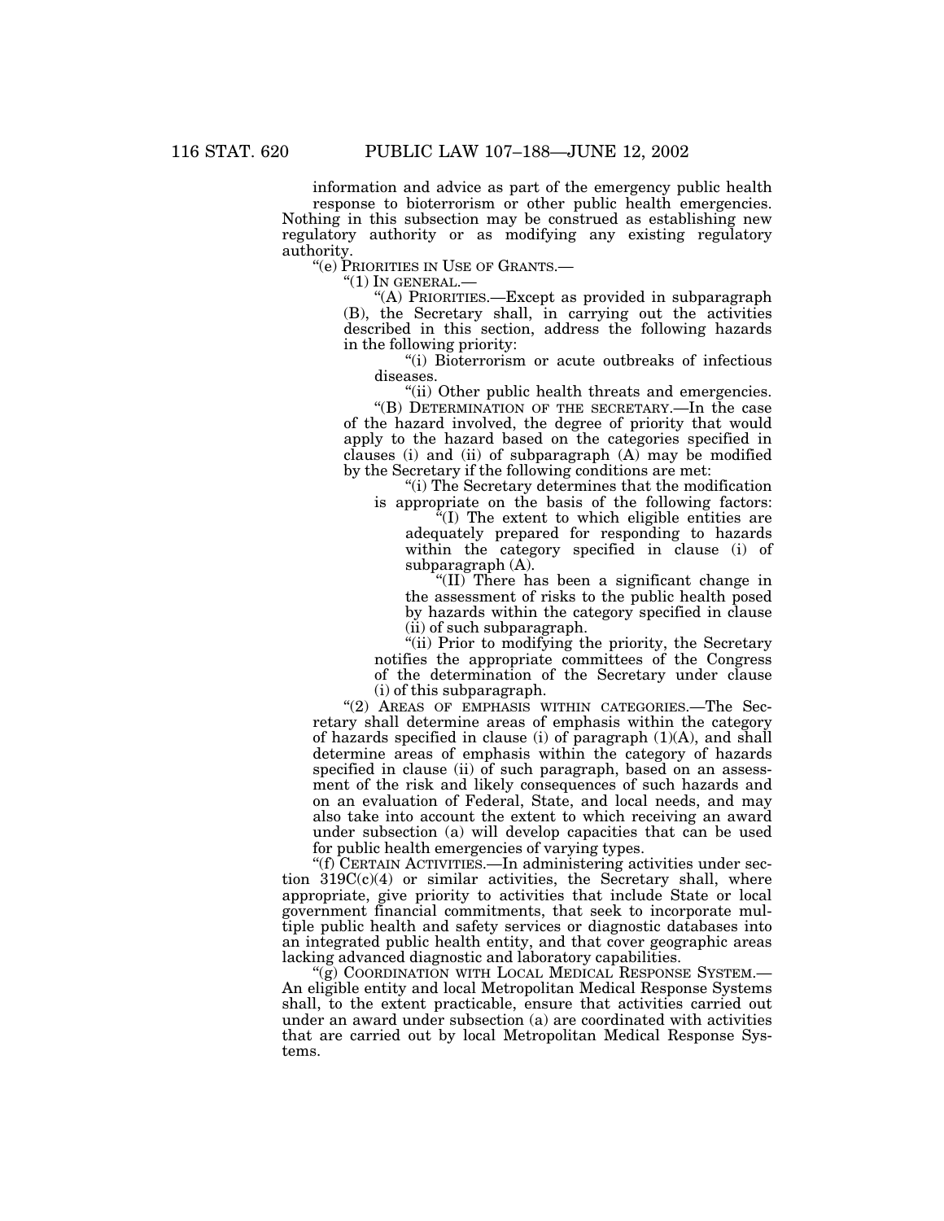information and advice as part of the emergency public health response to bioterrorism or other public health emergencies. Nothing in this subsection may be construed as establishing new regulatory authority or as modifying any existing regulatory authority.

"(e) PRIORITIES IN USE OF GRANTS.—

"(1) IN GENERAL.—

"(A) PRIORITIES.—Except as provided in subparagraph (B), the Secretary shall, in carrying out the activities described in this section, address the following hazards in the following priority:

"(i) Bioterrorism or acute outbreaks of infectious diseases.

"(ii) Other public health threats and emergencies.

"(B) DETERMINATION OF THE SECRETARY.—In the case of the hazard involved, the degree of priority that would apply to the hazard based on the categories specified in clauses (i) and (ii) of subparagraph (A) may be modified by the Secretary if the following conditions are met:

"(i) The Secretary determines that the modification is appropriate on the basis of the following factors:

"(I) The extent to which eligible entities are adequately prepared for responding to hazards within the category specified in clause (i) of subparagraph (A).

"(II) There has been a significant change in the assessment of risks to the public health posed by hazards within the category specified in clause (ii) of such subparagraph.

"(ii) Prior to modifying the priority, the Secretary notifies the appropriate committees of the Congress of the determination of the Secretary under clause (i) of this subparagraph.

"(2) AREAS OF EMPHASIS WITHIN CATEGORIES.—The Secretary shall determine areas of emphasis within the category of hazards specified in clause (i) of paragraph (1)(A), and shall determine areas of emphasis within the category of hazards specified in clause (ii) of such paragraph, based on an assessment of the risk and likely consequences of such hazards and on an evaluation of Federal, State, and local needs, and may also take into account the extent to which receiving an award under subsection (a) will develop capacities that can be used for public health emergencies of varying types.

"(f) CERTAIN ACTIVITIES.—In administering activities under section 319C(c)(4) or similar activities, the Secretary shall, where appropriate, give priority to activities that include State or local government financial commitments, that seek to incorporate multiple public health and safety services or diagnostic databases into an integrated public health entity, and that cover geographic areas lacking advanced diagnostic and laboratory capabilities.

"(g) COORDINATION WITH LOCAL MEDICAL RESPONSE SYSTEM.—An eligible entity and local Metropolitan Medical Response Systems shall, to the extent practicable, ensure that activities carried out under an award under subsection (a) are coordinated with activities that are carried out by local Metropolitan Medical Response Systems.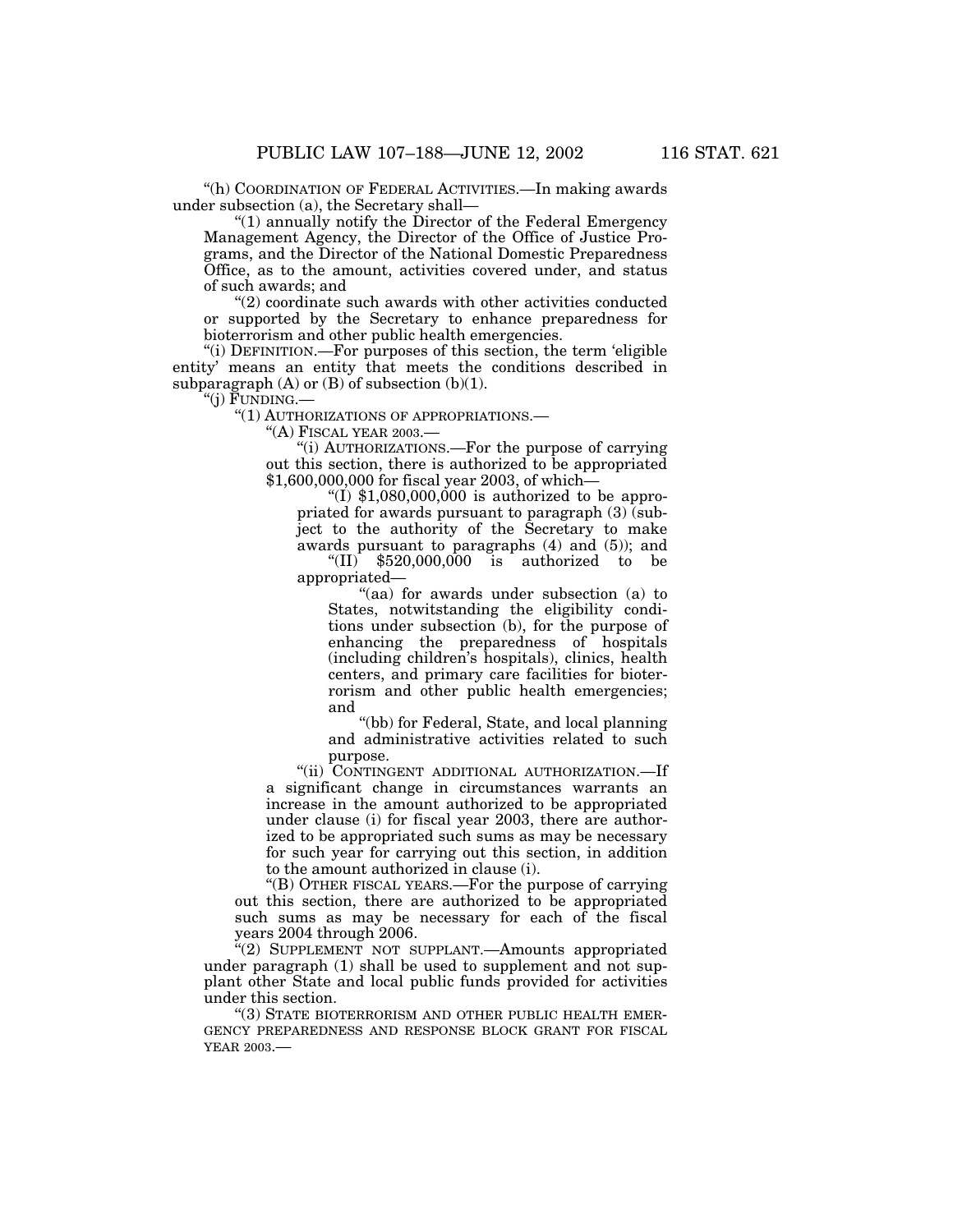"(h) COORDINATION OF FEDERAL ACTIVITIES.—In making awards under subsection (a), the Secretary shall—

"(1) annually notify the Director of the Federal Emergency Management Agency, the Director of the Office of Justice Programs, and the Director of the National Domestic Preparedness Office, as to the amount, activities covered under, and status of such awards; and

"(2) coordinate such awards with other activities conducted or supported by the Secretary to enhance preparedness for bioterrorism and other public health emergencies.

"(i) DEFINITION.—For purposes of this section, the term 'eligible entity' means an entity that meets the conditions described in subparagraph (A) or (B) of subsection (b)(1).

"(j) FUNDING.—

"(1) AUTHORIZATIONS OF APPROPRIATIONS.—

"(A) FISCAL YEAR 2003.—

"(i) AUTHORIZATIONS.—For the purpose of carrying out this section, there is authorized to be appropriated $1,600,000,000 for fiscal year 2003, of which—

"(I) $1,080,000,000 is authorized to be appropriated for awards pursuant to paragraph (3) (subject to the authority of the Secretary to make awards pursuant to paragraphs (4) and (5)); and

"(II) $520,000,000 is authorized to be appropriated—

"(aa) for awards under subsection (a) to States, notwitstanding the eligibility conditions under subsection (b), for the purpose of enhancing the preparedness of hospitals (including children's hospitals), clinics, health centers, and primary care facilities for bioterrorism and other public health emergencies; and

"(bb) for Federal, State, and local planning and administrative activities related to such purpose.

"(ii) CONTINGENT ADDITIONAL AUTHORIZATION.—If a significant change in circumstances warrants an increase in the amount authorized to be appropriated under clause (i) for fiscal year 2003, there are authorized to be appropriated such sums as may be necessary for such year for carrying out this section, in addition to the amount authorized in clause (i).

"(B) OTHER FISCAL YEARS.—For the purpose of carrying out this section, there are authorized to be appropriated such sums as may be necessary for each of the fiscal years 2004 through 2006.

"(2) SUPPLEMENT NOT SUPPLANT.—Amounts appropriated under paragraph (1) shall be used to supplement and not supplant other State and local public funds provided for activities under this section.

"(3) STATE BIOTERRORISM AND OTHER PUBLIC HEALTH EMERGENCY PREPAREDNESS AND RESPONSE BLOCK GRANT FOR FISCAL YEAR 2003.—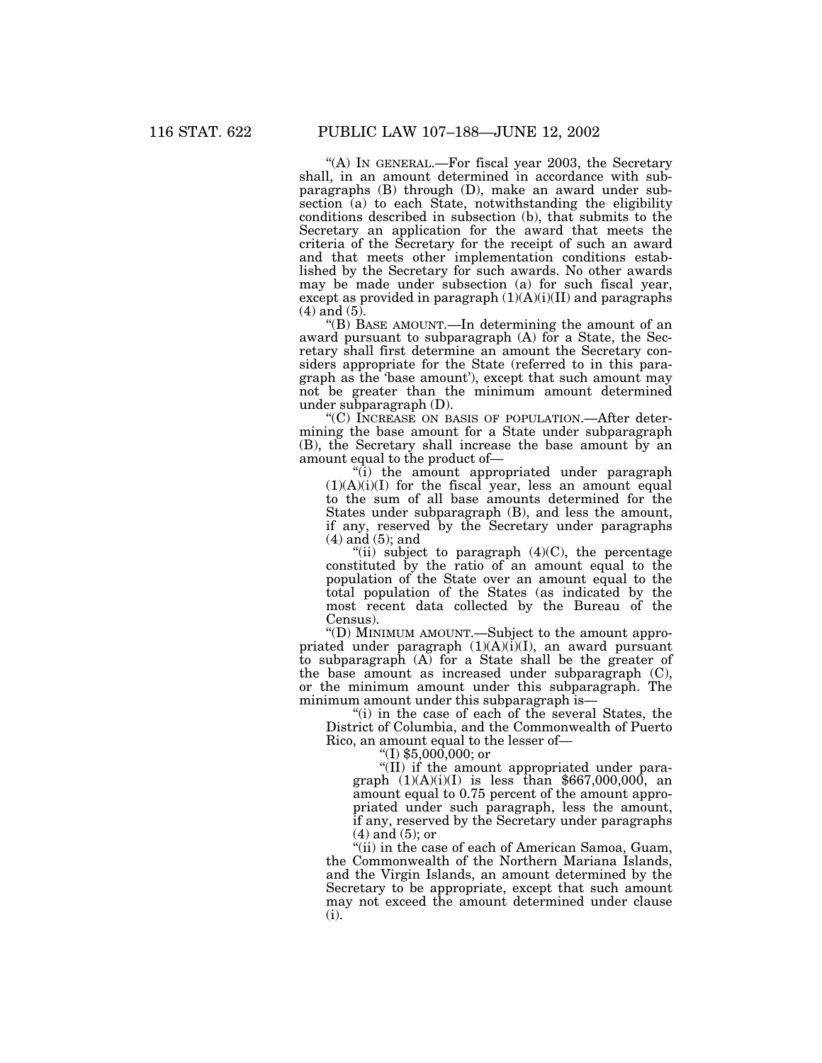"(A) IN GENERAL.—For fiscal year 2003, the Secretary shall, in an amount determined in accordance with subparagraphs (B) through (D), make an award under subsection (a) to each State, notwithstanding the eligibility conditions described in subsection (b), that submits to the Secretary an application for the award that meets the criteria of the Secretary for the receipt of such an award and that meets other implementation conditions established by the Secretary for such awards. No other awards may be made under subsection (a) for such fiscal year, except as provided in paragraph (1)(A)(i)(II) and paragraphs (4) and (5).

"(B) BASE AMOUNT.—In determining the amount of an award pursuant to subparagraph (A) for a State, the Secretary shall first determine an amount the Secretary considers appropriate for the State (referred to in this paragraph as the 'base amount'), except that such amount may not be greater than the minimum amount determined under subparagraph (D).

"(C) INCREASE ON BASIS OF POPULATION.—After determining the base amount for a State under subparagraph (B), the Secretary shall increase the base amount by an amount equal to the product of—

"(i) the amount appropriated under paragraph (1)(A)(i)(I) for the fiscal year, less an amount equal to the sum of all base amounts determined for the States under subparagraph (B), and less the amount, if any, reserved by the Secretary under paragraphs (4) and (5); and

"(ii) subject to paragraph (4)(C), the percentage constituted by the ratio of an amount equal to the population of the State over an amount equal to the total population of the States (as indicated by the most recent data collected by the Bureau of the Census).

"(D) MINIMUM AMOUNT.—Subject to the amount appropriated under paragraph (1)(A)(i)(I), an award pursuant to subparagraph (A) for a State shall be the greater of the base amount as increased under subparagraph (C), or the minimum amount under this subparagraph. The minimum amount under this subparagraph is—

"(i) in the case of each of the several States, the District of Columbia, and the Commonwealth of Puerto Rico, an amount equal to the lesser of—

"(I) $5,000,000; or

"(II) if the amount appropriated under paragraph (1)(A)(i)(I) is less than $667,000,000, an amount equal to 0.75 percent of the amount appropriated under such paragraph, less the amount, if any, reserved by the Secretary under paragraphs (4) and (5); or

"(ii) in the case of each of American Samoa, Guam, the Commonwealth of the Northern Mariana Islands, and the Virgin Islands, an amount determined by the Secretary to be appropriate, except that such amount may not exceed the amount determined under clause (i).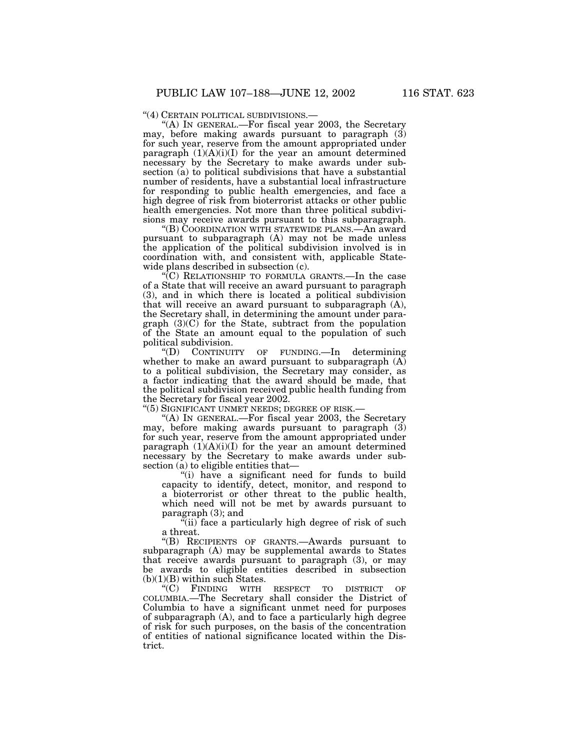"(4) CERTAIN POLITICAL SUBDIVISIONS.—

"(A) IN GENERAL.—For fiscal year 2003, the Secretary may, before making awards pursuant to paragraph (3) for such year, reserve from the amount appropriated under paragraph (1)(A)(i)(I) for the year an amount determined necessary by the Secretary to make awards under subsection (a) to political subdivisions that have a substantial number of residents, have a substantial local infrastructure for responding to public health emergencies, and face a high degree of risk from bioterrorist attacks or other public health emergencies. Not more than three political subdivisions may receive awards pursuant to this subparagraph.

"(B) COORDINATION WITH STATEWIDE PLANS.—An award pursuant to subparagraph (A) may not be made unless the application of the political subdivision involved is in coordination with, and consistent with, applicable Statewide plans described in subsection (c).

"(C) RELATIONSHIP TO FORMULA GRANTS.—In the case of a State that will receive an award pursuant to paragraph (3), and in which there is located a political subdivision that will receive an award pursuant to subparagraph (A), the Secretary shall, in determining the amount under paragraph (3)(C) for the State, subtract from the population of the State an amount equal to the population of such political subdivision.

"(D) CONTINUITY OF FUNDING.—In determining whether to make an award pursuant to subparagraph (A) to a political subdivision, the Secretary may consider, as a factor indicating that the award should be made, that the political subdivision received public health funding from the Secretary for fiscal year 2002.

"(5) SIGNIFICANT UNMET NEEDS; DEGREE OF RISK.—

"(A) IN GENERAL.—For fiscal year 2003, the Secretary may, before making awards pursuant to paragraph (3) for such year, reserve from the amount appropriated under paragraph (1)(A)(i)(I) for the year an amount determined necessary by the Secretary to make awards under subsection (a) to eligible entities that—

"(i) have a significant need for funds to build capacity to identify, detect, monitor, and respond to a bioterrorist or other threat to the public health, which need will not be met by awards pursuant to paragraph (3); and

"(ii) face a particularly high degree of risk of such a threat.

"(B) RECIPIENTS OF GRANTS.—Awards pursuant to subparagraph (A) may be supplemental awards to States that receive awards pursuant to paragraph (3), or may be awards to eligible entities described in subsection (b)(1)(B) within such States.

"(C) FINDING WITH RESPECT TO DISTRICT OF COLUMBIA.—The Secretary shall consider the District of Columbia to have a significant unmet need for purposes of subparagraph (A), and to face a particularly high degree of risk for such purposes, on the basis of the concentration of entities of national significance located within the District.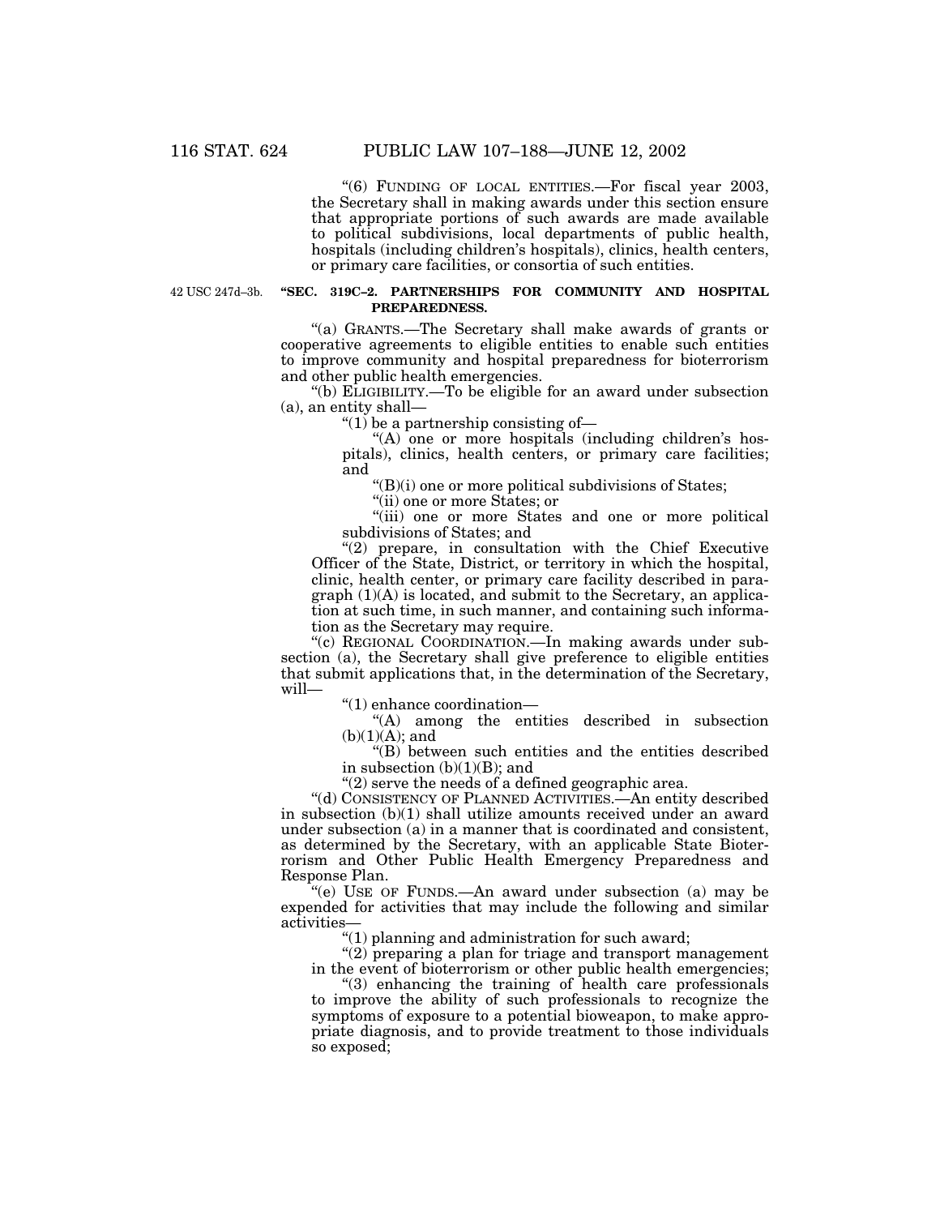"(6) FUNDING OF LOCAL ENTITIES.—For fiscal year 2003, the Secretary shall in making awards under this section ensure that appropriate portions of such awards are made available to political subdivisions, local departments of public health, hospitals (including children's hospitals), clinics, health centers, or primary care facilities, or consortia of such entities.

42 USC 247d–3b.

**"SEC. 319C–2. PARTNERSHIPS FOR COMMUNITY AND HOSPITAL PREPAREDNESS.**

"(a) GRANTS.—The Secretary shall make awards of grants or cooperative agreements to eligible entities to enable such entities to improve community and hospital preparedness for bioterrorism and other public health emergencies.

"(b) ELIGIBILITY.—To be eligible for an award under subsection (a), an entity shall—

"(1) be a partnership consisting of—

"(A) one or more hospitals (including children's hospitals), clinics, health centers, or primary care facilities; and

"(B)(i) one or more political subdivisions of States;

"(ii) one or more States; or

"(iii) one or more States and one or more political subdivisions of States; and

"(2) prepare, in consultation with the Chief Executive Officer of the State, District, or territory in which the hospital, clinic, health center, or primary care facility described in paragraph (1)(A) is located, and submit to the Secretary, an application at such time, in such manner, and containing such information as the Secretary may require.

"(c) REGIONAL COORDINATION.—In making awards under subsection (a), the Secretary shall give preference to eligible entities that submit applications that, in the determination of the Secretary, will—

"(1) enhance coordination—

"(A) among the entities described in subsection (b)(1)(A); and

"(B) between such entities and the entities described in subsection (b)(1)(B); and

"(2) serve the needs of a defined geographic area.

"(d) CONSISTENCY OF PLANNED ACTIVITIES.—An entity described in subsection (b)(1) shall utilize amounts received under an award under subsection (a) in a manner that is coordinated and consistent, as determined by the Secretary, with an applicable State Bioterrorism and Other Public Health Emergency Preparedness and Response Plan.

"(e) USE OF FUNDS.—An award under subsection (a) may be expended for activities that may include the following and similar activities—

"(1) planning and administration for such award;

"(2) preparing a plan for triage and transport management in the event of bioterrorism or other public health emergencies;

"(3) enhancing the training of health care professionals to improve the ability of such professionals to recognize the symptoms of exposure to a potential bioweapon, to make appropriate diagnosis, and to provide treatment to those individuals so exposed;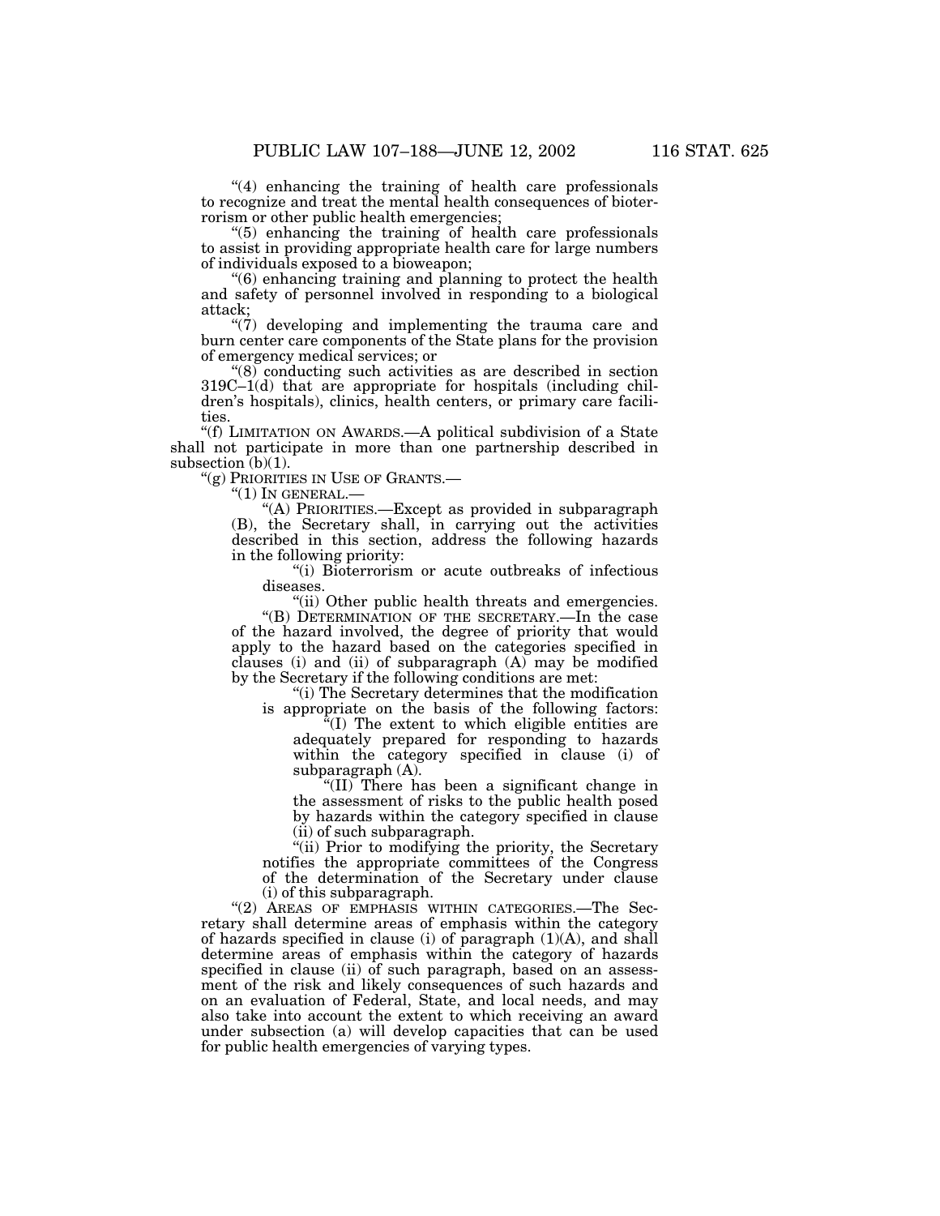"(4) enhancing the training of health care professionals to recognize and treat the mental health consequences of bioterrorism or other public health emergencies;

"(5) enhancing the training of health care professionals to assist in providing appropriate health care for large numbers of individuals exposed to a bioweapon;

"(6) enhancing training and planning to protect the health and safety of personnel involved in responding to a biological attack;

"(7) developing and implementing the trauma care and burn center care components of the State plans for the provision of emergency medical services; or

"(8) conducting such activities as are described in section 319C–1(d) that are appropriate for hospitals (including children's hospitals), clinics, health centers, or primary care facilities.

"(f) LIMITATION ON AWARDS.—A political subdivision of a State shall not participate in more than one partnership described in subsection (b)(1).

"(g) PRIORITIES IN USE OF GRANTS.—

"(1) IN GENERAL.—

"(A) PRIORITIES.—Except as provided in subparagraph (B), the Secretary shall, in carrying out the activities described in this section, address the following hazards in the following priority:

"(i) Bioterrorism or acute outbreaks of infectious diseases.

"(ii) Other public health threats and emergencies.

"(B) DETERMINATION OF THE SECRETARY.—In the case of the hazard involved, the degree of priority that would apply to the hazard based on the categories specified in clauses (i) and (ii) of subparagraph (A) may be modified by the Secretary if the following conditions are met:

"(i) The Secretary determines that the modification is appropriate on the basis of the following factors:

"(I) The extent to which eligible entities are adequately prepared for responding to hazards within the category specified in clause (i) of subparagraph (A).

"(II) There has been a significant change in the assessment of risks to the public health posed by hazards within the category specified in clause (ii) of such subparagraph.

"(ii) Prior to modifying the priority, the Secretary notifies the appropriate committees of the Congress of the determination of the Secretary under clause (i) of this subparagraph.

"(2) AREAS OF EMPHASIS WITHIN CATEGORIES.—The Secretary shall determine areas of emphasis within the category of hazards specified in clause (i) of paragraph (1)(A), and shall determine areas of emphasis within the category of hazards specified in clause (ii) of such paragraph, based on an assessment of the risk and likely consequences of such hazards and on an evaluation of Federal, State, and local needs, and may also take into account the extent to which receiving an award under subsection (a) will develop capacities that can be used for public health emergencies of varying types.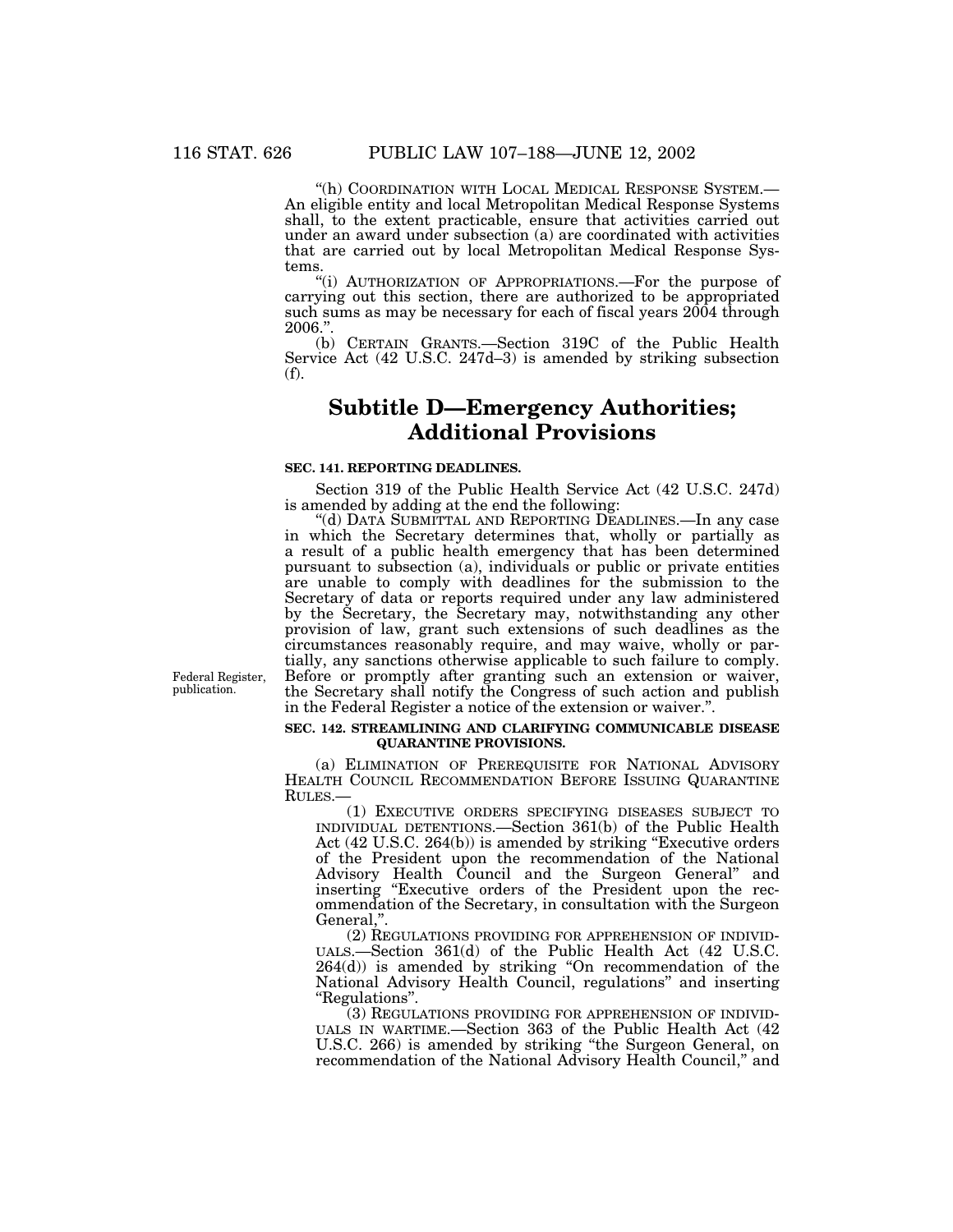"(h) COORDINATION WITH LOCAL MEDICAL RESPONSE SYSTEM.—An eligible entity and local Metropolitan Medical Response Systems shall, to the extent practicable, ensure that activities carried out under an award under subsection (a) are coordinated with activities that are carried out by local Metropolitan Medical Response Systems.

"(i) AUTHORIZATION OF APPROPRIATIONS.—For the purpose of carrying out this section, there are authorized to be appropriated such sums as may be necessary for each of fiscal years 2004 through 2006.".

(b) CERTAIN GRANTS.—Section 319C of the Public Health Service Act (42 U.S.C. 247d–3) is amended by striking subsection (f).

## Subtitle D—Emergency Authorities; Additional Provisions

### SEC. 141. REPORTING DEADLINES.

Section 319 of the Public Health Service Act (42 U.S.C. 247d) is amended by adding at the end the following:

"(d) DATA SUBMITTAL AND REPORTING DEADLINES.—In any case in which the Secretary determines that, wholly or partially as a result of a public health emergency that has been determined pursuant to subsection (a), individuals or public or private entities are unable to comply with deadlines for the submission to the Secretary of data or reports required under any law administered by the Secretary, the Secretary may, notwithstanding any other provision of law, grant such extensions of such deadlines as the circumstances reasonably require, and may waive, wholly or partially, any sanctions otherwise applicable to such failure to comply. Before or promptly after granting such an extension or waiver, the Secretary shall notify the Congress of such action and publish in the Federal Register a notice of the extension or waiver.".

Federal Register, publication.

### SEC. 142. STREAMLINING AND CLARIFYING COMMUNICABLE DISEASE QUARANTINE PROVISIONS.

(a) ELIMINATION OF PREREQUISITE FOR NATIONAL ADVISORY HEALTH COUNCIL RECOMMENDATION BEFORE ISSUING QUARANTINE RULES.—

(1) EXECUTIVE ORDERS SPECIFYING DISEASES SUBJECT TO INDIVIDUAL DETENTIONS.—Section 361(b) of the Public Health Act (42 U.S.C. 264(b)) is amended by striking "Executive orders of the President upon the recommendation of the National Advisory Health Council and the Surgeon General" and inserting "Executive orders of the President upon the recommendation of the Secretary, in consultation with the Surgeon General,".

(2) REGULATIONS PROVIDING FOR APPREHENSION OF INDIVIDUALS.—Section 361(d) of the Public Health Act (42 U.S.C. 264(d)) is amended by striking "On recommendation of the National Advisory Health Council, regulations" and inserting "Regulations".

(3) REGULATIONS PROVIDING FOR APPREHENSION OF INDIVIDUALS IN WARTIME.—Section 363 of the Public Health Act (42 U.S.C. 266) is amended by striking "the Surgeon General, on recommendation of the National Advisory Health Council," and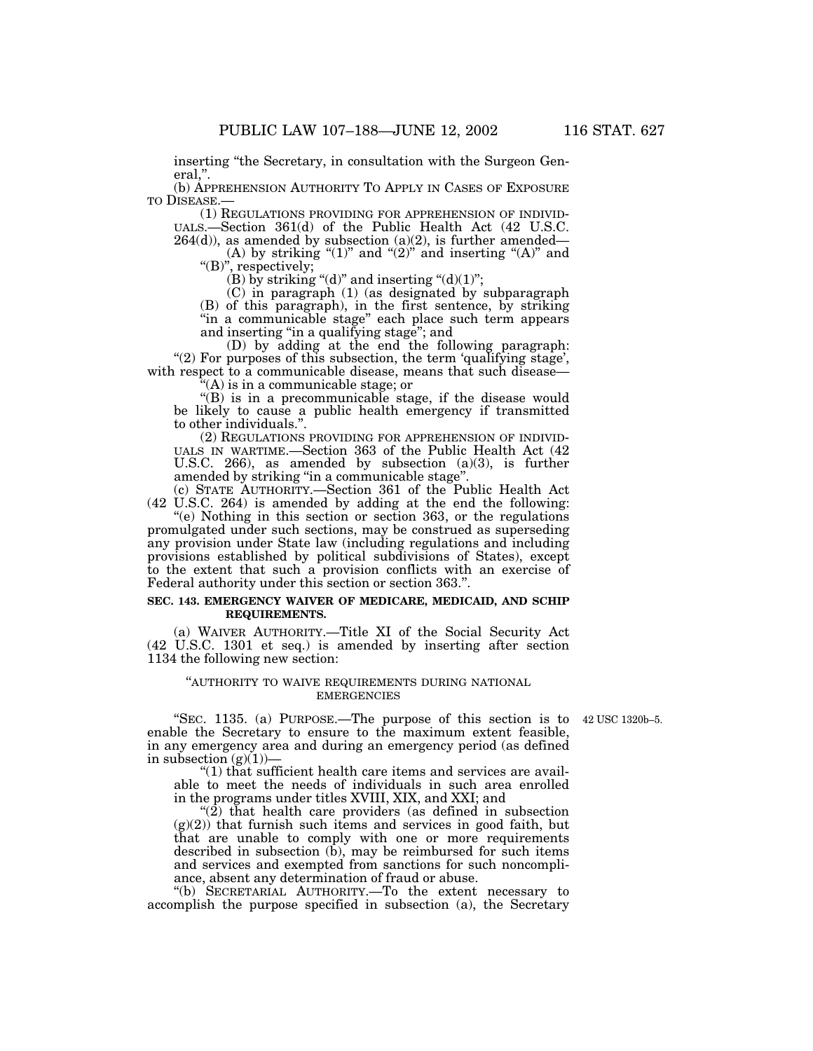inserting "the Secretary, in consultation with the Surgeon General,".

(b) APPREHENSION AUTHORITY TO APPLY IN CASES OF EXPOSURE TO DISEASE.—

(1) REGULATIONS PROVIDING FOR APPREHENSION OF INDIVIDUALS.—Section 361(d) of the Public Health Act (42 U.S.C. 264(d)), as amended by subsection (a)(2), is further amended—

(A) by striking "(1)" and "(2)" and inserting "(A)" and "(B)", respectively;

(B) by striking "(d)" and inserting "(d)(1)";

(C) in paragraph (1) (as designated by subparagraph (B) of this paragraph), in the first sentence, by striking "in a communicable stage" each place such term appears and inserting "in a qualifying stage"; and

(D) by adding at the end the following paragraph:

"(2) For purposes of this subsection, the term 'qualifying stage', with respect to a communicable disease, means that such disease—

"(A) is in a communicable stage; or

"(B) is in a precommunicable stage, if the disease would be likely to cause a public health emergency if transmitted to other individuals.".

(2) REGULATIONS PROVIDING FOR APPREHENSION OF INDIVIDUALS IN WARTIME.—Section 363 of the Public Health Act (42 U.S.C. 266), as amended by subsection (a)(3), is further amended by striking "in a communicable stage".

(c) STATE AUTHORITY.—Section 361 of the Public Health Act (42 U.S.C. 264) is amended by adding at the end the following:

"(e) Nothing in this section or section 363, or the regulations promulgated under such sections, may be construed as superseding any provision under State law (including regulations and including provisions established by political subdivisions of States), except to the extent that such a provision conflicts with an exercise of Federal authority under this section or section 363.".

**SEC. 143. EMERGENCY WAIVER OF MEDICARE, MEDICAID, AND SCHIP REQUIREMENTS.**

(a) WAIVER AUTHORITY.—Title XI of the Social Security Act (42 U.S.C. 1301 et seq.) is amended by inserting after section 1134 the following new section:

"AUTHORITY TO WAIVE REQUIREMENTS DURING NATIONAL EMERGENCIES

42 USC 1320b–5.

"SEC. 1135. (a) PURPOSE.—The purpose of this section is to enable the Secretary to ensure to the maximum extent feasible, in any emergency area and during an emergency period (as defined in subsection (g)(1))—

"(1) that sufficient health care items and services are available to meet the needs of individuals in such area enrolled in the programs under titles XVIII, XIX, and XXI; and

"(2) that health care providers (as defined in subsection (g)(2)) that furnish such items and services in good faith, but that are unable to comply with one or more requirements described in subsection (b), may be reimbursed for such items and services and exempted from sanctions for such noncompliance, absent any determination of fraud or abuse.

"(b) SECRETARIAL AUTHORITY.—To the extent necessary to accomplish the purpose specified in subsection (a), the Secretary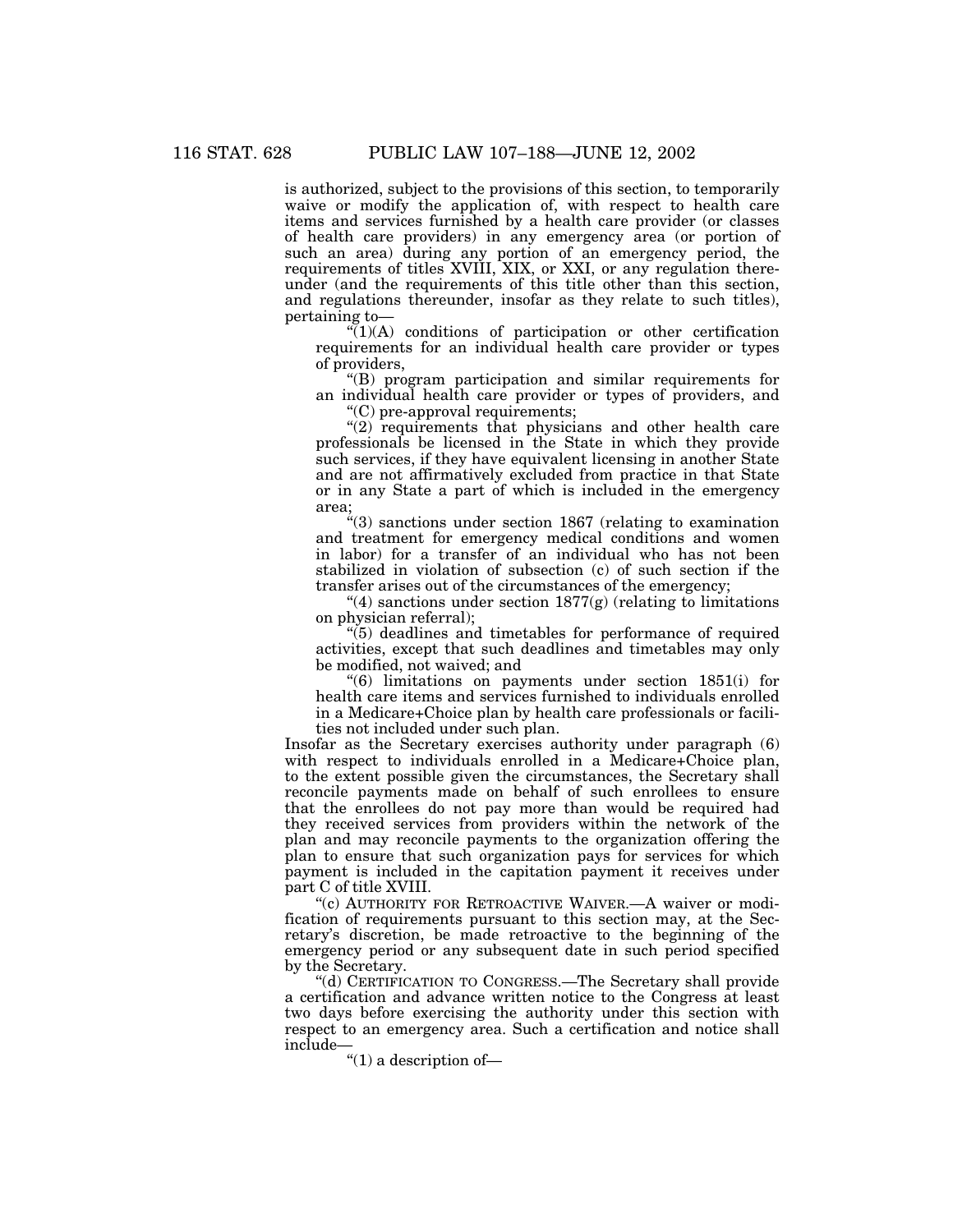is authorized, subject to the provisions of this section, to temporarily waive or modify the application of, with respect to health care items and services furnished by a health care provider (or classes of health care providers) in any emergency area (or portion of such an area) during any portion of an emergency period, the requirements of titles XVIII, XIX, or XXI, or any regulation thereunder (and the requirements of this title other than this section, and regulations thereunder, insofar as they relate to such titles), pertaining to—

"(1)(A) conditions of participation or other certification requirements for an individual health care provider or types of providers,

"(B) program participation and similar requirements for an individual health care provider or types of providers, and

"(C) pre-approval requirements;

"(2) requirements that physicians and other health care professionals be licensed in the State in which they provide such services, if they have equivalent licensing in another State and are not affirmatively excluded from practice in that State or in any State a part of which is included in the emergency area;

"(3) sanctions under section 1867 (relating to examination and treatment for emergency medical conditions and women in labor) for a transfer of an individual who has not been stabilized in violation of subsection (c) of such section if the transfer arises out of the circumstances of the emergency;

"(4) sanctions under section 1877(g) (relating to limitations on physician referral);

"(5) deadlines and timetables for performance of required activities, except that such deadlines and timetables may only be modified, not waived; and

"(6) limitations on payments under section 1851(i) for health care items and services furnished to individuals enrolled in a Medicare+Choice plan by health care professionals or facilities not included under such plan.

Insofar as the Secretary exercises authority under paragraph (6) with respect to individuals enrolled in a Medicare+Choice plan, to the extent possible given the circumstances, the Secretary shall reconcile payments made on behalf of such enrollees to ensure that the enrollees do not pay more than would be required had they received services from providers within the network of the plan and may reconcile payments to the organization offering the plan to ensure that such organization pays for services for which payment is included in the capitation payment it receives under part C of title XVIII.

"(c) AUTHORITY FOR RETROACTIVE WAIVER.—A waiver or modification of requirements pursuant to this section may, at the Secretary's discretion, be made retroactive to the beginning of the emergency period or any subsequent date in such period specified by the Secretary.

"(d) CERTIFICATION TO CONGRESS.—The Secretary shall provide a certification and advance written notice to the Congress at least two days before exercising the authority under this section with respect to an emergency area. Such a certification and notice shall include—

"(1) a description of—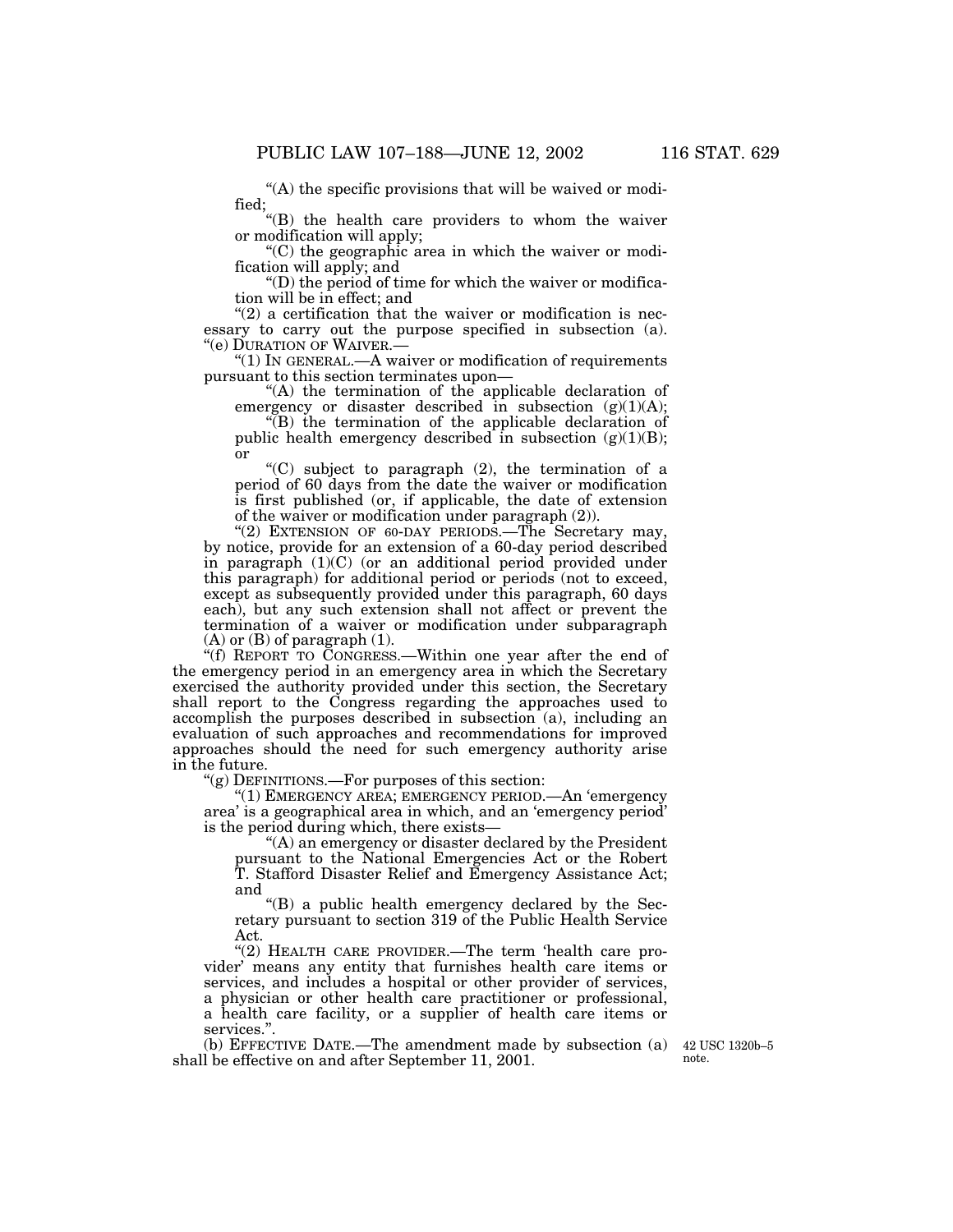"(A) the specific provisions that will be waived or modified;

"(B) the health care providers to whom the waiver or modification will apply;

"(C) the geographic area in which the waiver or modification will apply; and

"(D) the period of time for which the waiver or modification will be in effect; and

"(2) a certification that the waiver or modification is necessary to carry out the purpose specified in subsection (a).

"(e) DURATION OF WAIVER.—

"(1) IN GENERAL.—A waiver or modification of requirements pursuant to this section terminates upon—

"(A) the termination of the applicable declaration of emergency or disaster described in subsection (g)(1)(A);

"(B) the termination of the applicable declaration of public health emergency described in subsection (g)(1)(B); or

"(C) subject to paragraph (2), the termination of a period of 60 days from the date the waiver or modification is first published (or, if applicable, the date of extension of the waiver or modification under paragraph (2)).

"(2) EXTENSION OF 60-DAY PERIODS.—The Secretary may, by notice, provide for an extension of a 60-day period described in paragraph (1)(C) (or an additional period provided under this paragraph) for additional period or periods (not to exceed, except as subsequently provided under this paragraph, 60 days each), but any such extension shall not affect or prevent the termination of a waiver or modification under subparagraph (A) or (B) of paragraph (1).

"(f) REPORT TO CONGRESS.—Within one year after the end of the emergency period in an emergency area in which the Secretary exercised the authority provided under this section, the Secretary shall report to the Congress regarding the approaches used to accomplish the purposes described in subsection (a), including an evaluation of such approaches and recommendations for improved approaches should the need for such emergency authority arise in the future.

"(g) DEFINITIONS.—For purposes of this section:

"(1) EMERGENCY AREA; EMERGENCY PERIOD.—An 'emergency area' is a geographical area in which, and an 'emergency period' is the period during which, there exists—

"(A) an emergency or disaster declared by the President pursuant to the National Emergencies Act or the Robert T. Stafford Disaster Relief and Emergency Assistance Act; and

"(B) a public health emergency declared by the Secretary pursuant to section 319 of the Public Health Service Act.

"(2) HEALTH CARE PROVIDER.—The term 'health care provider' means any entity that furnishes health care items or services, and includes a hospital or other provider of services, a physician or other health care practitioner or professional, a health care facility, or a supplier of health care items or services.".

(b) EFFECTIVE DATE.—The amendment made by subsection (a) shall be effective on and after September 11, 2001.

42 USC 1320b–5 note.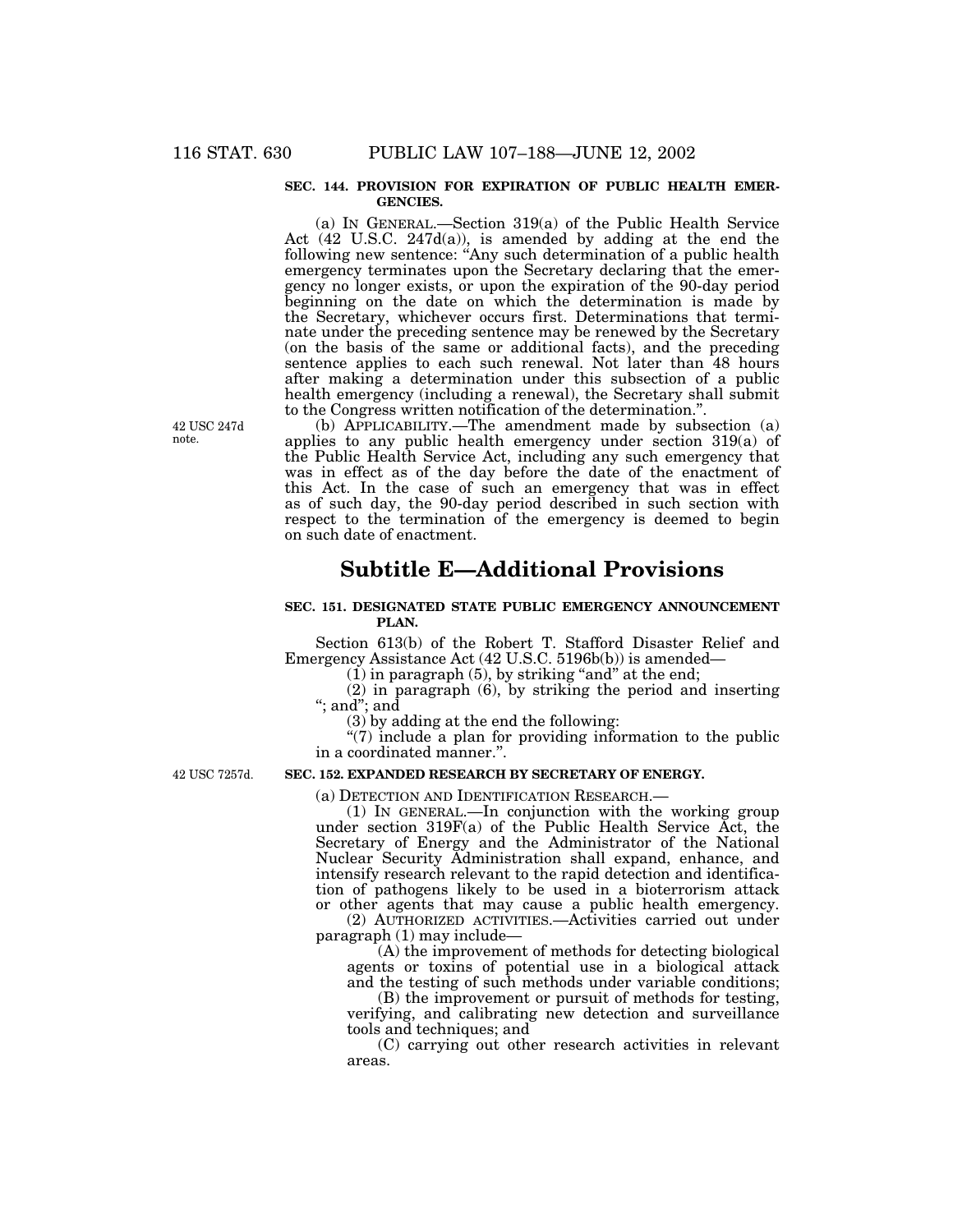**SEC. 144. PROVISION FOR EXPIRATION OF PUBLIC HEALTH EMERGENCIES.**

(a) IN GENERAL.—Section 319(a) of the Public Health Service Act (42 U.S.C. 247d(a)), is amended by adding at the end the following new sentence: "Any such determination of a public health emergency terminates upon the Secretary declaring that the emergency no longer exists, or upon the expiration of the 90-day period beginning on the date on which the determination is made by the Secretary, whichever occurs first. Determinations that terminate under the preceding sentence may be renewed by the Secretary (on the basis of the same or additional facts), and the preceding sentence applies to each such renewal. Not later than 48 hours after making a determination under this subsection of a public health emergency (including a renewal), the Secretary shall submit to the Congress written notification of the determination.".

42 USC 247d note.

(b) APPLICABILITY.—The amendment made by subsection (a) applies to any public health emergency under section 319(a) of the Public Health Service Act, including any such emergency that was in effect as of the day before the date of the enactment of this Act. In the case of such an emergency that was in effect as of such day, the 90-day period described in such section with respect to the termination of the emergency is deemed to begin on such date of enactment.

## Subtitle E—Additional Provisions

**SEC. 151. DESIGNATED STATE PUBLIC EMERGENCY ANNOUNCEMENT PLAN.**

Section 613(b) of the Robert T. Stafford Disaster Relief and Emergency Assistance Act (42 U.S.C. 5196b(b)) is amended—

(1) in paragraph (5), by striking "and" at the end;

(2) in paragraph (6), by striking the period and inserting "; and"; and

(3) by adding at the end the following:

"(7) include a plan for providing information to the public in a coordinated manner.".

42 USC 7257d.

**SEC. 152. EXPANDED RESEARCH BY SECRETARY OF ENERGY.**

(a) DETECTION AND IDENTIFICATION RESEARCH.—

(1) IN GENERAL.—In conjunction with the working group under section 319F(a) of the Public Health Service Act, the Secretary of Energy and the Administrator of the National Nuclear Security Administration shall expand, enhance, and intensify research relevant to the rapid detection and identification of pathogens likely to be used in a bioterrorism attack or other agents that may cause a public health emergency.

(2) AUTHORIZED ACTIVITIES.—Activities carried out under paragraph (1) may include—

(A) the improvement of methods for detecting biological agents or toxins of potential use in a biological attack and the testing of such methods under variable conditions;

(B) the improvement or pursuit of methods for testing, verifying, and calibrating new detection and surveillance tools and techniques; and

(C) carrying out other research activities in relevant areas.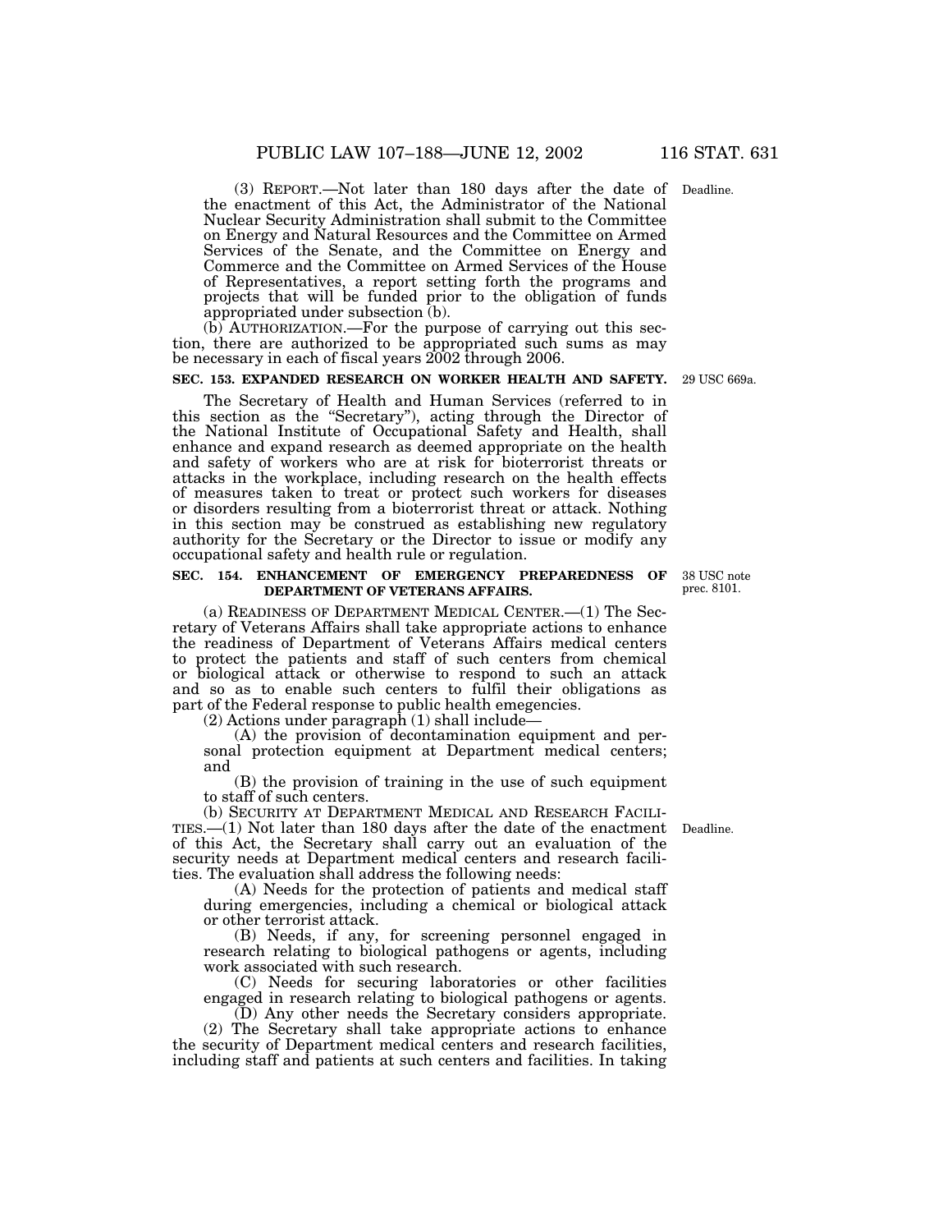(3) REPORT.—Not later than 180 days after the date of the enactment of this Act, the Administrator of the National Nuclear Security Administration shall submit to the Committee on Energy and Natural Resources and the Committee on Armed Services of the Senate, and the Committee on Energy and Commerce and the Committee on Armed Services of the House of Representatives, a report setting forth the programs and projects that will be funded prior to the obligation of funds appropriated under subsection (b).

Deadline.

(b) AUTHORIZATION.—For the purpose of carrying out this section, there are authorized to be appropriated such sums as may be necessary in each of fiscal years 2002 through 2006.

**SEC. 153. EXPANDED RESEARCH ON WORKER HEALTH AND SAFETY.**

29 USC 669a.

The Secretary of Health and Human Services (referred to in this section as the "Secretary"), acting through the Director of the National Institute of Occupational Safety and Health, shall enhance and expand research as deemed appropriate on the health and safety of workers who are at risk for bioterrorist threats or attacks in the workplace, including research on the health effects of measures taken to treat or protect such workers for diseases or disorders resulting from a bioterrorist threat or attack. Nothing in this section may be construed as establishing new regulatory authority for the Secretary or the Director to issue or modify any occupational safety and health rule or regulation.

**SEC. 154. ENHANCEMENT OF EMERGENCY PREPAREDNESS OF DEPARTMENT OF VETERANS AFFAIRS.**

38 USC note prec. 8101.

(a) READINESS OF DEPARTMENT MEDICAL CENTER.—(1) The Secretary of Veterans Affairs shall take appropriate actions to enhance the readiness of Department of Veterans Affairs medical centers to protect the patients and staff of such centers from chemical or biological attack or otherwise to respond to such an attack and so as to enable such centers to fulfil their obligations as part of the Federal response to public health emegencies.

(2) Actions under paragraph (1) shall include—

(A) the provision of decontamination equipment and personal protection equipment at Department medical centers; and

(B) the provision of training in the use of such equipment to staff of such centers.

(b) SECURITY AT DEPARTMENT MEDICAL AND RESEARCH FACILITIES.—(1) Not later than 180 days after the date of the enactment of this Act, the Secretary shall carry out an evaluation of the security needs at Department medical centers and research facilities. The evaluation shall address the following needs:

Deadline.

(A) Needs for the protection of patients and medical staff during emergencies, including a chemical or biological attack or other terrorist attack.

(B) Needs, if any, for screening personnel engaged in research relating to biological pathogens or agents, including work associated with such research.

(C) Needs for securing laboratories or other facilities engaged in research relating to biological pathogens or agents.

(D) Any other needs the Secretary considers appropriate.

(2) The Secretary shall take appropriate actions to enhance the security of Department medical centers and research facilities, including staff and patients at such centers and facilities. In taking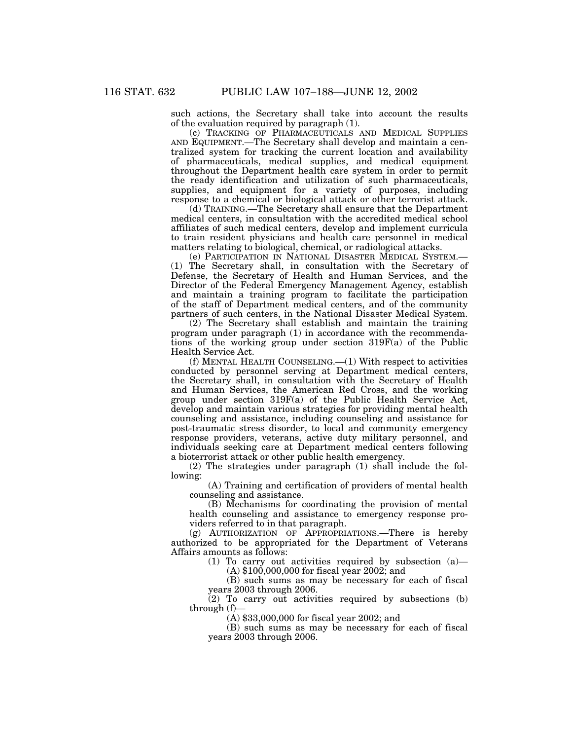such actions, the Secretary shall take into account the results of the evaluation required by paragraph (1).

(c) TRACKING OF PHARMACEUTICALS AND MEDICAL SUPPLIES AND EQUIPMENT.—The Secretary shall develop and maintain a centralized system for tracking the current location and availability of pharmaceuticals, medical supplies, and medical equipment throughout the Department health care system in order to permit the ready identification and utilization of such pharmaceuticals, supplies, and equipment for a variety of purposes, including response to a chemical or biological attack or other terrorist attack.

(d) TRAINING.—The Secretary shall ensure that the Department medical centers, in consultation with the accredited medical school affiliates of such medical centers, develop and implement curricula to train resident physicians and health care personnel in medical matters relating to biological, chemical, or radiological attacks.

(e) PARTICIPATION IN NATIONAL DISASTER MEDICAL SYSTEM.—(1) The Secretary shall, in consultation with the Secretary of Defense, the Secretary of Health and Human Services, and the Director of the Federal Emergency Management Agency, establish and maintain a training program to facilitate the participation of the staff of Department medical centers, and of the community partners of such centers, in the National Disaster Medical System.

(2) The Secretary shall establish and maintain the training program under paragraph (1) in accordance with the recommendations of the working group under section 319F(a) of the Public Health Service Act.

(f) MENTAL HEALTH COUNSELING.—(1) With respect to activities conducted by personnel serving at Department medical centers, the Secretary shall, in consultation with the Secretary of Health and Human Services, the American Red Cross, and the working group under section 319F(a) of the Public Health Service Act, develop and maintain various strategies for providing mental health counseling and assistance, including counseling and assistance for post-traumatic stress disorder, to local and community emergency response providers, veterans, active duty military personnel, and individuals seeking care at Department medical centers following a bioterrorist attack or other public health emergency.

(2) The strategies under paragraph (1) shall include the following:

(A) Training and certification of providers of mental health counseling and assistance.

(B) Mechanisms for coordinating the provision of mental health counseling and assistance to emergency response providers referred to in that paragraph.

(g) AUTHORIZATION OF APPROPRIATIONS.—There is hereby authorized to be appropriated for the Department of Veterans Affairs amounts as follows:

(1) To carry out activities required by subsection (a)—

(A) $100,000,000 for fiscal year 2002; and

(B) such sums as may be necessary for each of fiscal years 2003 through 2006.

(2) To carry out activities required by subsections (b) through (f)—

(A) $33,000,000 for fiscal year 2002; and

(B) such sums as may be necessary for each of fiscal years 2003 through 2006.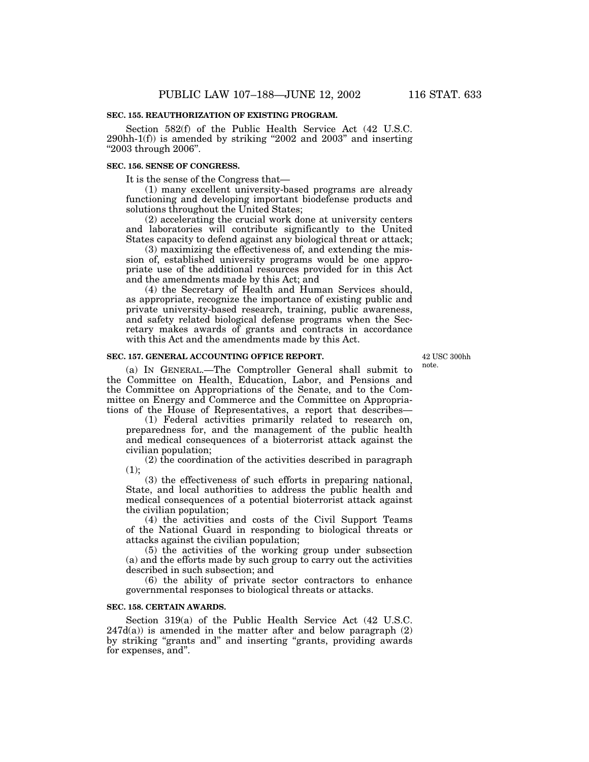**SEC. 155. REAUTHORIZATION OF EXISTING PROGRAM.**

Section 582(f) of the Public Health Service Act (42 U.S.C. 290hh-1(f)) is amended by striking "2002 and 2003" and inserting "2003 through 2006".

**SEC. 156. SENSE OF CONGRESS.**

It is the sense of the Congress that—

(1) many excellent university-based programs are already functioning and developing important biodefense products and solutions throughout the United States;

(2) accelerating the crucial work done at university centers and laboratories will contribute significantly to the United States capacity to defend against any biological threat or attack;

(3) maximizing the effectiveness of, and extending the mission of, established university programs would be one appropriate use of the additional resources provided for in this Act and the amendments made by this Act; and

(4) the Secretary of Health and Human Services should, as appropriate, recognize the importance of existing public and private university-based research, training, public awareness, and safety related biological defense programs when the Secretary makes awards of grants and contracts in accordance with this Act and the amendments made by this Act.

**SEC. 157. GENERAL ACCOUNTING OFFICE REPORT.**

42 USC 300hh note.

(a) IN GENERAL.—The Comptroller General shall submit to the Committee on Health, Education, Labor, and Pensions and the Committee on Appropriations of the Senate, and to the Committee on Energy and Commerce and the Committee on Appropriations of the House of Representatives, a report that describes—

(1) Federal activities primarily related to research on, preparedness for, and the management of the public health and medical consequences of a bioterrorist attack against the civilian population;

(2) the coordination of the activities described in paragraph (1);

(3) the effectiveness of such efforts in preparing national, State, and local authorities to address the public health and medical consequences of a potential bioterrorist attack against the civilian population;

(4) the activities and costs of the Civil Support Teams of the National Guard in responding to biological threats or attacks against the civilian population;

(5) the activities of the working group under subsection (a) and the efforts made by such group to carry out the activities described in such subsection; and

(6) the ability of private sector contractors to enhance governmental responses to biological threats or attacks.

**SEC. 158. CERTAIN AWARDS.**

Section 319(a) of the Public Health Service Act (42 U.S.C. 247d(a)) is amended in the matter after and below paragraph (2) by striking "grants and" and inserting "grants, providing awards for expenses, and".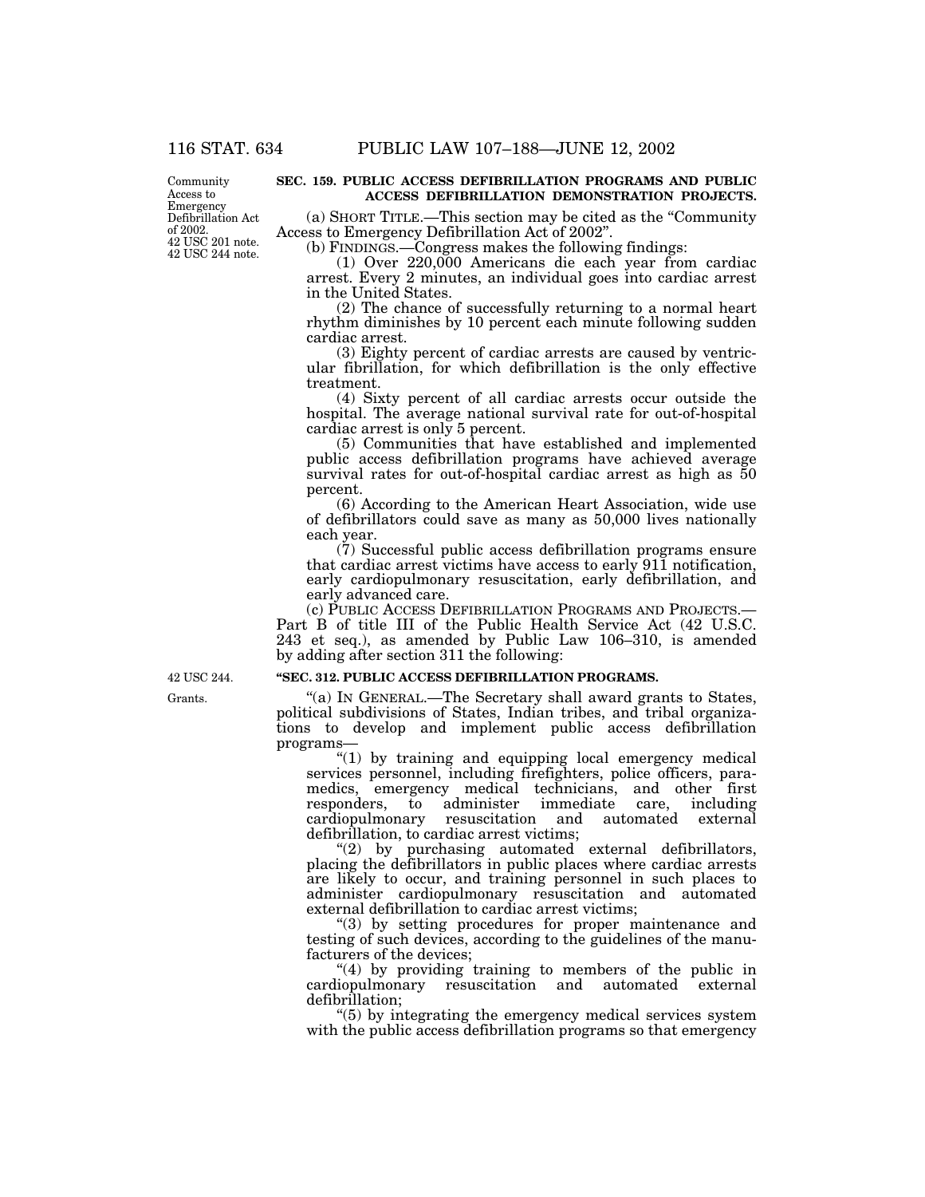**SEC. 159. PUBLIC ACCESS DEFIBRILLATION PROGRAMS AND PUBLIC ACCESS DEFIBRILLATION DEMONSTRATION PROJECTS.**

Community Access to Emergency Defibrillation Act of 2002. 42 USC 201 note. 42 USC 244 note.

(a) SHORT TITLE.—This section may be cited as the "Community Access to Emergency Defibrillation Act of 2002".

(b) FINDINGS.—Congress makes the following findings:

(1) Over 220,000 Americans die each year from cardiac arrest. Every 2 minutes, an individual goes into cardiac arrest in the United States.

(2) The chance of successfully returning to a normal heart rhythm diminishes by 10 percent each minute following sudden cardiac arrest.

(3) Eighty percent of cardiac arrests are caused by ventricular fibrillation, for which defibrillation is the only effective treatment.

(4) Sixty percent of all cardiac arrests occur outside the hospital. The average national survival rate for out-of-hospital cardiac arrest is only 5 percent.

(5) Communities that have established and implemented public access defibrillation programs have achieved average survival rates for out-of-hospital cardiac arrest as high as 50 percent.

(6) According to the American Heart Association, wide use of defibrillators could save as many as 50,000 lives nationally each year.

(7) Successful public access defibrillation programs ensure that cardiac arrest victims have access to early 911 notification, early cardiopulmonary resuscitation, early defibrillation, and early advanced care.

(c) PUBLIC ACCESS DEFIBRILLATION PROGRAMS AND PROJECTS.—Part B of title III of the Public Health Service Act (42 U.S.C. 243 et seq.), as amended by Public Law 106–310, is amended by adding after section 311 the following:

42 USC 244.

**"SEC. 312. PUBLIC ACCESS DEFIBRILLATION PROGRAMS.**

Grants.

"(a) IN GENERAL.—The Secretary shall award grants to States, political subdivisions of States, Indian tribes, and tribal organizations to develop and implement public access defibrillation programs—

"(1) by training and equipping local emergency medical services personnel, including firefighters, police officers, paramedics, emergency medical technicians, and other first responders, to administer immediate care, including cardiopulmonary resuscitation and automated external defibrillation, to cardiac arrest victims;

"(2) by purchasing automated external defibrillators, placing the defibrillators in public places where cardiac arrests are likely to occur, and training personnel in such places to administer cardiopulmonary resuscitation and automated external defibrillation to cardiac arrest victims;

"(3) by setting procedures for proper maintenance and testing of such devices, according to the guidelines of the manufacturers of the devices;

"(4) by providing training to members of the public in cardiopulmonary resuscitation and automated external defibrillation;

"(5) by integrating the emergency medical services system with the public access defibrillation programs so that emergency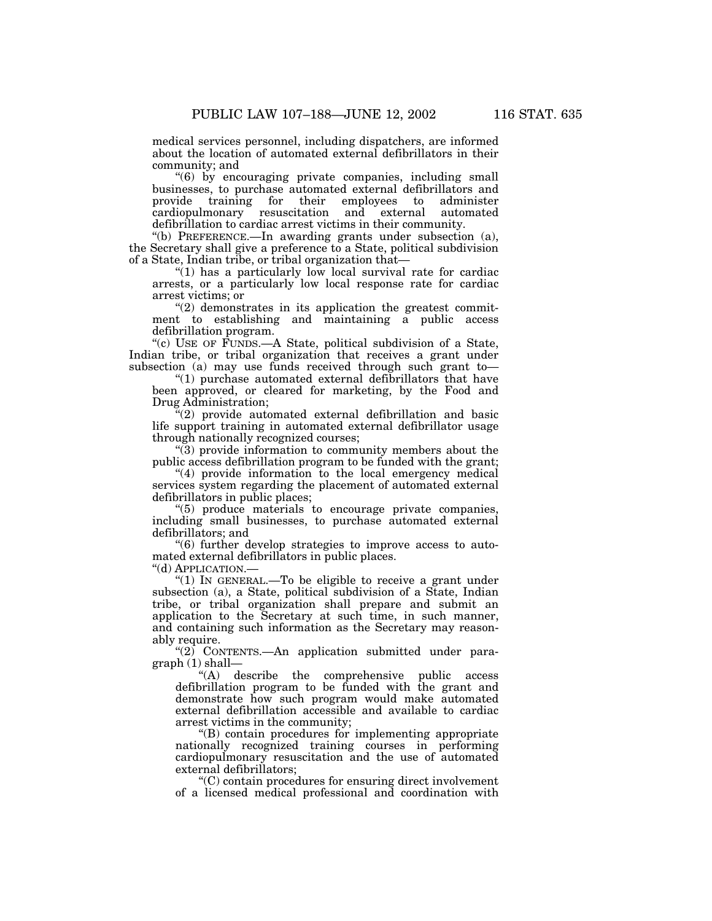medical services personnel, including dispatchers, are informed about the location of automated external defibrillators in their community; and

"(6) by encouraging private companies, including small businesses, to purchase automated external defibrillators and provide training for their employees to administer cardiopulmonary resuscitation and external automated defibrillation to cardiac arrest victims in their community.

"(b) PREFERENCE.—In awarding grants under subsection (a), the Secretary shall give a preference to a State, political subdivision of a State, Indian tribe, or tribal organization that—

"(1) has a particularly low local survival rate for cardiac arrests, or a particularly low local response rate for cardiac arrest victims; or

"(2) demonstrates in its application the greatest commitment to establishing and maintaining a public access defibrillation program.

"(c) USE OF FUNDS.—A State, political subdivision of a State, Indian tribe, or tribal organization that receives a grant under subsection (a) may use funds received through such grant to—

"(1) purchase automated external defibrillators that have been approved, or cleared for marketing, by the Food and Drug Administration;

"(2) provide automated external defibrillation and basic life support training in automated external defibrillator usage through nationally recognized courses;

"(3) provide information to community members about the public access defibrillation program to be funded with the grant;

"(4) provide information to the local emergency medical services system regarding the placement of automated external defibrillators in public places;

"(5) produce materials to encourage private companies, including small businesses, to purchase automated external defibrillators; and

"(6) further develop strategies to improve access to automated external defibrillators in public places.

"(d) APPLICATION.—

"(1) IN GENERAL.—To be eligible to receive a grant under subsection (a), a State, political subdivision of a State, Indian tribe, or tribal organization shall prepare and submit an application to the Secretary at such time, in such manner, and containing such information as the Secretary may reasonably require.

"(2) CONTENTS.—An application submitted under paragraph (1) shall—

"(A) describe the comprehensive public access defibrillation program to be funded with the grant and demonstrate how such program would make automated external defibrillation accessible and available to cardiac arrest victims in the community;

"(B) contain procedures for implementing appropriate nationally recognized training courses in performing cardiopulmonary resuscitation and the use of automated external defibrillators;

"(C) contain procedures for ensuring direct involvement of a licensed medical professional and coordination with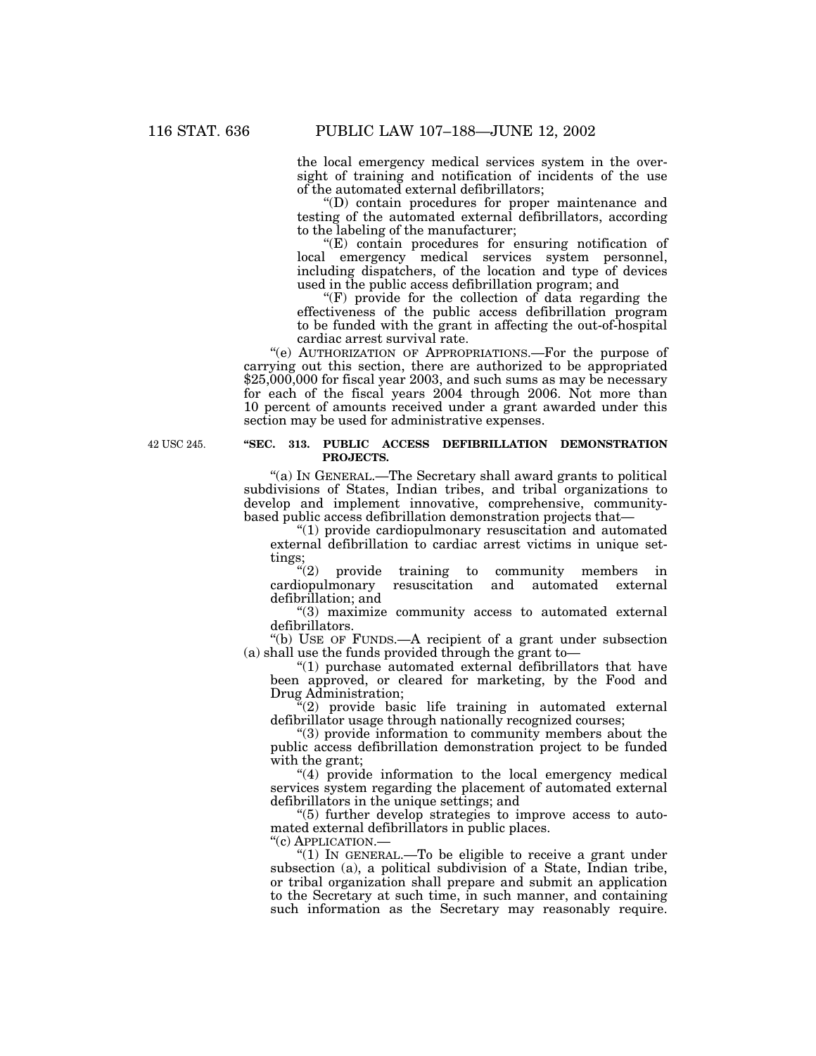the local emergency medical services system in the oversight of training and notification of incidents of the use of the automated external defibrillators;

"(D) contain procedures for proper maintenance and testing of the automated external defibrillators, according to the labeling of the manufacturer;

"(E) contain procedures for ensuring notification of local emergency medical services system personnel, including dispatchers, of the location and type of devices used in the public access defibrillation program; and

"(F) provide for the collection of data regarding the effectiveness of the public access defibrillation program to be funded with the grant in affecting the out-of-hospital cardiac arrest survival rate.

"(e) AUTHORIZATION OF APPROPRIATIONS.—For the purpose of carrying out this section, there are authorized to be appropriated $25,000,000 for fiscal year 2003, and such sums as may be necessary for each of the fiscal years 2004 through 2006. Not more than 10 percent of amounts received under a grant awarded under this section may be used for administrative expenses.

42 USC 245.

**"SEC. 313. PUBLIC ACCESS DEFIBRILLATION DEMONSTRATION PROJECTS.**

"(a) IN GENERAL.—The Secretary shall award grants to political subdivisions of States, Indian tribes, and tribal organizations to develop and implement innovative, comprehensive, community-based public access defibrillation demonstration projects that—

"(1) provide cardiopulmonary resuscitation and automated external defibrillation to cardiac arrest victims in unique settings;

"(2) provide training to community members in cardiopulmonary resuscitation and automated external defibrillation; and

"(3) maximize community access to automated external defibrillators.

"(b) USE OF FUNDS.—A recipient of a grant under subsection (a) shall use the funds provided through the grant to—

"(1) purchase automated external defibrillators that have been approved, or cleared for marketing, by the Food and Drug Administration;

"(2) provide basic life training in automated external defibrillator usage through nationally recognized courses;

"(3) provide information to community members about the public access defibrillation demonstration project to be funded with the grant;

"(4) provide information to the local emergency medical services system regarding the placement of automated external defibrillators in the unique settings; and

"(5) further develop strategies to improve access to automated external defibrillators in public places.

"(c) APPLICATION.—

"(1) IN GENERAL.—To be eligible to receive a grant under subsection (a), a political subdivision of a State, Indian tribe, or tribal organization shall prepare and submit an application to the Secretary at such time, in such manner, and containing such information as the Secretary may reasonably require.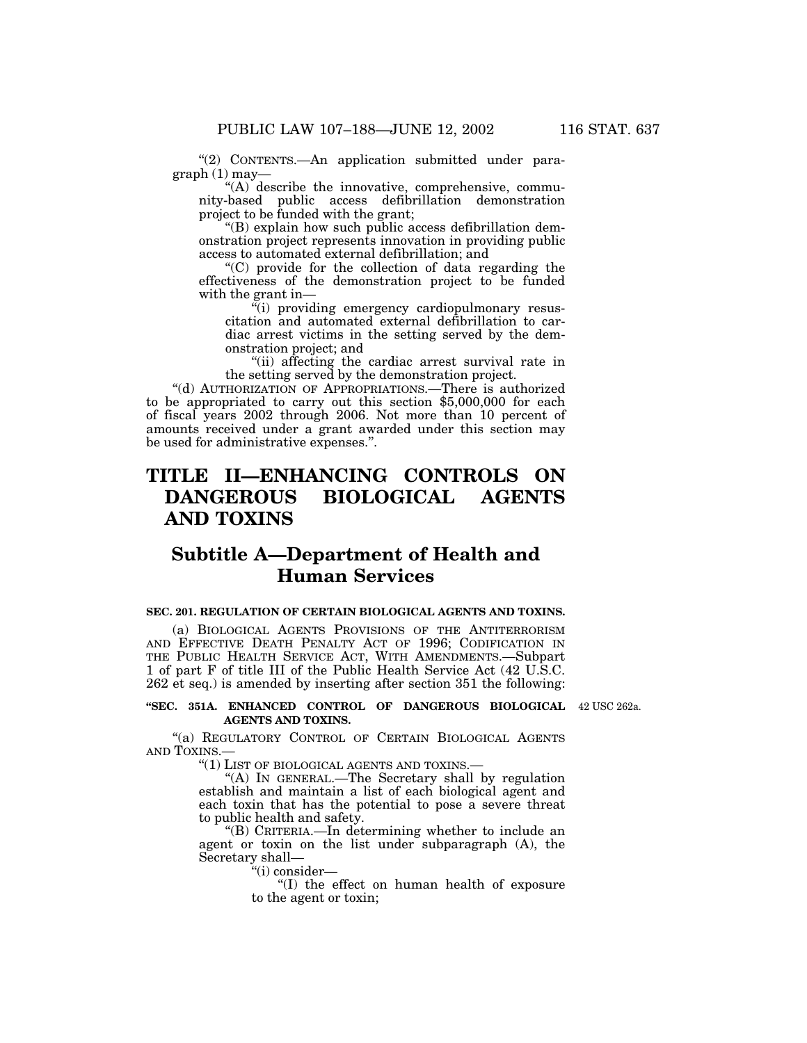"(2) CONTENTS.—An application submitted under paragraph (1) may—

"(A) describe the innovative, comprehensive, community-based public access defibrillation demonstration project to be funded with the grant;

"(B) explain how such public access defibrillation demonstration project represents innovation in providing public access to automated external defibrillation; and

"(C) provide for the collection of data regarding the effectiveness of the demonstration project to be funded with the grant in—

"(i) providing emergency cardiopulmonary resuscitation and automated external defibrillation to cardiac arrest victims in the setting served by the demonstration project; and

"(ii) affecting the cardiac arrest survival rate in the setting served by the demonstration project.

"(d) AUTHORIZATION OF APPROPRIATIONS.—There is authorized to be appropriated to carry out this section $5,000,000 for each of fiscal years 2002 through 2006. Not more than 10 percent of amounts received under a grant awarded under this section may be used for administrative expenses.".

# TITLE II—ENHANCING CONTROLS ON DANGEROUS BIOLOGICAL AGENTS AND TOXINS

## Subtitle A—Department of Health and Human Services

**SEC. 201. REGULATION OF CERTAIN BIOLOGICAL AGENTS AND TOXINS.**

(a) BIOLOGICAL AGENTS PROVISIONS OF THE ANTITERRORISM AND EFFECTIVE DEATH PENALTY ACT OF 1996; CODIFICATION IN THE PUBLIC HEALTH SERVICE ACT, WITH AMENDMENTS.—Subpart 1 of part F of title III of the Public Health Service Act (42 U.S.C. 262 et seq.) is amended by inserting after section 351 the following:

**"SEC. 351A. ENHANCED CONTROL OF DANGEROUS BIOLOGICAL AGENTS AND TOXINS.**

42 USC 262a.

"(a) REGULATORY CONTROL OF CERTAIN BIOLOGICAL AGENTS AND TOXINS.—

"(1) LIST OF BIOLOGICAL AGENTS AND TOXINS.—

"(A) IN GENERAL.—The Secretary shall by regulation establish and maintain a list of each biological agent and each toxin that has the potential to pose a severe threat to public health and safety.

"(B) CRITERIA.—In determining whether to include an agent or toxin on the list under subparagraph (A), the Secretary shall—

"(i) consider—

"(I) the effect on human health of exposure to the agent or toxin;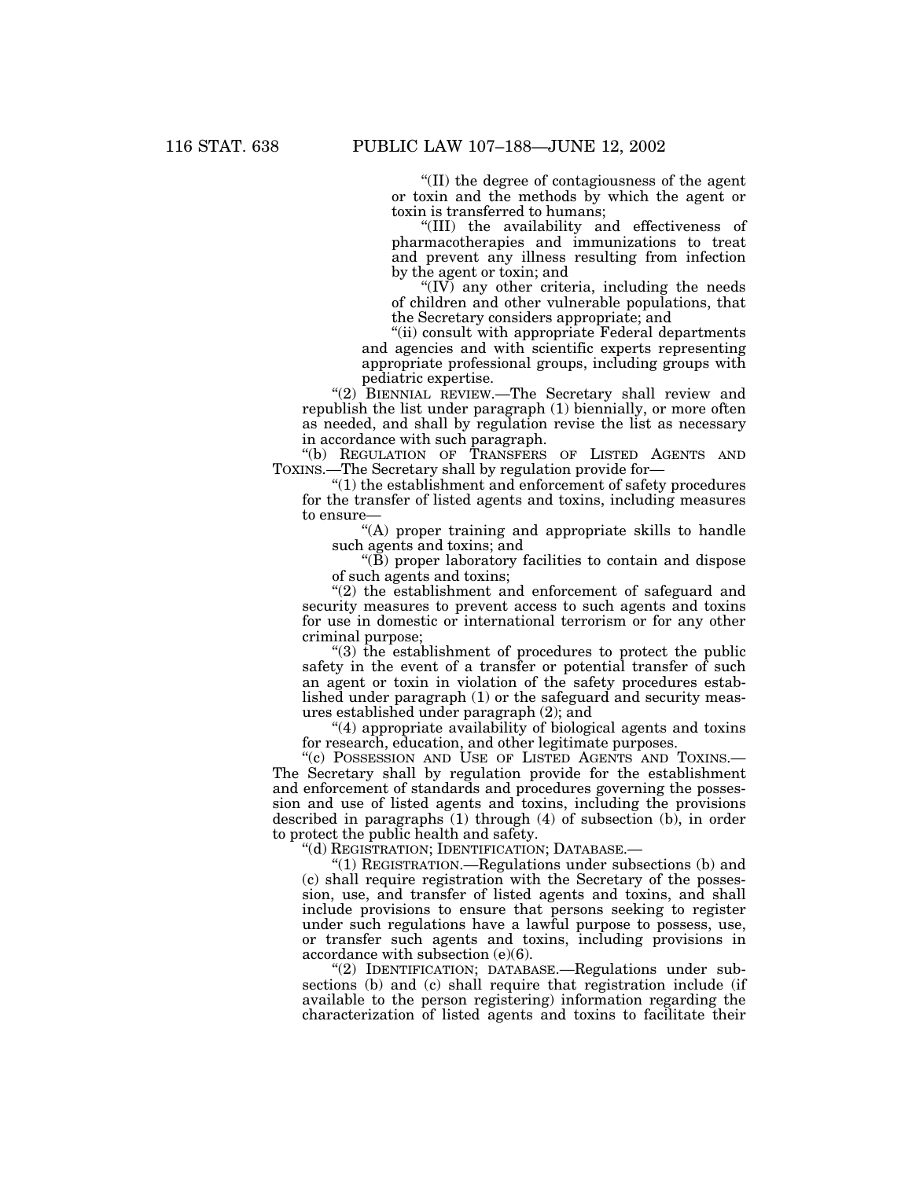"(II) the degree of contagiousness of the agent or toxin and the methods by which the agent or toxin is transferred to humans;

"(III) the availability and effectiveness of pharmacotherapies and immunizations to treat and prevent any illness resulting from infection by the agent or toxin; and

"(IV) any other criteria, including the needs of children and other vulnerable populations, that the Secretary considers appropriate; and

"(ii) consult with appropriate Federal departments and agencies and with scientific experts representing appropriate professional groups, including groups with pediatric expertise.

"(2) BIENNIAL REVIEW.—The Secretary shall review and republish the list under paragraph (1) biennially, or more often as needed, and shall by regulation revise the list as necessary in accordance with such paragraph.

"(b) REGULATION OF TRANSFERS OF LISTED AGENTS AND TOXINS.—The Secretary shall by regulation provide for—

"(1) the establishment and enforcement of safety procedures for the transfer of listed agents and toxins, including measures to ensure—

"(A) proper training and appropriate skills to handle such agents and toxins; and

"(B) proper laboratory facilities to contain and dispose of such agents and toxins;

"(2) the establishment and enforcement of safeguard and security measures to prevent access to such agents and toxins for use in domestic or international terrorism or for any other criminal purpose;

"(3) the establishment of procedures to protect the public safety in the event of a transfer or potential transfer of such an agent or toxin in violation of the safety procedures established under paragraph (1) or the safeguard and security measures established under paragraph (2); and

"(4) appropriate availability of biological agents and toxins for research, education, and other legitimate purposes.

"(c) POSSESSION AND USE OF LISTED AGENTS AND TOXINS.—The Secretary shall by regulation provide for the establishment and enforcement of standards and procedures governing the possession and use of listed agents and toxins, including the provisions described in paragraphs (1) through (4) of subsection (b), in order to protect the public health and safety.

"(d) REGISTRATION; IDENTIFICATION; DATABASE.—

"(1) REGISTRATION.—Regulations under subsections (b) and (c) shall require registration with the Secretary of the possession, use, and transfer of listed agents and toxins, and shall include provisions to ensure that persons seeking to register under such regulations have a lawful purpose to possess, use, or transfer such agents and toxins, including provisions in accordance with subsection (e)(6).

"(2) IDENTIFICATION; DATABASE.—Regulations under subsections (b) and (c) shall require that registration include (if available to the person registering) information regarding the characterization of listed agents and toxins to facilitate their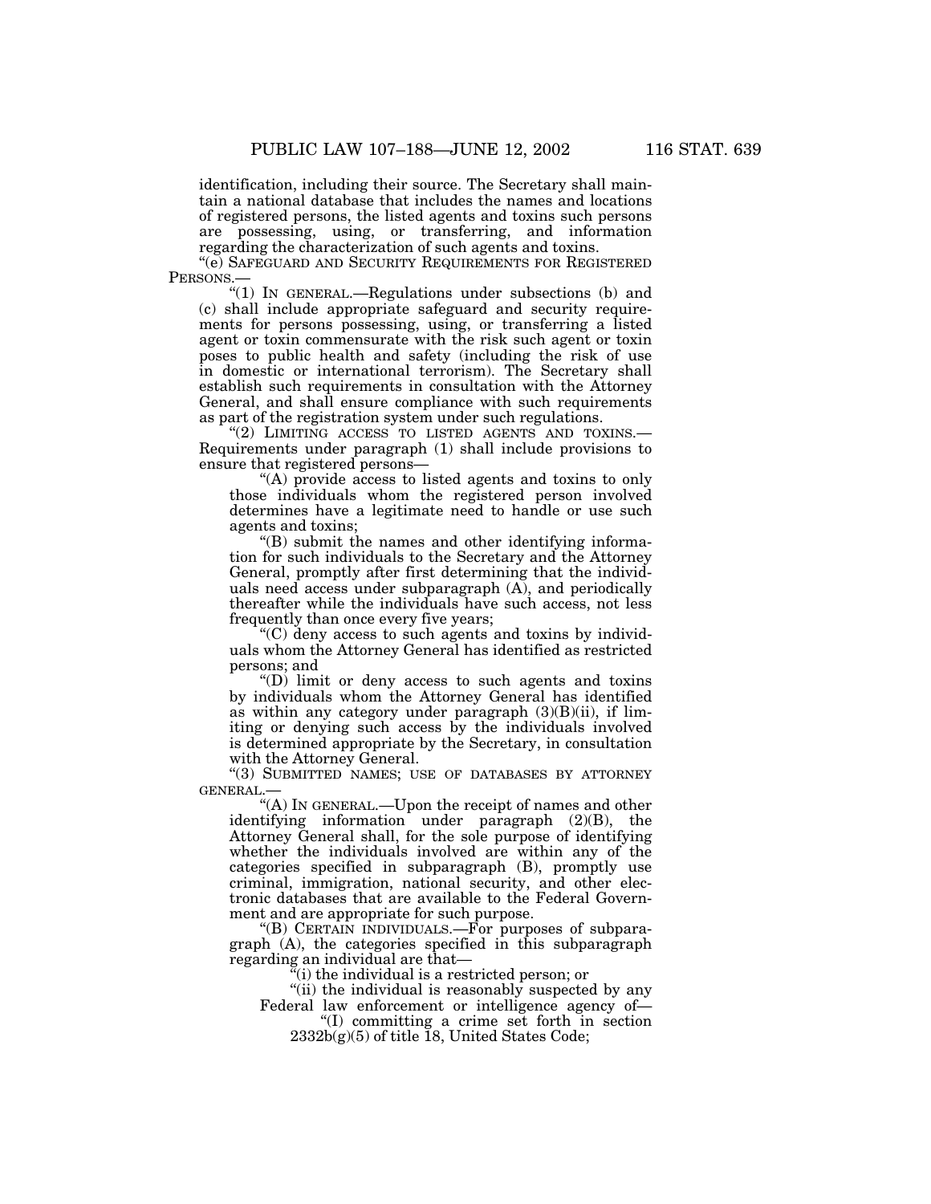identification, including their source. The Secretary shall maintain a national database that includes the names and locations of registered persons, the listed agents and toxins such persons are possessing, using, or transferring, and information regarding the characterization of such agents and toxins.

"(e) SAFEGUARD AND SECURITY REQUIREMENTS FOR REGISTERED PERSONS.—

"(1) IN GENERAL.—Regulations under subsections (b) and (c) shall include appropriate safeguard and security requirements for persons possessing, using, or transferring a listed agent or toxin commensurate with the risk such agent or toxin poses to public health and safety (including the risk of use in domestic or international terrorism). The Secretary shall establish such requirements in consultation with the Attorney General, and shall ensure compliance with such requirements as part of the registration system under such regulations.

"(2) LIMITING ACCESS TO LISTED AGENTS AND TOXINS.—Requirements under paragraph (1) shall include provisions to ensure that registered persons—

"(A) provide access to listed agents and toxins to only those individuals whom the registered person involved determines have a legitimate need to handle or use such agents and toxins;

"(B) submit the names and other identifying information for such individuals to the Secretary and the Attorney General, promptly after first determining that the individuals need access under subparagraph (A), and periodically thereafter while the individuals have such access, not less frequently than once every five years;

"(C) deny access to such agents and toxins by individuals whom the Attorney General has identified as restricted persons; and

"(D) limit or deny access to such agents and toxins by individuals whom the Attorney General has identified as within any category under paragraph (3)(B)(ii), if limiting or denying such access by the individuals involved is determined appropriate by the Secretary, in consultation with the Attorney General.

"(3) SUBMITTED NAMES; USE OF DATABASES BY ATTORNEY GENERAL.—

"(A) IN GENERAL.—Upon the receipt of names and other identifying information under paragraph (2)(B), the Attorney General shall, for the sole purpose of identifying whether the individuals involved are within any of the categories specified in subparagraph (B), promptly use criminal, immigration, national security, and other electronic databases that are available to the Federal Government and are appropriate for such purpose.

"(B) CERTAIN INDIVIDUALS.—For purposes of subparagraph (A), the categories specified in this subparagraph regarding an individual are that—

"(i) the individual is a restricted person; or

"(ii) the individual is reasonably suspected by any Federal law enforcement or intelligence agency of—

"(I) committing a crime set forth in section 2332b(g)(5) of title 18, United States Code;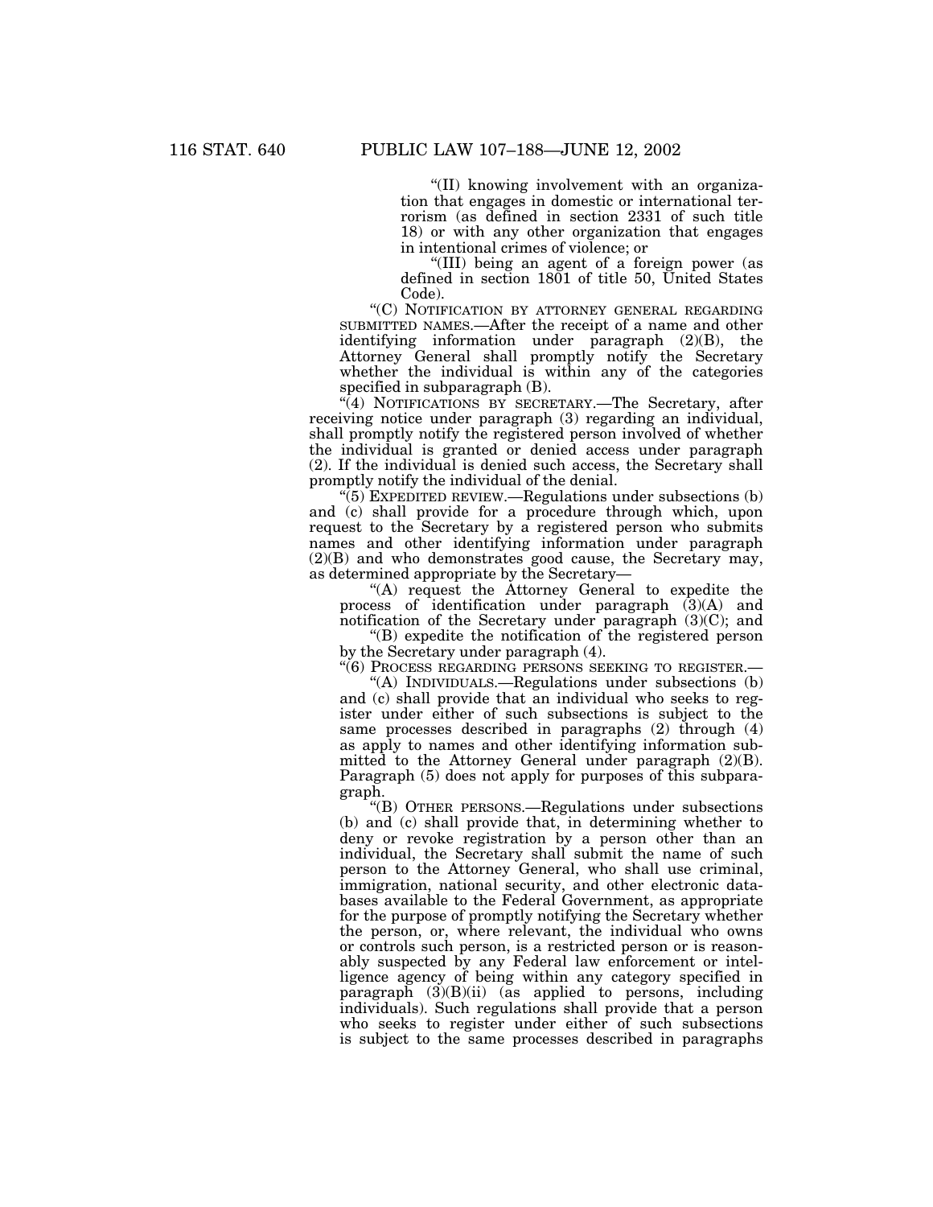"(II) knowing involvement with an organization that engages in domestic or international terrorism (as defined in section 2331 of such title 18) or with any other organization that engages in intentional crimes of violence; or

"(III) being an agent of a foreign power (as defined in section 1801 of title 50, United States Code).

"(C) NOTIFICATION BY ATTORNEY GENERAL REGARDING SUBMITTED NAMES.—After the receipt of a name and other identifying information under paragraph (2)(B), the Attorney General shall promptly notify the Secretary whether the individual is within any of the categories specified in subparagraph (B).

"(4) NOTIFICATIONS BY SECRETARY.—The Secretary, after receiving notice under paragraph (3) regarding an individual, shall promptly notify the registered person involved of whether the individual is granted or denied access under paragraph (2). If the individual is denied such access, the Secretary shall promptly notify the individual of the denial.

"(5) EXPEDITED REVIEW.—Regulations under subsections (b) and (c) shall provide for a procedure through which, upon request to the Secretary by a registered person who submits names and other identifying information under paragraph (2)(B) and who demonstrates good cause, the Secretary may, as determined appropriate by the Secretary—

"(A) request the Attorney General to expedite the process of identification under paragraph (3)(A) and notification of the Secretary under paragraph (3)(C); and

"(B) expedite the notification of the registered person by the Secretary under paragraph (4).

"(6) PROCESS REGARDING PERSONS SEEKING TO REGISTER.—

"(A) INDIVIDUALS.—Regulations under subsections (b) and (c) shall provide that an individual who seeks to register under either of such subsections is subject to the same processes described in paragraphs (2) through (4) as apply to names and other identifying information submitted to the Attorney General under paragraph (2)(B). Paragraph (5) does not apply for purposes of this subparagraph.

"(B) OTHER PERSONS.—Regulations under subsections (b) and (c) shall provide that, in determining whether to deny or revoke registration by a person other than an individual, the Secretary shall submit the name of such person to the Attorney General, who shall use criminal, immigration, national security, and other electronic databases available to the Federal Government, as appropriate for the purpose of promptly notifying the Secretary whether the person, or, where relevant, the individual who owns or controls such person, is a restricted person or is reasonably suspected by any Federal law enforcement or intelligence agency of being within any category specified in paragraph (3)(B)(ii) (as applied to persons, including individuals). Such regulations shall provide that a person who seeks to register under either of such subsections is subject to the same processes described in paragraphs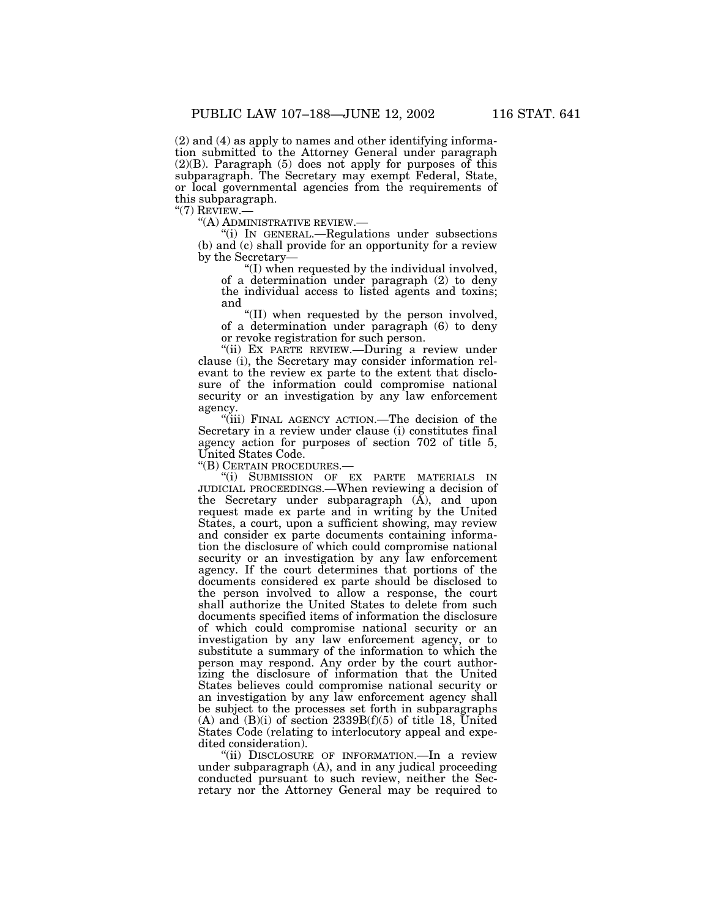(2) and (4) as apply to names and other identifying information submitted to the Attorney General under paragraph (2)(B). Paragraph (5) does not apply for purposes of this subparagraph. The Secretary may exempt Federal, State, or local governmental agencies from the requirements of this subparagraph.

"(7) REVIEW.—

"(A) ADMINISTRATIVE REVIEW.—

"(i) IN GENERAL.—Regulations under subsections (b) and (c) shall provide for an opportunity for a review by the Secretary—

"(I) when requested by the individual involved, of a determination under paragraph (2) to deny the individual access to listed agents and toxins; and

"(II) when requested by the person involved, of a determination under paragraph (6) to deny or revoke registration for such person.

"(ii) EX PARTE REVIEW.—During a review under clause (i), the Secretary may consider information relevant to the review ex parte to the extent that disclosure of the information could compromise national security or an investigation by any law enforcement agency.

"(iii) FINAL AGENCY ACTION.—The decision of the Secretary in a review under clause (i) constitutes final agency action for purposes of section 702 of title 5, United States Code.

"(B) CERTAIN PROCEDURES.—

"(i) SUBMISSION OF EX PARTE MATERIALS IN JUDICIAL PROCEEDINGS.—When reviewing a decision of the Secretary under subparagraph (A), and upon request made ex parte and in writing by the United States, a court, upon a sufficient showing, may review and consider ex parte documents containing information the disclosure of which could compromise national security or an investigation by any law enforcement agency. If the court determines that portions of the documents considered ex parte should be disclosed to the person involved to allow a response, the court shall authorize the United States to delete from such documents specified items of information the disclosure of which could compromise national security or an investigation by any law enforcement agency, or to substitute a summary of the information to which the person may respond. Any order by the court authorizing the disclosure of information that the United States believes could compromise national security or an investigation by any law enforcement agency shall be subject to the processes set forth in subparagraphs (A) and (B)(i) of section 2339B(f)(5) of title 18, United States Code (relating to interlocutory appeal and expedited consideration).

"(ii) DISCLOSURE OF INFORMATION.—In a review under subparagraph (A), and in any judical proceeding conducted pursuant to such review, neither the Secretary nor the Attorney General may be required to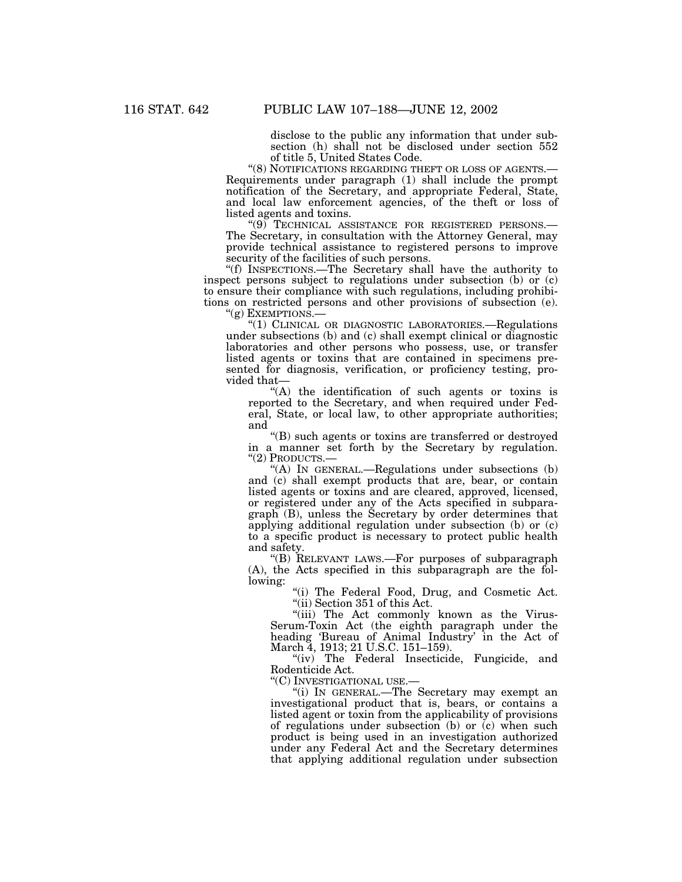disclose to the public any information that under subsection (h) shall not be disclosed under section 552 of title 5, United States Code.

"(8) NOTIFICATIONS REGARDING THEFT OR LOSS OF AGENTS.—Requirements under paragraph (1) shall include the prompt notification of the Secretary, and appropriate Federal, State, and local law enforcement agencies, of the theft or loss of listed agents and toxins.

"(9) TECHNICAL ASSISTANCE FOR REGISTERED PERSONS.—The Secretary, in consultation with the Attorney General, may provide technical assistance to registered persons to improve security of the facilities of such persons.

"(f) INSPECTIONS.—The Secretary shall have the authority to inspect persons subject to regulations under subsection (b) or (c) to ensure their compliance with such regulations, including prohibitions on restricted persons and other provisions of subsection (e).

"(g) EXEMPTIONS.—

"(1) CLINICAL OR DIAGNOSTIC LABORATORIES.—Regulations under subsections (b) and (c) shall exempt clinical or diagnostic laboratories and other persons who possess, use, or transfer listed agents or toxins that are contained in specimens presented for diagnosis, verification, or proficiency testing, provided that—

"(A) the identification of such agents or toxins is reported to the Secretary, and when required under Federal, State, or local law, to other appropriate authorities; and

"(B) such agents or toxins are transferred or destroyed in a manner set forth by the Secretary by regulation.

"(2) PRODUCTS.—

"(A) IN GENERAL.—Regulations under subsections (b) and (c) shall exempt products that are, bear, or contain listed agents or toxins and are cleared, approved, licensed, or registered under any of the Acts specified in subparagraph (B), unless the Secretary by order determines that applying additional regulation under subsection (b) or (c) to a specific product is necessary to protect public health and safety.

"(B) RELEVANT LAWS.—For purposes of subparagraph (A), the Acts specified in this subparagraph are the following:

"(i) The Federal Food, Drug, and Cosmetic Act.

"(ii) Section 351 of this Act.

"(iii) The Act commonly known as the Virus-Serum-Toxin Act (the eighth paragraph under the heading 'Bureau of Animal Industry' in the Act of March 4, 1913; 21 U.S.C. 151–159).

"(iv) The Federal Insecticide, Fungicide, and Rodenticide Act.

"(C) INVESTIGATIONAL USE.—

"(i) IN GENERAL.—The Secretary may exempt an investigational product that is, bears, or contains a listed agent or toxin from the applicability of provisions of regulations under subsection (b) or (c) when such product is being used in an investigation authorized under any Federal Act and the Secretary determines that applying additional regulation under subsection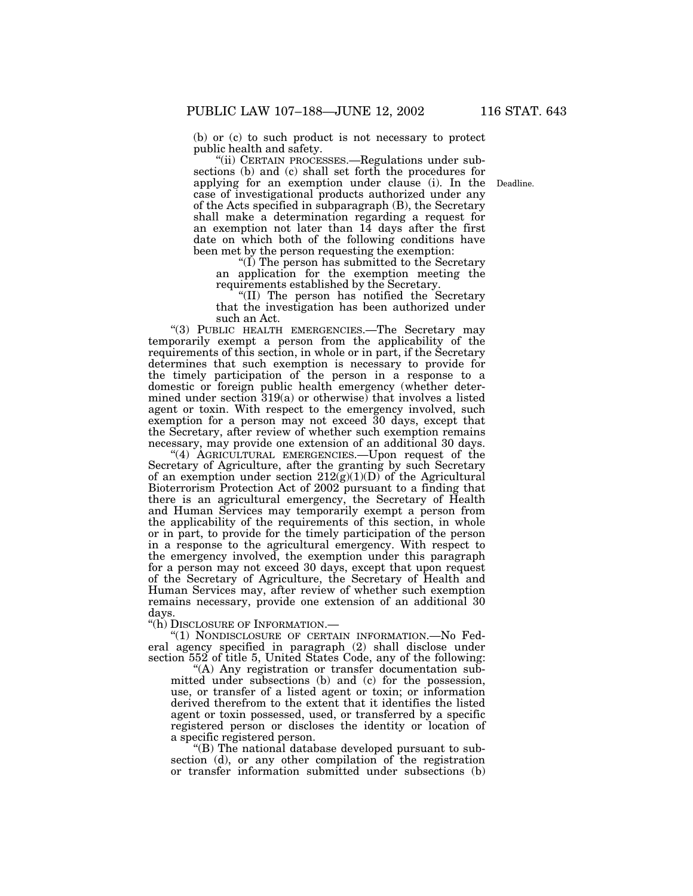(b) or (c) to such product is not necessary to protect public health and safety.

"(ii) CERTAIN PROCESSES.—Regulations under subsections (b) and (c) shall set forth the procedures for applying for an exemption under clause (i). In the case of investigational products authorized under any of the Acts specified in subparagraph (B), the Secretary shall make a determination regarding a request for an exemption not later than 14 days after the first date on which both of the following conditions have been met by the person requesting the exemption:

Deadline.

"(I) The person has submitted to the Secretary an application for the exemption meeting the requirements established by the Secretary.

"(II) The person has notified the Secretary that the investigation has been authorized under such an Act.

"(3) PUBLIC HEALTH EMERGENCIES.—The Secretary may temporarily exempt a person from the applicability of the requirements of this section, in whole or in part, if the Secretary determines that such exemption is necessary to provide for the timely participation of the person in a response to a domestic or foreign public health emergency (whether determined under section 319(a) or otherwise) that involves a listed agent or toxin. With respect to the emergency involved, such exemption for a person may not exceed 30 days, except that the Secretary, after review of whether such exemption remains necessary, may provide one extension of an additional 30 days.

"(4) AGRICULTURAL EMERGENCIES.—Upon request of the Secretary of Agriculture, after the granting by such Secretary of an exemption under section 212(g)(1)(D) of the Agricultural Bioterrorism Protection Act of 2002 pursuant to a finding that there is an agricultural emergency, the Secretary of Health and Human Services may temporarily exempt a person from the applicability of the requirements of this section, in whole or in part, to provide for the timely participation of the person in a response to the agricultural emergency. With respect to the emergency involved, the exemption under this paragraph for a person may not exceed 30 days, except that upon request of the Secretary of Agriculture, the Secretary of Health and Human Services may, after review of whether such exemption remains necessary, provide one extension of an additional 30 days.

"(h) DISCLOSURE OF INFORMATION.—

"(1) NONDISCLOSURE OF CERTAIN INFORMATION.—No Federal agency specified in paragraph (2) shall disclose under section 552 of title 5, United States Code, any of the following:

"(A) Any registration or transfer documentation submitted under subsections (b) and (c) for the possession, use, or transfer of a listed agent or toxin; or information derived therefrom to the extent that it identifies the listed agent or toxin possessed, used, or transferred by a specific registered person or discloses the identity or location of a specific registered person.

"(B) The national database developed pursuant to subsection (d), or any other compilation of the registration or transfer information submitted under subsections (b)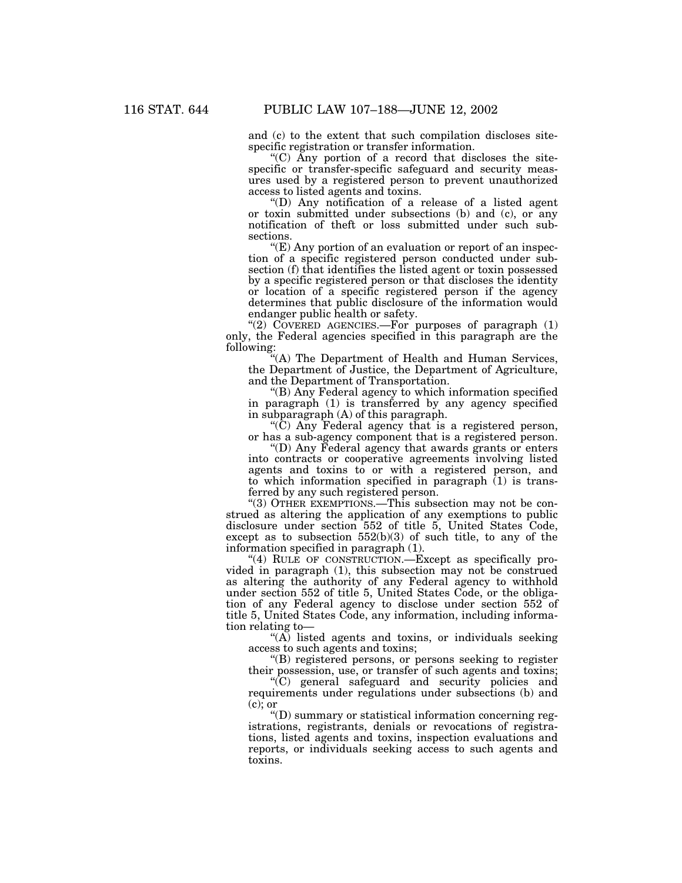and (c) to the extent that such compilation discloses site-specific registration or transfer information.

"(C) Any portion of a record that discloses the site-specific or transfer-specific safeguard and security measures used by a registered person to prevent unauthorized access to listed agents and toxins.

"(D) Any notification of a release of a listed agent or toxin submitted under subsections (b) and (c), or any notification of theft or loss submitted under such subsections.

"(E) Any portion of an evaluation or report of an inspection of a specific registered person conducted under subsection (f) that identifies the listed agent or toxin possessed by a specific registered person or that discloses the identity or location of a specific registered person if the agency determines that public disclosure of the information would endanger public health or safety.

"(2) COVERED AGENCIES.—For purposes of paragraph (1) only, the Federal agencies specified in this paragraph are the following:

"(A) The Department of Health and Human Services, the Department of Justice, the Department of Agriculture, and the Department of Transportation.

"(B) Any Federal agency to which information specified in paragraph (1) is transferred by any agency specified in subparagraph (A) of this paragraph.

"(C) Any Federal agency that is a registered person, or has a sub-agency component that is a registered person.

"(D) Any Federal agency that awards grants or enters into contracts or cooperative agreements involving listed agents and toxins to or with a registered person, and to which information specified in paragraph (1) is transferred by any such registered person.

"(3) OTHER EXEMPTIONS.—This subsection may not be construed as altering the application of any exemptions to public disclosure under section 552 of title 5, United States Code, except as to subsection 552(b)(3) of such title, to any of the information specified in paragraph (1).

"(4) RULE OF CONSTRUCTION.—Except as specifically provided in paragraph (1), this subsection may not be construed as altering the authority of any Federal agency to withhold under section 552 of title 5, United States Code, or the obligation of any Federal agency to disclose under section 552 of title 5, United States Code, any information, including information relating to—

"(A) listed agents and toxins, or individuals seeking access to such agents and toxins;

"(B) registered persons, or persons seeking to register their possession, use, or transfer of such agents and toxins;

"(C) general safeguard and security policies and requirements under regulations under subsections (b) and (c); or

"(D) summary or statistical information concerning registrations, registrants, denials or revocations of registrations, listed agents and toxins, inspection evaluations and reports, or individuals seeking access to such agents and toxins.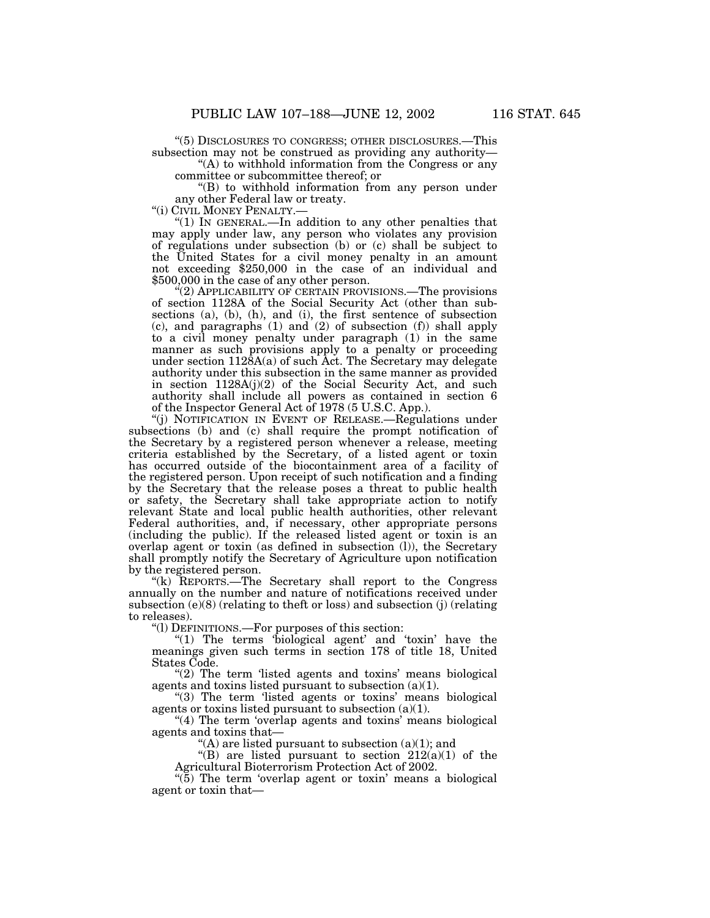"(5) DISCLOSURES TO CONGRESS; OTHER DISCLOSURES.—This subsection may not be construed as providing any authority—

"(A) to withhold information from the Congress or any committee or subcommittee thereof; or

"(B) to withhold information from any person under any other Federal law or treaty.

"(i) CIVIL MONEY PENALTY.—

"(1) IN GENERAL.—In addition to any other penalties that may apply under law, any person who violates any provision of regulations under subsection (b) or (c) shall be subject to the United States for a civil money penalty in an amount not exceeding $250,000 in the case of an individual and $500,000 in the case of any other person.

"(2) APPLICABILITY OF CERTAIN PROVISIONS.—The provisions of section 1128A of the Social Security Act (other than subsections (a), (b), (h), and (i), the first sentence of subsection (c), and paragraphs (1) and (2) of subsection (f)) shall apply to a civil money penalty under paragraph (1) in the same manner as such provisions apply to a penalty or proceeding under section 1128A(a) of such Act. The Secretary may delegate authority under this subsection in the same manner as provided in section 1128A(j)(2) of the Social Security Act, and such authority shall include all powers as contained in section 6 of the Inspector General Act of 1978 (5 U.S.C. App.).

"(j) NOTIFICATION IN EVENT OF RELEASE.—Regulations under subsections (b) and (c) shall require the prompt notification of the Secretary by a registered person whenever a release, meeting criteria established by the Secretary, of a listed agent or toxin has occurred outside of the biocontainment area of a facility of the registered person. Upon receipt of such notification and a finding by the Secretary that the release poses a threat to public health or safety, the Secretary shall take appropriate action to notify relevant State and local public health authorities, other relevant Federal authorities, and, if necessary, other appropriate persons (including the public). If the released listed agent or toxin is an overlap agent or toxin (as defined in subsection (l)), the Secretary shall promptly notify the Secretary of Agriculture upon notification by the registered person.

"(k) REPORTS.—The Secretary shall report to the Congress annually on the number and nature of notifications received under subsection (e)(8) (relating to theft or loss) and subsection (j) (relating to releases).

"(l) DEFINITIONS.—For purposes of this section:

"(1) The terms 'biological agent' and 'toxin' have the meanings given such terms in section 178 of title 18, United States Code.

"(2) The term 'listed agents and toxins' means biological agents and toxins listed pursuant to subsection (a)(1).

"(3) The term 'listed agents or toxins' means biological agents or toxins listed pursuant to subsection (a)(1).

"(4) The term 'overlap agents and toxins' means biological agents and toxins that—

"(A) are listed pursuant to subsection (a)(1); and

"(B) are listed pursuant to section 212(a)(1) of the Agricultural Bioterrorism Protection Act of 2002.

"(5) The term 'overlap agent or toxin' means a biological agent or toxin that—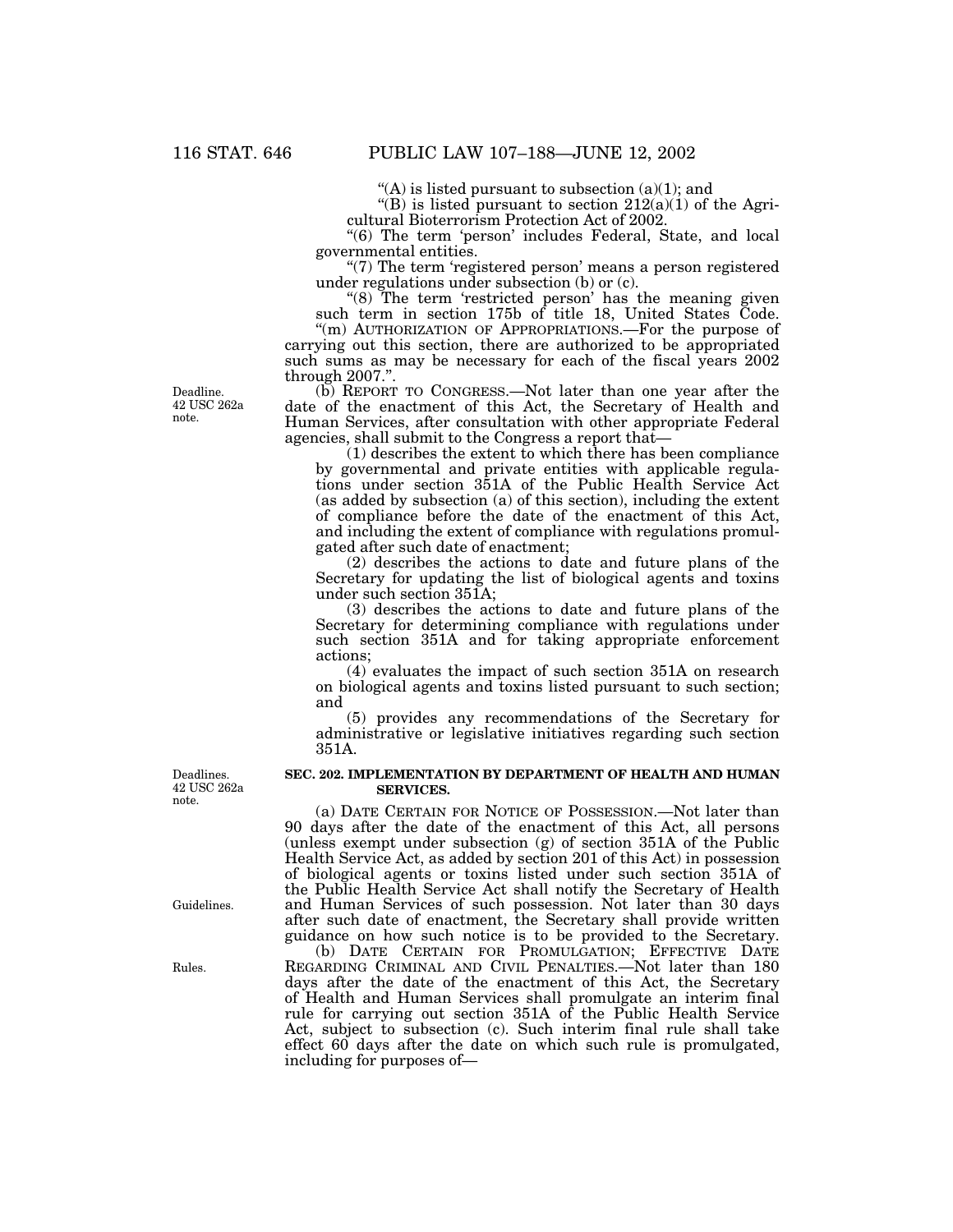"(A) is listed pursuant to subsection (a)(1); and

"(B) is listed pursuant to section 212(a)(1) of the Agricultural Bioterrorism Protection Act of 2002.

"(6) The term 'person' includes Federal, State, and local governmental entities.

"(7) The term 'registered person' means a person registered under regulations under subsection (b) or (c).

"(8) The term 'restricted person' has the meaning given such term in section 175b of title 18, United States Code.

"(m) AUTHORIZATION OF APPROPRIATIONS.—For the purpose of carrying out this section, there are authorized to be appropriated such sums as may be necessary for each of the fiscal years 2002 through 2007.".

Deadline. 42 USC 262a note.

(b) REPORT TO CONGRESS.—Not later than one year after the date of the enactment of this Act, the Secretary of Health and Human Services, after consultation with other appropriate Federal agencies, shall submit to the Congress a report that—

(1) describes the extent to which there has been compliance by governmental and private entities with applicable regulations under section 351A of the Public Health Service Act (as added by subsection (a) of this section), including the extent of compliance before the date of the enactment of this Act, and including the extent of compliance with regulations promulgated after such date of enactment;

(2) describes the actions to date and future plans of the Secretary for updating the list of biological agents and toxins under such section 351A;

(3) describes the actions to date and future plans of the Secretary for determining compliance with regulations under such section 351A and for taking appropriate enforcement actions;

(4) evaluates the impact of such section 351A on research on biological agents and toxins listed pursuant to such section; and

(5) provides any recommendations of the Secretary for administrative or legislative initiatives regarding such section 351A.

Deadlines. 42 USC 262a note.

### SEC. 202. IMPLEMENTATION BY DEPARTMENT OF HEALTH AND HUMAN SERVICES.

(a) DATE CERTAIN FOR NOTICE OF POSSESSION.—Not later than 90 days after the date of the enactment of this Act, all persons (unless exempt under subsection (g) of section 351A of the Public Health Service Act, as added by section 201 of this Act) in possession of biological agents or toxins listed under such section 351A of the Public Health Service Act shall notify the Secretary of Health and Human Services of such possession. Not later than 30 days after such date of enactment, the Secretary shall provide written guidance on how such notice is to be provided to the Secretary.

Guidelines.

(b) DATE CERTAIN FOR PROMULGATION; EFFECTIVE DATE REGARDING CRIMINAL AND CIVIL PENALTIES.—Not later than 180 days after the date of the enactment of this Act, the Secretary of Health and Human Services shall promulgate an interim final rule for carrying out section 351A of the Public Health Service Act, subject to subsection (c). Such interim final rule shall take effect 60 days after the date on which such rule is promulgated, including for purposes of—

Rules.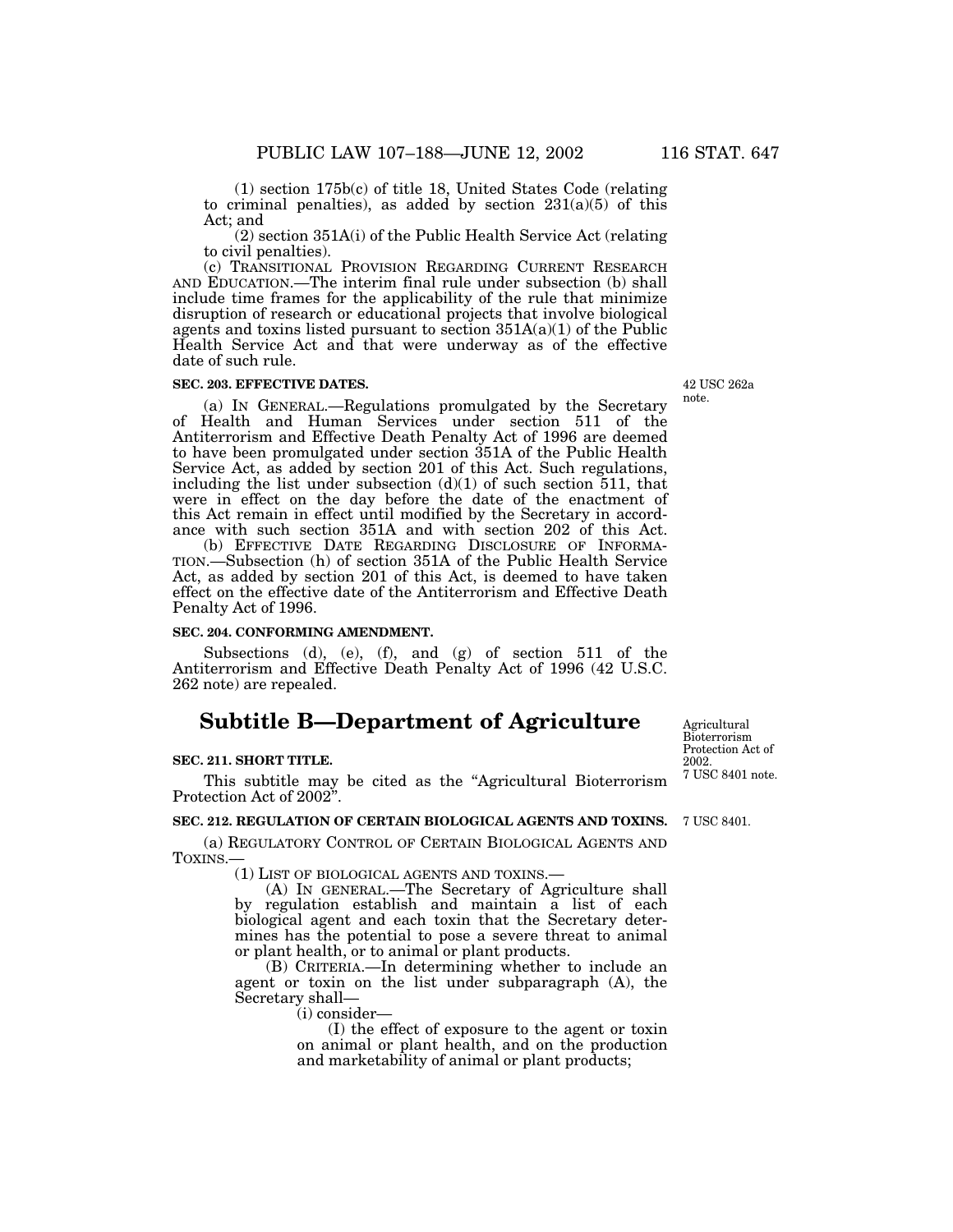(1) section 175b(c) of title 18, United States Code (relating to criminal penalties), as added by section 231(a)(5) of this Act; and

(2) section 351A(i) of the Public Health Service Act (relating to civil penalties).

(c) TRANSITIONAL PROVISION REGARDING CURRENT RESEARCH AND EDUCATION.—The interim final rule under subsection (b) shall include time frames for the applicability of the rule that minimize disruption of research or educational projects that involve biological agents and toxins listed pursuant to section 351A(a)(1) of the Public Health Service Act and that were underway as of the effective date of such rule.

**SEC. 203. EFFECTIVE DATES.**

42 USC 262a note.

(a) IN GENERAL.—Regulations promulgated by the Secretary of Health and Human Services under section 511 of the Antiterrorism and Effective Death Penalty Act of 1996 are deemed to have been promulgated under section 351A of the Public Health Service Act, as added by section 201 of this Act. Such regulations, including the list under subsection (d)(1) of such section 511, that were in effect on the day before the date of the enactment of this Act remain in effect until modified by the Secretary in accordance with such section 351A and with section 202 of this Act.

(b) EFFECTIVE DATE REGARDING DISCLOSURE OF INFORMATION.—Subsection (h) of section 351A of the Public Health Service Act, as added by section 201 of this Act, is deemed to have taken effect on the effective date of the Antiterrorism and Effective Death Penalty Act of 1996.

**SEC. 204. CONFORMING AMENDMENT.**

Subsections (d), (e), (f), and (g) of section 511 of the Antiterrorism and Effective Death Penalty Act of 1996 (42 U.S.C. 262 note) are repealed.

# Subtitle B—Department of Agriculture

Agricultural Bioterrorism Protection Act of 2002. 7 USC 8401 note.

**SEC. 211. SHORT TITLE.**

This subtitle may be cited as the "Agricultural Bioterrorism Protection Act of 2002".

**SEC. 212. REGULATION OF CERTAIN BIOLOGICAL AGENTS AND TOXINS.**

7 USC 8401.

(a) REGULATORY CONTROL OF CERTAIN BIOLOGICAL AGENTS AND TOXINS.—

(1) LIST OF BIOLOGICAL AGENTS AND TOXINS.—

(A) IN GENERAL.—The Secretary of Agriculture shall by regulation establish and maintain a list of each biological agent and each toxin that the Secretary determines has the potential to pose a severe threat to animal or plant health, or to animal or plant products.

(B) CRITERIA.—In determining whether to include an agent or toxin on the list under subparagraph (A), the Secretary shall—

(i) consider—

(I) the effect of exposure to the agent or toxin on animal or plant health, and on the production and marketability of animal or plant products;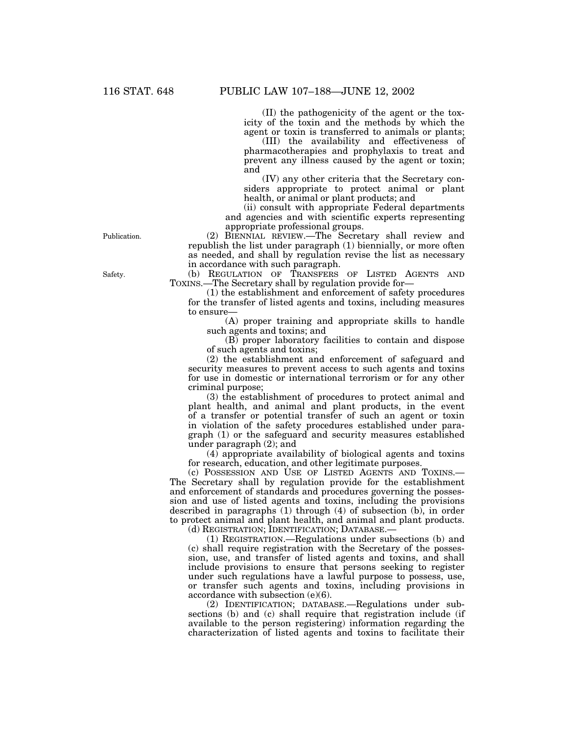(II) the pathogenicity of the agent or the toxicity of the toxin and the methods by which the agent or toxin is transferred to animals or plants;

(III) the availability and effectiveness of pharmacotherapies and prophylaxis to treat and prevent any illness caused by the agent or toxin; and

(IV) any other criteria that the Secretary considers appropriate to protect animal or plant health, or animal or plant products; and

(ii) consult with appropriate Federal departments and agencies and with scientific experts representing appropriate professional groups.

Publication.

(2) BIENNIAL REVIEW.—The Secretary shall review and republish the list under paragraph (1) biennially, or more often as needed, and shall by regulation revise the list as necessary in accordance with such paragraph.

Safety.

(b) REGULATION OF TRANSFERS OF LISTED AGENTS AND TOXINS.—The Secretary shall by regulation provide for—

(1) the establishment and enforcement of safety procedures for the transfer of listed agents and toxins, including measures to ensure—

(A) proper training and appropriate skills to handle such agents and toxins; and

(B) proper laboratory facilities to contain and dispose of such agents and toxins;

(2) the establishment and enforcement of safeguard and security measures to prevent access to such agents and toxins for use in domestic or international terrorism or for any other criminal purpose;

(3) the establishment of procedures to protect animal and plant health, and animal and plant products, in the event of a transfer or potential transfer of such an agent or toxin in violation of the safety procedures established under paragraph (1) or the safeguard and security measures established under paragraph (2); and

(4) appropriate availability of biological agents and toxins for research, education, and other legitimate purposes.

(c) POSSESSION AND USE OF LISTED AGENTS AND TOXINS.—The Secretary shall by regulation provide for the establishment and enforcement of standards and procedures governing the possession and use of listed agents and toxins, including the provisions described in paragraphs (1) through (4) of subsection (b), in order to protect animal and plant health, and animal and plant products.

(d) REGISTRATION; IDENTIFICATION; DATABASE.—

(1) REGISTRATION.—Regulations under subsections (b) and (c) shall require registration with the Secretary of the possession, use, and transfer of listed agents and toxins, and shall include provisions to ensure that persons seeking to register under such regulations have a lawful purpose to possess, use, or transfer such agents and toxins, including provisions in accordance with subsection (e)(6).

(2) IDENTIFICATION; DATABASE.—Regulations under subsections (b) and (c) shall require that registration include (if available to the person registering) information regarding the characterization of listed agents and toxins to facilitate their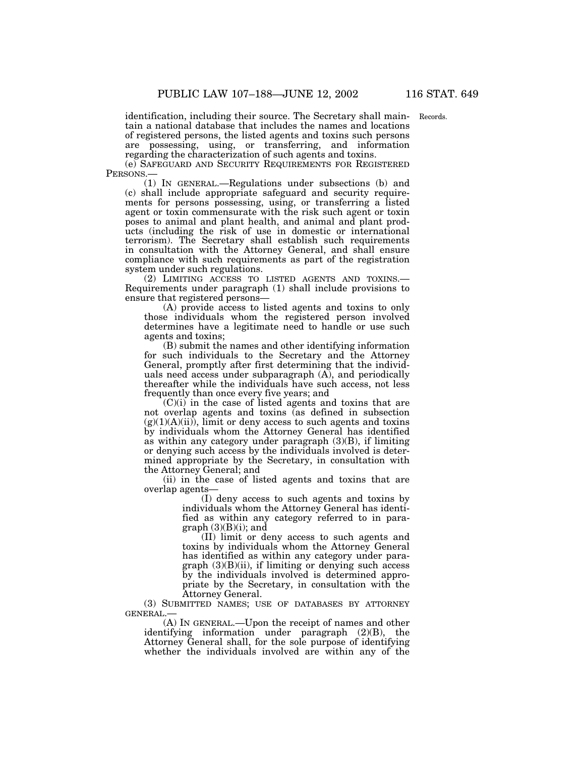identification, including their source. The Secretary shall maintain a national database that includes the names and locations of registered persons, the listed agents and toxins such persons are possessing, using, or transferring, and information regarding the characterization of such agents and toxins.

Records.

(e) SAFEGUARD AND SECURITY REQUIREMENTS FOR REGISTERED PERSONS.—

(1) IN GENERAL.—Regulations under subsections (b) and (c) shall include appropriate safeguard and security requirements for persons possessing, using, or transferring a listed agent or toxin commensurate with the risk such agent or toxin poses to animal and plant health, and animal and plant products (including the risk of use in domestic or international terrorism). The Secretary shall establish such requirements in consultation with the Attorney General, and shall ensure compliance with such requirements as part of the registration system under such regulations.

(2) LIMITING ACCESS TO LISTED AGENTS AND TOXINS.—Requirements under paragraph (1) shall include provisions to ensure that registered persons—

(A) provide access to listed agents and toxins to only those individuals whom the registered person involved determines have a legitimate need to handle or use such agents and toxins;

(B) submit the names and other identifying information for such individuals to the Secretary and the Attorney General, promptly after first determining that the individuals need access under subparagraph (A), and periodically thereafter while the individuals have such access, not less frequently than once every five years; and

(C)(i) in the case of listed agents and toxins that are not overlap agents and toxins (as defined in subsection (g)(1)(A)(ii)), limit or deny access to such agents and toxins by individuals whom the Attorney General has identified as within any category under paragraph (3)(B), if limiting or denying such access by the individuals involved is determined appropriate by the Secretary, in consultation with the Attorney General; and

(ii) in the case of listed agents and toxins that are overlap agents—

(I) deny access to such agents and toxins by individuals whom the Attorney General has identified as within any category referred to in paragraph (3)(B)(i); and

(II) limit or deny access to such agents and toxins by individuals whom the Attorney General has identified as within any category under paragraph (3)(B)(ii), if limiting or denying such access by the individuals involved is determined appropriate by the Secretary, in consultation with the Attorney General.

(3) SUBMITTED NAMES; USE OF DATABASES BY ATTORNEY GENERAL.—

(A) IN GENERAL.—Upon the receipt of names and other identifying information under paragraph (2)(B), the Attorney General shall, for the sole purpose of identifying whether the individuals involved are within any of the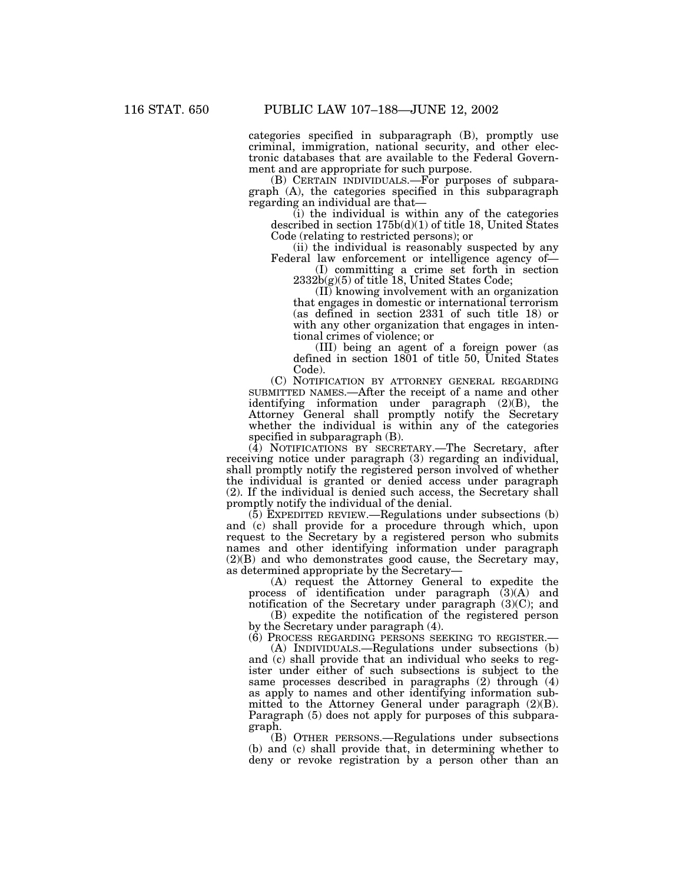categories specified in subparagraph (B), promptly use criminal, immigration, national security, and other electronic databases that are available to the Federal Government and are appropriate for such purpose.

(B) CERTAIN INDIVIDUALS.—For purposes of subparagraph (A), the categories specified in this subparagraph regarding an individual are that—

(i) the individual is within any of the categories described in section 175b(d)(1) of title 18, United States Code (relating to restricted persons); or

(ii) the individual is reasonably suspected by any Federal law enforcement or intelligence agency of—

(I) committing a crime set forth in section 2332b(g)(5) of title 18, United States Code;

(II) knowing involvement with an organization that engages in domestic or international terrorism (as defined in section 2331 of such title 18) or with any other organization that engages in intentional crimes of violence; or

(III) being an agent of a foreign power (as defined in section 1801 of title 50, United States Code).

(C) NOTIFICATION BY ATTORNEY GENERAL REGARDING SUBMITTED NAMES.—After the receipt of a name and other identifying information under paragraph (2)(B), the Attorney General shall promptly notify the Secretary whether the individual is within any of the categories specified in subparagraph (B).

(4) NOTIFICATIONS BY SECRETARY.—The Secretary, after receiving notice under paragraph (3) regarding an individual, shall promptly notify the registered person involved of whether the individual is granted or denied access under paragraph (2). If the individual is denied such access, the Secretary shall promptly notify the individual of the denial.

(5) EXPEDITED REVIEW.—Regulations under subsections (b) and (c) shall provide for a procedure through which, upon request to the Secretary by a registered person who submits names and other identifying information under paragraph (2)(B) and who demonstrates good cause, the Secretary may, as determined appropriate by the Secretary—

(A) request the Attorney General to expedite the process of identification under paragraph (3)(A) and notification of the Secretary under paragraph (3)(C); and

(B) expedite the notification of the registered person by the Secretary under paragraph (4).

(6) PROCESS REGARDING PERSONS SEEKING TO REGISTER.—

(A) INDIVIDUALS.—Regulations under subsections (b) and (c) shall provide that an individual who seeks to register under either of such subsections is subject to the same processes described in paragraphs (2) through (4) as apply to names and other identifying information submitted to the Attorney General under paragraph (2)(B). Paragraph (5) does not apply for purposes of this subparagraph.

(B) OTHER PERSONS.—Regulations under subsections (b) and (c) shall provide that, in determining whether to deny or revoke registration by a person other than an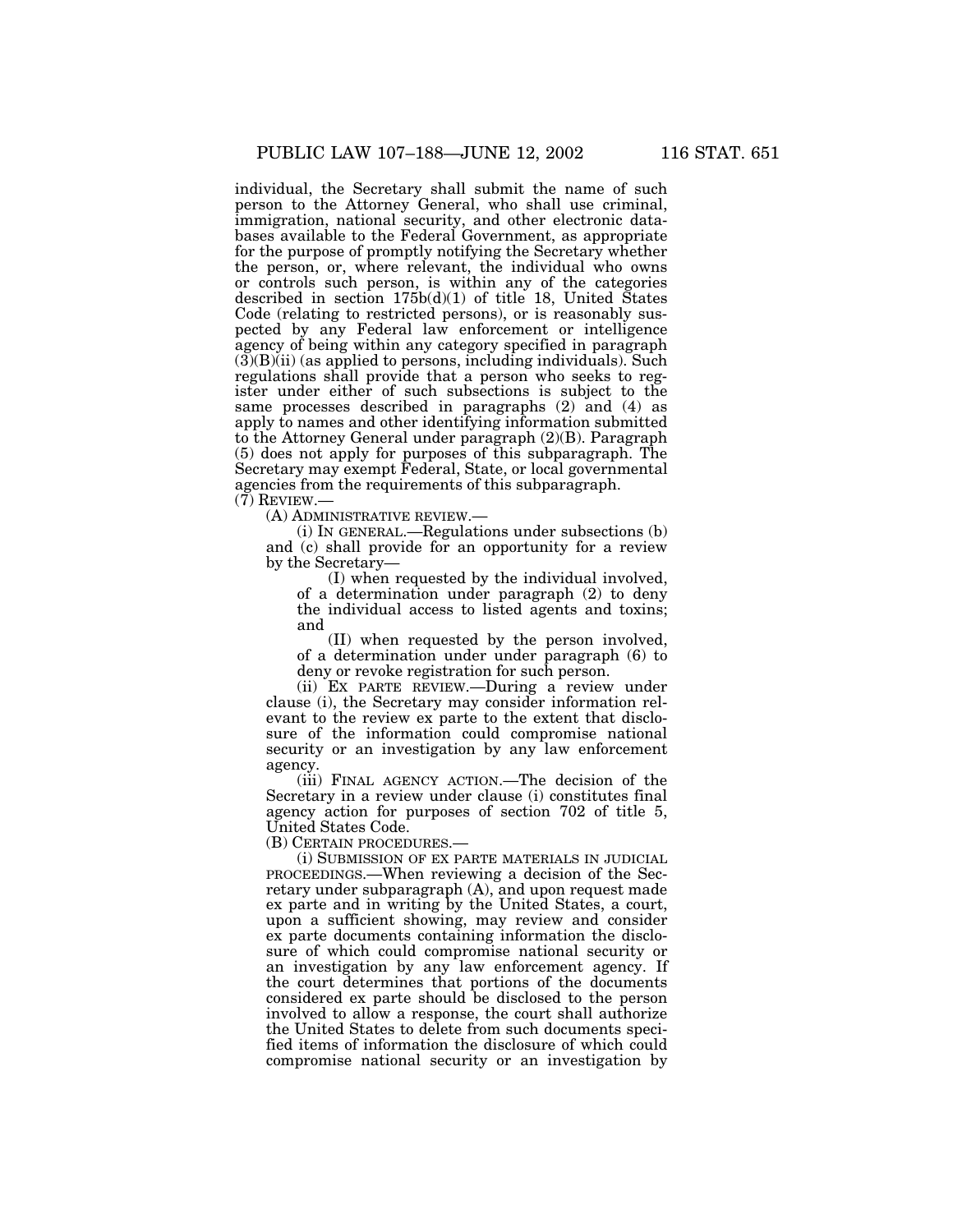individual, the Secretary shall submit the name of such person to the Attorney General, who shall use criminal, immigration, national security, and other electronic databases available to the Federal Government, as appropriate for the purpose of promptly notifying the Secretary whether the person, or, where relevant, the individual who owns or controls such person, is within any of the categories described in section 175b(d)(1) of title 18, United States Code (relating to restricted persons), or is reasonably suspected by any Federal law enforcement or intelligence agency of being within any category specified in paragraph (3)(B)(ii) (as applied to persons, including individuals). Such regulations shall provide that a person who seeks to register under either of such subsections is subject to the same processes described in paragraphs (2) and (4) as apply to names and other identifying information submitted to the Attorney General under paragraph (2)(B). Paragraph (5) does not apply for purposes of this subparagraph. The Secretary may exempt Federal, State, or local governmental agencies from the requirements of this subparagraph.

(7) REVIEW.—

(A) ADMINISTRATIVE REVIEW.—

(i) IN GENERAL.—Regulations under subsections (b) and (c) shall provide for an opportunity for a review by the Secretary—

(I) when requested by the individual involved, of a determination under paragraph (2) to deny the individual access to listed agents and toxins; and

(II) when requested by the person involved, of a determination under under paragraph (6) to deny or revoke registration for such person.

(ii) EX PARTE REVIEW.—During a review under clause (i), the Secretary may consider information relevant to the review ex parte to the extent that disclosure of the information could compromise national security or an investigation by any law enforcement agency.

(iii) FINAL AGENCY ACTION.—The decision of the Secretary in a review under clause (i) constitutes final agency action for purposes of section 702 of title 5, United States Code.

(B) CERTAIN PROCEDURES.—

(i) SUBMISSION OF EX PARTE MATERIALS IN JUDICIAL PROCEEDINGS.—When reviewing a decision of the Secretary under subparagraph (A), and upon request made ex parte and in writing by the United States, a court, upon a sufficient showing, may review and consider ex parte documents containing information the disclosure of which could compromise national security or an investigation by any law enforcement agency. If the court determines that portions of the documents considered ex parte should be disclosed to the person involved to allow a response, the court shall authorize the United States to delete from such documents specified items of information the disclosure of which could compromise national security or an investigation by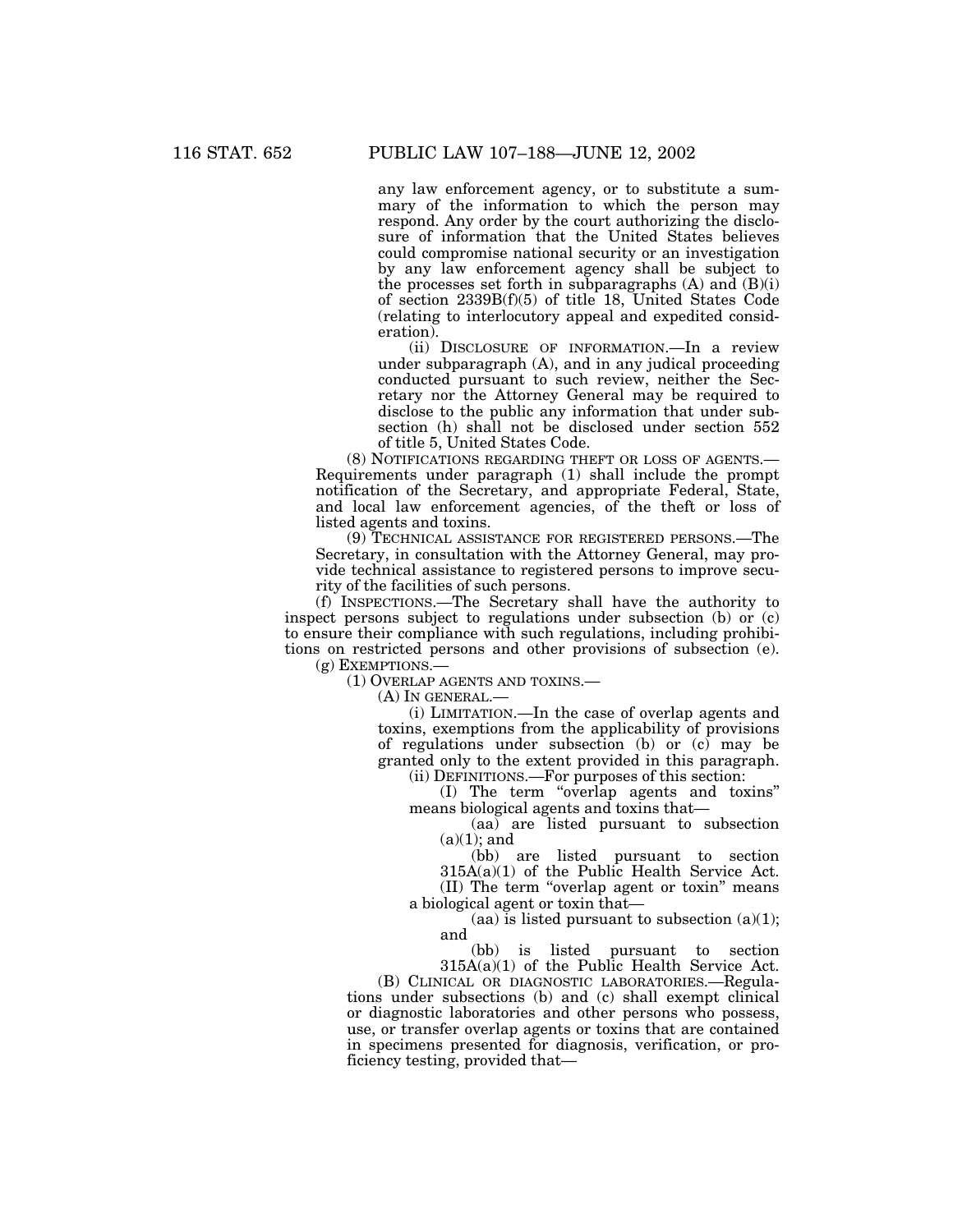any law enforcement agency, or to substitute a summary of the information to which the person may respond. Any order by the court authorizing the disclosure of information that the United States believes could compromise national security or an investigation by any law enforcement agency shall be subject to the processes set forth in subparagraphs (A) and (B)(i) of section 2339B(f)(5) of title 18, United States Code (relating to interlocutory appeal and expedited consideration).

(ii) DISCLOSURE OF INFORMATION.—In a review under subparagraph (A), and in any judical proceeding conducted pursuant to such review, neither the Secretary nor the Attorney General may be required to disclose to the public any information that under subsection (h) shall not be disclosed under section 552 of title 5, United States Code.

(8) NOTIFICATIONS REGARDING THEFT OR LOSS OF AGENTS.—Requirements under paragraph (1) shall include the prompt notification of the Secretary, and appropriate Federal, State, and local law enforcement agencies, of the theft or loss of listed agents and toxins.

(9) TECHNICAL ASSISTANCE FOR REGISTERED PERSONS.—The Secretary, in consultation with the Attorney General, may provide technical assistance to registered persons to improve security of the facilities of such persons.

(f) INSPECTIONS.—The Secretary shall have the authority to inspect persons subject to regulations under subsection (b) or (c) to ensure their compliance with such regulations, including prohibitions on restricted persons and other provisions of subsection (e).

(g) EXEMPTIONS.—

(1) OVERLAP AGENTS AND TOXINS.—

(A) IN GENERAL.—

(i) LIMITATION.—In the case of overlap agents and toxins, exemptions from the applicability of provisions of regulations under subsection (b) or (c) may be granted only to the extent provided in this paragraph.

(ii) DEFINITIONS.—For purposes of this section:

(I) The term "overlap agents and toxins" means biological agents and toxins that—

(aa) are listed pursuant to subsection (a)(1); and

(bb) are listed pursuant to section 315A(a)(1) of the Public Health Service Act.

(II) The term "overlap agent or toxin" means a biological agent or toxin that—

(aa) is listed pursuant to subsection (a)(1); and

(bb) is listed pursuant to section 315A(a)(1) of the Public Health Service Act.

(B) CLINICAL OR DIAGNOSTIC LABORATORIES.—Regulations under subsections (b) and (c) shall exempt clinical or diagnostic laboratories and other persons who possess, use, or transfer overlap agents or toxins that are contained in specimens presented for diagnosis, verification, or proficiency testing, provided that—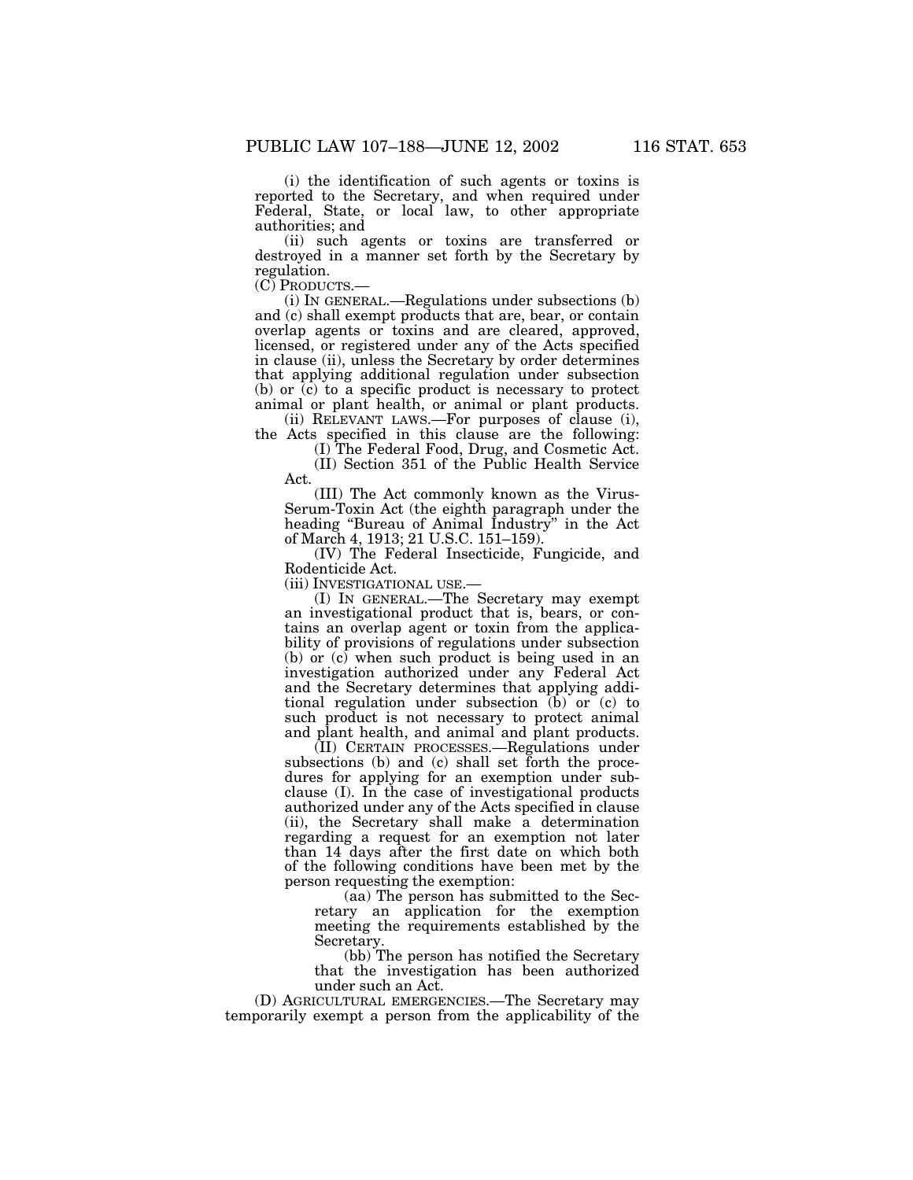(i) the identification of such agents or toxins is reported to the Secretary, and when required under Federal, State, or local law, to other appropriate authorities; and

(ii) such agents or toxins are transferred or destroyed in a manner set forth by the Secretary by regulation.

(C) PRODUCTS.—

(i) IN GENERAL.—Regulations under subsections (b) and (c) shall exempt products that are, bear, or contain overlap agents or toxins and are cleared, approved, licensed, or registered under any of the Acts specified in clause (ii), unless the Secretary by order determines that applying additional regulation under subsection (b) or (c) to a specific product is necessary to protect animal or plant health, or animal or plant products.

(ii) RELEVANT LAWS.—For purposes of clause (i), the Acts specified in this clause are the following:

(I) The Federal Food, Drug, and Cosmetic Act.

(II) Section 351 of the Public Health Service Act.

(III) The Act commonly known as the Virus-Serum-Toxin Act (the eighth paragraph under the heading "Bureau of Animal Industry" in the Act of March 4, 1913; 21 U.S.C. 151–159).

(IV) The Federal Insecticide, Fungicide, and Rodenticide Act.

(iii) INVESTIGATIONAL USE.—

(I) IN GENERAL.—The Secretary may exempt an investigational product that is, bears, or contains an overlap agent or toxin from the applicability of provisions of regulations under subsection (b) or (c) when such product is being used in an investigation authorized under any Federal Act and the Secretary determines that applying additional regulation under subsection (b) or (c) to such product is not necessary to protect animal and plant health, and animal and plant products.

(II) CERTAIN PROCESSES.—Regulations under subsections (b) and (c) shall set forth the procedures for applying for an exemption under subclause (I). In the case of investigational products authorized under any of the Acts specified in clause (ii), the Secretary shall make a determination regarding a request for an exemption not later than 14 days after the first date on which both of the following conditions have been met by the person requesting the exemption:

(aa) The person has submitted to the Secretary an application for the exemption meeting the requirements established by the Secretary.

(bb) The person has notified the Secretary that the investigation has been authorized under such an Act.

(D) AGRICULTURAL EMERGENCIES.—The Secretary may temporarily exempt a person from the applicability of the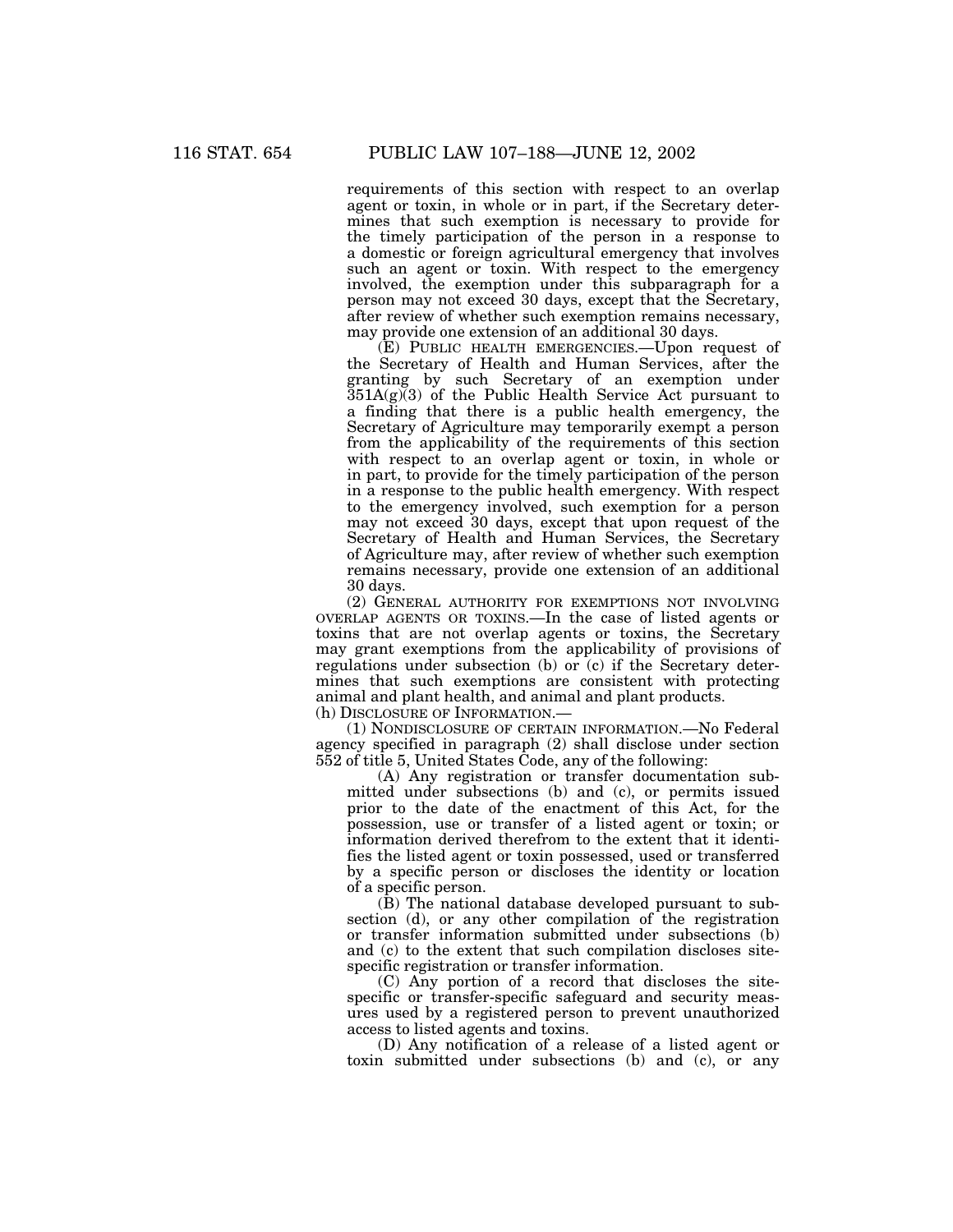requirements of this section with respect to an overlap agent or toxin, in whole or in part, if the Secretary determines that such exemption is necessary to provide for the timely participation of the person in a response to a domestic or foreign agricultural emergency that involves such an agent or toxin. With respect to the emergency involved, the exemption under this subparagraph for a person may not exceed 30 days, except that the Secretary, after review of whether such exemption remains necessary, may provide one extension of an additional 30 days.

(E) PUBLIC HEALTH EMERGENCIES.—Upon request of the Secretary of Health and Human Services, after the granting by such Secretary of an exemption under 351A(g)(3) of the Public Health Service Act pursuant to a finding that there is a public health emergency, the Secretary of Agriculture may temporarily exempt a person from the applicability of the requirements of this section with respect to an overlap agent or toxin, in whole or in part, to provide for the timely participation of the person in a response to the public health emergency. With respect to the emergency involved, such exemption for a person may not exceed 30 days, except that upon request of the Secretary of Health and Human Services, the Secretary of Agriculture may, after review of whether such exemption remains necessary, provide one extension of an additional 30 days.

(2) GENERAL AUTHORITY FOR EXEMPTIONS NOT INVOLVING OVERLAP AGENTS OR TOXINS.—In the case of listed agents or toxins that are not overlap agents or toxins, the Secretary may grant exemptions from the applicability of provisions of regulations under subsection (b) or (c) if the Secretary determines that such exemptions are consistent with protecting animal and plant health, and animal and plant products.

(h) DISCLOSURE OF INFORMATION.—

(1) NONDISCLOSURE OF CERTAIN INFORMATION.—No Federal agency specified in paragraph (2) shall disclose under section 552 of title 5, United States Code, any of the following:

(A) Any registration or transfer documentation submitted under subsections (b) and (c), or permits issued prior to the date of the enactment of this Act, for the possession, use or transfer of a listed agent or toxin; or information derived therefrom to the extent that it identifies the listed agent or toxin possessed, used or transferred by a specific person or discloses the identity or location of a specific person.

(B) The national database developed pursuant to subsection (d), or any other compilation of the registration or transfer information submitted under subsections (b) and (c) to the extent that such compilation discloses site-specific registration or transfer information.

(C) Any portion of a record that discloses the site-specific or transfer-specific safeguard and security measures used by a registered person to prevent unauthorized access to listed agents and toxins.

(D) Any notification of a release of a listed agent or toxin submitted under subsections (b) and (c), or any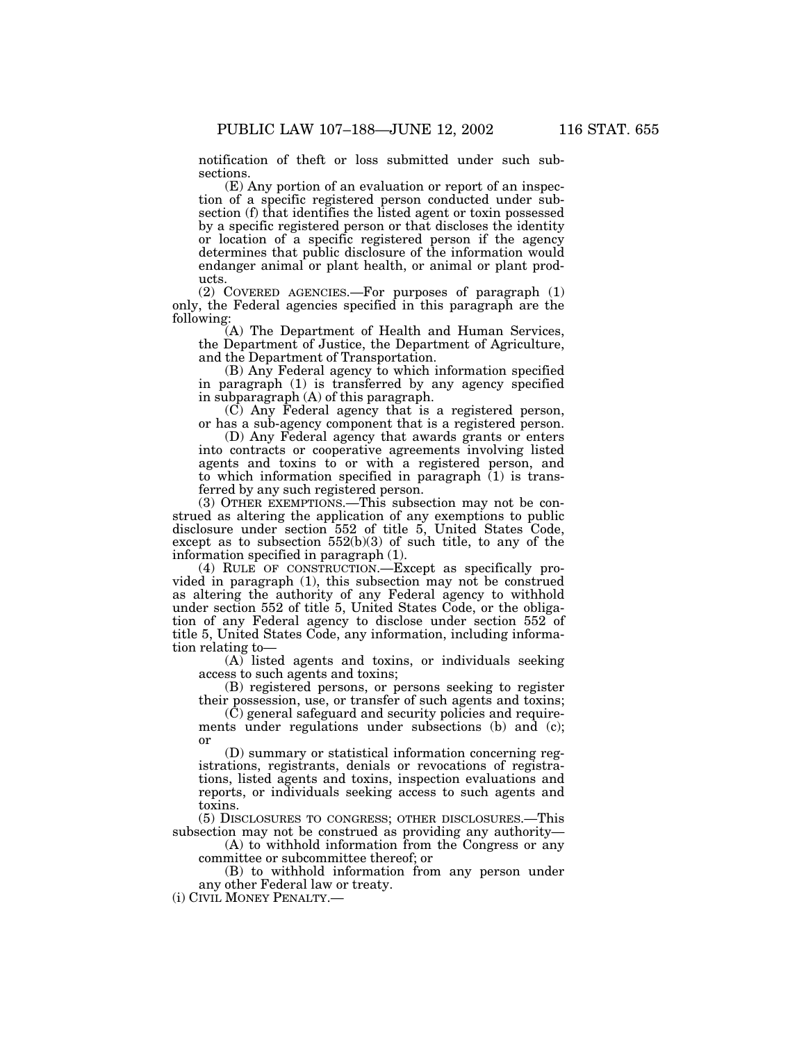notification of theft or loss submitted under such subsections.

(E) Any portion of an evaluation or report of an inspection of a specific registered person conducted under subsection (f) that identifies the listed agent or toxin possessed by a specific registered person or that discloses the identity or location of a specific registered person if the agency determines that public disclosure of the information would endanger animal or plant health, or animal or plant products.

(2) COVERED AGENCIES.—For purposes of paragraph (1) only, the Federal agencies specified in this paragraph are the following:

(A) The Department of Health and Human Services, the Department of Justice, the Department of Agriculture, and the Department of Transportation.

(B) Any Federal agency to which information specified in paragraph (1) is transferred by any agency specified in subparagraph (A) of this paragraph.

(C) Any Federal agency that is a registered person, or has a sub-agency component that is a registered person.

(D) Any Federal agency that awards grants or enters into contracts or cooperative agreements involving listed agents and toxins to or with a registered person, and to which information specified in paragraph (1) is transferred by any such registered person.

(3) OTHER EXEMPTIONS.—This subsection may not be construed as altering the application of any exemptions to public disclosure under section 552 of title 5, United States Code, except as to subsection 552(b)(3) of such title, to any of the information specified in paragraph (1).

(4) RULE OF CONSTRUCTION.—Except as specifically provided in paragraph (1), this subsection may not be construed as altering the authority of any Federal agency to withhold under section 552 of title 5, United States Code, or the obligation of any Federal agency to disclose under section 552 of title 5, United States Code, any information, including information relating to—

(A) listed agents and toxins, or individuals seeking access to such agents and toxins;

(B) registered persons, or persons seeking to register their possession, use, or transfer of such agents and toxins;

(C) general safeguard and security policies and requirements under regulations under subsections (b) and (c); or

(D) summary or statistical information concerning registrations, registrants, denials or revocations of registrations, listed agents and toxins, inspection evaluations and reports, or individuals seeking access to such agents and toxins.

(5) DISCLOSURES TO CONGRESS; OTHER DISCLOSURES.—This subsection may not be construed as providing any authority—

(A) to withhold information from the Congress or any committee or subcommittee thereof; or

(B) to withhold information from any person under any other Federal law or treaty.

(i) CIVIL MONEY PENALTY.—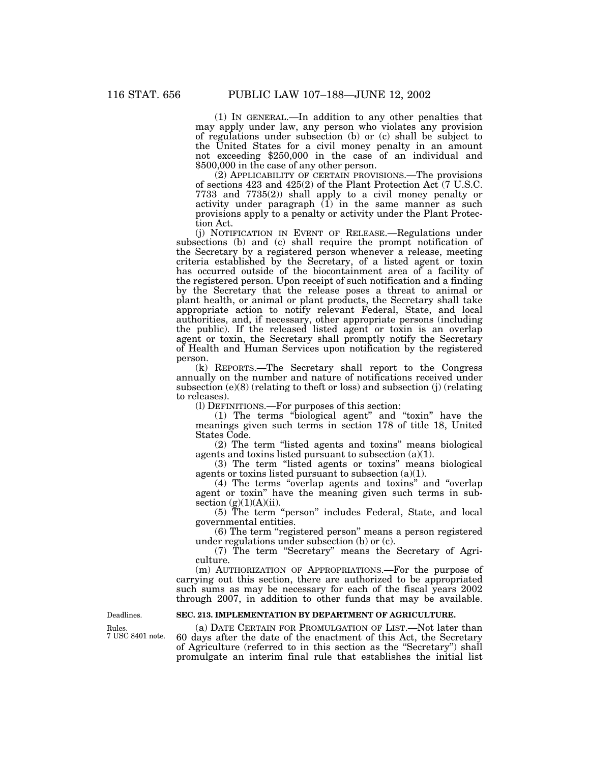(1) IN GENERAL.—In addition to any other penalties that may apply under law, any person who violates any provision of regulations under subsection (b) or (c) shall be subject to the United States for a civil money penalty in an amount not exceeding $250,000 in the case of an individual and $500,000 in the case of any other person.

(2) APPLICABILITY OF CERTAIN PROVISIONS.—The provisions of sections 423 and 425(2) of the Plant Protection Act (7 U.S.C. 7733 and 7735(2)) shall apply to a civil money penalty or activity under paragraph (1) in the same manner as such provisions apply to a penalty or activity under the Plant Protection Act.

(j) NOTIFICATION IN EVENT OF RELEASE.—Regulations under subsections (b) and (c) shall require the prompt notification of the Secretary by a registered person whenever a release, meeting criteria established by the Secretary, of a listed agent or toxin has occurred outside of the biocontainment area of a facility of the registered person. Upon receipt of such notification and a finding by the Secretary that the release poses a threat to animal or plant health, or animal or plant products, the Secretary shall take appropriate action to notify relevant Federal, State, and local authorities, and, if necessary, other appropriate persons (including the public). If the released listed agent or toxin is an overlap agent or toxin, the Secretary shall promptly notify the Secretary of Health and Human Services upon notification by the registered person.

(k) REPORTS.—The Secretary shall report to the Congress annually on the number and nature of notifications received under subsection (e)(8) (relating to theft or loss) and subsection (j) (relating to releases).

(l) DEFINITIONS.—For purposes of this section:

(1) The terms "biological agent" and "toxin" have the meanings given such terms in section 178 of title 18, United States Code.

(2) The term "listed agents and toxins" means biological agents and toxins listed pursuant to subsection (a)(1).

(3) The term "listed agents or toxins" means biological agents or toxins listed pursuant to subsection (a)(1).

(4) The terms "overlap agents and toxins" and "overlap agent or toxin" have the meaning given such terms in subsection (g)(1)(A)(ii).

(5) The term "person" includes Federal, State, and local governmental entities.

(6) The term "registered person" means a person registered under regulations under subsection (b) or (c).

(7) The term "Secretary" means the Secretary of Agriculture.

(m) AUTHORIZATION OF APPROPRIATIONS.—For the purpose of carrying out this section, there are authorized to be appropriated such sums as may be necessary for each of the fiscal years 2002 through 2007, in addition to other funds that may be available.

Deadlines.

Rules.
7 USC 8401 note.

**SEC. 213. IMPLEMENTATION BY DEPARTMENT OF AGRICULTURE.**

(a) DATE CERTAIN FOR PROMULGATION OF LIST.—Not later than 60 days after the date of the enactment of this Act, the Secretary of Agriculture (referred to in this section as the "Secretary") shall promulgate an interim final rule that establishes the initial list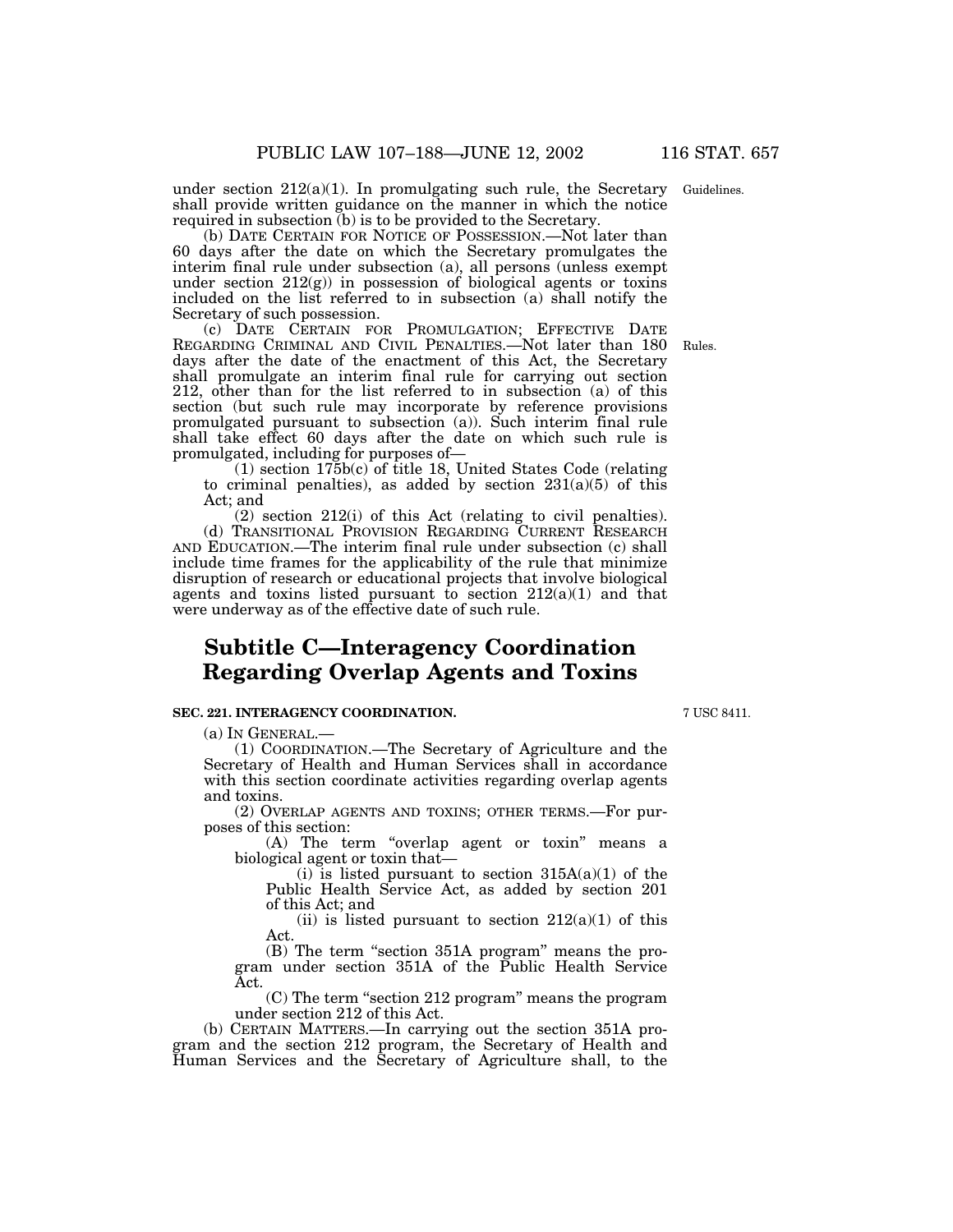under section 212(a)(1). In promulgating such rule, the Secretary shall provide written guidance on the manner in which the notice required in subsection (b) is to be provided to the Secretary.

Guidelines.

(b) DATE CERTAIN FOR NOTICE OF POSSESSION.—Not later than 60 days after the date on which the Secretary promulgates the interim final rule under subsection (a), all persons (unless exempt under section 212(g)) in possession of biological agents or toxins included on the list referred to in subsection (a) shall notify the Secretary of such possession.

(c) DATE CERTAIN FOR PROMULGATION; EFFECTIVE DATE REGARDING CRIMINAL AND CIVIL PENALTIES.—Not later than 180 days after the date of the enactment of this Act, the Secretary shall promulgate an interim final rule for carrying out section 212, other than for the list referred to in subsection (a) of this section (but such rule may incorporate by reference provisions promulgated pursuant to subsection (a)). Such interim final rule shall take effect 60 days after the date on which such rule is promulgated, including for purposes of—

Rules.

(1) section 175b(c) of title 18, United States Code (relating to criminal penalties), as added by section 231(a)(5) of this Act; and

(2) section 212(i) of this Act (relating to civil penalties).

(d) TRANSITIONAL PROVISION REGARDING CURRENT RESEARCH AND EDUCATION.—The interim final rule under subsection (c) shall include time frames for the applicability of the rule that minimize disruption of research or educational projects that involve biological agents and toxins listed pursuant to section 212(a)(1) and that were underway as of the effective date of such rule.

## Subtitle C—Interagency Coordination Regarding Overlap Agents and Toxins

**SEC. 221. INTERAGENCY COORDINATION.**

7 USC 8411.

(a) IN GENERAL.—

(1) COORDINATION.—The Secretary of Agriculture and the Secretary of Health and Human Services shall in accordance with this section coordinate activities regarding overlap agents and toxins.

(2) OVERLAP AGENTS AND TOXINS; OTHER TERMS.—For purposes of this section:

(A) The term "overlap agent or toxin" means a biological agent or toxin that—

(i) is listed pursuant to section 315A(a)(1) of the Public Health Service Act, as added by section 201 of this Act; and

(ii) is listed pursuant to section 212(a)(1) of this Act.

(B) The term "section 351A program" means the program under section 351A of the Public Health Service Act.

(C) The term "section 212 program" means the program under section 212 of this Act.

(b) CERTAIN MATTERS.—In carrying out the section 351A program and the section 212 program, the Secretary of Health and Human Services and the Secretary of Agriculture shall, to the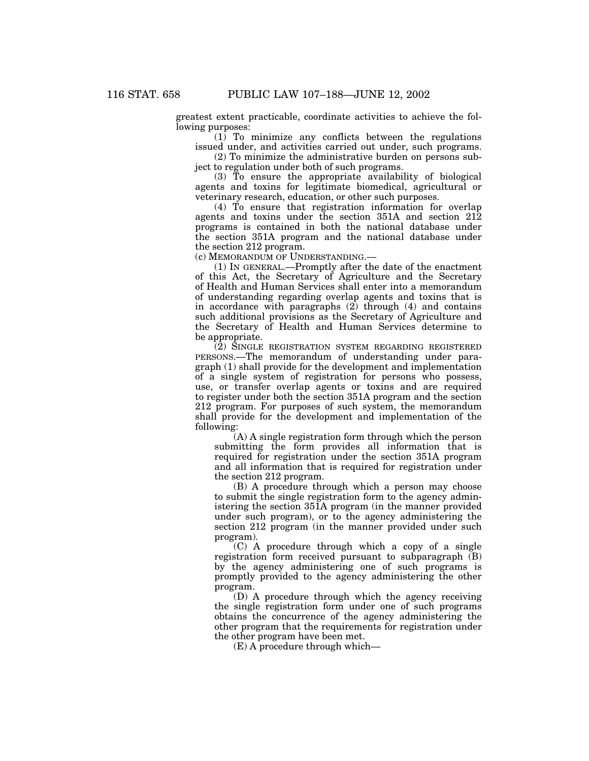greatest extent practicable, coordinate activities to achieve the following purposes:

(1) To minimize any conflicts between the regulations issued under, and activities carried out under, such programs.

(2) To minimize the administrative burden on persons subject to regulation under both of such programs.

(3) To ensure the appropriate availability of biological agents and toxins for legitimate biomedical, agricultural or veterinary research, education, or other such purposes.

(4) To ensure that registration information for overlap agents and toxins under the section 351A and section 212 programs is contained in both the national database under the section 351A program and the national database under the section 212 program.

(c) MEMORANDUM OF UNDERSTANDING.—

(1) IN GENERAL.—Promptly after the date of the enactment of this Act, the Secretary of Agriculture and the Secretary of Health and Human Services shall enter into a memorandum of understanding regarding overlap agents and toxins that is in accordance with paragraphs (2) through (4) and contains such additional provisions as the Secretary of Agriculture and the Secretary of Health and Human Services determine to be appropriate.

(2) SINGLE REGISTRATION SYSTEM REGARDING REGISTERED PERSONS.—The memorandum of understanding under paragraph (1) shall provide for the development and implementation of a single system of registration for persons who possess, use, or transfer overlap agents or toxins and are required to register under both the section 351A program and the section 212 program. For purposes of such system, the memorandum shall provide for the development and implementation of the following:

(A) A single registration form through which the person submitting the form provides all information that is required for registration under the section 351A program and all information that is required for registration under the section 212 program.

(B) A procedure through which a person may choose to submit the single registration form to the agency administering the section 351A program (in the manner provided under such program), or to the agency administering the section 212 program (in the manner provided under such program).

(C) A procedure through which a copy of a single registration form received pursuant to subparagraph (B) by the agency administering one of such programs is promptly provided to the agency administering the other program.

(D) A procedure through which the agency receiving the single registration form under one of such programs obtains the concurrence of the agency administering the other program that the requirements for registration under the other program have been met.

(E) A procedure through which—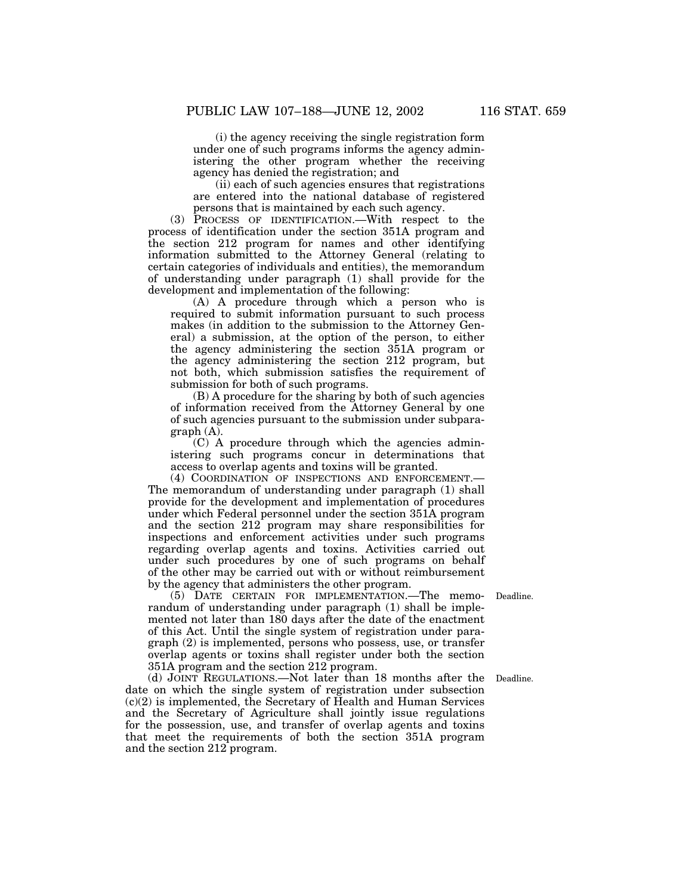(i) the agency receiving the single registration form under one of such programs informs the agency administering the other program whether the receiving agency has denied the registration; and

(ii) each of such agencies ensures that registrations are entered into the national database of registered persons that is maintained by each such agency.

(3) PROCESS OF IDENTIFICATION.—With respect to the process of identification under the section 351A program and the section 212 program for names and other identifying information submitted to the Attorney General (relating to certain categories of individuals and entities), the memorandum of understanding under paragraph (1) shall provide for the development and implementation of the following:

(A) A procedure through which a person who is required to submit information pursuant to such process makes (in addition to the submission to the Attorney General) a submission, at the option of the person, to either the agency administering the section 351A program or the agency administering the section 212 program, but not both, which submission satisfies the requirement of submission for both of such programs.

(B) A procedure for the sharing by both of such agencies of information received from the Attorney General by one of such agencies pursuant to the submission under subparagraph (A).

(C) A procedure through which the agencies administering such programs concur in determinations that access to overlap agents and toxins will be granted.

(4) COORDINATION OF INSPECTIONS AND ENFORCEMENT.—The memorandum of understanding under paragraph (1) shall provide for the development and implementation of procedures under which Federal personnel under the section 351A program and the section 212 program may share responsibilities for inspections and enforcement activities under such programs regarding overlap agents and toxins. Activities carried out under such procedures by one of such programs on behalf of the other may be carried out with or without reimbursement by the agency that administers the other program.

Deadline.

(5) DATE CERTAIN FOR IMPLEMENTATION.—The memorandum of understanding under paragraph (1) shall be implemented not later than 180 days after the date of the enactment of this Act. Until the single system of registration under paragraph (2) is implemented, persons who possess, use, or transfer overlap agents or toxins shall register under both the section 351A program and the section 212 program.

Deadline.

(d) JOINT REGULATIONS.—Not later than 18 months after the date on which the single system of registration under subsection (c)(2) is implemented, the Secretary of Health and Human Services and the Secretary of Agriculture shall jointly issue regulations for the possession, use, and transfer of overlap agents and toxins that meet the requirements of both the section 351A program and the section 212 program.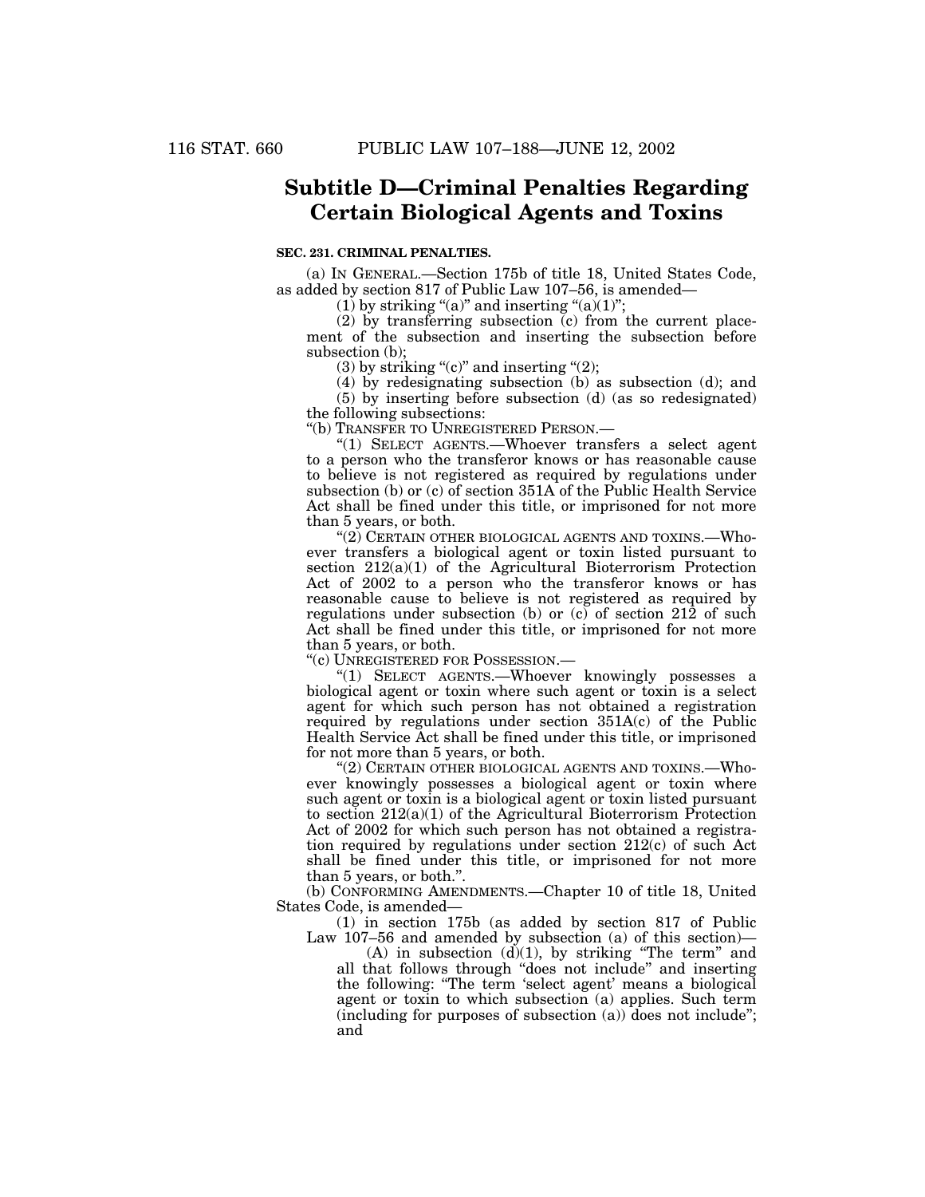## Subtitle D—Criminal Penalties Regarding Certain Biological Agents and Toxins

**SEC. 231. CRIMINAL PENALTIES.**

(a) IN GENERAL.—Section 175b of title 18, United States Code, as added by section 817 of Public Law 107–56, is amended—

(1) by striking "(a)" and inserting "(a)(1)";

(2) by transferring subsection (c) from the current placement of the subsection and inserting the subsection before subsection (b);

(3) by striking "(c)" and inserting "(2);

(4) by redesignating subsection (b) as subsection (d); and

(5) by inserting before subsection (d) (as so redesignated) the following subsections:

"(b) TRANSFER TO UNREGISTERED PERSON.—

"(1) SELECT AGENTS.—Whoever transfers a select agent to a person who the transferor knows or has reasonable cause to believe is not registered as required by regulations under subsection (b) or (c) of section 351A of the Public Health Service Act shall be fined under this title, or imprisoned for not more than 5 years, or both.

"(2) CERTAIN OTHER BIOLOGICAL AGENTS AND TOXINS.—Whoever transfers a biological agent or toxin listed pursuant to section 212(a)(1) of the Agricultural Bioterrorism Protection Act of 2002 to a person who the transferor knows or has reasonable cause to believe is not registered as required by regulations under subsection (b) or (c) of section 212 of such Act shall be fined under this title, or imprisoned for not more than 5 years, or both.

"(c) UNREGISTERED FOR POSSESSION.—

"(1) SELECT AGENTS.—Whoever knowingly possesses a biological agent or toxin where such agent or toxin is a select agent for which such person has not obtained a registration required by regulations under section 351A(c) of the Public Health Service Act shall be fined under this title, or imprisoned for not more than 5 years, or both.

"(2) CERTAIN OTHER BIOLOGICAL AGENTS AND TOXINS.—Whoever knowingly possesses a biological agent or toxin where such agent or toxin is a biological agent or toxin listed pursuant to section 212(a)(1) of the Agricultural Bioterrorism Protection Act of 2002 for which such person has not obtained a registration required by regulations under section 212(c) of such Act shall be fined under this title, or imprisoned for not more than 5 years, or both.".

(b) CONFORMING AMENDMENTS.—Chapter 10 of title 18, United States Code, is amended—

(1) in section 175b (as added by section 817 of Public Law 107–56 and amended by subsection (a) of this section)—

(A) in subsection (d)(1), by striking "The term" and all that follows through "does not include" and inserting the following: "The term 'select agent' means a biological agent or toxin to which subsection (a) applies. Such term (including for purposes of subsection (a)) does not include"; and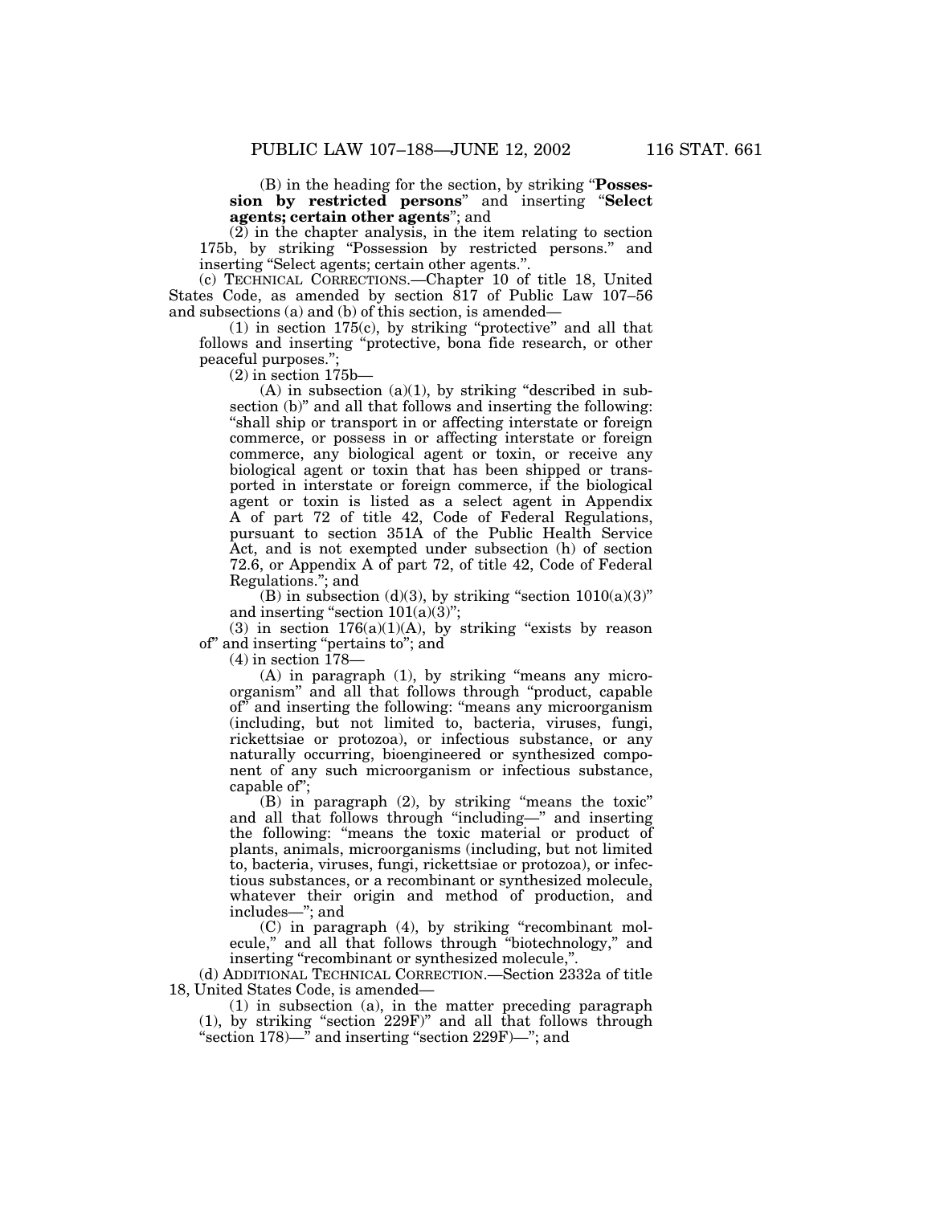(B) in the heading for the section, by striking "**Possession by restricted persons**" and inserting "**Select agents; certain other agents**"; and

(2) in the chapter analysis, in the item relating to section 175b, by striking "Possession by restricted persons." and inserting "Select agents; certain other agents.".

(c) TECHNICAL CORRECTIONS.—Chapter 10 of title 18, United States Code, as amended by section 817 of Public Law 107–56 and subsections (a) and (b) of this section, is amended—

(1) in section 175(c), by striking "protective" and all that follows and inserting "protective, bona fide research, or other peaceful purposes.";

(2) in section 175b—

(A) in subsection (a)(1), by striking "described in subsection (b)" and all that follows and inserting the following: "shall ship or transport in or affecting interstate or foreign commerce, or possess in or affecting interstate or foreign commerce, any biological agent or toxin, or receive any biological agent or toxin that has been shipped or transported in interstate or foreign commerce, if the biological agent or toxin is listed as a select agent in Appendix A of part 72 of title 42, Code of Federal Regulations, pursuant to section 351A of the Public Health Service Act, and is not exempted under subsection (h) of section 72.6, or Appendix A of part 72, of title 42, Code of Federal Regulations."; and

(B) in subsection (d)(3), by striking "section 1010(a)(3)" and inserting "section 101(a)(3)";

(3) in section 176(a)(1)(A), by striking "exists by reason of" and inserting "pertains to"; and

(4) in section 178—

(A) in paragraph (1), by striking "means any microorganism" and all that follows through "product, capable of" and inserting the following: "means any microorganism (including, but not limited to, bacteria, viruses, fungi, rickettsiae or protozoa), or infectious substance, or any naturally occurring, bioengineered or synthesized component of any such microorganism or infectious substance, capable of";

(B) in paragraph (2), by striking "means the toxic" and all that follows through "including—" and inserting the following: "means the toxic material or product of plants, animals, microorganisms (including, but not limited to, bacteria, viruses, fungi, rickettsiae or protozoa), or infectious substances, or a recombinant or synthesized molecule, whatever their origin and method of production, and includes—"; and

(C) in paragraph (4), by striking "recombinant molecule," and all that follows through "biotechnology," and inserting "recombinant or synthesized molecule,".

(d) ADDITIONAL TECHNICAL CORRECTION.—Section 2332a of title 18, United States Code, is amended—

(1) in subsection (a), in the matter preceding paragraph (1), by striking "section 229F)" and all that follows through "section 178)—" and inserting "section 229F)—"; and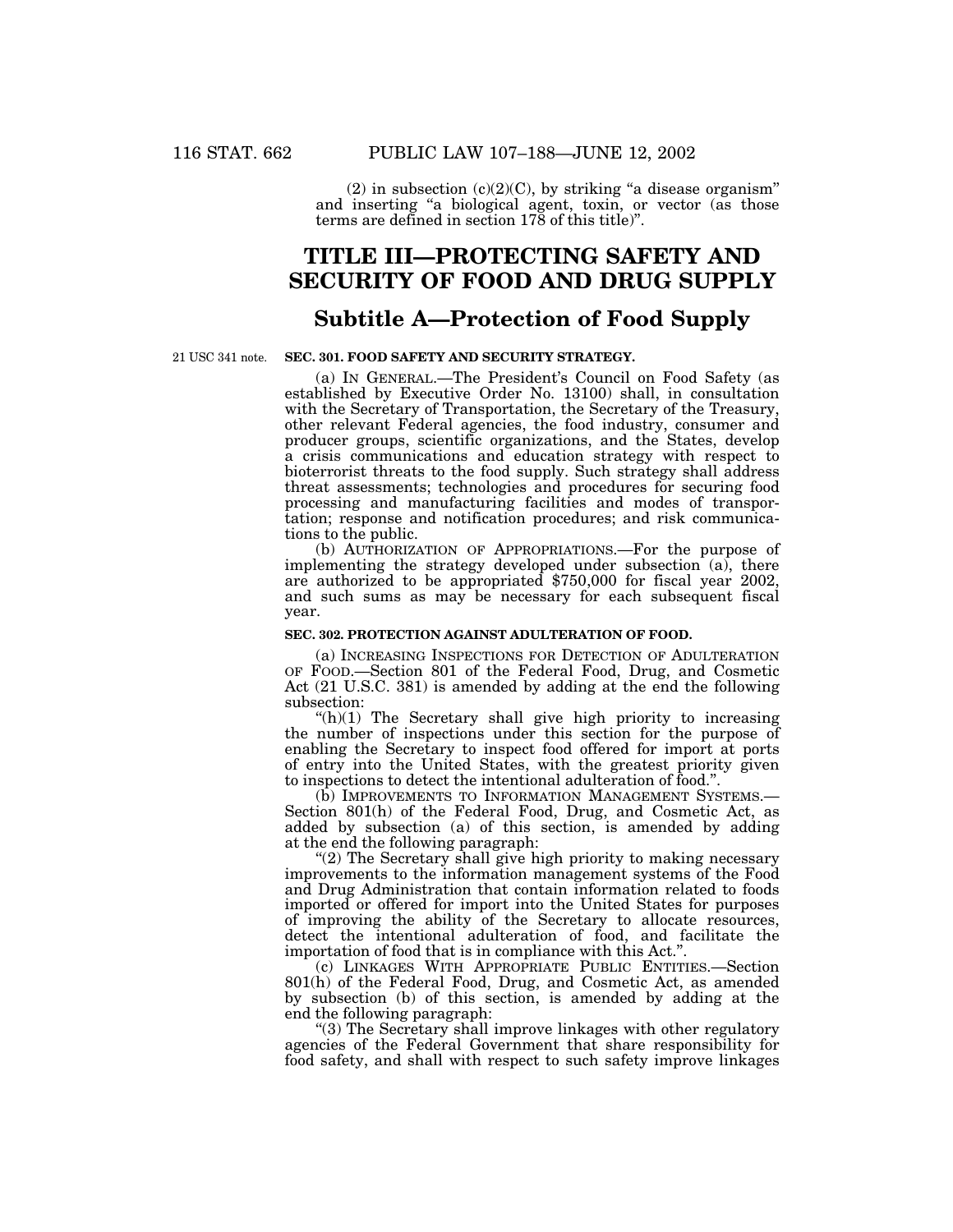(2) in subsection (c)(2)(C), by striking "a disease organism" and inserting "a biological agent, toxin, or vector (as those terms are defined in section 178 of this title)".

# TITLE III—PROTECTING SAFETY AND SECURITY OF FOOD AND DRUG SUPPLY

## Subtitle A—Protection of Food Supply

21 USC 341 note.

**SEC. 301. FOOD SAFETY AND SECURITY STRATEGY.**

(a) IN GENERAL.—The President's Council on Food Safety (as established by Executive Order No. 13100) shall, in consultation with the Secretary of Transportation, the Secretary of the Treasury, other relevant Federal agencies, the food industry, consumer and producer groups, scientific organizations, and the States, develop a crisis communications and education strategy with respect to bioterrorist threats to the food supply. Such strategy shall address threat assessments; technologies and procedures for securing food processing and manufacturing facilities and modes of transportation; response and notification procedures; and risk communications to the public.

(b) AUTHORIZATION OF APPROPRIATIONS.—For the purpose of implementing the strategy developed under subsection (a), there are authorized to be appropriated $750,000 for fiscal year 2002, and such sums as may be necessary for each subsequent fiscal year.

**SEC. 302. PROTECTION AGAINST ADULTERATION OF FOOD.**

(a) INCREASING INSPECTIONS FOR DETECTION OF ADULTERATION OF FOOD.—Section 801 of the Federal Food, Drug, and Cosmetic Act (21 U.S.C. 381) is amended by adding at the end the following subsection:

"(h)(1) The Secretary shall give high priority to increasing the number of inspections under this section for the purpose of enabling the Secretary to inspect food offered for import at ports of entry into the United States, with the greatest priority given to inspections to detect the intentional adulteration of food.".

(b) IMPROVEMENTS TO INFORMATION MANAGEMENT SYSTEMS.—Section 801(h) of the Federal Food, Drug, and Cosmetic Act, as added by subsection (a) of this section, is amended by adding at the end the following paragraph:

"(2) The Secretary shall give high priority to making necessary improvements to the information management systems of the Food and Drug Administration that contain information related to foods imported or offered for import into the United States for purposes of improving the ability of the Secretary to allocate resources, detect the intentional adulteration of food, and facilitate the importation of food that is in compliance with this Act.".

(c) LINKAGES WITH APPROPRIATE PUBLIC ENTITIES.—Section 801(h) of the Federal Food, Drug, and Cosmetic Act, as amended by subsection (b) of this section, is amended by adding at the end the following paragraph:

"(3) The Secretary shall improve linkages with other regulatory agencies of the Federal Government that share responsibility for food safety, and shall with respect to such safety improve linkages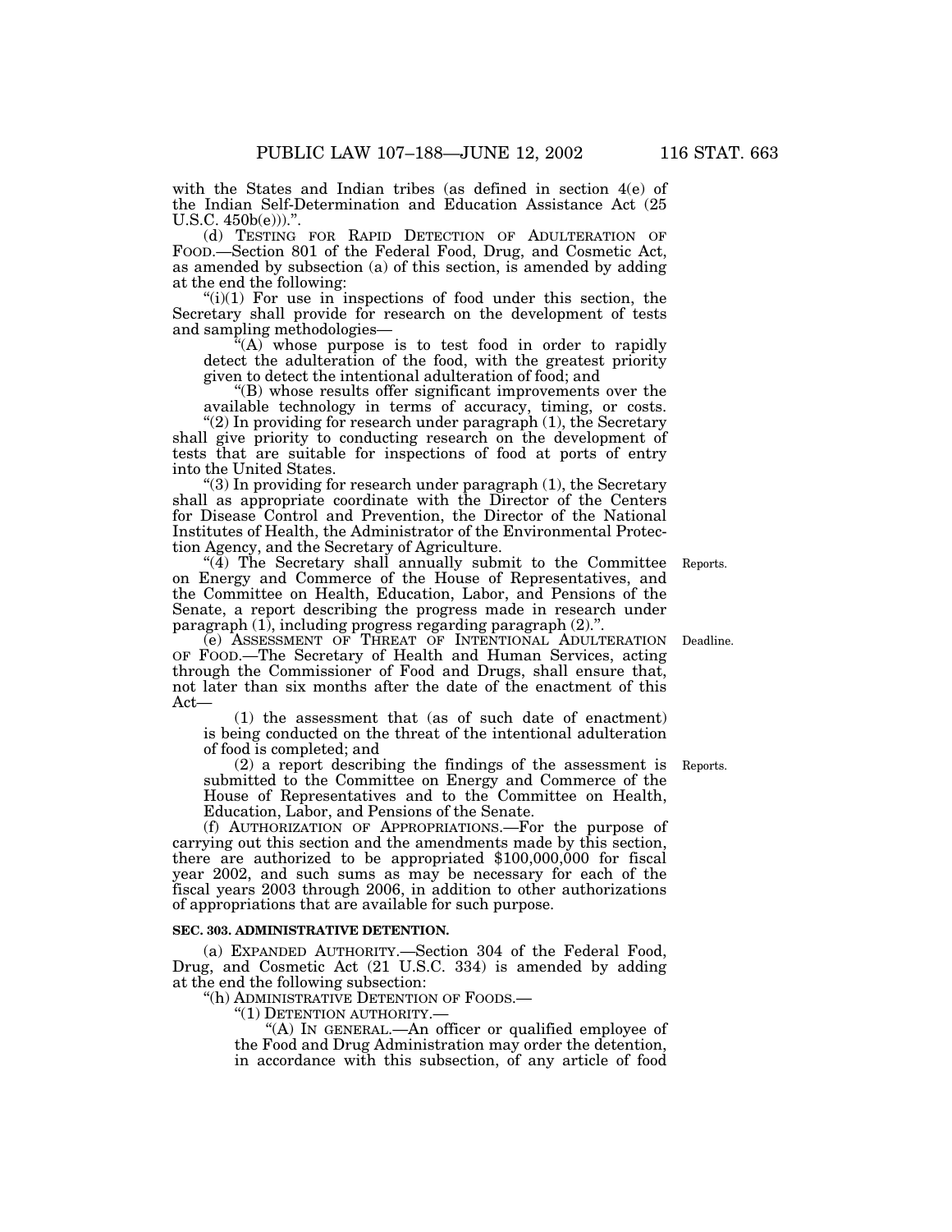with the States and Indian tribes (as defined in section 4(e) of the Indian Self-Determination and Education Assistance Act (25 U.S.C. 450b(e))).".

(d) TESTING FOR RAPID DETECTION OF ADULTERATION OF FOOD.—Section 801 of the Federal Food, Drug, and Cosmetic Act, as amended by subsection (a) of this section, is amended by adding at the end the following:

"(i)(1) For use in inspections of food under this section, the Secretary shall provide for research on the development of tests and sampling methodologies—

"(A) whose purpose is to test food in order to rapidly detect the adulteration of the food, with the greatest priority given to detect the intentional adulteration of food; and

"(B) whose results offer significant improvements over the available technology in terms of accuracy, timing, or costs.

"(2) In providing for research under paragraph (1), the Secretary shall give priority to conducting research on the development of tests that are suitable for inspections of food at ports of entry into the United States.

"(3) In providing for research under paragraph (1), the Secretary shall as appropriate coordinate with the Director of the Centers for Disease Control and Prevention, the Director of the National Institutes of Health, the Administrator of the Environmental Protection Agency, and the Secretary of Agriculture.

"(4) The Secretary shall annually submit to the Committee on Energy and Commerce of the House of Representatives, and the Committee on Health, Education, Labor, and Pensions of the Senate, a report describing the progress made in research under paragraph (1), including progress regarding paragraph (2).".

Reports.

(e) ASSESSMENT OF THREAT OF INTENTIONAL ADULTERATION OF FOOD.—The Secretary of Health and Human Services, acting through the Commissioner of Food and Drugs, shall ensure that, not later than six months after the date of the enactment of this Act—

Deadline.

(1) the assessment that (as of such date of enactment) is being conducted on the threat of the intentional adulteration of food is completed; and

(2) a report describing the findings of the assessment is submitted to the Committee on Energy and Commerce of the House of Representatives and to the Committee on Health, Education, Labor, and Pensions of the Senate.

Reports.

(f) AUTHORIZATION OF APPROPRIATIONS.—For the purpose of carrying out this section and the amendments made by this section, there are authorized to be appropriated $100,000,000 for fiscal year 2002, and such sums as may be necessary for each of the fiscal years 2003 through 2006, in addition to other authorizations of appropriations that are available for such purpose.

**SEC. 303. ADMINISTRATIVE DETENTION.**

(a) EXPANDED AUTHORITY.—Section 304 of the Federal Food, Drug, and Cosmetic Act (21 U.S.C. 334) is amended by adding at the end the following subsection:

"(h) ADMINISTRATIVE DETENTION OF FOODS.—

"(1) DETENTION AUTHORITY.—

"(A) IN GENERAL.—An officer or qualified employee of the Food and Drug Administration may order the detention, in accordance with this subsection, of any article of food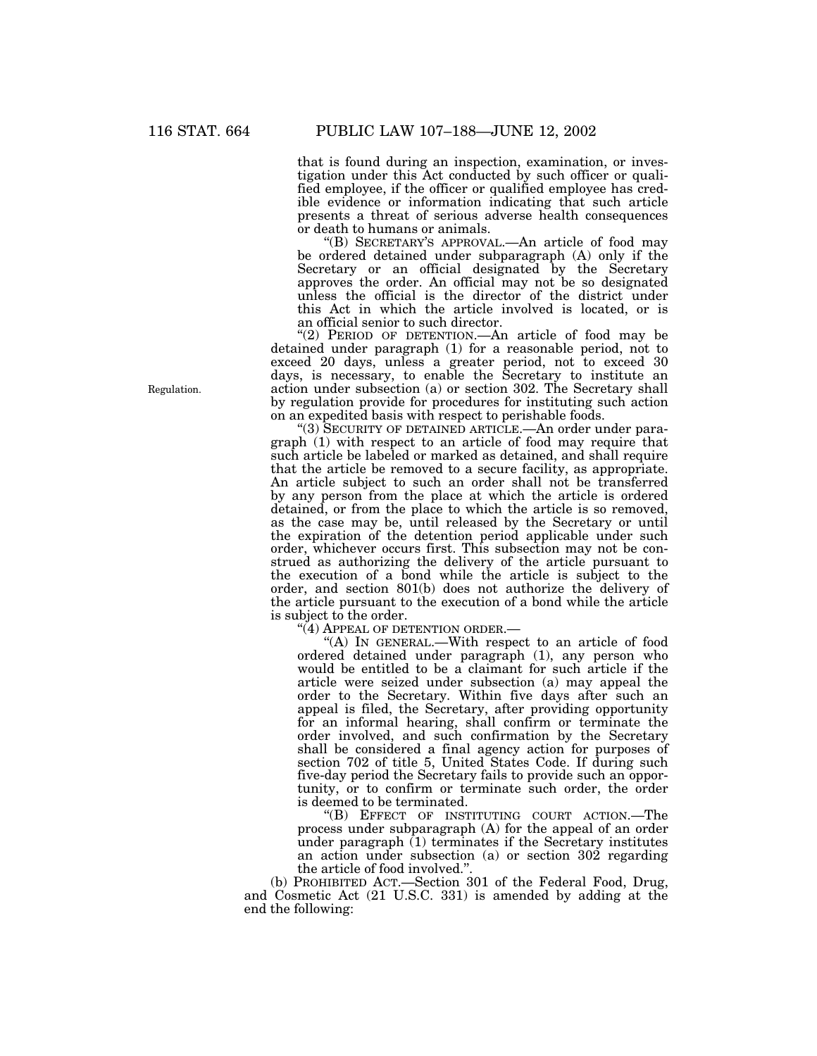that is found during an inspection, examination, or investigation under this Act conducted by such officer or qualified employee, if the officer or qualified employee has credible evidence or information indicating that such article presents a threat of serious adverse health consequences or death to humans or animals.

"(B) SECRETARY'S APPROVAL.—An article of food may be ordered detained under subparagraph (A) only if the Secretary or an official designated by the Secretary approves the order. An official may not be so designated unless the official is the director of the district under this Act in which the article involved is located, or is an official senior to such director.

"(2) PERIOD OF DETENTION.—An article of food may be detained under paragraph (1) for a reasonable period, not to exceed 20 days, unless a greater period, not to exceed 30 days, is necessary, to enable the Secretary to institute an action under subsection (a) or section 302. The Secretary shall by regulation provide for procedures for instituting such action on an expedited basis with respect to perishable foods.

Regulation.

"(3) SECURITY OF DETAINED ARTICLE.—An order under paragraph (1) with respect to an article of food may require that such article be labeled or marked as detained, and shall require that the article be removed to a secure facility, as appropriate. An article subject to such an order shall not be transferred by any person from the place at which the article is ordered detained, or from the place to which the article is so removed, as the case may be, until released by the Secretary or until the expiration of the detention period applicable under such order, whichever occurs first. This subsection may not be construed as authorizing the delivery of the article pursuant to the execution of a bond while the article is subject to the order, and section 801(b) does not authorize the delivery of the article pursuant to the execution of a bond while the article is subject to the order.

"(4) APPEAL OF DETENTION ORDER.—

"(A) IN GENERAL.—With respect to an article of food ordered detained under paragraph (1), any person who would be entitled to be a claimant for such article if the article were seized under subsection (a) may appeal the order to the Secretary. Within five days after such an appeal is filed, the Secretary, after providing opportunity for an informal hearing, shall confirm or terminate the order involved, and such confirmation by the Secretary shall be considered a final agency action for purposes of section 702 of title 5, United States Code. If during such five-day period the Secretary fails to provide such an opportunity, or to confirm or terminate such order, the order is deemed to be terminated.

"(B) EFFECT OF INSTITUTING COURT ACTION.—The process under subparagraph (A) for the appeal of an order under paragraph (1) terminates if the Secretary institutes an action under subsection (a) or section 302 regarding the article of food involved.".

(b) PROHIBITED ACT.—Section 301 of the Federal Food, Drug, and Cosmetic Act (21 U.S.C. 331) is amended by adding at the end the following: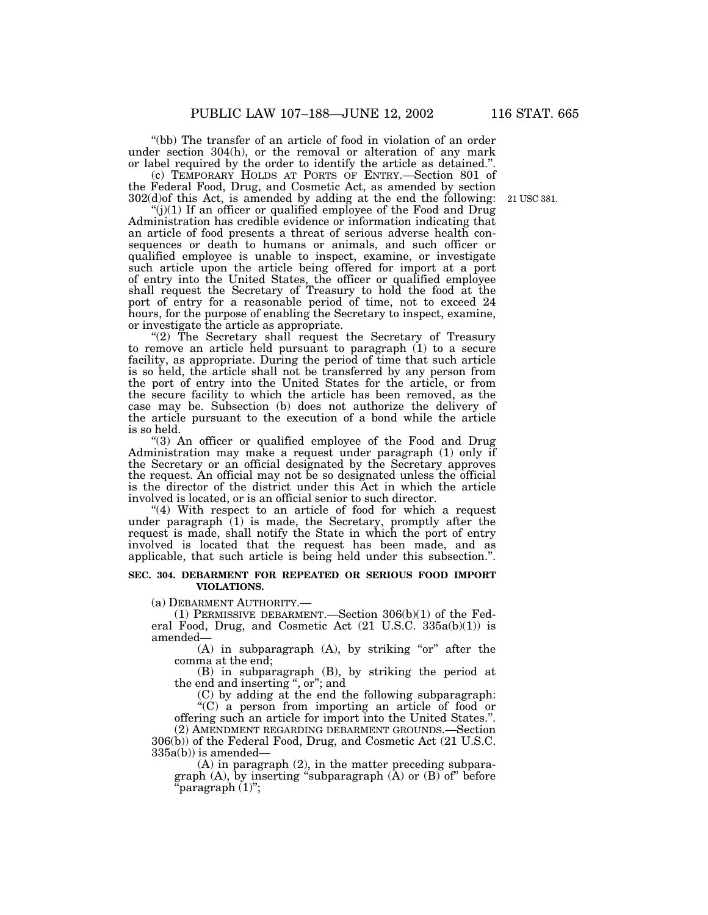"(bb) The transfer of an article of food in violation of an order under section 304(h), or the removal or alteration of any mark or label required by the order to identify the article as detained.".

(c) TEMPORARY HOLDS AT PORTS OF ENTRY.—Section 801 of the Federal Food, Drug, and Cosmetic Act, as amended by section 302(d)of this Act, is amended by adding at the end the following:

21 USC 381.

"(j)(1) If an officer or qualified employee of the Food and Drug Administration has credible evidence or information indicating that an article of food presents a threat of serious adverse health consequences or death to humans or animals, and such officer or qualified employee is unable to inspect, examine, or investigate such article upon the article being offered for import at a port of entry into the United States, the officer or qualified employee shall request the Secretary of Treasury to hold the food at the port of entry for a reasonable period of time, not to exceed 24 hours, for the purpose of enabling the Secretary to inspect, examine, or investigate the article as appropriate.

"(2) The Secretary shall request the Secretary of Treasury to remove an article held pursuant to paragraph (1) to a secure facility, as appropriate. During the period of time that such article is so held, the article shall not be transferred by any person from the port of entry into the United States for the article, or from the secure facility to which the article has been removed, as the case may be. Subsection (b) does not authorize the delivery of the article pursuant to the execution of a bond while the article is so held.

"(3) An officer or qualified employee of the Food and Drug Administration may make a request under paragraph (1) only if the Secretary or an official designated by the Secretary approves the request. An official may not be so designated unless the official is the director of the district under this Act in which the article involved is located, or is an official senior to such director.

"(4) With respect to an article of food for which a request under paragraph (1) is made, the Secretary, promptly after the request is made, shall notify the State in which the port of entry involved is located that the request has been made, and as applicable, that such article is being held under this subsection.".

**SEC. 304. DEBARMENT FOR REPEATED OR SERIOUS FOOD IMPORT VIOLATIONS.**

(a) DEBARMENT AUTHORITY.—

(1) PERMISSIVE DEBARMENT.—Section 306(b)(1) of the Federal Food, Drug, and Cosmetic Act (21 U.S.C. 335a(b)(1)) is amended—

(A) in subparagraph (A), by striking "or" after the comma at the end;

(B) in subparagraph (B), by striking the period at the end and inserting ", or"; and

(C) by adding at the end the following subparagraph:

"(C) a person from importing an article of food or offering such an article for import into the United States.".

(2) AMENDMENT REGARDING DEBARMENT GROUNDS.—Section 306(b)) of the Federal Food, Drug, and Cosmetic Act (21 U.S.C. 335a(b)) is amended—

(A) in paragraph (2), in the matter preceding subparagraph (A), by inserting "subparagraph (A) or (B) of" before "paragraph (1)";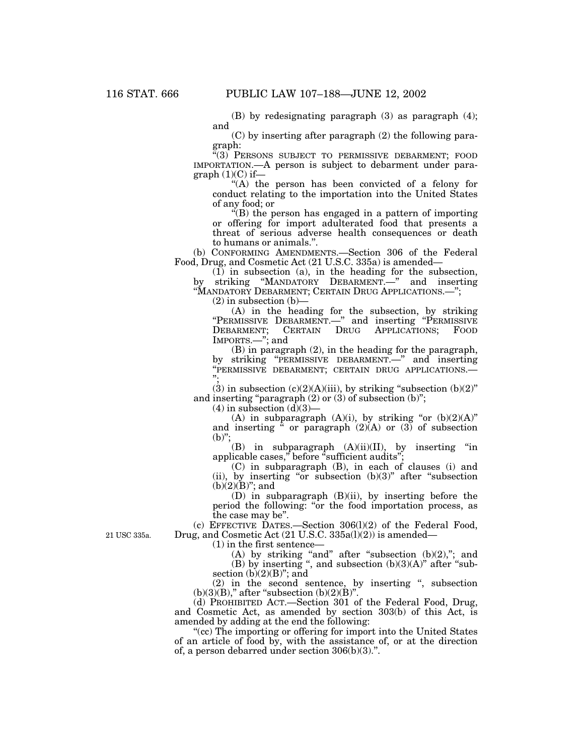(B) by redesignating paragraph (3) as paragraph (4); and

(C) by inserting after paragraph (2) the following paragraph:

"(3) PERSONS SUBJECT TO PERMISSIVE DEBARMENT; FOOD IMPORTATION.—A person is subject to debarment under paragraph (1)(C) if—

"(A) the person has been convicted of a felony for conduct relating to the importation into the United States of any food; or

"(B) the person has engaged in a pattern of importing or offering for import adulterated food that presents a threat of serious adverse health consequences or death to humans or animals.".

(b) CONFORMING AMENDMENTS.—Section 306 of the Federal Food, Drug, and Cosmetic Act (21 U.S.C. 335a) is amended—

(1) in subsection (a), in the heading for the subsection, by striking "MANDATORY DEBARMENT.—" and inserting "MANDATORY DEBARMENT; CERTAIN DRUG APPLICATIONS.—";

(2) in subsection (b)—

(A) in the heading for the subsection, by striking "PERMISSIVE DEBARMENT.—" and inserting "PERMISSIVE DEBARMENT; CERTAIN DRUG APPLICATIONS; FOOD IMPORTS.—"; and

(B) in paragraph (2), in the heading for the paragraph, by striking "PERMISSIVE DEBARMENT.—" and inserting "PERMISSIVE DEBARMENT; CERTAIN DRUG APPLICATIONS.—";

(3) in subsection (c)(2)(A)(iii), by striking "subsection (b)(2)" and inserting "paragraph (2) or (3) of subsection (b)";

(4) in subsection (d)(3)—

(A) in subparagraph (A)(i), by striking "or (b)(2)(A)" and inserting " or paragraph (2)(A) or (3) of subsection (b)";

(B) in subparagraph (A)(ii)(II), by inserting "in applicable cases," before "sufficient audits";

(C) in subparagraph (B), in each of clauses (i) and (ii), by inserting "or subsection (b)(3)" after "subsection (b)(2)(B)"; and

(D) in subparagraph (B)(ii), by inserting before the period the following: "or the food importation process, as the case may be".

21 USC 335a.

(c) EFFECTIVE DATES.—Section 306(l)(2) of the Federal Food, Drug, and Cosmetic Act (21 U.S.C. 335a(l)(2)) is amended—

(1) in the first sentence—

(A) by striking "and" after "subsection (b)(2),"; and

(B) by inserting ", and subsection (b)(3)(A)" after "subsection (b)(2)(B)"; and

(2) in the second sentence, by inserting ", subsection (b)(3)(B)," after "subsection (b)(2)(B)".

(d) PROHIBITED ACT.—Section 301 of the Federal Food, Drug, and Cosmetic Act, as amended by section 303(b) of this Act, is amended by adding at the end the following:

"(cc) The importing or offering for import into the United States of an article of food by, with the assistance of, or at the direction of, a person debarred under section 306(b)(3).".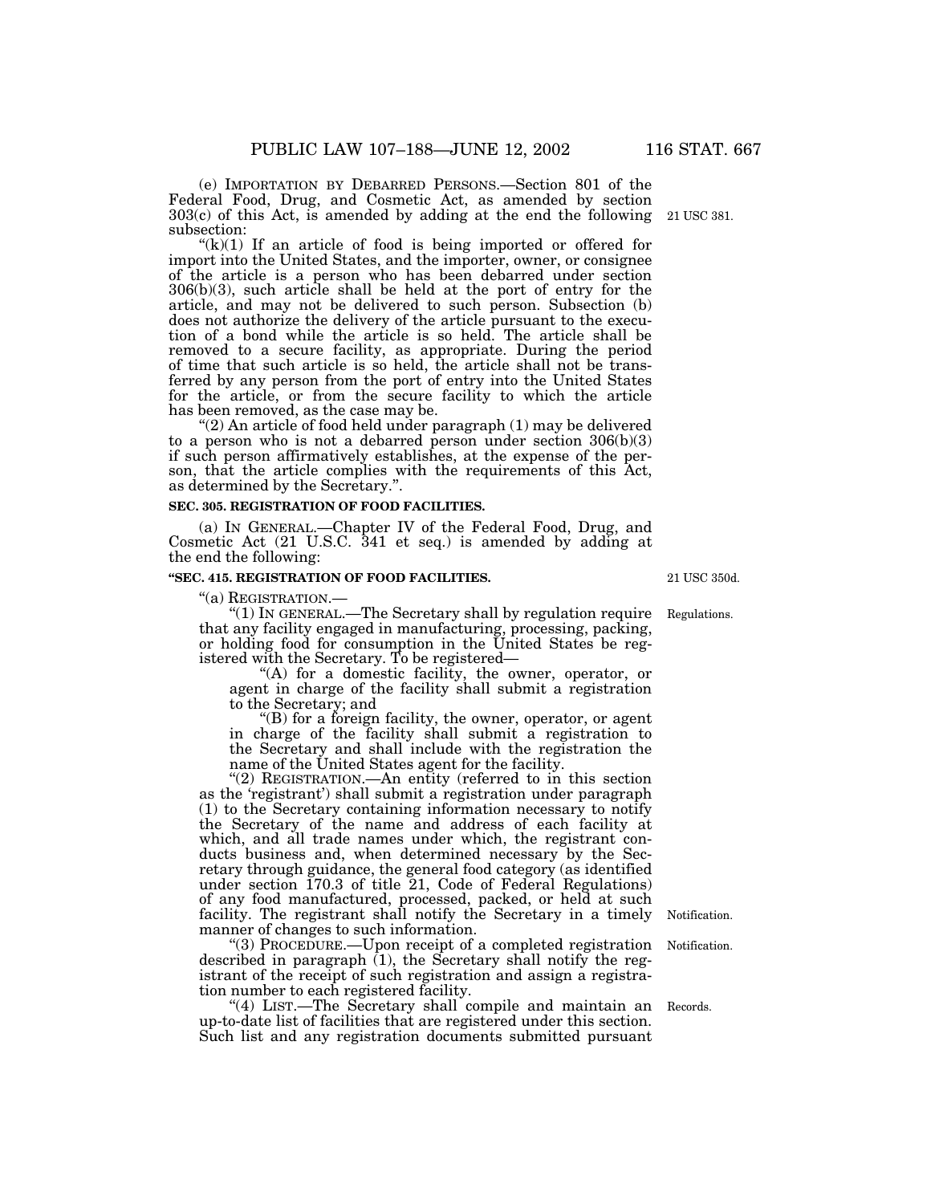(e) IMPORTATION BY DEBARRED PERSONS.—Section 801 of the Federal Food, Drug, and Cosmetic Act, as amended by section 303(c) of this Act, is amended by adding at the end the following subsection:

21 USC 381.

"(k)(1) If an article of food is being imported or offered for import into the United States, and the importer, owner, or consignee of the article is a person who has been debarred under section 306(b)(3), such article shall be held at the port of entry for the article, and may not be delivered to such person. Subsection (b) does not authorize the delivery of the article pursuant to the execution of a bond while the article is so held. The article shall be removed to a secure facility, as appropriate. During the period of time that such article is so held, the article shall not be transferred by any person from the port of entry into the United States for the article, or from the secure facility to which the article has been removed, as the case may be.

"(2) An article of food held under paragraph (1) may be delivered to a person who is not a debarred person under section 306(b)(3) if such person affirmatively establishes, at the expense of the person, that the article complies with the requirements of this Act, as determined by the Secretary.".

**SEC. 305. REGISTRATION OF FOOD FACILITIES.**

(a) IN GENERAL.—Chapter IV of the Federal Food, Drug, and Cosmetic Act (21 U.S.C. 341 et seq.) is amended by adding at the end the following:

**"SEC. 415. REGISTRATION OF FOOD FACILITIES.**

21 USC 350d.

"(a) REGISTRATION.—

"(1) IN GENERAL.—The Secretary shall by regulation require that any facility engaged in manufacturing, processing, packing, or holding food for consumption in the United States be registered with the Secretary. To be registered—

Regulations.

"(A) for a domestic facility, the owner, operator, or agent in charge of the facility shall submit a registration to the Secretary; and

"(B) for a foreign facility, the owner, operator, or agent in charge of the facility shall submit a registration to the Secretary and shall include with the registration the name of the United States agent for the facility.

"(2) REGISTRATION.—An entity (referred to in this section as the 'registrant') shall submit a registration under paragraph (1) to the Secretary containing information necessary to notify the Secretary of the name and address of each facility at which, and all trade names under which, the registrant conducts business and, when determined necessary by the Secretary through guidance, the general food category (as identified under section 170.3 of title 21, Code of Federal Regulations) of any food manufactured, processed, packed, or held at such facility. The registrant shall notify the Secretary in a timely manner of changes to such information.

Notification.

"(3) PROCEDURE.—Upon receipt of a completed registration described in paragraph (1), the Secretary shall notify the registrant of the receipt of such registration and assign a registration number to each registered facility.

Notification.

"(4) LIST.—The Secretary shall compile and maintain an up-to-date list of facilities that are registered under this section. Such list and any registration documents submitted pursuant

Records.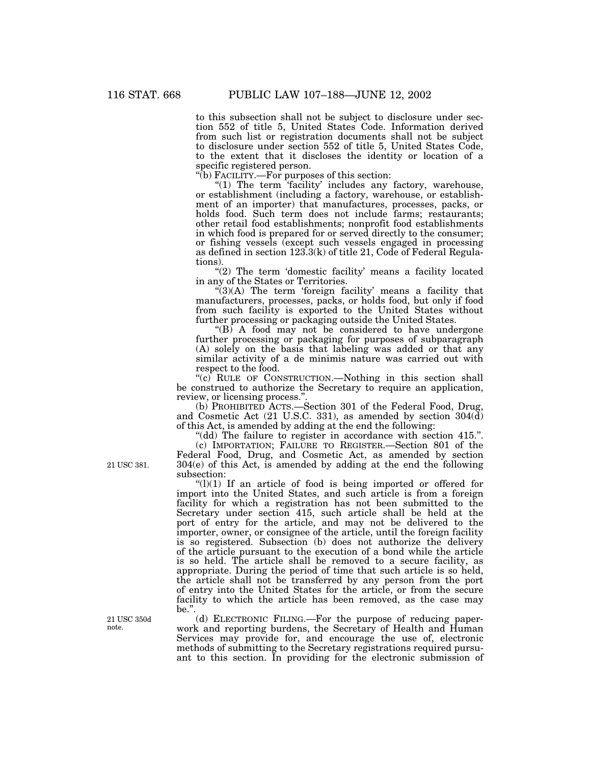to this subsection shall not be subject to disclosure under section 552 of title 5, United States Code. Information derived from such list or registration documents shall not be subject to disclosure under section 552 of title 5, United States Code, to the extent that it discloses the identity or location of a specific registered person.

"(b) FACILITY.—For purposes of this section:

"(1) The term 'facility' includes any factory, warehouse, or establishment (including a factory, warehouse, or establishment of an importer) that manufactures, processes, packs, or holds food. Such term does not include farms; restaurants; other retail food establishments; nonprofit food establishments in which food is prepared for or served directly to the consumer; or fishing vessels (except such vessels engaged in processing as defined in section 123.3(k) of title 21, Code of Federal Regulations).

"(2) The term 'domestic facility' means a facility located in any of the States or Territories.

"(3)(A) The term 'foreign facility' means a facility that manufacturers, processes, packs, or holds food, but only if food from such facility is exported to the United States without further processing or packaging outside the United States.

"(B) A food may not be considered to have undergone further processing or packaging for purposes of subparagraph (A) solely on the basis that labeling was added or that any similar activity of a de minimis nature was carried out with respect to the food.

"(c) RULE OF CONSTRUCTION.—Nothing in this section shall be construed to authorize the Secretary to require an application, review, or licensing process.".

(b) PROHIBITED ACTS.—Section 301 of the Federal Food, Drug, and Cosmetic Act (21 U.S.C. 331), as amended by section 304(d) of this Act, is amended by adding at the end the following:

"(dd) The failure to register in accordance with section 415.".

(c) IMPORTATION; FAILURE TO REGISTER.—Section 801 of the Federal Food, Drug, and Cosmetic Act, as amended by section 304(e) of this Act, is amended by adding at the end the following subsection:

21 USC 381.

"(l)(1) If an article of food is being imported or offered for import into the United States, and such article is from a foreign facility for which a registration has not been submitted to the Secretary under section 415, such article shall be held at the port of entry for the article, and may not be delivered to the importer, owner, or consignee of the article, until the foreign facility is so registered. Subsection (b) does not authorize the delivery of the article pursuant to the execution of a bond while the article is so held. The article shall be removed to a secure facility, as appropriate. During the period of time that such article is so held, the article shall not be transferred by any person from the port of entry into the United States for the article, or from the secure facility to which the article has been removed, as the case may be.".

21 USC 350d note.

(d) ELECTRONIC FILING.—For the purpose of reducing paperwork and reporting burdens, the Secretary of Health and Human Services may provide for, and encourage the use of, electronic methods of submitting to the Secretary registrations required pursuant to this section. In providing for the electronic submission of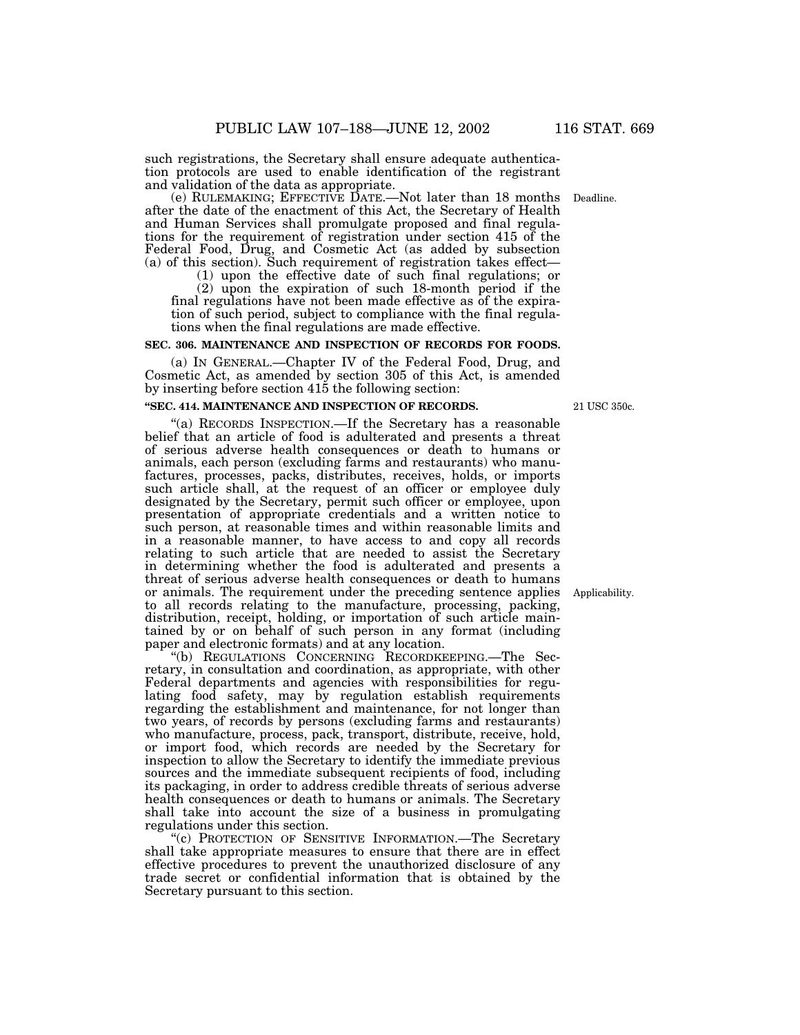such registrations, the Secretary shall ensure adequate authentication protocols are used to enable identification of the registrant and validation of the data as appropriate.

(e) RULEMAKING; EFFECTIVE DATE.—Not later than 18 months after the date of the enactment of this Act, the Secretary of Health and Human Services shall promulgate proposed and final regulations for the requirement of registration under section 415 of the Federal Food, Drug, and Cosmetic Act (as added by subsection (a) of this section). Such requirement of registration takes effect—

(1) upon the effective date of such final regulations; or

(2) upon the expiration of such 18-month period if the final regulations have not been made effective as of the expiration of such period, subject to compliance with the final regulations when the final regulations are made effective.

Deadline.

**SEC. 306. MAINTENANCE AND INSPECTION OF RECORDS FOR FOODS.**

(a) IN GENERAL.—Chapter IV of the Federal Food, Drug, and Cosmetic Act, as amended by section 305 of this Act, is amended by inserting before section 415 the following section:

**"SEC. 414. MAINTENANCE AND INSPECTION OF RECORDS.**

21 USC 350c.

"(a) RECORDS INSPECTION.—If the Secretary has a reasonable belief that an article of food is adulterated and presents a threat of serious adverse health consequences or death to humans or animals, each person (excluding farms and restaurants) who manufactures, processes, packs, distributes, receives, holds, or imports such article shall, at the request of an officer or employee duly designated by the Secretary, permit such officer or employee, upon presentation of appropriate credentials and a written notice to such person, at reasonable times and within reasonable limits and in a reasonable manner, to have access to and copy all records relating to such article that are needed to assist the Secretary in determining whether the food is adulterated and presents a threat of serious adverse health consequences or death to humans or animals. The requirement under the preceding sentence applies to all records relating to the manufacture, processing, packing, distribution, receipt, holding, or importation of such article maintained by or on behalf of such person in any format (including paper and electronic formats) and at any location.

Applicability.

"(b) REGULATIONS CONCERNING RECORDKEEPING.—The Secretary, in consultation and coordination, as appropriate, with other Federal departments and agencies with responsibilities for regulating food safety, may by regulation establish requirements regarding the establishment and maintenance, for not longer than two years, of records by persons (excluding farms and restaurants) who manufacture, process, pack, transport, distribute, receive, hold, or import food, which records are needed by the Secretary for inspection to allow the Secretary to identify the immediate previous sources and the immediate subsequent recipients of food, including its packaging, in order to address credible threats of serious adverse health consequences or death to humans or animals. The Secretary shall take into account the size of a business in promulgating regulations under this section.

"(c) PROTECTION OF SENSITIVE INFORMATION.—The Secretary shall take appropriate measures to ensure that there are in effect effective procedures to prevent the unauthorized disclosure of any trade secret or confidential information that is obtained by the Secretary pursuant to this section.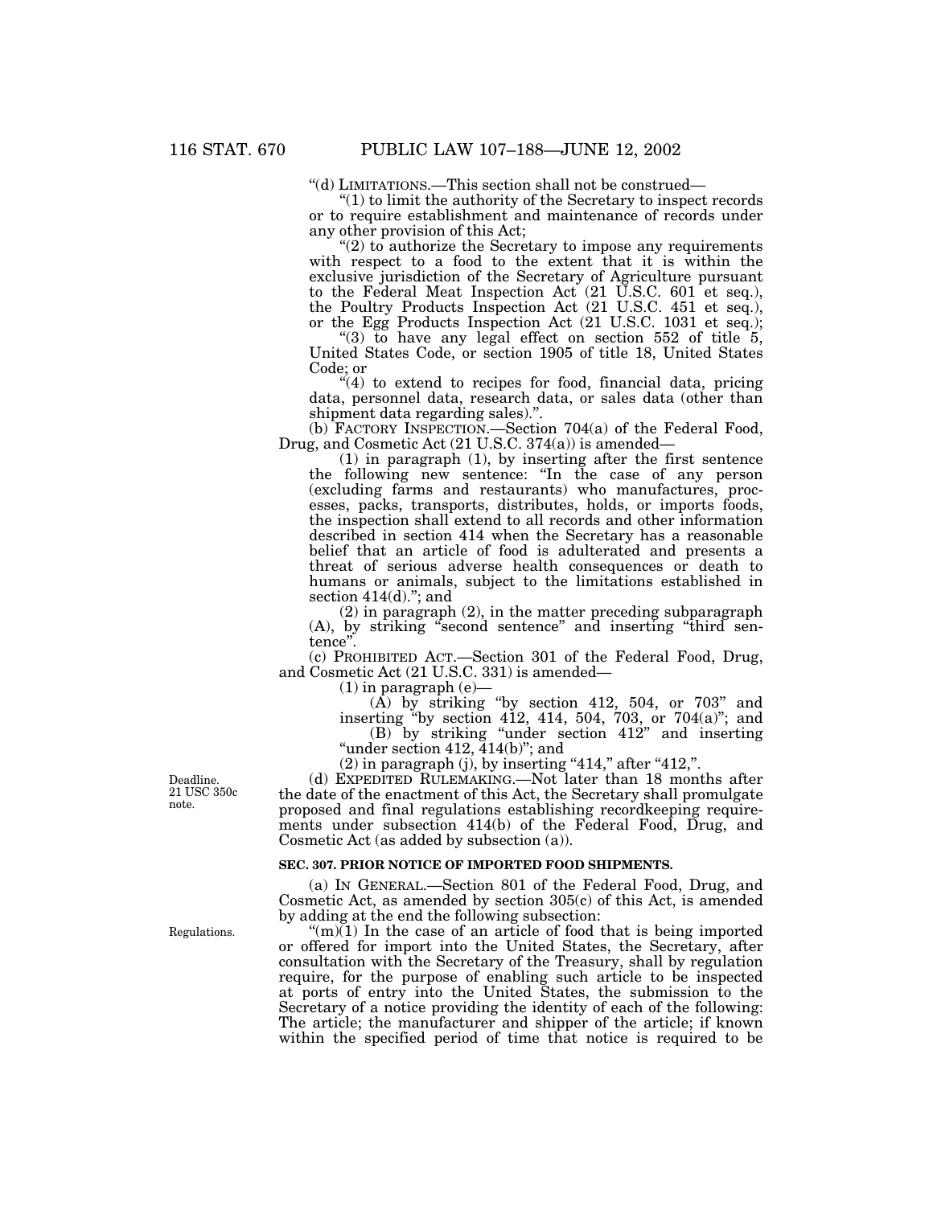"(d) LIMITATIONS.—This section shall not be construed—

"(1) to limit the authority of the Secretary to inspect records or to require establishment and maintenance of records under any other provision of this Act;

"(2) to authorize the Secretary to impose any requirements with respect to a food to the extent that it is within the exclusive jurisdiction of the Secretary of Agriculture pursuant to the Federal Meat Inspection Act (21 U.S.C. 601 et seq.), the Poultry Products Inspection Act (21 U.S.C. 451 et seq.), or the Egg Products Inspection Act (21 U.S.C. 1031 et seq.);

"(3) to have any legal effect on section 552 of title 5, United States Code, or section 1905 of title 18, United States Code; or

"(4) to extend to recipes for food, financial data, pricing data, personnel data, research data, or sales data (other than shipment data regarding sales).".

(b) FACTORY INSPECTION.—Section 704(a) of the Federal Food, Drug, and Cosmetic Act (21 U.S.C. 374(a)) is amended—

(1) in paragraph (1), by inserting after the first sentence the following new sentence: "In the case of any person (excluding farms and restaurants) who manufactures, processes, packs, transports, distributes, holds, or imports foods, the inspection shall extend to all records and other information described in section 414 when the Secretary has a reasonable belief that an article of food is adulterated and presents a threat of serious adverse health consequences or death to humans or animals, subject to the limitations established in section 414(d)."; and

(2) in paragraph (2), in the matter preceding subparagraph (A), by striking "second sentence" and inserting "third sentence".

(c) PROHIBITED ACT.—Section 301 of the Federal Food, Drug, and Cosmetic Act (21 U.S.C. 331) is amended—

(1) in paragraph (e)—

(A) by striking "by section 412, 504, or 703" and inserting "by section 412, 414, 504, 703, or 704(a)"; and

(B) by striking "under section 412" and inserting "under section 412, 414(b)"; and

(2) in paragraph (j), by inserting "414," after "412,".

Deadline. 21 USC 350c note.

(d) EXPEDITED RULEMAKING.—Not later than 18 months after the date of the enactment of this Act, the Secretary shall promulgate proposed and final regulations establishing recordkeeping requirements under subsection 414(b) of the Federal Food, Drug, and Cosmetic Act (as added by subsection (a)).

**SEC. 307. PRIOR NOTICE OF IMPORTED FOOD SHIPMENTS.**

(a) IN GENERAL.—Section 801 of the Federal Food, Drug, and Cosmetic Act, as amended by section 305(c) of this Act, is amended by adding at the end the following subsection:

Regulations.

"(m)(1) In the case of an article of food that is being imported or offered for import into the United States, the Secretary, after consultation with the Secretary of the Treasury, shall by regulation require, for the purpose of enabling such article to be inspected at ports of entry into the United States, the submission to the Secretary of a notice providing the identity of each of the following: The article; the manufacturer and shipper of the article; if known within the specified period of time that notice is required to be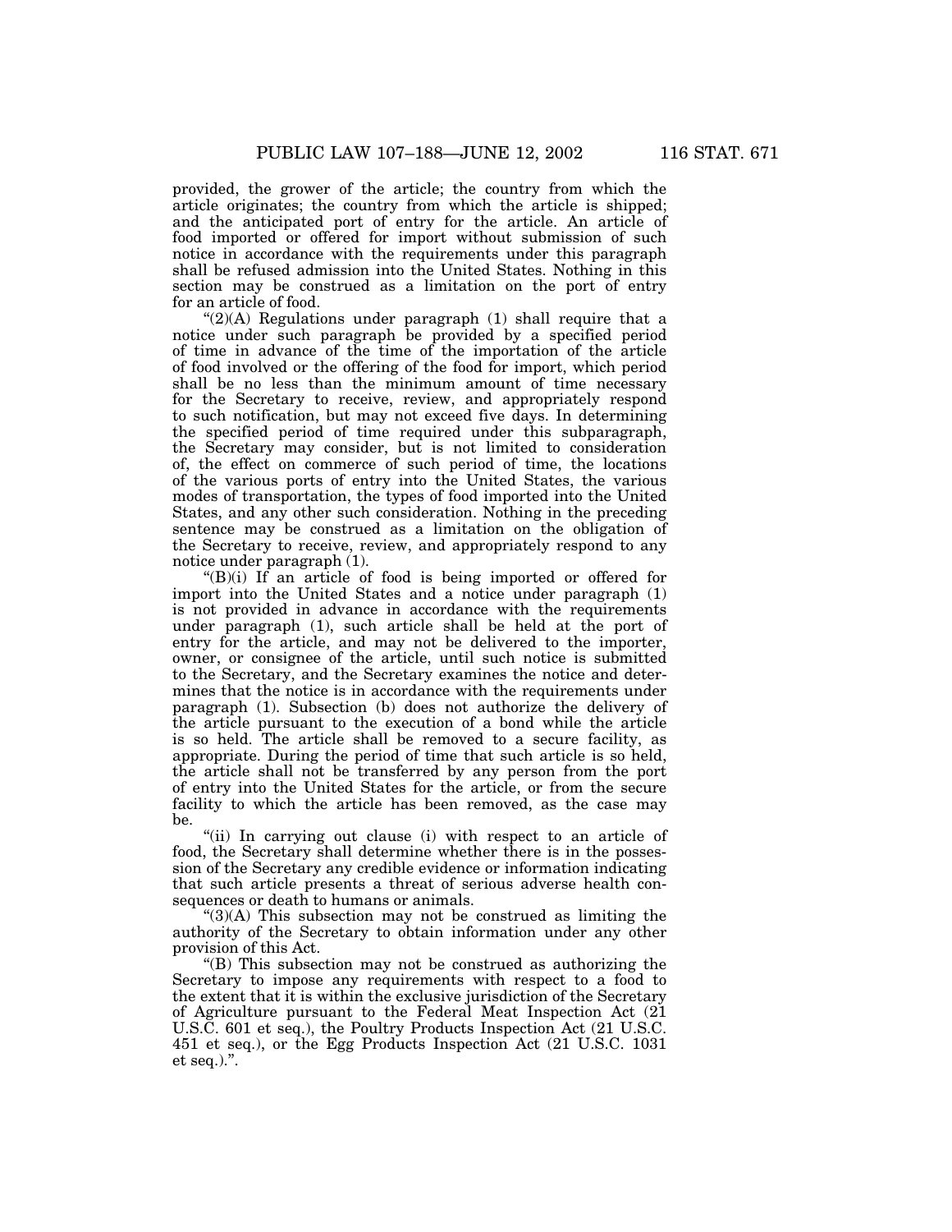provided, the grower of the article; the country from which the article originates; the country from which the article is shipped; and the anticipated port of entry for the article. An article of food imported or offered for import without submission of such notice in accordance with the requirements under this paragraph shall be refused admission into the United States. Nothing in this section may be construed as a limitation on the port of entry for an article of food.

"(2)(A) Regulations under paragraph (1) shall require that a notice under such paragraph be provided by a specified period of time in advance of the time of the importation of the article of food involved or the offering of the food for import, which period shall be no less than the minimum amount of time necessary for the Secretary to receive, review, and appropriately respond to such notification, but may not exceed five days. In determining the specified period of time required under this subparagraph, the Secretary may consider, but is not limited to consideration of, the effect on commerce of such period of time, the locations of the various ports of entry into the United States, the various modes of transportation, the types of food imported into the United States, and any other such consideration. Nothing in the preceding sentence may be construed as a limitation on the obligation of the Secretary to receive, review, and appropriately respond to any notice under paragraph (1).

"(B)(i) If an article of food is being imported or offered for import into the United States and a notice under paragraph (1) is not provided in advance in accordance with the requirements under paragraph (1), such article shall be held at the port of entry for the article, and may not be delivered to the importer, owner, or consignee of the article, until such notice is submitted to the Secretary, and the Secretary examines the notice and determines that the notice is in accordance with the requirements under paragraph (1). Subsection (b) does not authorize the delivery of the article pursuant to the execution of a bond while the article is so held. The article shall be removed to a secure facility, as appropriate. During the period of time that such article is so held, the article shall not be transferred by any person from the port of entry into the United States for the article, or from the secure facility to which the article has been removed, as the case may be.

"(ii) In carrying out clause (i) with respect to an article of food, the Secretary shall determine whether there is in the possession of the Secretary any credible evidence or information indicating that such article presents a threat of serious adverse health consequences or death to humans or animals.

"(3)(A) This subsection may not be construed as limiting the authority of the Secretary to obtain information under any other provision of this Act.

"(B) This subsection may not be construed as authorizing the Secretary to impose any requirements with respect to a food to the extent that it is within the exclusive jurisdiction of the Secretary of Agriculture pursuant to the Federal Meat Inspection Act (21 U.S.C. 601 et seq.), the Poultry Products Inspection Act (21 U.S.C. 451 et seq.), or the Egg Products Inspection Act (21 U.S.C. 1031 et seq.).".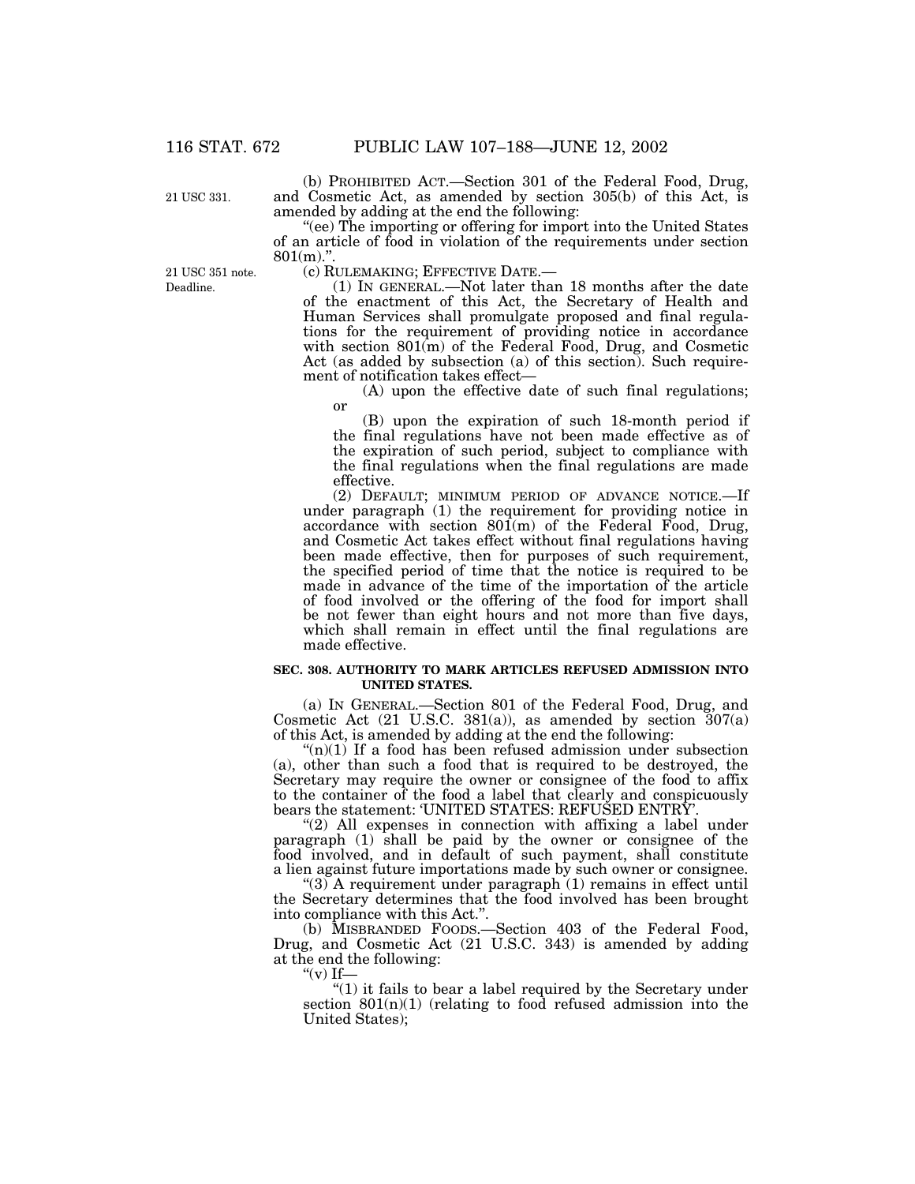(b) PROHIBITED ACT.—Section 301 of the Federal Food, Drug, and Cosmetic Act, as amended by section 305(b) of this Act, is amended by adding at the end the following:

21 USC 331.

"(ee) The importing or offering for import into the United States of an article of food in violation of the requirements under section 801(m).".

(c) RULEMAKING; EFFECTIVE DATE.—

21 USC 351 note. Deadline.

(1) IN GENERAL.—Not later than 18 months after the date of the enactment of this Act, the Secretary of Health and Human Services shall promulgate proposed and final regulations for the requirement of providing notice in accordance with section 801(m) of the Federal Food, Drug, and Cosmetic Act (as added by subsection (a) of this section). Such requirement of notification takes effect—

(A) upon the effective date of such final regulations; or

(B) upon the expiration of such 18-month period if the final regulations have not been made effective as of the expiration of such period, subject to compliance with the final regulations when the final regulations are made effective.

(2) DEFAULT; MINIMUM PERIOD OF ADVANCE NOTICE.—If under paragraph (1) the requirement for providing notice in accordance with section 801(m) of the Federal Food, Drug, and Cosmetic Act takes effect without final regulations having been made effective, then for purposes of such requirement, the specified period of time that the notice is required to be made in advance of the time of the importation of the article of food involved or the offering of the food for import shall be not fewer than eight hours and not more than five days, which shall remain in effect until the final regulations are made effective.

**SEC. 308. AUTHORITY TO MARK ARTICLES REFUSED ADMISSION INTO UNITED STATES.**

(a) IN GENERAL.—Section 801 of the Federal Food, Drug, and Cosmetic Act (21 U.S.C. 381(a)), as amended by section 307(a) of this Act, is amended by adding at the end the following:

"(n)(1) If a food has been refused admission under subsection (a), other than such a food that is required to be destroyed, the Secretary may require the owner or consignee of the food to affix to the container of the food a label that clearly and conspicuously bears the statement: 'UNITED STATES: REFUSED ENTRY'.

"(2) All expenses in connection with affixing a label under paragraph (1) shall be paid by the owner or consignee of the food involved, and in default of such payment, shall constitute a lien against future importations made by such owner or consignee.

"(3) A requirement under paragraph (1) remains in effect until the Secretary determines that the food involved has been brought into compliance with this Act.".

(b) MISBRANDED FOODS.—Section 403 of the Federal Food, Drug, and Cosmetic Act (21 U.S.C. 343) is amended by adding at the end the following:

"(v) If—

"(1) it fails to bear a label required by the Secretary under section 801(n)(1) (relating to food refused admission into the United States);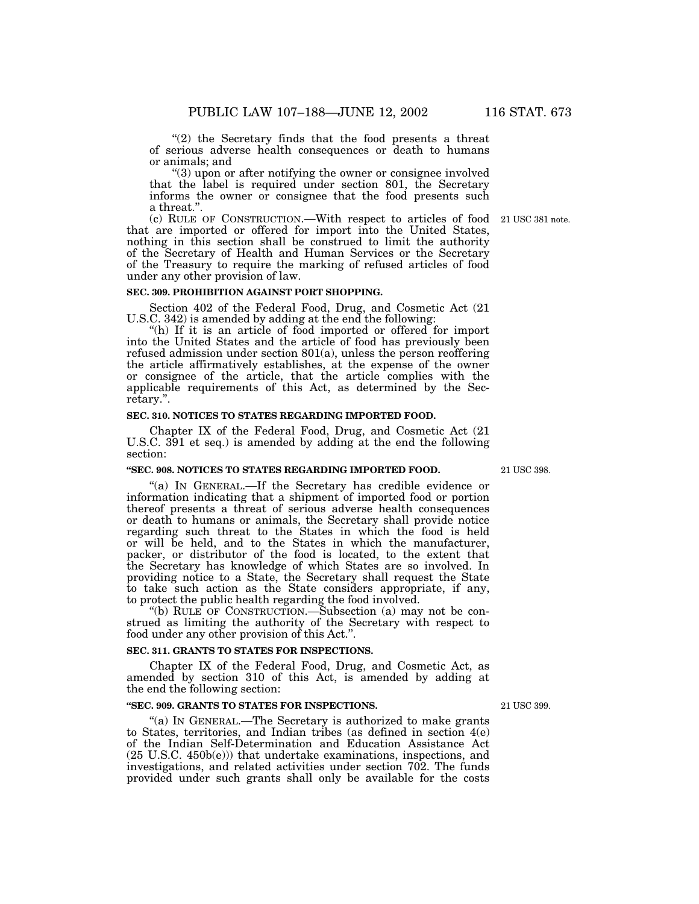"(2) the Secretary finds that the food presents a threat of serious adverse health consequences or death to humans or animals; and

"(3) upon or after notifying the owner or consignee involved that the label is required under section 801, the Secretary informs the owner or consignee that the food presents such a threat.".

(c) RULE OF CONSTRUCTION.—With respect to articles of food that are imported or offered for import into the United States, nothing in this section shall be construed to limit the authority of the Secretary of Health and Human Services or the Secretary of the Treasury to require the marking of refused articles of food under any other provision of law.

21 USC 381 note.

**SEC. 309. PROHIBITION AGAINST PORT SHOPPING.**

Section 402 of the Federal Food, Drug, and Cosmetic Act (21 U.S.C. 342) is amended by adding at the end the following:

"(h) If it is an article of food imported or offered for import into the United States and the article of food has previously been refused admission under section 801(a), unless the person reoffering the article affirmatively establishes, at the expense of the owner or consignee of the article, that the article complies with the applicable requirements of this Act, as determined by the Secretary.".

**SEC. 310. NOTICES TO STATES REGARDING IMPORTED FOOD.**

Chapter IX of the Federal Food, Drug, and Cosmetic Act (21 U.S.C. 391 et seq.) is amended by adding at the end the following section:

**"SEC. 908. NOTICES TO STATES REGARDING IMPORTED FOOD.**

21 USC 398.

"(a) IN GENERAL.—If the Secretary has credible evidence or information indicating that a shipment of imported food or portion thereof presents a threat of serious adverse health consequences or death to humans or animals, the Secretary shall provide notice regarding such threat to the States in which the food is held or will be held, and to the States in which the manufacturer, packer, or distributor of the food is located, to the extent that the Secretary has knowledge of which States are so involved. In providing notice to a State, the Secretary shall request the State to take such action as the State considers appropriate, if any, to protect the public health regarding the food involved.

"(b) RULE OF CONSTRUCTION.—Subsection (a) may not be construed as limiting the authority of the Secretary with respect to food under any other provision of this Act.".

**SEC. 311. GRANTS TO STATES FOR INSPECTIONS.**

Chapter IX of the Federal Food, Drug, and Cosmetic Act, as amended by section 310 of this Act, is amended by adding at the end the following section:

**"SEC. 909. GRANTS TO STATES FOR INSPECTIONS.**

21 USC 399.

"(a) IN GENERAL.—The Secretary is authorized to make grants to States, territories, and Indian tribes (as defined in section 4(e) of the Indian Self-Determination and Education Assistance Act (25 U.S.C. 450b(e))) that undertake examinations, inspections, and investigations, and related activities under section 702. The funds provided under such grants shall only be available for the costs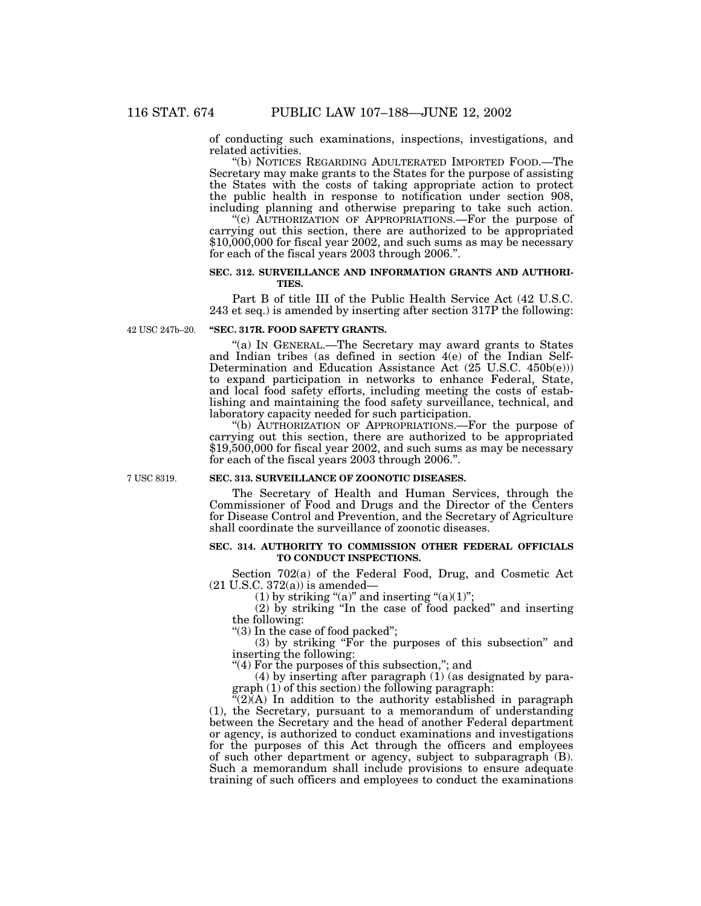of conducting such examinations, inspections, investigations, and related activities.

"(b) NOTICES REGARDING ADULTERATED IMPORTED FOOD.—The Secretary may make grants to the States for the purpose of assisting the States with the costs of taking appropriate action to protect the public health in response to notification under section 908, including planning and otherwise preparing to take such action.

"(c) AUTHORIZATION OF APPROPRIATIONS.—For the purpose of carrying out this section, there are authorized to be appropriated $10,000,000 for fiscal year 2002, and such sums as may be necessary for each of the fiscal years 2003 through 2006.".

**SEC. 312. SURVEILLANCE AND INFORMATION GRANTS AND AUTHORITIES.**

Part B of title III of the Public Health Service Act (42 U.S.C. 243 et seq.) is amended by inserting after section 317P the following:

42 USC 247b–20.

**"SEC. 317R. FOOD SAFETY GRANTS.**

"(a) IN GENERAL.—The Secretary may award grants to States and Indian tribes (as defined in section 4(e) of the Indian Self-Determination and Education Assistance Act (25 U.S.C. 450b(e))) to expand participation in networks to enhance Federal, State, and local food safety efforts, including meeting the costs of establishing and maintaining the food safety surveillance, technical, and laboratory capacity needed for such participation.

"(b) AUTHORIZATION OF APPROPRIATIONS.—For the purpose of carrying out this section, there are authorized to be appropriated $19,500,000 for fiscal year 2002, and such sums as may be necessary for each of the fiscal years 2003 through 2006.".

7 USC 8319.

**SEC. 313. SURVEILLANCE OF ZOONOTIC DISEASES.**

The Secretary of Health and Human Services, through the Commissioner of Food and Drugs and the Director of the Centers for Disease Control and Prevention, and the Secretary of Agriculture shall coordinate the surveillance of zoonotic diseases.

**SEC. 314. AUTHORITY TO COMMISSION OTHER FEDERAL OFFICIALS TO CONDUCT INSPECTIONS.**

Section 702(a) of the Federal Food, Drug, and Cosmetic Act (21 U.S.C. 372(a)) is amended—

(1) by striking "(a)" and inserting "(a)(1)";

(2) by striking "In the case of food packed" and inserting the following:

"(3) In the case of food packed";

(3) by striking "For the purposes of this subsection" and inserting the following:

"(4) For the purposes of this subsection,"; and

(4) by inserting after paragraph (1) (as designated by paragraph (1) of this section) the following paragraph:

"(2)(A) In addition to the authority established in paragraph (1), the Secretary, pursuant to a memorandum of understanding between the Secretary and the head of another Federal department or agency, is authorized to conduct examinations and investigations for the purposes of this Act through the officers and employees of such other department or agency, subject to subparagraph (B). Such a memorandum shall include provisions to ensure adequate training of such officers and employees to conduct the examinations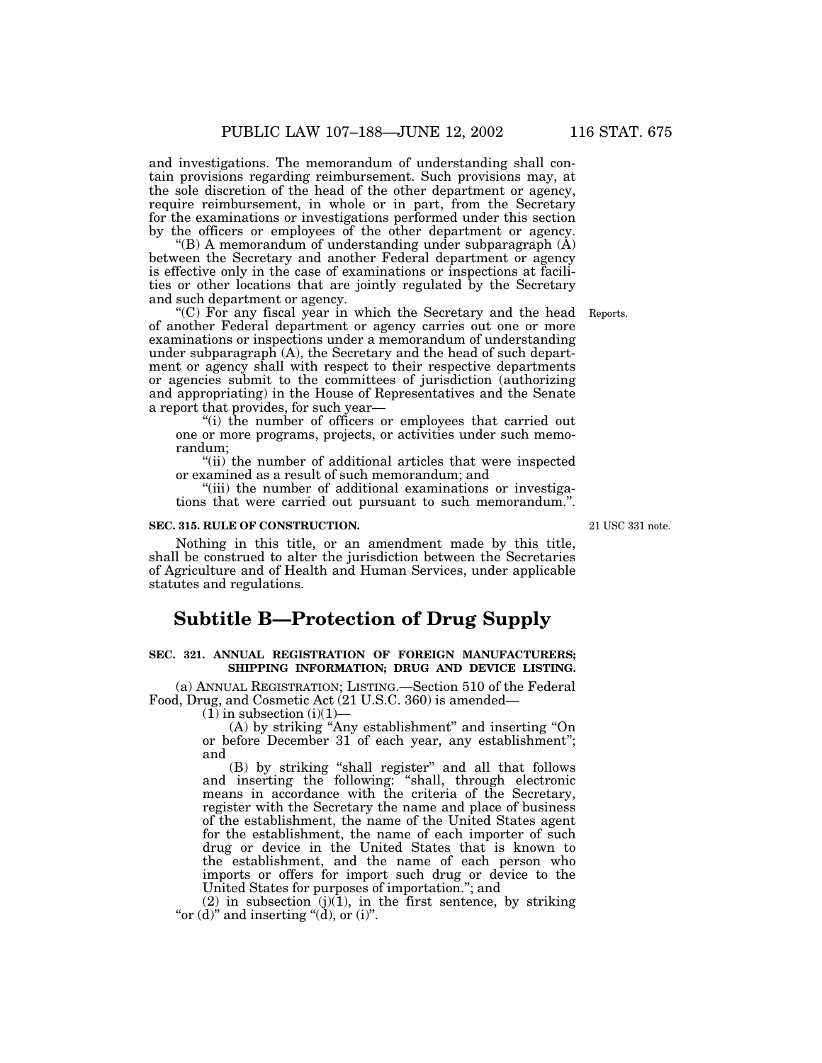and investigations. The memorandum of understanding shall contain provisions regarding reimbursement. Such provisions may, at the sole discretion of the head of the other department or agency, require reimbursement, in whole or in part, from the Secretary for the examinations or investigations performed under this section by the officers or employees of the other department or agency.

"(B) A memorandum of understanding under subparagraph (A) between the Secretary and another Federal department or agency is effective only in the case of examinations or inspections at facilities or other locations that are jointly regulated by the Secretary and such department or agency.

Reports.

"(C) For any fiscal year in which the Secretary and the head of another Federal department or agency carries out one or more examinations or inspections under a memorandum of understanding under subparagraph (A), the Secretary and the head of such department or agency shall with respect to their respective departments or agencies submit to the committees of jurisdiction (authorizing and appropriating) in the House of Representatives and the Senate a report that provides, for such year—

"(i) the number of officers or employees that carried out one or more programs, projects, or activities under such memorandum;

"(ii) the number of additional articles that were inspected or examined as a result of such memorandum; and

"(iii) the number of additional examinations or investigations that were carried out pursuant to such memorandum.".

21 USC 331 note.

**SEC. 315. RULE OF CONSTRUCTION.**

Nothing in this title, or an amendment made by this title, shall be construed to alter the jurisdiction between the Secretaries of Agriculture and of Health and Human Services, under applicable statutes and regulations.

## Subtitle B—Protection of Drug Supply

**SEC. 321. ANNUAL REGISTRATION OF FOREIGN MANUFACTURERS; SHIPPING INFORMATION; DRUG AND DEVICE LISTING.**

(a) ANNUAL REGISTRATION; LISTING.—Section 510 of the Federal Food, Drug, and Cosmetic Act (21 U.S.C. 360) is amended—

(1) in subsection (i)(1)—

(A) by striking "Any establishment" and inserting "On or before December 31 of each year, any establishment"; and

(B) by striking "shall register" and all that follows and inserting the following: "shall, through electronic means in accordance with the criteria of the Secretary, register with the Secretary the name and place of business of the establishment, the name of the United States agent for the establishment, the name of each importer of such drug or device in the United States that is known to the establishment, and the name of each person who imports or offers for import such drug or device to the United States for purposes of importation."; and

(2) in subsection (j)(1), in the first sentence, by striking "or (d)" and inserting "(d), or (i)".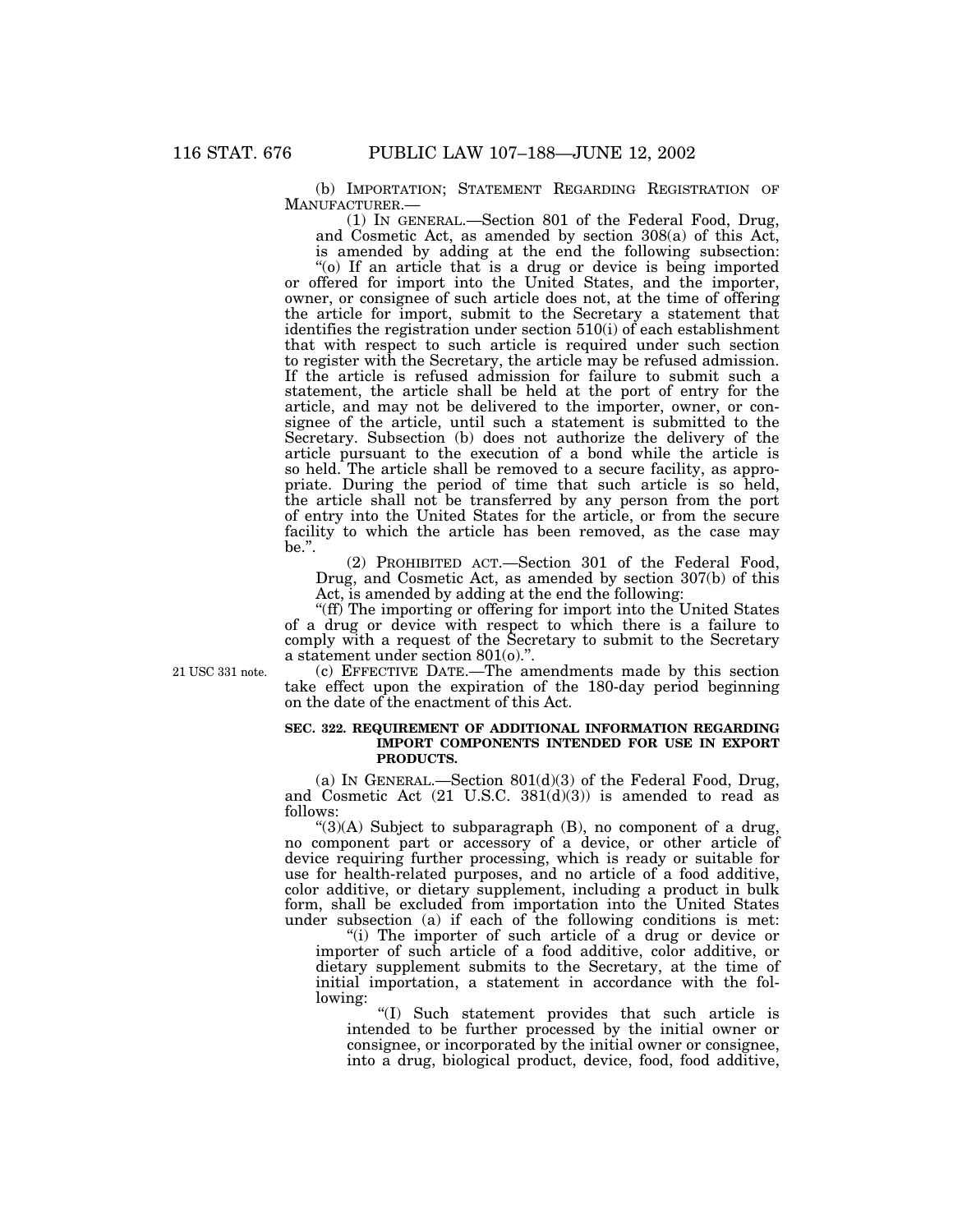(b) IMPORTATION; STATEMENT REGARDING REGISTRATION OF MANUFACTURER.—

(1) IN GENERAL.—Section 801 of the Federal Food, Drug, and Cosmetic Act, as amended by section 308(a) of this Act, is amended by adding at the end the following subsection:

"(o) If an article that is a drug or device is being imported or offered for import into the United States, and the importer, owner, or consignee of such article does not, at the time of offering the article for import, submit to the Secretary a statement that identifies the registration under section 510(i) of each establishment that with respect to such article is required under such section to register with the Secretary, the article may be refused admission. If the article is refused admission for failure to submit such a statement, the article shall be held at the port of entry for the article, and may not be delivered to the importer, owner, or consignee of the article, until such a statement is submitted to the Secretary. Subsection (b) does not authorize the delivery of the article pursuant to the execution of a bond while the article is so held. The article shall be removed to a secure facility, as appropriate. During the period of time that such article is so held, the article shall not be transferred by any person from the port of entry into the United States for the article, or from the secure facility to which the article has been removed, as the case may be.".

(2) PROHIBITED ACT.—Section 301 of the Federal Food, Drug, and Cosmetic Act, as amended by section 307(b) of this Act, is amended by adding at the end the following:

"(ff) The importing or offering for import into the United States of a drug or device with respect to which there is a failure to comply with a request of the Secretary to submit to the Secretary a statement under section 801(o).".

21 USC 331 note.

(c) EFFECTIVE DATE.—The amendments made by this section take effect upon the expiration of the 180-day period beginning on the date of the enactment of this Act.

**SEC. 322. REQUIREMENT OF ADDITIONAL INFORMATION REGARDING IMPORT COMPONENTS INTENDED FOR USE IN EXPORT PRODUCTS.**

(a) IN GENERAL.—Section 801(d)(3) of the Federal Food, Drug, and Cosmetic Act (21 U.S.C. 381(d)(3)) is amended to read as follows:

"(3)(A) Subject to subparagraph (B), no component of a drug, no component part or accessory of a device, or other article of device requiring further processing, which is ready or suitable for use for health-related purposes, and no article of a food additive, color additive, or dietary supplement, including a product in bulk form, shall be excluded from importation into the United States under subsection (a) if each of the following conditions is met:

"(i) The importer of such article of a drug or device or importer of such article of a food additive, color additive, or dietary supplement submits to the Secretary, at the time of initial importation, a statement in accordance with the following:

"(I) Such statement provides that such article is intended to be further processed by the initial owner or consignee, or incorporated by the initial owner or consignee, into a drug, biological product, device, food, food additive,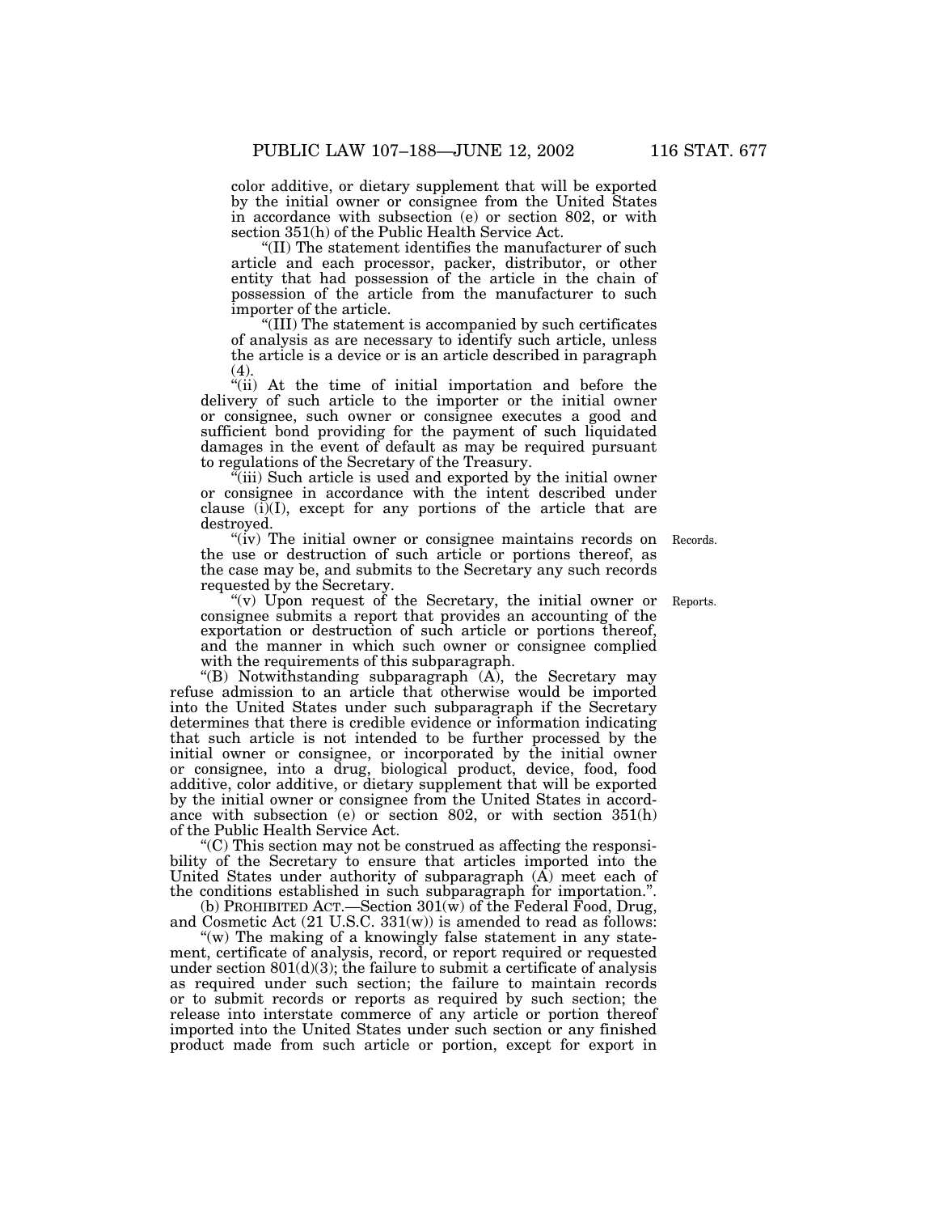color additive, or dietary supplement that will be exported by the initial owner or consignee from the United States in accordance with subsection (e) or section 802, or with section 351(h) of the Public Health Service Act.

"(II) The statement identifies the manufacturer of such article and each processor, packer, distributor, or other entity that had possession of the article in the chain of possession of the article from the manufacturer to such importer of the article.

"(III) The statement is accompanied by such certificates of analysis as are necessary to identify such article, unless the article is a device or is an article described in paragraph (4).

"(ii) At the time of initial importation and before the delivery of such article to the importer or the initial owner or consignee, such owner or consignee executes a good and sufficient bond providing for the payment of such liquidated damages in the event of default as may be required pursuant to regulations of the Secretary of the Treasury.

"(iii) Such article is used and exported by the initial owner or consignee in accordance with the intent described under clause (i)(I), except for any portions of the article that are destroyed.

"(iv) The initial owner or consignee maintains records on the use or destruction of such article or portions thereof, as the case may be, and submits to the Secretary any such records requested by the Secretary.

Records.

"(v) Upon request of the Secretary, the initial owner or consignee submits a report that provides an accounting of the exportation or destruction of such article or portions thereof, and the manner in which such owner or consignee complied with the requirements of this subparagraph.

Reports.

"(B) Notwithstanding subparagraph (A), the Secretary may refuse admission to an article that otherwise would be imported into the United States under such subparagraph if the Secretary determines that there is credible evidence or information indicating that such article is not intended to be further processed by the initial owner or consignee, or incorporated by the initial owner or consignee, into a drug, biological product, device, food, food additive, color additive, or dietary supplement that will be exported by the initial owner or consignee from the United States in accordance with subsection (e) or section 802, or with section 351(h) of the Public Health Service Act.

"(C) This section may not be construed as affecting the responsibility of the Secretary to ensure that articles imported into the United States under authority of subparagraph (A) meet each of the conditions established in such subparagraph for importation.".

(b) PROHIBITED ACT.—Section 301(w) of the Federal Food, Drug, and Cosmetic Act (21 U.S.C. 331(w)) is amended to read as follows:

"(w) The making of a knowingly false statement in any statement, certificate of analysis, record, or report required or requested under section 801(d)(3); the failure to submit a certificate of analysis as required under such section; the failure to maintain records or to submit records or reports as required by such section; the release into interstate commerce of any article or portion thereof imported into the United States under such section or any finished product made from such article or portion, except for export in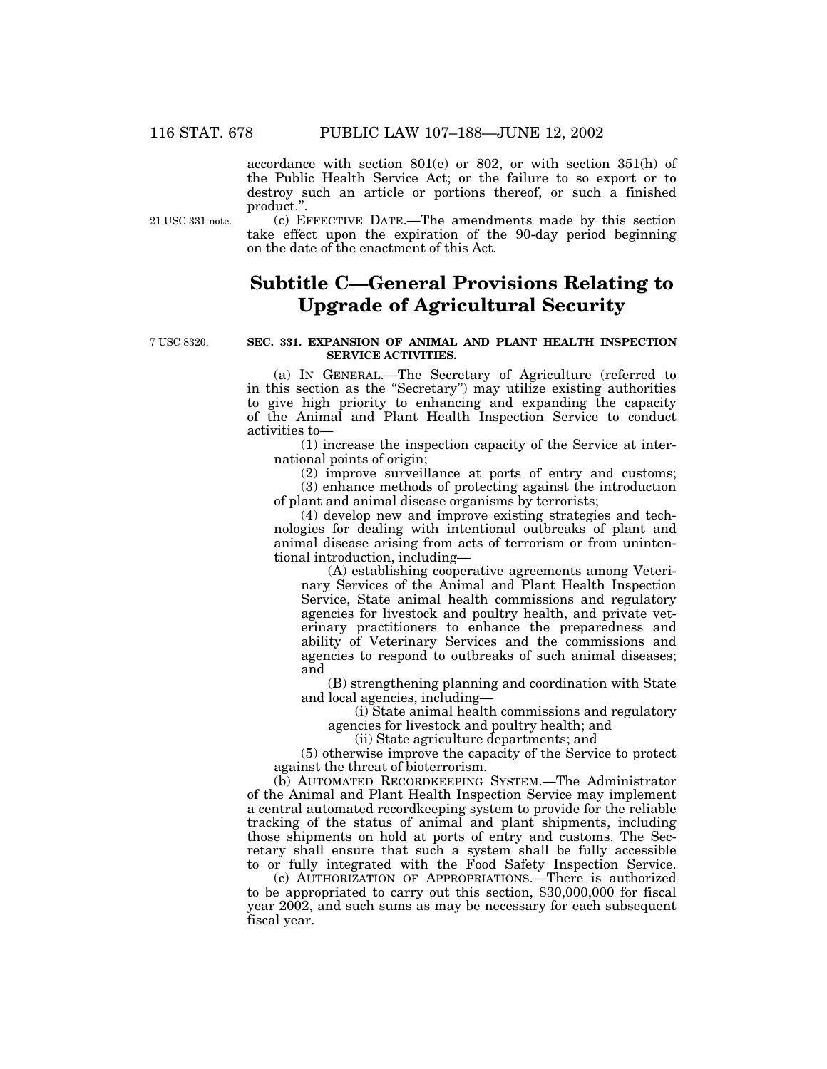accordance with section 801(e) or 802, or with section 351(h) of the Public Health Service Act; or the failure to so export or to destroy such an article or portions thereof, or such a finished product.".

21 USC 331 note.

(c) EFFECTIVE DATE.—The amendments made by this section take effect upon the expiration of the 90-day period beginning on the date of the enactment of this Act.

## Subtitle C—General Provisions Relating to Upgrade of Agricultural Security

7 USC 8320.

**SEC. 331. EXPANSION OF ANIMAL AND PLANT HEALTH INSPECTION SERVICE ACTIVITIES.**

(a) IN GENERAL.—The Secretary of Agriculture (referred to in this section as the "Secretary") may utilize existing authorities to give high priority to enhancing and expanding the capacity of the Animal and Plant Health Inspection Service to conduct activities to—

(1) increase the inspection capacity of the Service at international points of origin;

(2) improve surveillance at ports of entry and customs;

(3) enhance methods of protecting against the introduction of plant and animal disease organisms by terrorists;

(4) develop new and improve existing strategies and technologies for dealing with intentional outbreaks of plant and animal disease arising from acts of terrorism or from unintentional introduction, including—

(A) establishing cooperative agreements among Veterinary Services of the Animal and Plant Health Inspection Service, State animal health commissions and regulatory agencies for livestock and poultry health, and private veterinary practitioners to enhance the preparedness and ability of Veterinary Services and the commissions and agencies to respond to outbreaks of such animal diseases; and

(B) strengthening planning and coordination with State and local agencies, including—

(i) State animal health commissions and regulatory agencies for livestock and poultry health; and

(ii) State agriculture departments; and

(5) otherwise improve the capacity of the Service to protect against the threat of bioterrorism.

(b) AUTOMATED RECORDKEEPING SYSTEM.—The Administrator of the Animal and Plant Health Inspection Service may implement a central automated recordkeeping system to provide for the reliable tracking of the status of animal and plant shipments, including those shipments on hold at ports of entry and customs. The Secretary shall ensure that such a system shall be fully accessible to or fully integrated with the Food Safety Inspection Service.

(c) AUTHORIZATION OF APPROPRIATIONS.—There is authorized to be appropriated to carry out this section, $30,000,000 for fiscal year 2002, and such sums as may be necessary for each subsequent fiscal year.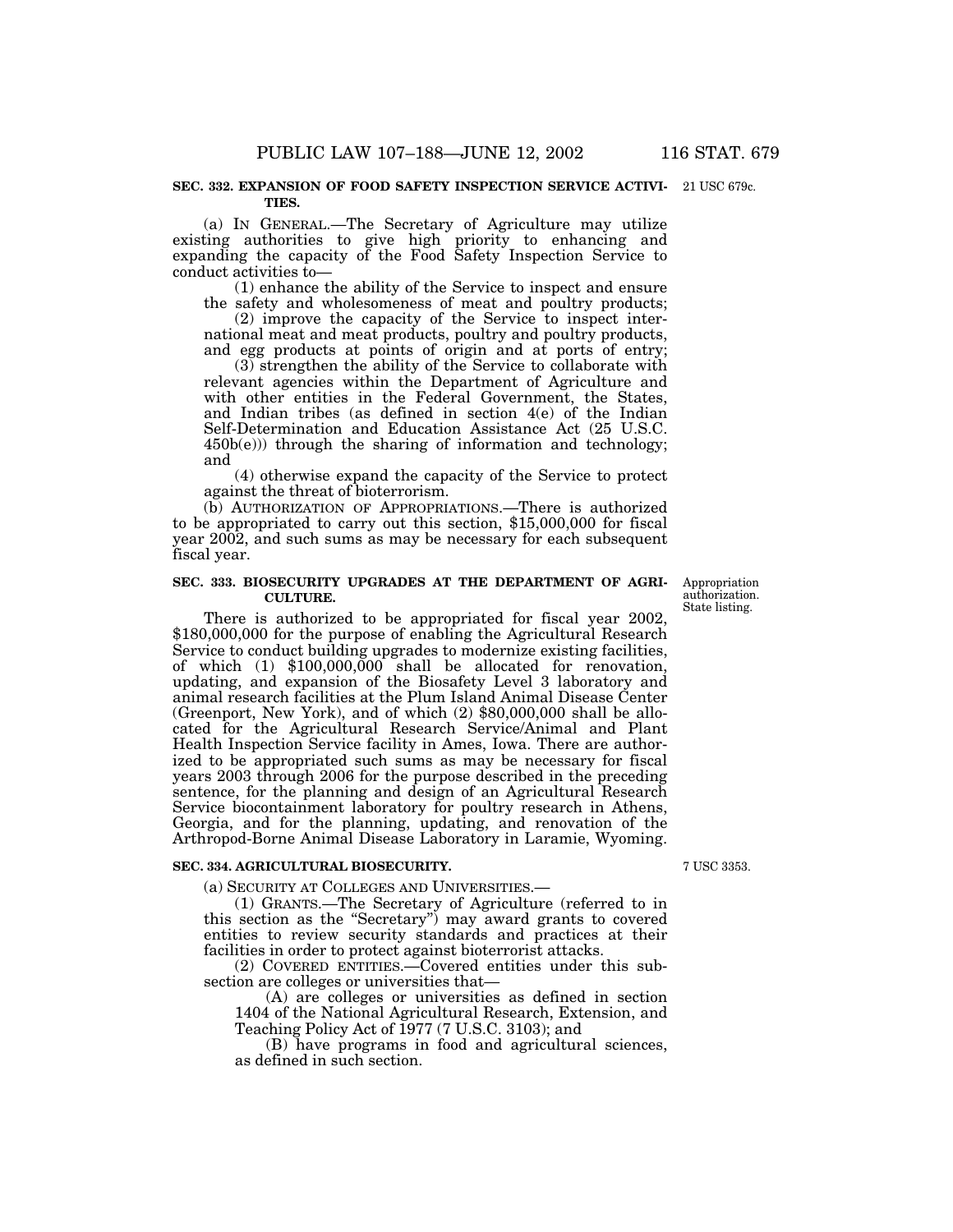**SEC. 332. EXPANSION OF FOOD SAFETY INSPECTION SERVICE ACTIVITIES.**

21 USC 679c.

(a) IN GENERAL.—The Secretary of Agriculture may utilize existing authorities to give high priority to enhancing and expanding the capacity of the Food Safety Inspection Service to conduct activities to—

(1) enhance the ability of the Service to inspect and ensure the safety and wholesomeness of meat and poultry products;

(2) improve the capacity of the Service to inspect international meat and meat products, poultry and poultry products, and egg products at points of origin and at ports of entry;

(3) strengthen the ability of the Service to collaborate with relevant agencies within the Department of Agriculture and with other entities in the Federal Government, the States, and Indian tribes (as defined in section 4(e) of the Indian Self-Determination and Education Assistance Act (25 U.S.C. 450b(e))) through the sharing of information and technology; and

(4) otherwise expand the capacity of the Service to protect against the threat of bioterrorism.

(b) AUTHORIZATION OF APPROPRIATIONS.—There is authorized to be appropriated to carry out this section, $15,000,000 for fiscal year 2002, and such sums as may be necessary for each subsequent fiscal year.

**SEC. 333. BIOSECURITY UPGRADES AT THE DEPARTMENT OF AGRICULTURE.**

Appropriation authorization. State listing.

There is authorized to be appropriated for fiscal year 2002, $180,000,000 for the purpose of enabling the Agricultural Research Service to conduct building upgrades to modernize existing facilities, of which (1) $100,000,000 shall be allocated for renovation, updating, and expansion of the Biosafety Level 3 laboratory and animal research facilities at the Plum Island Animal Disease Center (Greenport, New York), and of which (2) $80,000,000 shall be allocated for the Agricultural Research Service/Animal and Plant Health Inspection Service facility in Ames, Iowa. There are authorized to be appropriated such sums as may be necessary for fiscal years 2003 through 2006 for the purpose described in the preceding sentence, for the planning and design of an Agricultural Research Service biocontainment laboratory for poultry research in Athens, Georgia, and for the planning, updating, and renovation of the Arthropod-Borne Animal Disease Laboratory in Laramie, Wyoming.

**SEC. 334. AGRICULTURAL BIOSECURITY.**

7 USC 3353.

(a) SECURITY AT COLLEGES AND UNIVERSITIES.—

(1) GRANTS.—The Secretary of Agriculture (referred to in this section as the "Secretary") may award grants to covered entities to review security standards and practices at their facilities in order to protect against bioterrorist attacks.

(2) COVERED ENTITIES.—Covered entities under this subsection are colleges or universities that—

(A) are colleges or universities as defined in section 1404 of the National Agricultural Research, Extension, and Teaching Policy Act of 1977 (7 U.S.C. 3103); and

(B) have programs in food and agricultural sciences, as defined in such section.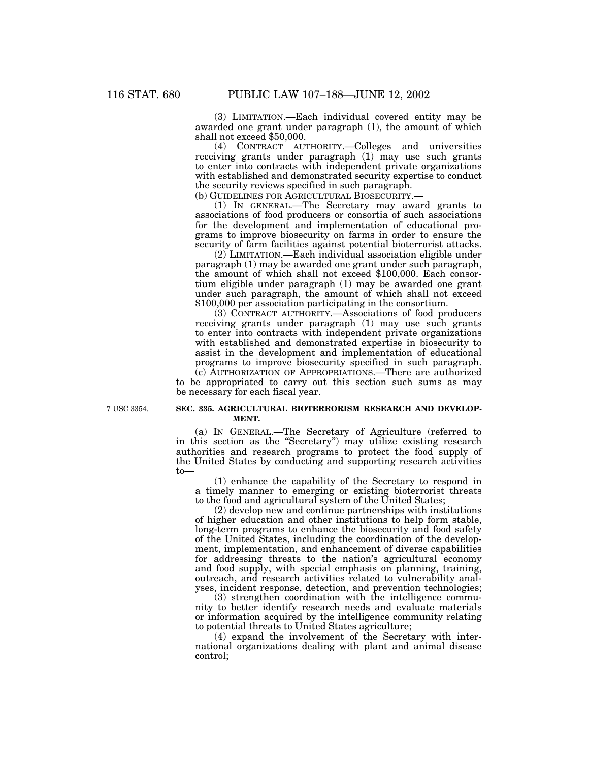(3) LIMITATION.—Each individual covered entity may be awarded one grant under paragraph (1), the amount of which shall not exceed $50,000.

(4) CONTRACT AUTHORITY.—Colleges and universities receiving grants under paragraph (1) may use such grants to enter into contracts with independent private organizations with established and demonstrated security expertise to conduct the security reviews specified in such paragraph.

(b) GUIDELINES FOR AGRICULTURAL BIOSECURITY.—

(1) IN GENERAL.—The Secretary may award grants to associations of food producers or consortia of such associations for the development and implementation of educational programs to improve biosecurity on farms in order to ensure the security of farm facilities against potential bioterrorist attacks.

(2) LIMITATION.—Each individual association eligible under paragraph (1) may be awarded one grant under such paragraph, the amount of which shall not exceed $100,000. Each consortium eligible under paragraph (1) may be awarded one grant under such paragraph, the amount of which shall not exceed $100,000 per association participating in the consortium.

(3) CONTRACT AUTHORITY.—Associations of food producers receiving grants under paragraph (1) may use such grants to enter into contracts with independent private organizations with established and demonstrated expertise in biosecurity to assist in the development and implementation of educational programs to improve biosecurity specified in such paragraph.

(c) AUTHORIZATION OF APPROPRIATIONS.—There are authorized to be appropriated to carry out this section such sums as may be necessary for each fiscal year.

7 USC 3354.

**SEC. 335. AGRICULTURAL BIOTERRORISM RESEARCH AND DEVELOPMENT.**

(a) IN GENERAL.—The Secretary of Agriculture (referred to in this section as the "Secretary") may utilize existing research authorities and research programs to protect the food supply of the United States by conducting and supporting research activities to—

(1) enhance the capability of the Secretary to respond in a timely manner to emerging or existing bioterrorist threats to the food and agricultural system of the United States;

(2) develop new and continue partnerships with institutions of higher education and other institutions to help form stable, long-term programs to enhance the biosecurity and food safety of the United States, including the coordination of the development, implementation, and enhancement of diverse capabilities for addressing threats to the nation's agricultural economy and food supply, with special emphasis on planning, training, outreach, and research activities related to vulnerability analyses, incident response, detection, and prevention technologies;

(3) strengthen coordination with the intelligence community to better identify research needs and evaluate materials or information acquired by the intelligence community relating to potential threats to United States agriculture;

(4) expand the involvement of the Secretary with international organizations dealing with plant and animal disease control;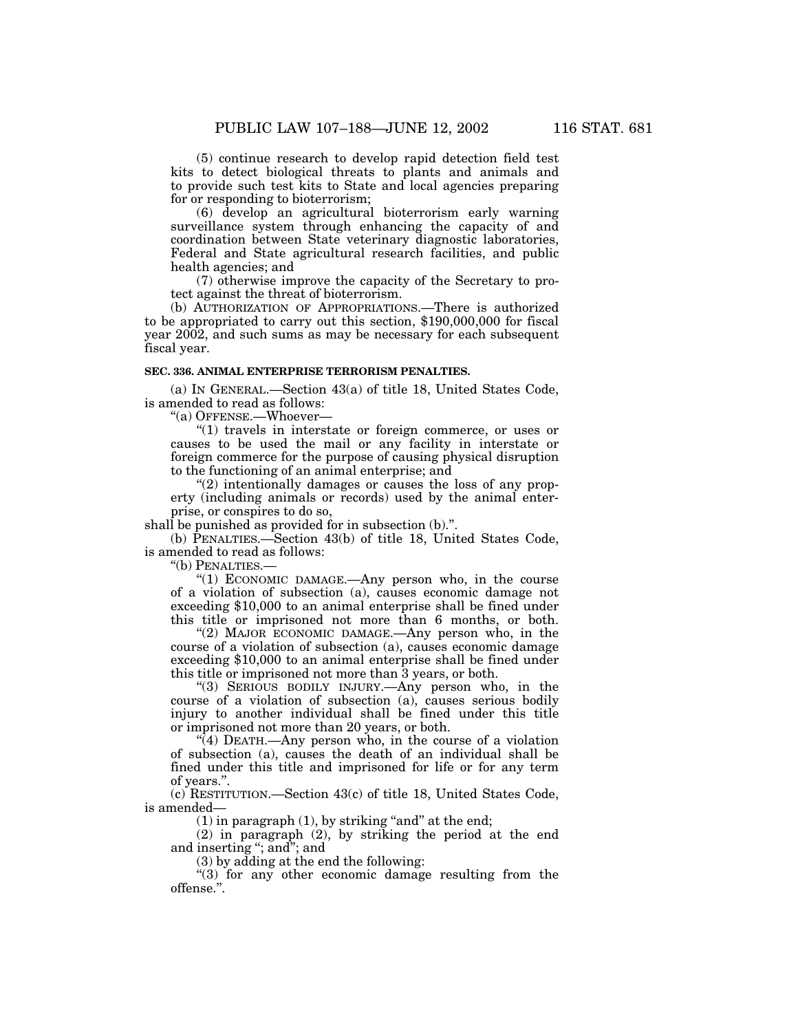(5) continue research to develop rapid detection field test kits to detect biological threats to plants and animals and to provide such test kits to State and local agencies preparing for or responding to bioterrorism;

(6) develop an agricultural bioterrorism early warning surveillance system through enhancing the capacity of and coordination between State veterinary diagnostic laboratories, Federal and State agricultural research facilities, and public health agencies; and

(7) otherwise improve the capacity of the Secretary to protect against the threat of bioterrorism.

(b) AUTHORIZATION OF APPROPRIATIONS.—There is authorized to be appropriated to carry out this section, $190,000,000 for fiscal year 2002, and such sums as may be necessary for each subsequent fiscal year.

**SEC. 336. ANIMAL ENTERPRISE TERRORISM PENALTIES.**

(a) IN GENERAL.—Section 43(a) of title 18, United States Code, is amended to read as follows:

"(a) OFFENSE.—Whoever—

"(1) travels in interstate or foreign commerce, or uses or causes to be used the mail or any facility in interstate or foreign commerce for the purpose of causing physical disruption to the functioning of an animal enterprise; and

"(2) intentionally damages or causes the loss of any property (including animals or records) used by the animal enterprise, or conspires to do so,

shall be punished as provided for in subsection (b).".

(b) PENALTIES.—Section 43(b) of title 18, United States Code, is amended to read as follows:

"(b) PENALTIES.—

"(1) ECONOMIC DAMAGE.—Any person who, in the course of a violation of subsection (a), causes economic damage not exceeding $10,000 to an animal enterprise shall be fined under this title or imprisoned not more than 6 months, or both.

"(2) MAJOR ECONOMIC DAMAGE.—Any person who, in the course of a violation of subsection (a), causes economic damage exceeding $10,000 to an animal enterprise shall be fined under this title or imprisoned not more than 3 years, or both.

"(3) SERIOUS BODILY INJURY.—Any person who, in the course of a violation of subsection (a), causes serious bodily injury to another individual shall be fined under this title or imprisoned not more than 20 years, or both.

"(4) DEATH.—Any person who, in the course of a violation of subsection (a), causes the death of an individual shall be fined under this title and imprisoned for life or for any term of years.".

(c) RESTITUTION.—Section 43(c) of title 18, United States Code, is amended—

(1) in paragraph (1), by striking "and" at the end;

(2) in paragraph (2), by striking the period at the end and inserting "; and"; and

(3) by adding at the end the following:

"(3) for any other economic damage resulting from the offense.".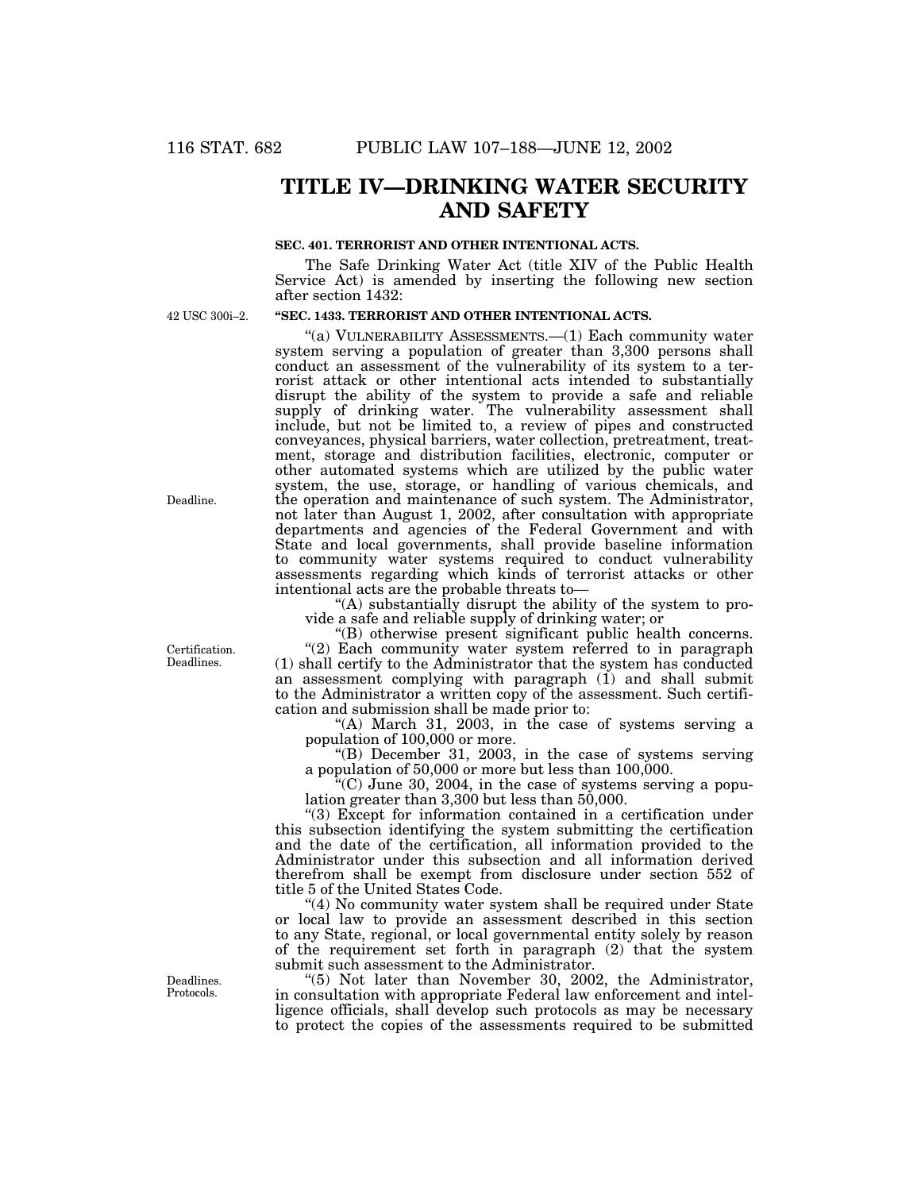# TITLE IV—DRINKING WATER SECURITY AND SAFETY

**SEC. 401. TERRORIST AND OTHER INTENTIONAL ACTS.**

The Safe Drinking Water Act (title XIV of the Public Health Service Act) is amended by inserting the following new section after section 1432:

42 USC 300i–2.

**"SEC. 1433. TERRORIST AND OTHER INTENTIONAL ACTS.**

"(a) VULNERABILITY ASSESSMENTS.—(1) Each community water system serving a population of greater than 3,300 persons shall conduct an assessment of the vulnerability of its system to a terrorist attack or other intentional acts intended to substantially disrupt the ability of the system to provide a safe and reliable supply of drinking water. The vulnerability assessment shall include, but not be limited to, a review of pipes and constructed conveyances, physical barriers, water collection, pretreatment, treatment, storage and distribution facilities, electronic, computer or other automated systems which are utilized by the public water system, the use, storage, or handling of various chemicals, and the operation and maintenance of such system. The Administrator, not later than August 1, 2002, after consultation with appropriate departments and agencies of the Federal Government and with State and local governments, shall provide baseline information to community water systems required to conduct vulnerability assessments regarding which kinds of terrorist attacks or other intentional acts are the probable threats to—

Deadline.

"(A) substantially disrupt the ability of the system to provide a safe and reliable supply of drinking water; or

"(B) otherwise present significant public health concerns.

Certification. Deadlines.

"(2) Each community water system referred to in paragraph (1) shall certify to the Administrator that the system has conducted an assessment complying with paragraph (1) and shall submit to the Administrator a written copy of the assessment. Such certification and submission shall be made prior to:

"(A) March 31, 2003, in the case of systems serving a population of 100,000 or more.

"(B) December 31, 2003, in the case of systems serving a population of 50,000 or more but less than 100,000.

"(C) June 30, 2004, in the case of systems serving a population greater than 3,300 but less than 50,000.

"(3) Except for information contained in a certification under this subsection identifying the system submitting the certification and the date of the certification, all information provided to the Administrator under this subsection and all information derived therefrom shall be exempt from disclosure under section 552 of title 5 of the United States Code.

"(4) No community water system shall be required under State or local law to provide an assessment described in this section to any State, regional, or local governmental entity solely by reason of the requirement set forth in paragraph (2) that the system submit such assessment to the Administrator.

Deadlines. Protocols.

"(5) Not later than November 30, 2002, the Administrator, in consultation with appropriate Federal law enforcement and intelligence officials, shall develop such protocols as may be necessary to protect the copies of the assessments required to be submitted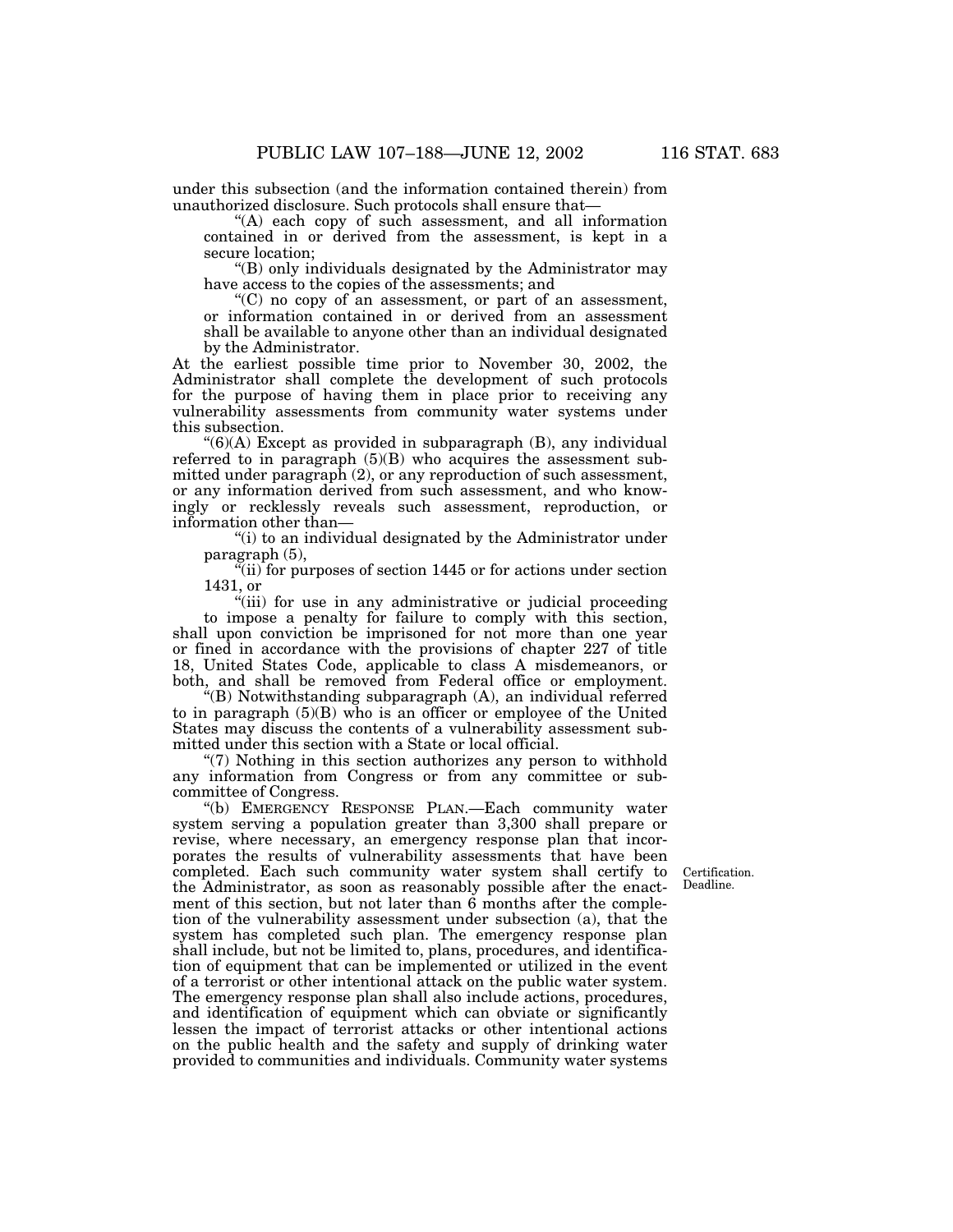under this subsection (and the information contained therein) from unauthorized disclosure. Such protocols shall ensure that—

"(A) each copy of such assessment, and all information contained in or derived from the assessment, is kept in a secure location;

"(B) only individuals designated by the Administrator may have access to the copies of the assessments; and

"(C) no copy of an assessment, or part of an assessment, or information contained in or derived from an assessment shall be available to anyone other than an individual designated by the Administrator.

At the earliest possible time prior to November 30, 2002, the Administrator shall complete the development of such protocols for the purpose of having them in place prior to receiving any vulnerability assessments from community water systems under this subsection.

"(6)(A) Except as provided in subparagraph (B), any individual referred to in paragraph (5)(B) who acquires the assessment submitted under paragraph (2), or any reproduction of such assessment, or any information derived from such assessment, and who knowingly or recklessly reveals such assessment, reproduction, or information other than—

"(i) to an individual designated by the Administrator under paragraph (5),

"(ii) for purposes of section 1445 or for actions under section 1431, or

"(iii) for use in any administrative or judicial proceeding to impose a penalty for failure to comply with this section,

shall upon conviction be imprisoned for not more than one year or fined in accordance with the provisions of chapter 227 of title 18, United States Code, applicable to class A misdemeanors, or both, and shall be removed from Federal office or employment.

"(B) Notwithstanding subparagraph (A), an individual referred to in paragraph (5)(B) who is an officer or employee of the United States may discuss the contents of a vulnerability assessment submitted under this section with a State or local official.

"(7) Nothing in this section authorizes any person to withhold any information from Congress or from any committee or subcommittee of Congress.

"(b) EMERGENCY RESPONSE PLAN.—Each community water system serving a population greater than 3,300 shall prepare or revise, where necessary, an emergency response plan that incorporates the results of vulnerability assessments that have been completed. Each such community water system shall certify to the Administrator, as soon as reasonably possible after the enactment of this section, but not later than 6 months after the completion of the vulnerability assessment under subsection (a), that the system has completed such plan. The emergency response plan shall include, but not be limited to, plans, procedures, and identification of equipment that can be implemented or utilized in the event of a terrorist or other intentional attack on the public water system. The emergency response plan shall also include actions, procedures, and identification of equipment which can obviate or significantly lessen the impact of terrorist attacks or other intentional actions on the public health and the safety and supply of drinking water provided to communities and individuals. Community water systems

Certification.
Deadline.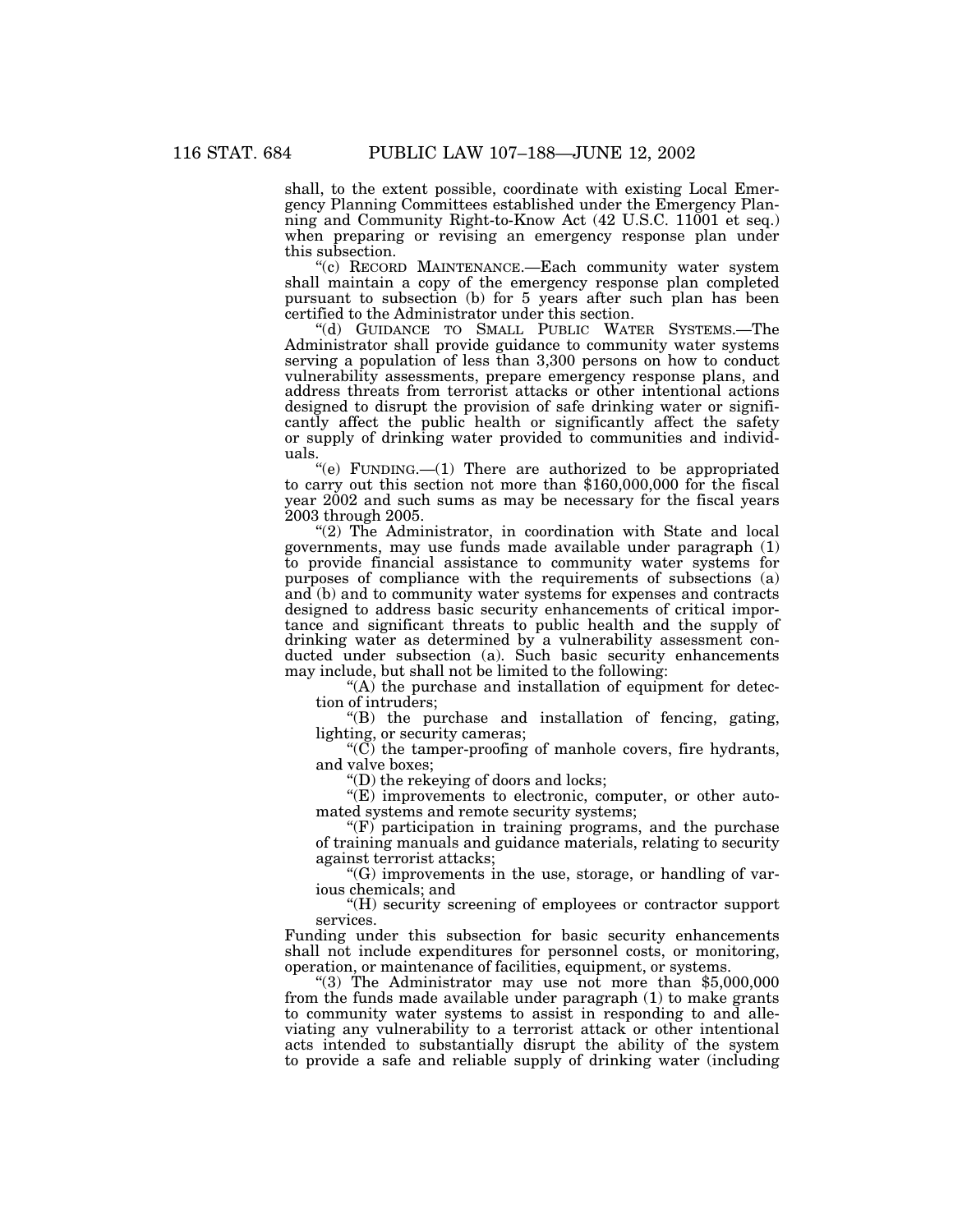shall, to the extent possible, coordinate with existing Local Emergency Planning Committees established under the Emergency Planning and Community Right-to-Know Act (42 U.S.C. 11001 et seq.) when preparing or revising an emergency response plan under this subsection.

"(c) RECORD MAINTENANCE.—Each community water system shall maintain a copy of the emergency response plan completed pursuant to subsection (b) for 5 years after such plan has been certified to the Administrator under this section.

"(d) GUIDANCE TO SMALL PUBLIC WATER SYSTEMS.—The Administrator shall provide guidance to community water systems serving a population of less than 3,300 persons on how to conduct vulnerability assessments, prepare emergency response plans, and address threats from terrorist attacks or other intentional actions designed to disrupt the provision of safe drinking water or significantly affect the public health or significantly affect the safety or supply of drinking water provided to communities and individuals.

"(e) FUNDING.—(1) There are authorized to be appropriated to carry out this section not more than $160,000,000 for the fiscal year 2002 and such sums as may be necessary for the fiscal years 2003 through 2005.

"(2) The Administrator, in coordination with State and local governments, may use funds made available under paragraph (1) to provide financial assistance to community water systems for purposes of compliance with the requirements of subsections (a) and (b) and to community water systems for expenses and contracts designed to address basic security enhancements of critical importance and significant threats to public health and the supply of drinking water as determined by a vulnerability assessment conducted under subsection (a). Such basic security enhancements may include, but shall not be limited to the following:

"(A) the purchase and installation of equipment for detection of intruders;

"(B) the purchase and installation of fencing, gating, lighting, or security cameras;

"(C) the tamper-proofing of manhole covers, fire hydrants, and valve boxes;

"(D) the rekeying of doors and locks;

"(E) improvements to electronic, computer, or other automated systems and remote security systems;

"(F) participation in training programs, and the purchase of training manuals and guidance materials, relating to security against terrorist attacks;

"(G) improvements in the use, storage, or handling of various chemicals; and

"(H) security screening of employees or contractor support services.

Funding under this subsection for basic security enhancements shall not include expenditures for personnel costs, or monitoring, operation, or maintenance of facilities, equipment, or systems.

"(3) The Administrator may use not more than $5,000,000 from the funds made available under paragraph (1) to make grants to community water systems to assist in responding to and alleviating any vulnerability to a terrorist attack or other intentional acts intended to substantially disrupt the ability of the system to provide a safe and reliable supply of drinking water (including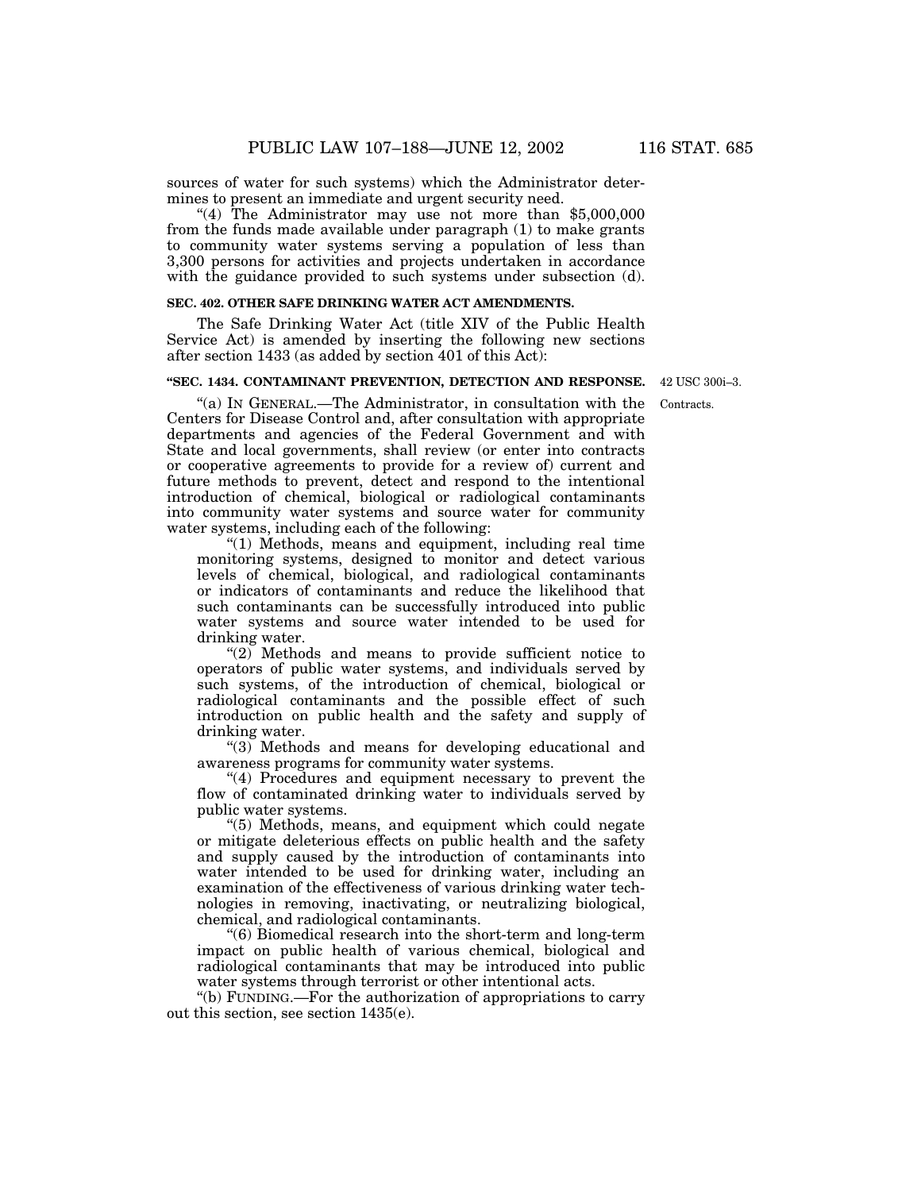sources of water for such systems) which the Administrator determines to present an immediate and urgent security need.

"(4) The Administrator may use not more than $5,000,000 from the funds made available under paragraph (1) to make grants to community water systems serving a population of less than 3,300 persons for activities and projects undertaken in accordance with the guidance provided to such systems under subsection (d).

**SEC. 402. OTHER SAFE DRINKING WATER ACT AMENDMENTS.**

The Safe Drinking Water Act (title XIV of the Public Health Service Act) is amended by inserting the following new sections after section 1433 (as added by section 401 of this Act):

**"SEC. 1434. CONTAMINANT PREVENTION, DETECTION AND RESPONSE.** 42 USC 300i–3.

"(a) IN GENERAL.—The Administrator, in consultation with the Centers for Disease Control and, after consultation with appropriate departments and agencies of the Federal Government and with State and local governments, shall review (or enter into contracts or cooperative agreements to provide for a review of) current and future methods to prevent, detect and respond to the intentional introduction of chemical, biological or radiological contaminants into community water systems and source water for community water systems, including each of the following: Contracts.

"(1) Methods, means and equipment, including real time monitoring systems, designed to monitor and detect various levels of chemical, biological, and radiological contaminants or indicators of contaminants and reduce the likelihood that such contaminants can be successfully introduced into public water systems and source water intended to be used for drinking water.

"(2) Methods and means to provide sufficient notice to operators of public water systems, and individuals served by such systems, of the introduction of chemical, biological or radiological contaminants and the possible effect of such introduction on public health and the safety and supply of drinking water.

"(3) Methods and means for developing educational and awareness programs for community water systems.

"(4) Procedures and equipment necessary to prevent the flow of contaminated drinking water to individuals served by public water systems.

"(5) Methods, means, and equipment which could negate or mitigate deleterious effects on public health and the safety and supply caused by the introduction of contaminants into water intended to be used for drinking water, including an examination of the effectiveness of various drinking water technologies in removing, inactivating, or neutralizing biological, chemical, and radiological contaminants.

"(6) Biomedical research into the short-term and long-term impact on public health of various chemical, biological and radiological contaminants that may be introduced into public water systems through terrorist or other intentional acts.

"(b) FUNDING.—For the authorization of appropriations to carry out this section, see section 1435(e).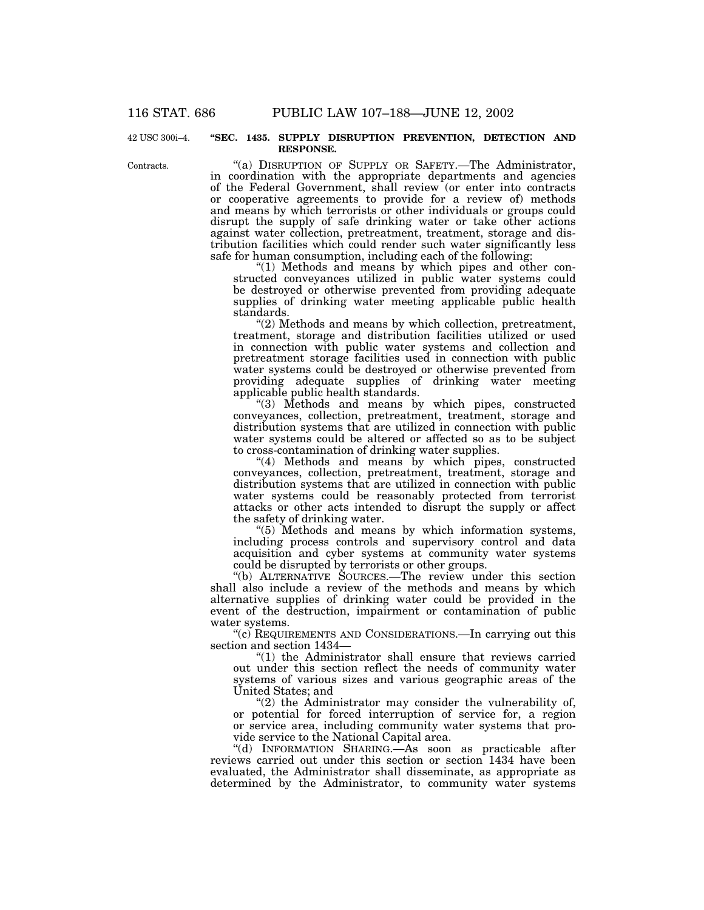42 USC 300i–4.

### "SEC. 1435. SUPPLY DISRUPTION PREVENTION, DETECTION AND RESPONSE.

Contracts.

"(a) DISRUPTION OF SUPPLY OR SAFETY.—The Administrator, in coordination with the appropriate departments and agencies of the Federal Government, shall review (or enter into contracts or cooperative agreements to provide for a review of) methods and means by which terrorists or other individuals or groups could disrupt the supply of safe drinking water or take other actions against water collection, pretreatment, treatment, storage and distribution facilities which could render such water significantly less safe for human consumption, including each of the following:

"(1) Methods and means by which pipes and other constructed conveyances utilized in public water systems could be destroyed or otherwise prevented from providing adequate supplies of drinking water meeting applicable public health standards.

"(2) Methods and means by which collection, pretreatment, treatment, storage and distribution facilities utilized or used in connection with public water systems and collection and pretreatment storage facilities used in connection with public water systems could be destroyed or otherwise prevented from providing adequate supplies of drinking water meeting applicable public health standards.

"(3) Methods and means by which pipes, constructed conveyances, collection, pretreatment, treatment, storage and distribution systems that are utilized in connection with public water systems could be altered or affected so as to be subject to cross-contamination of drinking water supplies.

"(4) Methods and means by which pipes, constructed conveyances, collection, pretreatment, treatment, storage and distribution systems that are utilized in connection with public water systems could be reasonably protected from terrorist attacks or other acts intended to disrupt the supply or affect the safety of drinking water.

"(5) Methods and means by which information systems, including process controls and supervisory control and data acquisition and cyber systems at community water systems could be disrupted by terrorists or other groups.

"(b) ALTERNATIVE SOURCES.—The review under this section shall also include a review of the methods and means by which alternative supplies of drinking water could be provided in the event of the destruction, impairment or contamination of public water systems.

"(c) REQUIREMENTS AND CONSIDERATIONS.—In carrying out this section and section 1434—

"(1) the Administrator shall ensure that reviews carried out under this section reflect the needs of community water systems of various sizes and various geographic areas of the United States; and

"(2) the Administrator may consider the vulnerability of, or potential for forced interruption of service for, a region or service area, including community water systems that provide service to the National Capital area.

"(d) INFORMATION SHARING.—As soon as practicable after reviews carried out under this section or section 1434 have been evaluated, the Administrator shall disseminate, as appropriate as determined by the Administrator, to community water systems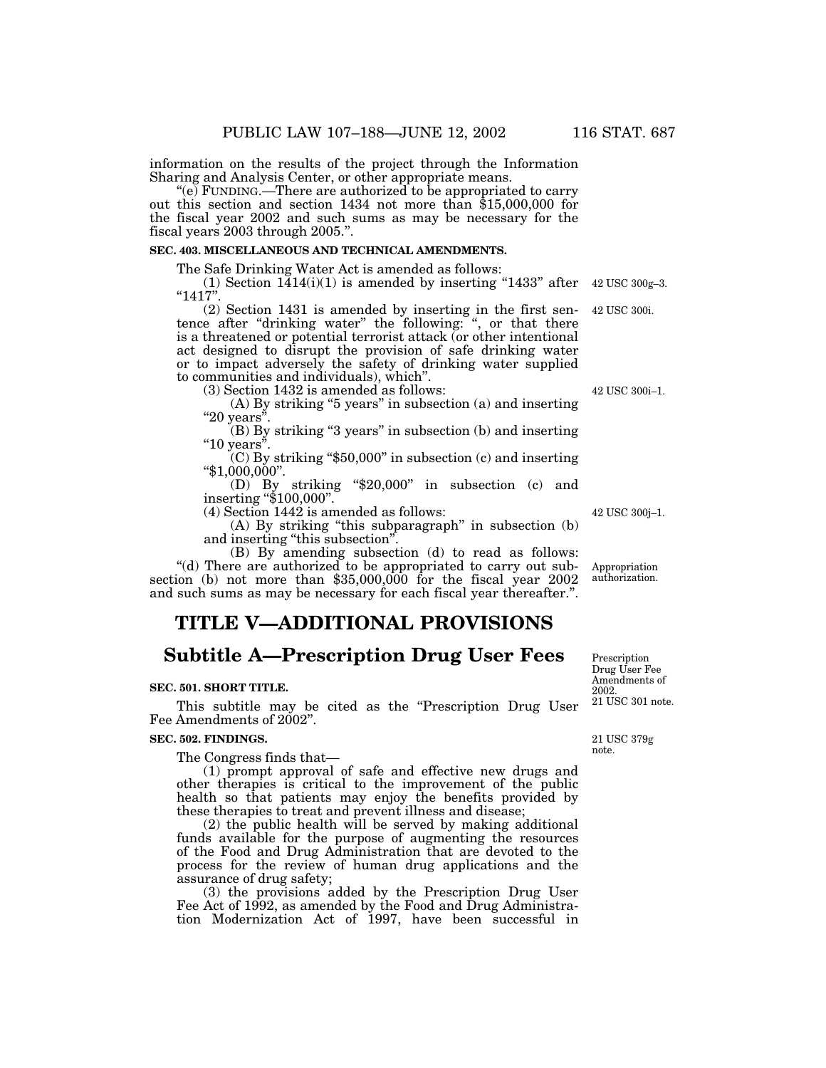information on the results of the project through the Information Sharing and Analysis Center, or other appropriate means.

"(e) FUNDING.—There are authorized to be appropriated to carry out this section and section 1434 not more than $15,000,000 for the fiscal year 2002 and such sums as may be necessary for the fiscal years 2003 through 2005.".

**SEC. 403. MISCELLANEOUS AND TECHNICAL AMENDMENTS.**

The Safe Drinking Water Act is amended as follows:

(1) Section 1414(i)(1) is amended by inserting "1433" after "1417". 42 USC 300g–3.

(2) Section 1431 is amended by inserting in the first sentence after "drinking water" the following: ", or that there is a threatened or potential terrorist attack (or other intentional act designed to disrupt the provision of safe drinking water or to impact adversely the safety of drinking water supplied to communities and individuals), which". 42 USC 300i.

(3) Section 1432 is amended as follows: 42 USC 300i–1.

(A) By striking "5 years" in subsection (a) and inserting "20 years".

(B) By striking "3 years" in subsection (b) and inserting "10 years".

(C) By striking "$50,000" in subsection (c) and inserting "$1,000,000".

(D) By striking "$20,000" in subsection (c) and inserting "$100,000".

(4) Section 1442 is amended as follows: 42 USC 300j–1.

(A) By striking "this subparagraph" in subsection (b) and inserting "this subsection".

(B) By amending subsection (d) to read as follows:

"(d) There are authorized to be appropriated to carry out subsection (b) not more than $35,000,000 for the fiscal year 2002 and such sums as may be necessary for each fiscal year thereafter.". Appropriation authorization.

# TITLE V—ADDITIONAL PROVISIONS

## Subtitle A—Prescription Drug User Fees

Prescription Drug User Fee Amendments of 2002. 21 USC 301 note.

**SEC. 501. SHORT TITLE.**

This subtitle may be cited as the "Prescription Drug User Fee Amendments of 2002".

**SEC. 502. FINDINGS.**

21 USC 379g note.

The Congress finds that—

(1) prompt approval of safe and effective new drugs and other therapies is critical to the improvement of the public health so that patients may enjoy the benefits provided by these therapies to treat and prevent illness and disease;

(2) the public health will be served by making additional funds available for the purpose of augmenting the resources of the Food and Drug Administration that are devoted to the process for the review of human drug applications and the assurance of drug safety;

(3) the provisions added by the Prescription Drug User Fee Act of 1992, as amended by the Food and Drug Administration Modernization Act of 1997, have been successful in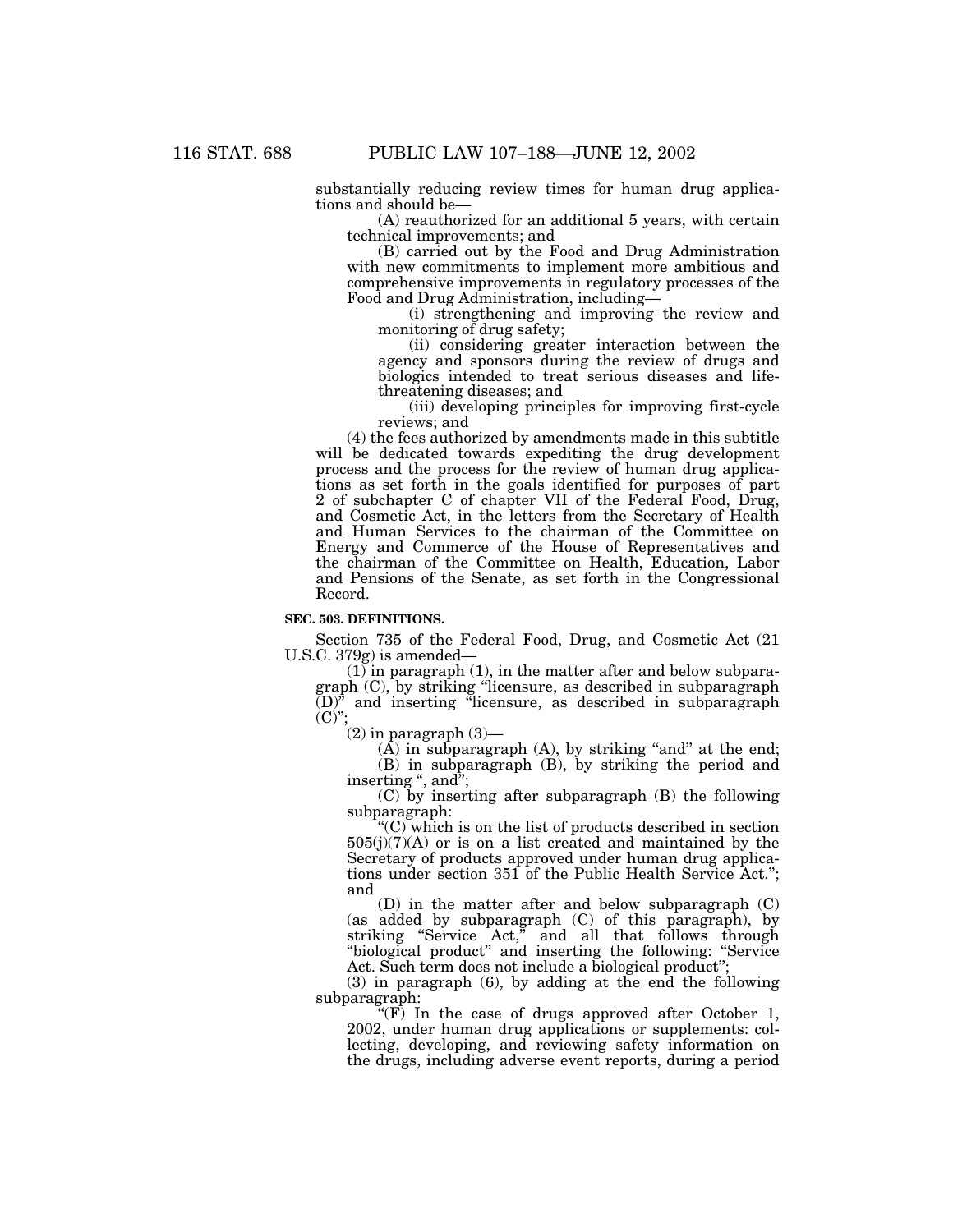substantially reducing review times for human drug applications and should be—

(A) reauthorized for an additional 5 years, with certain technical improvements; and

(B) carried out by the Food and Drug Administration with new commitments to implement more ambitious and comprehensive improvements in regulatory processes of the Food and Drug Administration, including—

(i) strengthening and improving the review and monitoring of drug safety;

(ii) considering greater interaction between the agency and sponsors during the review of drugs and biologics intended to treat serious diseases and life-threatening diseases; and

(iii) developing principles for improving first-cycle reviews; and

(4) the fees authorized by amendments made in this subtitle will be dedicated towards expediting the drug development process and the process for the review of human drug applications as set forth in the goals identified for purposes of part 2 of subchapter C of chapter VII of the Federal Food, Drug, and Cosmetic Act, in the letters from the Secretary of Health and Human Services to the chairman of the Committee on Energy and Commerce of the House of Representatives and the chairman of the Committee on Health, Education, Labor and Pensions of the Senate, as set forth in the Congressional Record.

**SEC. 503. DEFINITIONS.**

Section 735 of the Federal Food, Drug, and Cosmetic Act (21 U.S.C. 379g) is amended—

(1) in paragraph (1), in the matter after and below subparagraph (C), by striking "licensure, as described in subparagraph (D)" and inserting "licensure, as described in subparagraph (C)";

(2) in paragraph (3)—

(A) in subparagraph (A), by striking "and" at the end;

(B) in subparagraph (B), by striking the period and inserting ", and";

(C) by inserting after subparagraph (B) the following subparagraph:

"(C) which is on the list of products described in section 505(j)(7)(A) or is on a list created and maintained by the Secretary of products approved under human drug applications under section 351 of the Public Health Service Act."; and

(D) in the matter after and below subparagraph (C) (as added by subparagraph (C) of this paragraph), by striking "Service Act," and all that follows through "biological product" and inserting the following: "Service Act. Such term does not include a biological product";

(3) in paragraph (6), by adding at the end the following subparagraph:

"(F) In the case of drugs approved after October 1, 2002, under human drug applications or supplements: collecting, developing, and reviewing safety information on the drugs, including adverse event reports, during a period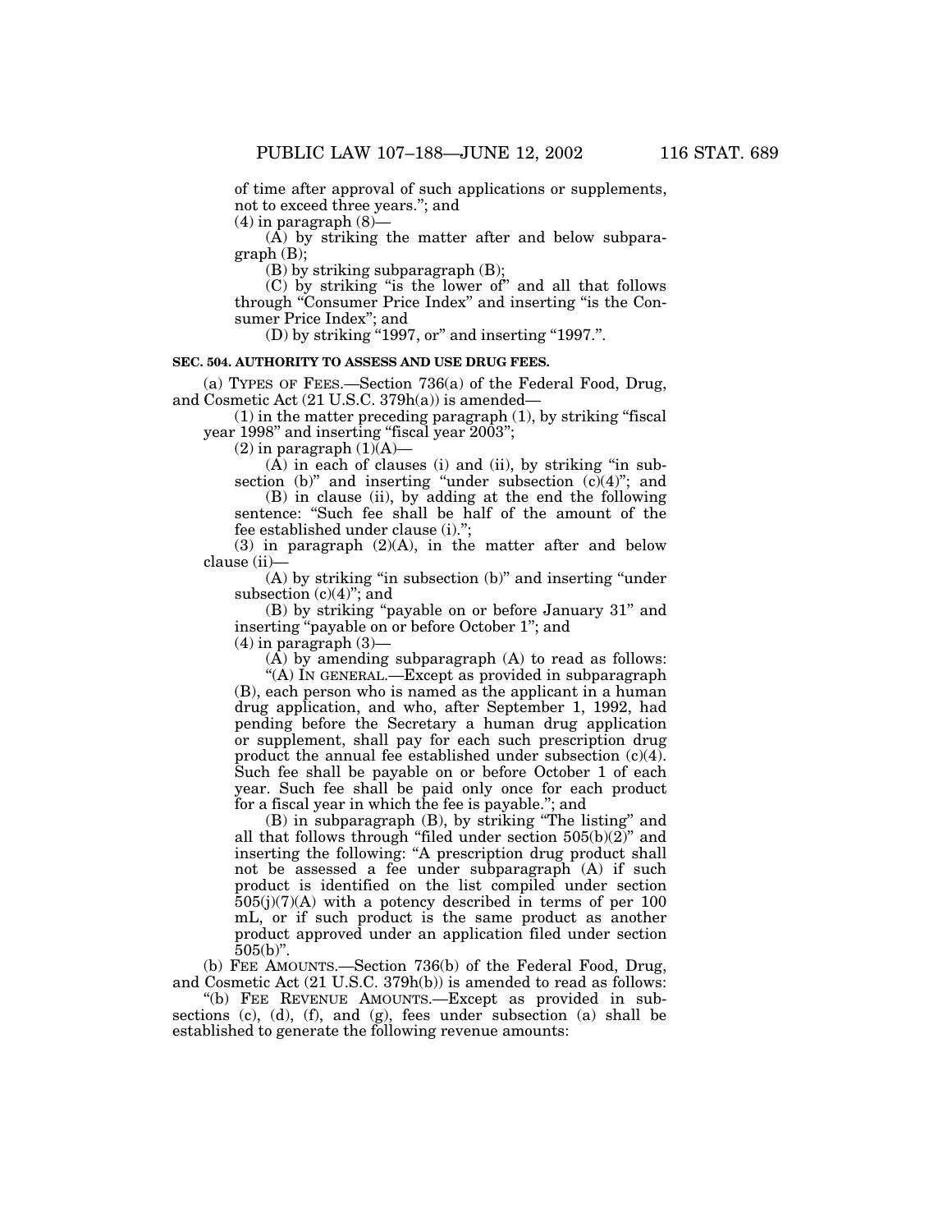of time after approval of such applications or supplements, not to exceed three years."; and

(4) in paragraph (8)—

(A) by striking the matter after and below subparagraph (B);

(B) by striking subparagraph (B);

(C) by striking "is the lower of" and all that follows through "Consumer Price Index" and inserting "is the Consumer Price Index"; and

(D) by striking "1997, or" and inserting "1997.".

**SEC. 504. AUTHORITY TO ASSESS AND USE DRUG FEES.**

(a) TYPES OF FEES.—Section 736(a) of the Federal Food, Drug, and Cosmetic Act (21 U.S.C. 379h(a)) is amended—

(1) in the matter preceding paragraph (1), by striking "fiscal year 1998" and inserting "fiscal year 2003";

(2) in paragraph (1)(A)—

(A) in each of clauses (i) and (ii), by striking "in subsection (b)" and inserting "under subsection (c)(4)"; and

(B) in clause (ii), by adding at the end the following sentence: "Such fee shall be half of the amount of the fee established under clause (i).";

(3) in paragraph (2)(A), in the matter after and below clause (ii)—

(A) by striking "in subsection (b)" and inserting "under subsection (c)(4)"; and

(B) by striking "payable on or before January 31" and inserting "payable on or before October 1"; and

(4) in paragraph (3)—

(A) by amending subparagraph (A) to read as follows:

"(A) IN GENERAL.—Except as provided in subparagraph (B), each person who is named as the applicant in a human drug application, and who, after September 1, 1992, had pending before the Secretary a human drug application or supplement, shall pay for each such prescription drug product the annual fee established under subsection (c)(4). Such fee shall be payable on or before October 1 of each year. Such fee shall be paid only once for each product for a fiscal year in which the fee is payable."; and

(B) in subparagraph (B), by striking "The listing" and all that follows through "filed under section 505(b)(2)" and inserting the following: "A prescription drug product shall not be assessed a fee under subparagraph (A) if such product is identified on the list compiled under section 505(j)(7)(A) with a potency described in terms of per 100 mL, or if such product is the same product as another product approved under an application filed under section 505(b)".

(b) FEE AMOUNTS.—Section 736(b) of the Federal Food, Drug, and Cosmetic Act (21 U.S.C. 379h(b)) is amended to read as follows:

"(b) FEE REVENUE AMOUNTS.—Except as provided in subsections (c), (d), (f), and (g), fees under subsection (a) shall be established to generate the following revenue amounts: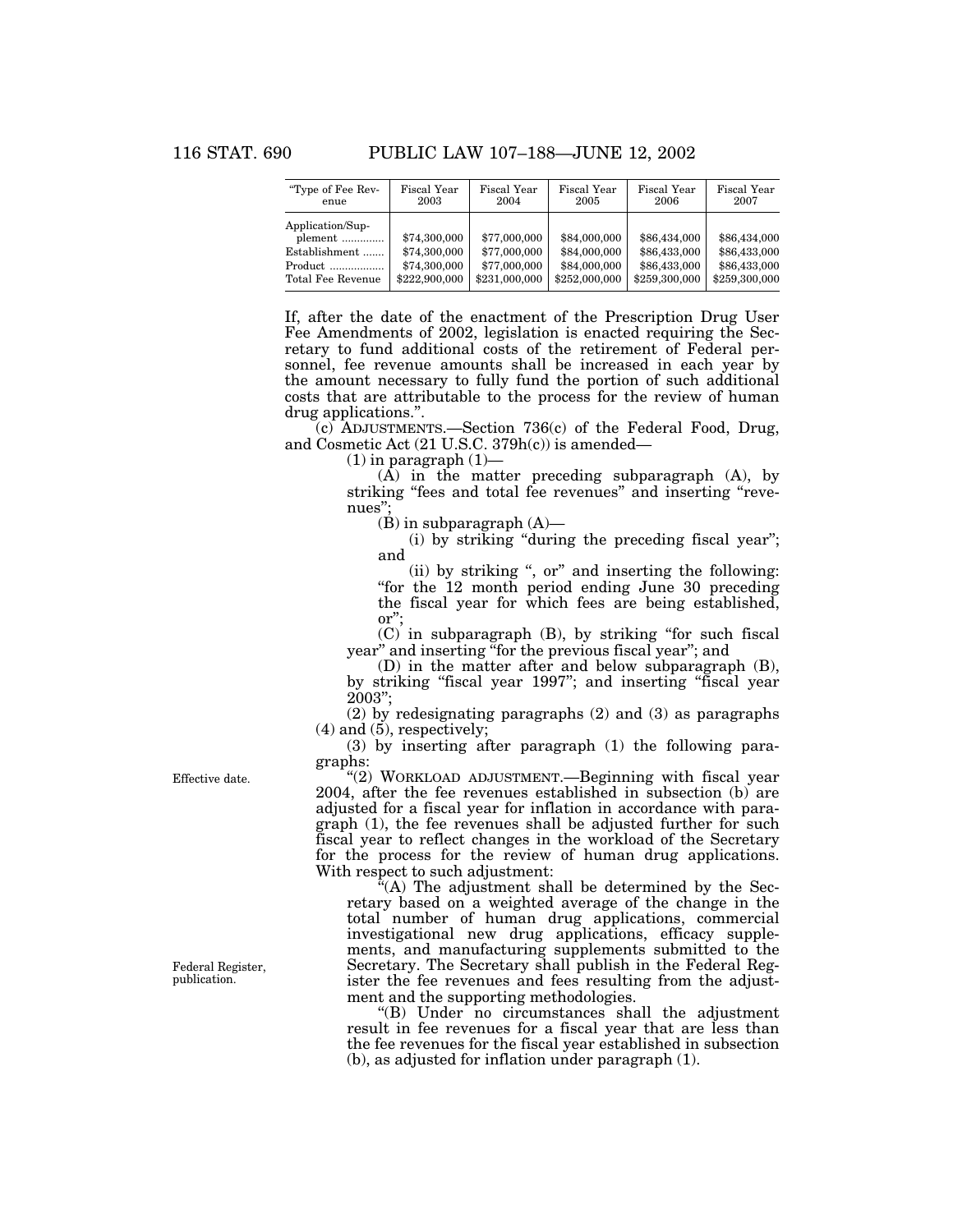| "Type of Fee Revenue | Fiscal Year 2003 | Fiscal Year 2004 | Fiscal Year 2005 | Fiscal Year 2006 | Fiscal Year 2007 |
|---|---|---|---|---|---|
| Application/Supplement | $74,300,000 | $77,000,000 | $84,000,000 | $86,434,000 | $86,434,000 |
| Establishment | $74,300,000 | $77,000,000 | $84,000,000 | $86,433,000 | $86,433,000 |
| Product | $74,300,000 | $77,000,000 | $84,000,000 | $86,433,000 | $86,433,000 |
| Total Fee Revenue | $222,900,000 | $231,000,000 | $252,000,000 | $259,300,000 | $259,300,000 |

If, after the date of the enactment of the Prescription Drug User Fee Amendments of 2002, legislation is enacted requiring the Secretary to fund additional costs of the retirement of Federal personnel, fee revenue amounts shall be increased in each year by the amount necessary to fully fund the portion of such additional costs that are attributable to the process for the review of human drug applications.".

(c) ADJUSTMENTS.—Section 736(c) of the Federal Food, Drug, and Cosmetic Act (21 U.S.C. 379h(c)) is amended—

(1) in paragraph (1)—

(A) in the matter preceding subparagraph (A), by striking "fees and total fee revenues" and inserting "revenues";

(B) in subparagraph (A)—

(i) by striking "during the preceding fiscal year"; and

(ii) by striking ", or" and inserting the following: "for the 12 month period ending June 30 preceding the fiscal year for which fees are being established, or";

(C) in subparagraph (B), by striking "for such fiscal year" and inserting "for the previous fiscal year"; and

(D) in the matter after and below subparagraph (B), by striking "fiscal year 1997"; and inserting "fiscal year 2003";

(2) by redesignating paragraphs (2) and (3) as paragraphs (4) and (5), respectively;

(3) by inserting after paragraph (1) the following paragraphs:

Effective date.

"(2) WORKLOAD ADJUSTMENT.—Beginning with fiscal year 2004, after the fee revenues established in subsection (b) are adjusted for a fiscal year for inflation in accordance with paragraph (1), the fee revenues shall be adjusted further for such fiscal year to reflect changes in the workload of the Secretary for the process for the review of human drug applications. With respect to such adjustment:

"(A) The adjustment shall be determined by the Secretary based on a weighted average of the change in the total number of human drug applications, commercial investigational new drug applications, efficacy supplements, and manufacturing supplements submitted to the Secretary. The Secretary shall publish in the Federal Register the fee revenues and fees resulting from the adjustment and the supporting methodologies.

Federal Register, publication.

"(B) Under no circumstances shall the adjustment result in fee revenues for a fiscal year that are less than the fee revenues for the fiscal year established in subsection (b), as adjusted for inflation under paragraph (1).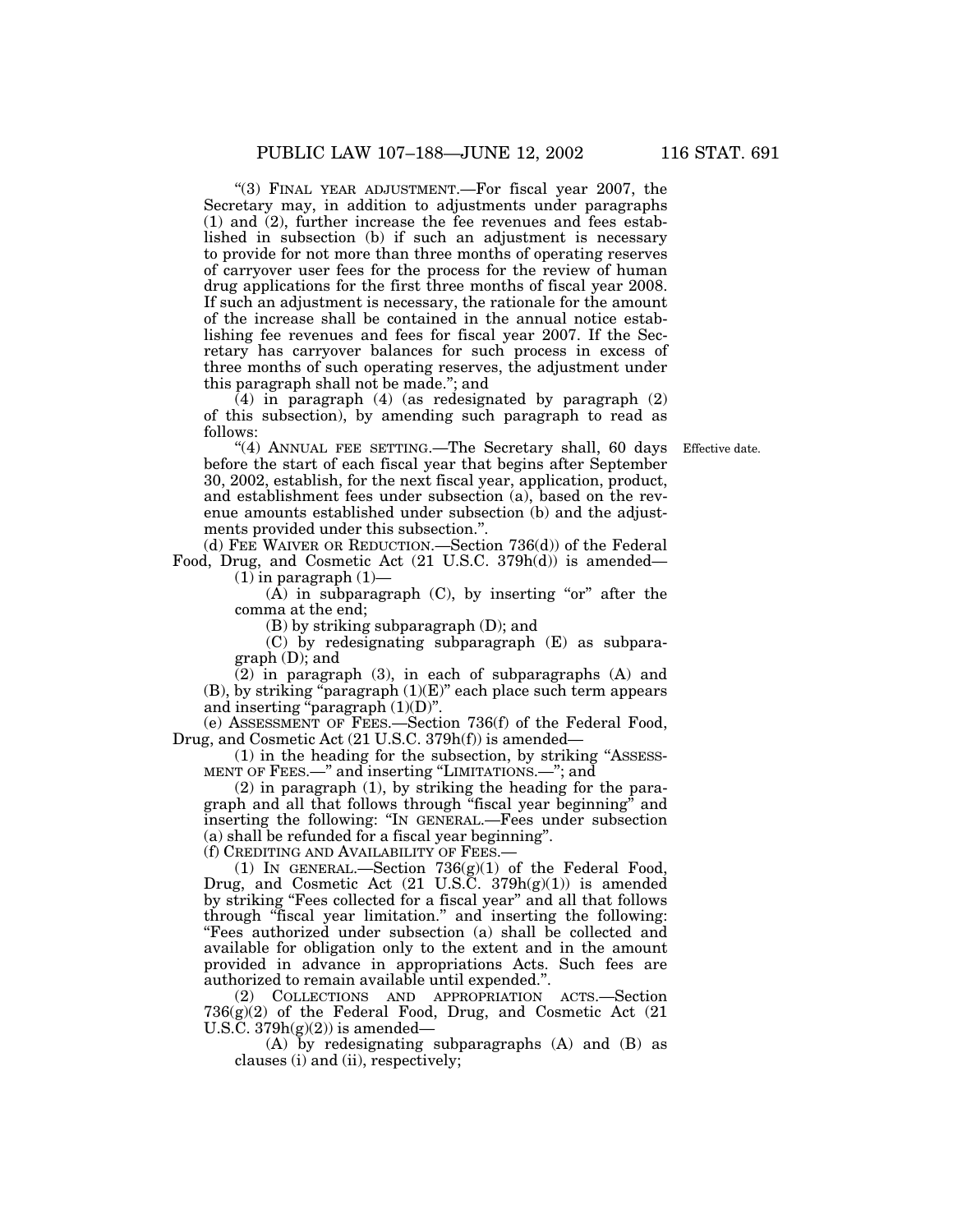"(3) FINAL YEAR ADJUSTMENT.—For fiscal year 2007, the Secretary may, in addition to adjustments under paragraphs (1) and (2), further increase the fee revenues and fees established in subsection (b) if such an adjustment is necessary to provide for not more than three months of operating reserves of carryover user fees for the process for the review of human drug applications for the first three months of fiscal year 2008. If such an adjustment is necessary, the rationale for the amount of the increase shall be contained in the annual notice establishing fee revenues and fees for fiscal year 2007. If the Secretary has carryover balances for such process in excess of three months of such operating reserves, the adjustment under this paragraph shall not be made."; and

(4) in paragraph (4) (as redesignated by paragraph (2) of this subsection), by amending such paragraph to read as follows:

"(4) ANNUAL FEE SETTING.—The Secretary shall, 60 days before the start of each fiscal year that begins after September 30, 2002, establish, for the next fiscal year, application, product, and establishment fees under subsection (a), based on the revenue amounts established under subsection (b) and the adjustments provided under this subsection.".

Effective date.

(d) FEE WAIVER OR REDUCTION.—Section 736(d)) of the Federal Food, Drug, and Cosmetic Act (21 U.S.C. 379h(d)) is amended—

(1) in paragraph (1)—

(A) in subparagraph (C), by inserting "or" after the comma at the end;

(B) by striking subparagraph (D); and

(C) by redesignating subparagraph (E) as subparagraph (D); and

(2) in paragraph (3), in each of subparagraphs (A) and (B), by striking "paragraph (1)(E)" each place such term appears and inserting "paragraph (1)(D)".

(e) ASSESSMENT OF FEES.—Section 736(f) of the Federal Food, Drug, and Cosmetic Act (21 U.S.C. 379h(f)) is amended—

(1) in the heading for the subsection, by striking "ASSESSMENT OF FEES.—" and inserting "LIMITATIONS.—"; and

(2) in paragraph (1), by striking the heading for the paragraph and all that follows through "fiscal year beginning" and inserting the following: "IN GENERAL.—Fees under subsection (a) shall be refunded for a fiscal year beginning".

(f) CREDITING AND AVAILABILITY OF FEES.—

(1) IN GENERAL.—Section 736(g)(1) of the Federal Food, Drug, and Cosmetic Act (21 U.S.C. 379h(g)(1)) is amended by striking "Fees collected for a fiscal year" and all that follows through "fiscal year limitation." and inserting the following: "Fees authorized under subsection (a) shall be collected and available for obligation only to the extent and in the amount provided in advance in appropriations Acts. Such fees are authorized to remain available until expended.".

(2) COLLECTIONS AND APPROPRIATION ACTS.—Section 736(g)(2) of the Federal Food, Drug, and Cosmetic Act (21 U.S.C. 379h(g)(2)) is amended—

(A) by redesignating subparagraphs (A) and (B) as clauses (i) and (ii), respectively;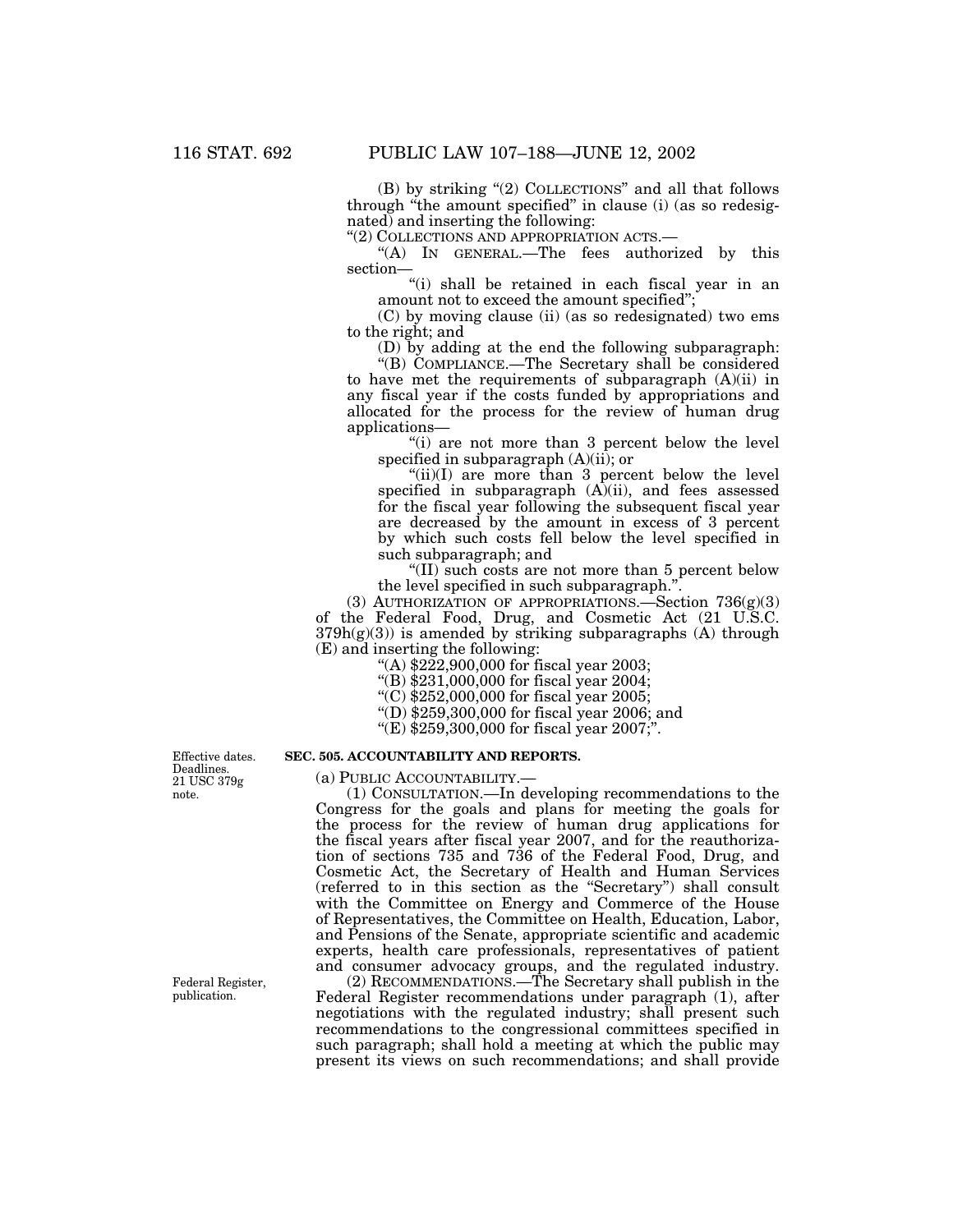(B) by striking "(2) COLLECTIONS" and all that follows through "the amount specified" in clause (i) (as so redesignated) and inserting the following:

"(2) COLLECTIONS AND APPROPRIATION ACTS.—

"(A) IN GENERAL.—The fees authorized by this section—

"(i) shall be retained in each fiscal year in an amount not to exceed the amount specified";

(C) by moving clause (ii) (as so redesignated) two ems to the right; and

(D) by adding at the end the following subparagraph:

"(B) COMPLIANCE.—The Secretary shall be considered to have met the requirements of subparagraph (A)(ii) in any fiscal year if the costs funded by appropriations and allocated for the process for the review of human drug applications—

"(i) are not more than 3 percent below the level specified in subparagraph (A)(ii); or

"(ii)(I) are more than 3 percent below the level specified in subparagraph (A)(ii), and fees assessed for the fiscal year following the subsequent fiscal year are decreased by the amount in excess of 3 percent by which such costs fell below the level specified in such subparagraph; and

"(II) such costs are not more than 5 percent below the level specified in such subparagraph.".

(3) AUTHORIZATION OF APPROPRIATIONS.—Section 736(g)(3) of the Federal Food, Drug, and Cosmetic Act (21 U.S.C. 379h(g)(3)) is amended by striking subparagraphs (A) through (E) and inserting the following:

"(A) $222,900,000 for fiscal year 2003;

"(B) $231,000,000 for fiscal year 2004;

"(C) $252,000,000 for fiscal year 2005;

"(D) $259,300,000 for fiscal year 2006; and

"(E) $259,300,000 for fiscal year 2007;".

Effective dates. Deadlines. 21 USC 379g note.

**SEC. 505. ACCOUNTABILITY AND REPORTS.**

(a) PUBLIC ACCOUNTABILITY.—

(1) CONSULTATION.—In developing recommendations to the Congress for the goals and plans for meeting the goals for the process for the review of human drug applications for the fiscal years after fiscal year 2007, and for the reauthorization of sections 735 and 736 of the Federal Food, Drug, and Cosmetic Act, the Secretary of Health and Human Services (referred to in this section as the "Secretary") shall consult with the Committee on Energy and Commerce of the House of Representatives, the Committee on Health, Education, Labor, and Pensions of the Senate, appropriate scientific and academic experts, health care professionals, representatives of patient and consumer advocacy groups, and the regulated industry.

Federal Register, publication.

(2) RECOMMENDATIONS.—The Secretary shall publish in the Federal Register recommendations under paragraph (1), after negotiations with the regulated industry; shall present such recommendations to the congressional committees specified in such paragraph; shall hold a meeting at which the public may present its views on such recommendations; and shall provide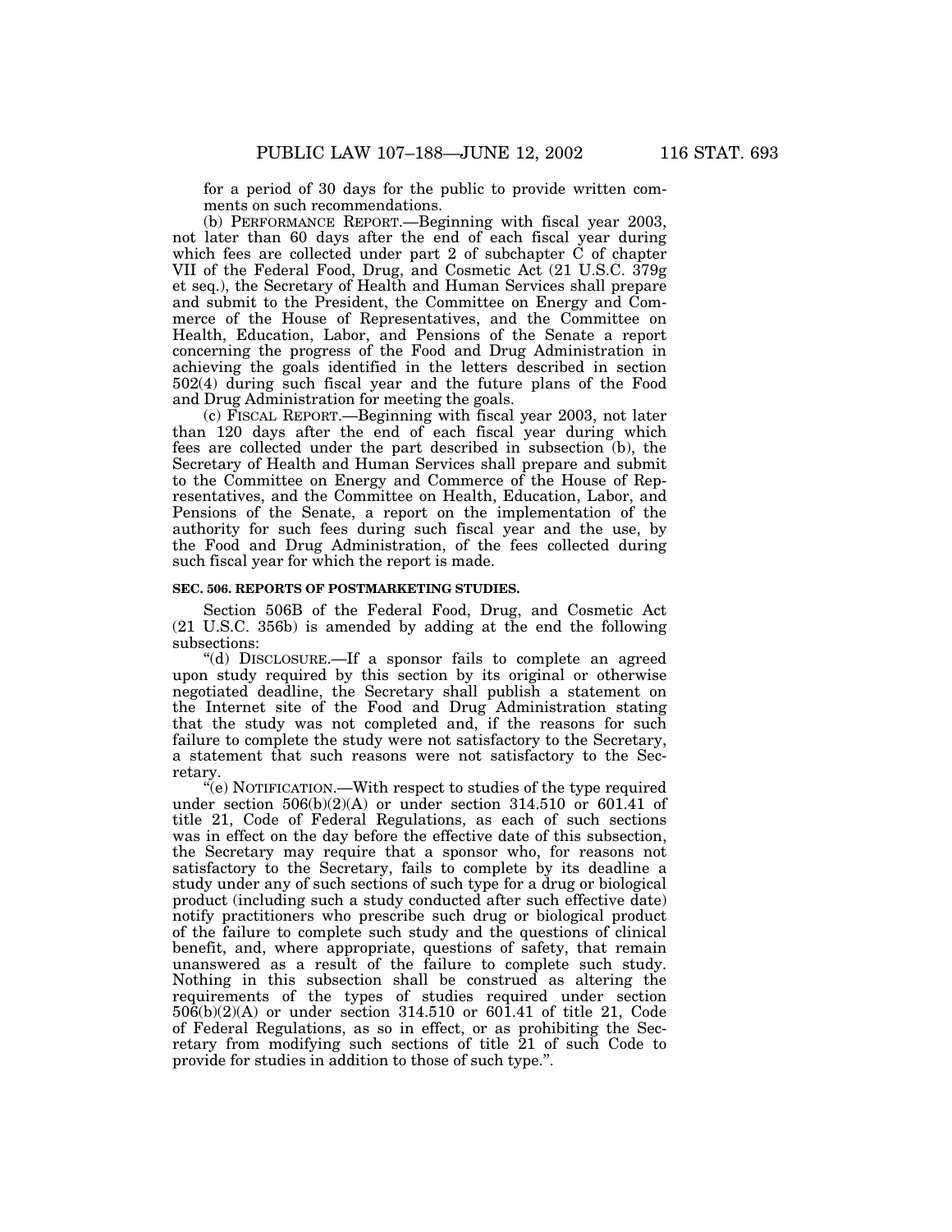for a period of 30 days for the public to provide written comments on such recommendations.

(b) PERFORMANCE REPORT.—Beginning with fiscal year 2003, not later than 60 days after the end of each fiscal year during which fees are collected under part 2 of subchapter C of chapter VII of the Federal Food, Drug, and Cosmetic Act (21 U.S.C. 379g et seq.), the Secretary of Health and Human Services shall prepare and submit to the President, the Committee on Energy and Commerce of the House of Representatives, and the Committee on Health, Education, Labor, and Pensions of the Senate a report concerning the progress of the Food and Drug Administration in achieving the goals identified in the letters described in section 502(4) during such fiscal year and the future plans of the Food and Drug Administration for meeting the goals.

(c) FISCAL REPORT.—Beginning with fiscal year 2003, not later than 120 days after the end of each fiscal year during which fees are collected under the part described in subsection (b), the Secretary of Health and Human Services shall prepare and submit to the Committee on Energy and Commerce of the House of Representatives, and the Committee on Health, Education, Labor, and Pensions of the Senate, a report on the implementation of the authority for such fees during such fiscal year and the use, by the Food and Drug Administration, of the fees collected during such fiscal year for which the report is made.

**SEC. 506. REPORTS OF POSTMARKETING STUDIES.**

Section 506B of the Federal Food, Drug, and Cosmetic Act (21 U.S.C. 356b) is amended by adding at the end the following subsections:

"(d) DISCLOSURE.—If a sponsor fails to complete an agreed upon study required by this section by its original or otherwise negotiated deadline, the Secretary shall publish a statement on the Internet site of the Food and Drug Administration stating that the study was not completed and, if the reasons for such failure to complete the study were not satisfactory to the Secretary, a statement that such reasons were not satisfactory to the Secretary.

"(e) NOTIFICATION.—With respect to studies of the type required under section 506(b)(2)(A) or under section 314.510 or 601.41 of title 21, Code of Federal Regulations, as each of such sections was in effect on the day before the effective date of this subsection, the Secretary may require that a sponsor who, for reasons not satisfactory to the Secretary, fails to complete by its deadline a study under any of such sections of such type for a drug or biological product (including such a study conducted after such effective date) notify practitioners who prescribe such drug or biological product of the failure to complete such study and the questions of clinical benefit, and, where appropriate, questions of safety, that remain unanswered as a result of the failure to complete such study. Nothing in this subsection shall be construed as altering the requirements of the types of studies required under section 506(b)(2)(A) or under section 314.510 or 601.41 of title 21, Code of Federal Regulations, as so in effect, or as prohibiting the Secretary from modifying such sections of title 21 of such Code to provide for studies in addition to those of such type.".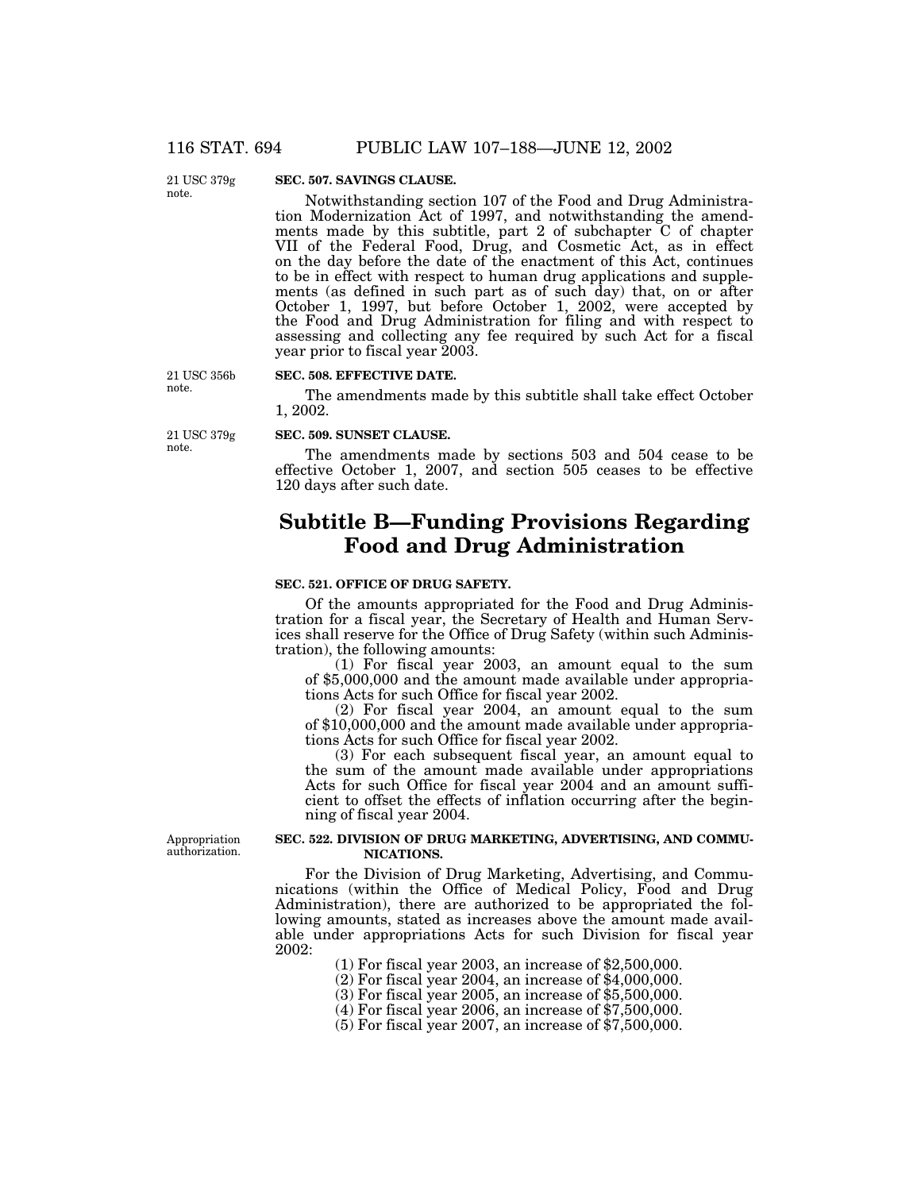21 USC 379g note.

**SEC. 507. SAVINGS CLAUSE.**

Notwithstanding section 107 of the Food and Drug Administration Modernization Act of 1997, and notwithstanding the amendments made by this subtitle, part 2 of subchapter C of chapter VII of the Federal Food, Drug, and Cosmetic Act, as in effect on the day before the date of the enactment of this Act, continues to be in effect with respect to human drug applications and supplements (as defined in such part as of such day) that, on or after October 1, 1997, but before October 1, 2002, were accepted by the Food and Drug Administration for filing and with respect to assessing and collecting any fee required by such Act for a fiscal year prior to fiscal year 2003.

21 USC 356b note.

**SEC. 508. EFFECTIVE DATE.**

The amendments made by this subtitle shall take effect October 1, 2002.

21 USC 379g note.

**SEC. 509. SUNSET CLAUSE.**

The amendments made by sections 503 and 504 cease to be effective October 1, 2007, and section 505 ceases to be effective 120 days after such date.

# Subtitle B—Funding Provisions Regarding Food and Drug Administration

**SEC. 521. OFFICE OF DRUG SAFETY.**

Of the amounts appropriated for the Food and Drug Administration for a fiscal year, the Secretary of Health and Human Services shall reserve for the Office of Drug Safety (within such Administration), the following amounts:

(1) For fiscal year 2003, an amount equal to the sum of $5,000,000 and the amount made available under appropriations Acts for such Office for fiscal year 2002.

(2) For fiscal year 2004, an amount equal to the sum of $10,000,000 and the amount made available under appropriations Acts for such Office for fiscal year 2002.

(3) For each subsequent fiscal year, an amount equal to the sum of the amount made available under appropriations Acts for such Office for fiscal year 2004 and an amount sufficient to offset the effects of inflation occurring after the beginning of fiscal year 2004.

Appropriation authorization.

**SEC. 522. DIVISION OF DRUG MARKETING, ADVERTISING, AND COMMUNICATIONS.**

For the Division of Drug Marketing, Advertising, and Communications (within the Office of Medical Policy, Food and Drug Administration), there are authorized to be appropriated the following amounts, stated as increases above the amount made available under appropriations Acts for such Division for fiscal year 2002:

(1) For fiscal year 2003, an increase of $2,500,000.

(2) For fiscal year 2004, an increase of $4,000,000.

(3) For fiscal year 2005, an increase of $5,500,000.

(4) For fiscal year 2006, an increase of $7,500,000.

(5) For fiscal year 2007, an increase of $7,500,000.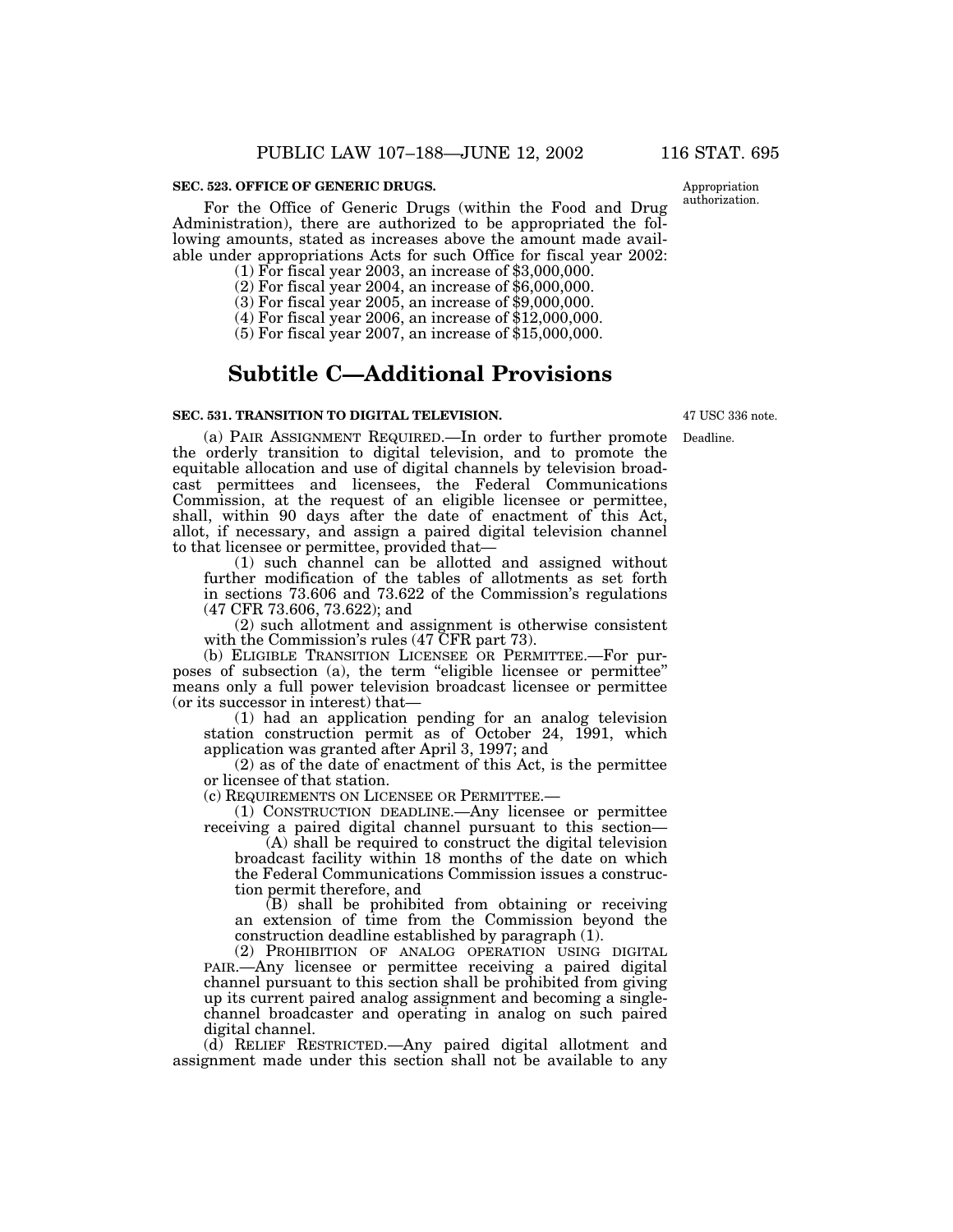**SEC. 523. OFFICE OF GENERIC DRUGS.**

Appropriation authorization.

For the Office of Generic Drugs (within the Food and Drug Administration), there are authorized to be appropriated the following amounts, stated as increases above the amount made available under appropriations Acts for such Office for fiscal year 2002:

(1) For fiscal year 2003, an increase of $3,000,000.

(2) For fiscal year 2004, an increase of $6,000,000.

(3) For fiscal year 2005, an increase of $9,000,000.

(4) For fiscal year 2006, an increase of $12,000,000.

(5) For fiscal year 2007, an increase of $15,000,000.

# Subtitle C—Additional Provisions

**SEC. 531. TRANSITION TO DIGITAL TELEVISION.**

47 USC 336 note.

Deadline.

(a) PAIR ASSIGNMENT REQUIRED.—In order to further promote the orderly transition to digital television, and to promote the equitable allocation and use of digital channels by television broadcast permittees and licensees, the Federal Communications Commission, at the request of an eligible licensee or permittee, shall, within 90 days after the date of enactment of this Act, allot, if necessary, and assign a paired digital television channel to that licensee or permittee, provided that—

(1) such channel can be allotted and assigned without further modification of the tables of allotments as set forth in sections 73.606 and 73.622 of the Commission's regulations (47 CFR 73.606, 73.622); and

(2) such allotment and assignment is otherwise consistent with the Commission's rules (47 CFR part 73).

(b) ELIGIBLE TRANSITION LICENSEE OR PERMITTEE.—For purposes of subsection (a), the term "eligible licensee or permittee" means only a full power television broadcast licensee or permittee (or its successor in interest) that—

(1) had an application pending for an analog television station construction permit as of October 24, 1991, which application was granted after April 3, 1997; and

(2) as of the date of enactment of this Act, is the permittee or licensee of that station.

(c) REQUIREMENTS ON LICENSEE OR PERMITTEE.—

(1) CONSTRUCTION DEADLINE.—Any licensee or permittee receiving a paired digital channel pursuant to this section—

(A) shall be required to construct the digital television broadcast facility within 18 months of the date on which the Federal Communications Commission issues a construction permit therefore, and

(B) shall be prohibited from obtaining or receiving an extension of time from the Commission beyond the construction deadline established by paragraph (1).

(2) PROHIBITION OF ANALOG OPERATION USING DIGITAL PAIR.—Any licensee or permittee receiving a paired digital channel pursuant to this section shall be prohibited from giving up its current paired analog assignment and becoming a single-channel broadcaster and operating in analog on such paired digital channel.

(d) RELIEF RESTRICTED.—Any paired digital allotment and assignment made under this section shall not be available to any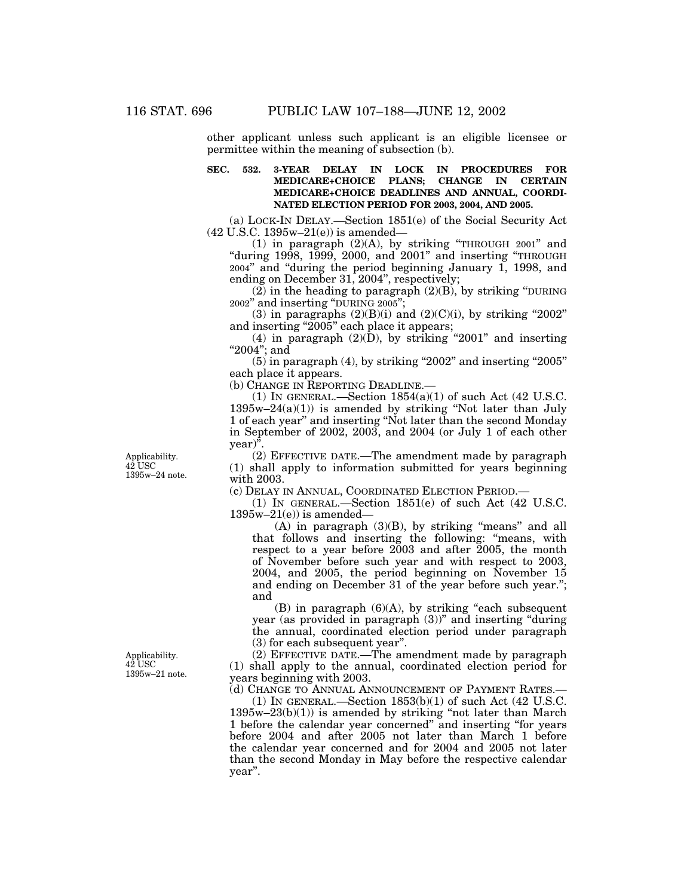other applicant unless such applicant is an eligible licensee or permittee within the meaning of subsection (b).

**SEC. 532. 3-YEAR DELAY IN LOCK IN PROCEDURES FOR MEDICARE+CHOICE PLANS; CHANGE IN CERTAIN MEDICARE+CHOICE DEADLINES AND ANNUAL, COORDINATED ELECTION PERIOD FOR 2003, 2004, AND 2005.**

(a) LOCK-IN DELAY.—Section 1851(e) of the Social Security Act (42 U.S.C. 1395w–21(e)) is amended—

(1) in paragraph (2)(A), by striking "THROUGH 2001" and "during 1998, 1999, 2000, and 2001" and inserting "THROUGH 2004" and "during the period beginning January 1, 1998, and ending on December 31, 2004", respectively;

(2) in the heading to paragraph (2)(B), by striking "DURING 2002" and inserting "DURING 2005";

(3) in paragraphs (2)(B)(i) and (2)(C)(i), by striking "2002" and inserting "2005" each place it appears;

(4) in paragraph (2)(D), by striking "2001" and inserting "2004"; and

(5) in paragraph (4), by striking "2002" and inserting "2005" each place it appears.

(b) CHANGE IN REPORTING DEADLINE.—

(1) IN GENERAL.—Section 1854(a)(1) of such Act (42 U.S.C. 1395w–24(a)(1)) is amended by striking "Not later than July 1 of each year" and inserting "Not later than the second Monday in September of 2002, 2003, and 2004 (or July 1 of each other year)".

Applicability. 42 USC 1395w–24 note.

(2) EFFECTIVE DATE.—The amendment made by paragraph (1) shall apply to information submitted for years beginning with 2003.

(c) DELAY IN ANNUAL, COORDINATED ELECTION PERIOD.—

(1) IN GENERAL.—Section 1851(e) of such Act (42 U.S.C. 1395w–21(e)) is amended—

(A) in paragraph (3)(B), by striking "means" and all that follows and inserting the following: "means, with respect to a year before 2003 and after 2005, the month of November before such year and with respect to 2003, 2004, and 2005, the period beginning on November 15 and ending on December 31 of the year before such year."; and

(B) in paragraph (6)(A), by striking "each subsequent year (as provided in paragraph (3))" and inserting "during the annual, coordinated election period under paragraph (3) for each subsequent year".

Applicability. 42 USC 1395w–21 note.

(2) EFFECTIVE DATE.—The amendment made by paragraph (1) shall apply to the annual, coordinated election period for years beginning with 2003.

(d) CHANGE TO ANNUAL ANNOUNCEMENT OF PAYMENT RATES.—

(1) IN GENERAL.—Section 1853(b)(1) of such Act (42 U.S.C. 1395w–23(b)(1)) is amended by striking "not later than March 1 before the calendar year concerned" and inserting "for years before 2004 and after 2005 not later than March 1 before the calendar year concerned and for 2004 and 2005 not later than the second Monday in May before the respective calendar year".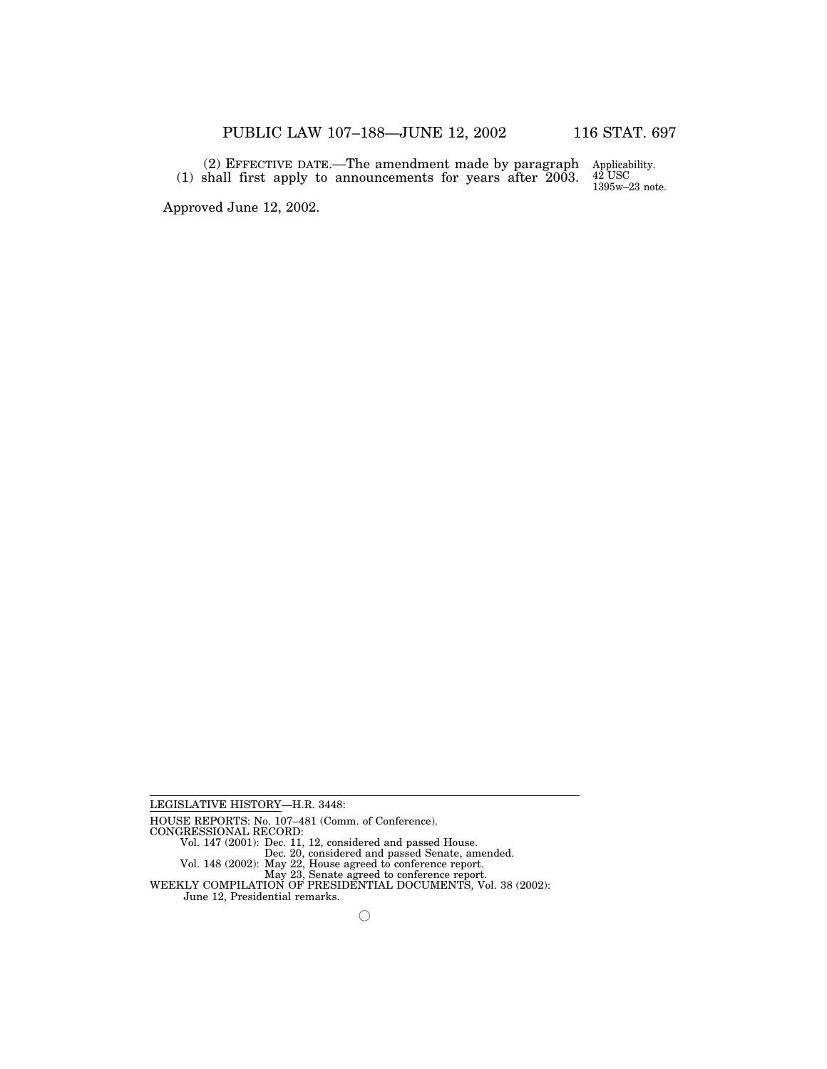(2) EFFECTIVE DATE.—The amendment made by paragraph (1) shall first apply to announcements for years after 2003.

Applicability. 42 USC 1395w–23 note.

Approved June 12, 2002.

---

LEGISLATIVE HISTORY—H.R. 3448:

HOUSE REPORTS: No. 107–481 (Comm. of Conference).

CONGRESSIONAL RECORD:

Vol. 147 (2001): Dec. 11, 12, considered and passed House.
Dec. 20, considered and passed Senate, amended.

Vol. 148 (2002): May 22, House agreed to conference report.
May 23, Senate agreed to conference report.

WEEKLY COMPILATION OF PRESIDENTIAL DOCUMENTS, Vol. 38 (2002):
June 12, Presidential remarks.

○